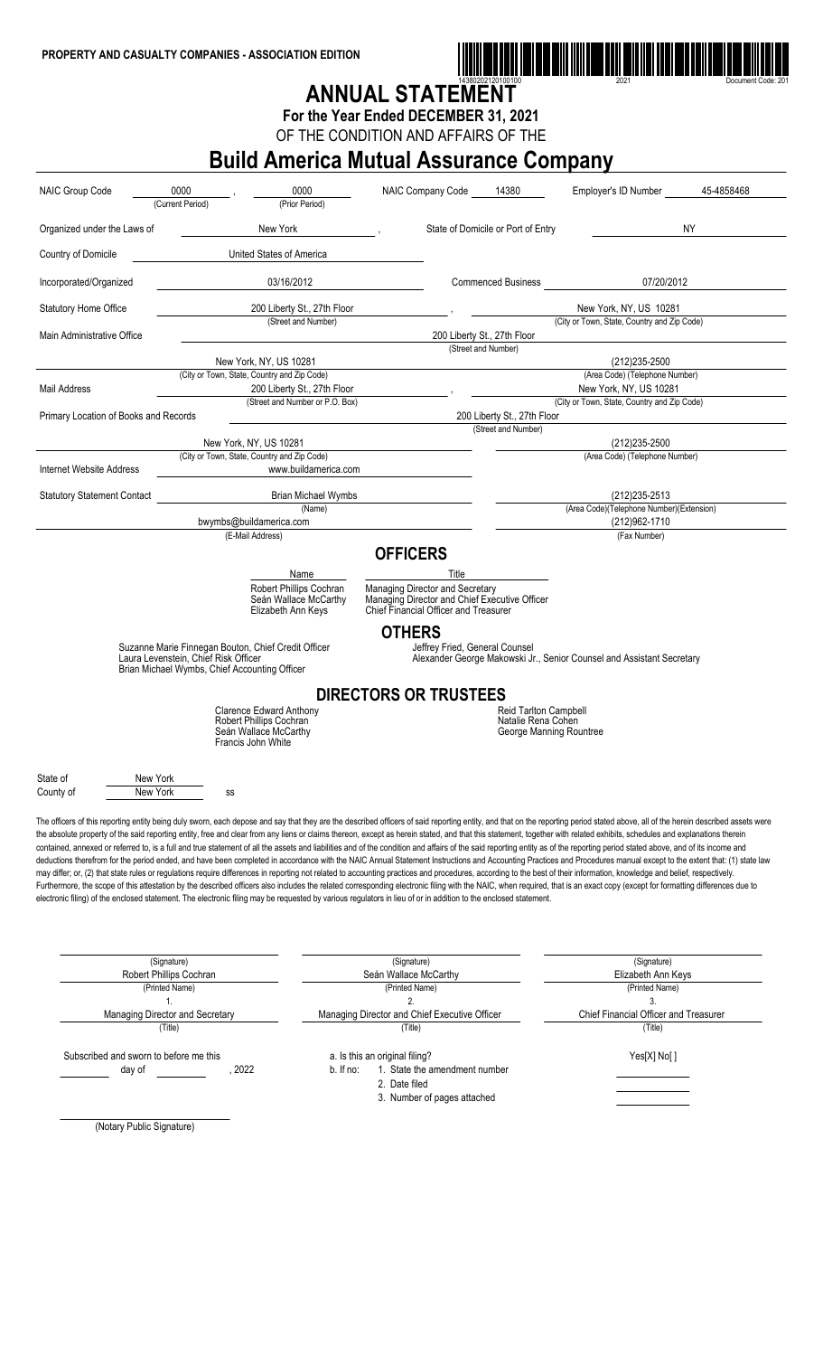PROPERTY AND CASUALTY COMPANIES - ASSOCIATION EDITION

14380202120100100 2021 Document Code: 201

# ANNUAL STATEMENT

**For the Year Ended DECEMBER 31, 2021**

OF THE CONDITION AND AFFAIRS OF THE

# Build America Mutual Assurance Company

| | | | |
|---|---|---|---|
| NAIC Group Code | 0000 (Current Period), 0000 (Prior Period) | NAIC Company Code 14380 | Employer's ID Number 45-4858468 |
| Organized under the Laws of | New York | State of Domicile or Port of Entry | NY |
| Country of Domicile | United States of America | | |
| Incorporated/Organized | 03/16/2012 | Commenced Business | 07/20/2012 |
| Statutory Home Office | 200 Liberty St., 27th Floor (Street and Number) | New York, NY, US 10281 (City or Town, State, Country and Zip Code) | |
| Main Administrative Office | 200 Liberty St., 27th Floor (Street and Number) | | |
| | New York, NY, US 10281 (City or Town, State, Country and Zip Code) | (212)235-2500 (Area Code) (Telephone Number) | |
| Mail Address | 200 Liberty St., 27th Floor (Street and Number or P.O. Box) | New York, NY, US 10281 (City or Town, State, Country and Zip Code) | |
| Primary Location of Books and Records | 200 Liberty St., 27th Floor (Street and Number) | | |
| | New York, NY, US 10281 (City or Town, State, Country and Zip Code) | (212)235-2500 (Area Code) (Telephone Number) | |
| Internet Website Address | www.buildamerica.com | | |
| Statutory Statement Contact | Brian Michael Wymbs (Name) | (212)235-2513 (Area Code)(Telephone Number)(Extension) | |
| | bwymbs@buildamerica.com (E-Mail Address) | (212)962-1710 (Fax Number) | |

## OFFICERS

| Name | Title |
|---|---|
| Robert Phillips Cochran | Managing Director and Secretary |
| Seán Wallace McCarthy | Managing Director and Chief Executive Officer |
| Elizabeth Ann Keys | Chief Financial Officer and Treasurer |

## OTHERS

Suzanne Marie Finnegan Bouton, Chief Credit Officer
Laura Levenstein, Chief Risk Officer
Brian Michael Wymbs, Chief Accounting Officer
Jeffrey Fried, General Counsel
Alexander George Makowski Jr., Senior Counsel and Assistant Secretary

## DIRECTORS OR TRUSTEES

Clarence Edward Anthony
Robert Phillips Cochran
Seán Wallace McCarthy
Francis John White
Reid Tarlton Campbell
Natalie Rena Cohen
George Manning Rountree

State of New York
County of New York ss

The officers of this reporting entity being duly sworn, each depose and say that they are the described officers of said reporting entity, and that on the reporting period stated above, all of the herein described assets were the absolute property of the said reporting entity, free and clear from any liens or claims thereon, except as herein stated, and that this statement, together with related exhibits, schedules and explanations therein contained, annexed or referred to, is a full and true statement of all the assets and liabilities and of the condition and affairs of the said reporting entity as of the reporting period stated above, and of its income and deductions therefrom for the period ended, and have been completed in accordance with the NAIC Annual Statement Instructions and Accounting Practices and Procedures manual except to the extent that: (1) state law may differ; or, (2) that state rules or regulations require differences in reporting not related to accounting practices and procedures, according to the best of their information, knowledge and belief, respectively. Furthermore, the scope of this attestation by the described officers also includes the related corresponding electronic filing with the NAIC, when required, that is an exact copy (except for formatting differences due to electronic filing) of the enclosed statement. The electronic filing may be requested by various regulators in lieu of or in addition to the enclosed statement.

| (Signature) | (Signature) | (Signature) |
|---|---|---|
| Robert Phillips Cochran | Seán Wallace McCarthy | Elizabeth Ann Keys |
| (Printed Name) | (Printed Name) | (Printed Name) |
| 1. | 2. | 3. |
| Managing Director and Secretary | Managing Director and Chief Executive Officer | Chief Financial Officer and Treasurer |
| (Title) | (Title) | (Title) |

Subscribed and sworn to before me this ______ day of ______, 2022

a. Is this an original filing? Yes[X] No[ ]
b. If no: 1. State the amendment number
2. Date filed
3. Number of pages attached

(Notary Public Signature)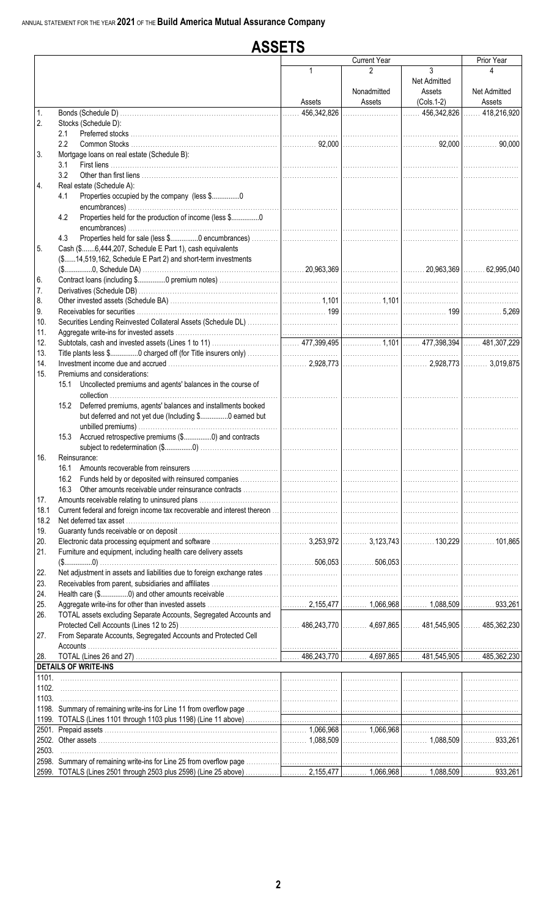ANNUAL STATEMENT FOR THE YEAR **2021** OF THE **Build America Mutual Assurance Company**

# ASSETS

| | | Current Year | | | Prior Year |
|---|---|---|---|---|---|
| | | 1 | 2 | 3 | 4 |
| | | Assets | Nonadmitted Assets | Net Admitted Assets (Cols.1-2) | Net Admitted Assets |
| 1. | Bonds (Schedule D) | 456,342,826 | | 456,342,826 | 418,216,920 |
| 2. | Stocks (Schedule D): | | | | |
| | 2.1 Preferred stocks | | | | |
| | 2.2 Common Stocks | 92,000 | | 92,000 | 90,000 |
| 3. | Mortgage loans on real estate (Schedule B): | | | | |
| | 3.1 First liens | | | | |
| | 3.2 Other than first liens | | | | |
| 4. | Real estate (Schedule A): | | | | |
| | 4.1 Properties occupied by the company (less $...............0 encumbrances) | | | | |
| | 4.2 Properties held for the production of income (less $...............0 encumbrances) | | | | |
| | 4.3 Properties held for sale (less $...............0 encumbrances) | | | | |
| 5. | Cash ($.......6,444,207, Schedule E Part 1), cash equivalents ($......14,519,162, Schedule E Part 2) and short-term investments ($...............0, Schedule DA) | 20,963,369 | | 20,963,369 | 62,995,040 |
| 6. | Contract loans (including $...............0 premium notes) | | | | |
| 7. | Derivatives (Schedule DB) | | | | |
| 8. | Other invested assets (Schedule BA) | 1,101 | 1,101 | | |
| 9. | Receivables for securities | 199 | | 199 | 5,269 |
| 10. | Securities Lending Reinvested Collateral Assets (Schedule DL) | | | | |
| 11. | Aggregate write-ins for invested assets | | | | |
| 12. | Subtotals, cash and invested assets (Lines 1 to 11) | 477,399,495 | 1,101 | 477,398,394 | 481,307,229 |
| 13. | Title plants less $...............0 charged off (for Title insurers only) | | | | |
| 14. | Investment income due and accrued | 2,928,773 | | 2,928,773 | 3,019,875 |
| 15. | Premiums and considerations: | | | | |
| | 15.1 Uncollected premiums and agents' balances in the course of collection | | | | |
| | 15.2 Deferred premiums, agents' balances and installments booked but deferred and not yet due (Including $...............0 earned but unbilled premiums) | | | | |
| | 15.3 Accrued retrospective premiums ($...............0) and contracts subject to redetermination ($...............0) | | | | |
| 16. | Reinsurance: | | | | |
| | 16.1 Amounts recoverable from reinsurers | | | | |
| | 16.2 Funds held by or deposited with reinsured companies | | | | |
| | 16.3 Other amounts receivable under reinsurance contracts | | | | |
| 17. | Amounts receivable relating to uninsured plans | | | | |
| 18.1 | Current federal and foreign income tax recoverable and interest thereon | | | | |
| 18.2 | Net deferred tax asset | | | | |
| 19. | Guaranty funds receivable or on deposit | | | | |
| 20. | Electronic data processing equipment and software | 3,253,972 | 3,123,743 | 130,229 | 101,865 |
| 21. | Furniture and equipment, including health care delivery assets ($...............0) | 506,053 | 506,053 | | |
| 22. | Net adjustment in assets and liabilities due to foreign exchange rates | | | | |
| 23. | Receivables from parent, subsidiaries and affiliates | | | | |
| 24. | Health care ($...............0) and other amounts receivable | | | | |
| 25. | Aggregate write-ins for other than invested assets | 2,155,477 | 1,066,968 | 1,088,509 | 933,261 |
| 26. | TOTAL assets excluding Separate Accounts, Segregated Accounts and Protected Cell Accounts (Lines 12 to 25) | 486,243,770 | 4,697,865 | 481,545,905 | 485,362,230 |
| 27. | From Separate Accounts, Segregated Accounts and Protected Cell Accounts | | | | |
| 28. | TOTAL (Lines 26 and 27) | 486,243,770 | 4,697,865 | 481,545,905 | 485,362,230 |
| | **DETAILS OF WRITE-INS** | | | | |
| 1101. | | | | | |
| 1102. | | | | | |
| 1103. | | | | | |
| 1198. | Summary of remaining write-ins for Line 11 from overflow page | | | | |
| 1199. | TOTALS (Lines 1101 through 1103 plus 1198) (Line 11 above) | | | | |
| 2501. | Prepaid assets | 1,066,968 | 1,066,968 | | |
| 2502. | Other assets | 1,088,509 | | 1,088,509 | 933,261 |
| 2503. | | | | | |
| 2598. | Summary of remaining write-ins for Line 25 from overflow page | | | | |
| 2599. | TOTALS (Lines 2501 through 2503 plus 2598) (Line 25 above) | 2,155,477 | 1,066,968 | 1,088,509 | 933,261 |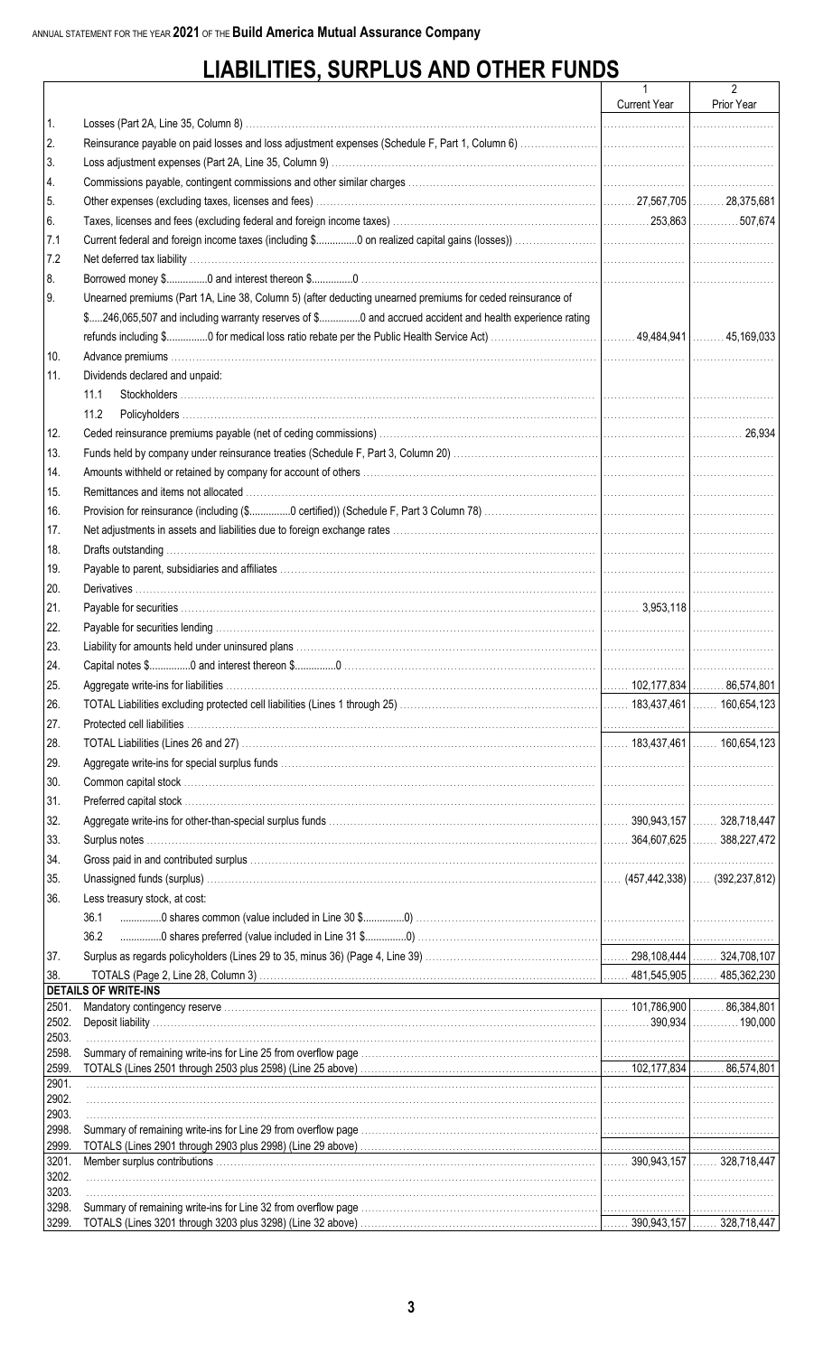ANNUAL STATEMENT FOR THE YEAR **2021** OF THE **Build America Mutual Assurance Company**

# LIABILITIES, SURPLUS AND OTHER FUNDS

| | | 1<br>Current Year | 2<br>Prior Year |
|---|---|---|---|
| 1. | Losses (Part 2A, Line 35, Column 8) | | |
| 2. | Reinsurance payable on paid losses and loss adjustment expenses (Schedule F, Part 1, Column 6) | | |
| 3. | Loss adjustment expenses (Part 2A, Line 35, Column 9) | | |
| 4. | Commissions payable, contingent commissions and other similar charges | | |
| 5. | Other expenses (excluding taxes, licenses and fees) | 27,567,705 | 28,375,681 |
| 6. | Taxes, licenses and fees (excluding federal and foreign income taxes) | 253,863 | 507,674 |
| 7.1 | Current federal and foreign income taxes (including $...............0 on realized capital gains (losses)) | | |
| 7.2 | Net deferred tax liability | | |
| 8. | Borrowed money $...............0 and interest thereon $...............0 | | |
| 9. | Unearned premiums (Part 1A, Line 38, Column 5) (after deducting unearned premiums for ceded reinsurance of $.....246,065,507 and including warranty reserves of $...............0 and accrued accident and health experience rating refunds including $...............0 for medical loss ratio rebate per the Public Health Service Act) | 49,484,941 | 45,169,033 |
| 10. | Advance premiums | | |
| 11. | Dividends declared and unpaid: | | |
| | 11.1 Stockholders | | |
| | 11.2 Policyholders | | |
| 12. | Ceded reinsurance premiums payable (net of ceding commissions) | | 26,934 |
| 13. | Funds held by company under reinsurance treaties (Schedule F, Part 3, Column 20) | | |
| 14. | Amounts withheld or retained by company for account of others | | |
| 15. | Remittances and items not allocated | | |
| 16. | Provision for reinsurance (including ($...............0 certified)) (Schedule F, Part 3 Column 78) | | |
| 17. | Net adjustments in assets and liabilities due to foreign exchange rates | | |
| 18. | Drafts outstanding | | |
| 19. | Payable to parent, subsidiaries and affiliates | | |
| 20. | Derivatives | | |
| 21. | Payable for securities | 3,953,118 | |
| 22. | Payable for securities lending | | |
| 23. | Liability for amounts held under uninsured plans | | |
| 24. | Capital notes $...............0 and interest thereon $...............0 | | |
| 25. | Aggregate write-ins for liabilities | 102,177,834 | 86,574,801 |
| 26. | TOTAL Liabilities excluding protected cell liabilities (Lines 1 through 25) | 183,437,461 | 160,654,123 |
| 27. | Protected cell liabilities | | |
| 28. | TOTAL Liabilities (Lines 26 and 27) | 183,437,461 | 160,654,123 |
| 29. | Aggregate write-ins for special surplus funds | | |
| 30. | Common capital stock | | |
| 31. | Preferred capital stock | | |
| 32. | Aggregate write-ins for other-than-special surplus funds | 390,943,157 | 328,718,447 |
| 33. | Surplus notes | 364,607,625 | 388,227,472 |
| 34. | Gross paid in and contributed surplus | | |
| 35. | Unassigned funds (surplus) | (457,442,338) | (392,237,812) |
| 36. | Less treasury stock, at cost: | | |
| | 36.1 ...............0 shares common (value included in Line 30 $...............0) | | |
| | 36.2 ...............0 shares preferred (value included in Line 31 $...............0) | | |
| 37. | Surplus as regards policyholders (Lines 29 to 35, minus 36) (Page 4, Line 39) | 298,108,444 | 324,708,107 |
| 38. | TOTALS (Page 2, Line 28, Column 3) | 481,545,905 | 485,362,230 |
| | **DETAILS OF WRITE-INS** | | |
| 2501. | Mandatory contingency reserve | 101,786,900 | 86,384,801 |
| 2502. | Deposit liability | 390,934 | 190,000 |
| 2503. | | | |
| 2598. | Summary of remaining write-ins for Line 25 from overflow page | | |
| 2599. | TOTALS (Lines 2501 through 2503 plus 2598) (Line 25 above) | 102,177,834 | 86,574,801 |
| 2901. | | | |
| 2902. | | | |
| 2903. | | | |
| 2998. | Summary of remaining write-ins for Line 29 from overflow page | | |
| 2999. | TOTALS (Lines 2901 through 2903 plus 2998) (Line 29 above) | | |
| 3201. | Member surplus contributions | 390,943,157 | 328,718,447 |
| 3202. | | | |
| 3203. | | | |
| 3298. | Summary of remaining write-ins for Line 32 from overflow page | | |
| 3299. | TOTALS (Lines 3201 through 3203 plus 3298) (Line 32 above) | 390,943,157 | 328,718,447 |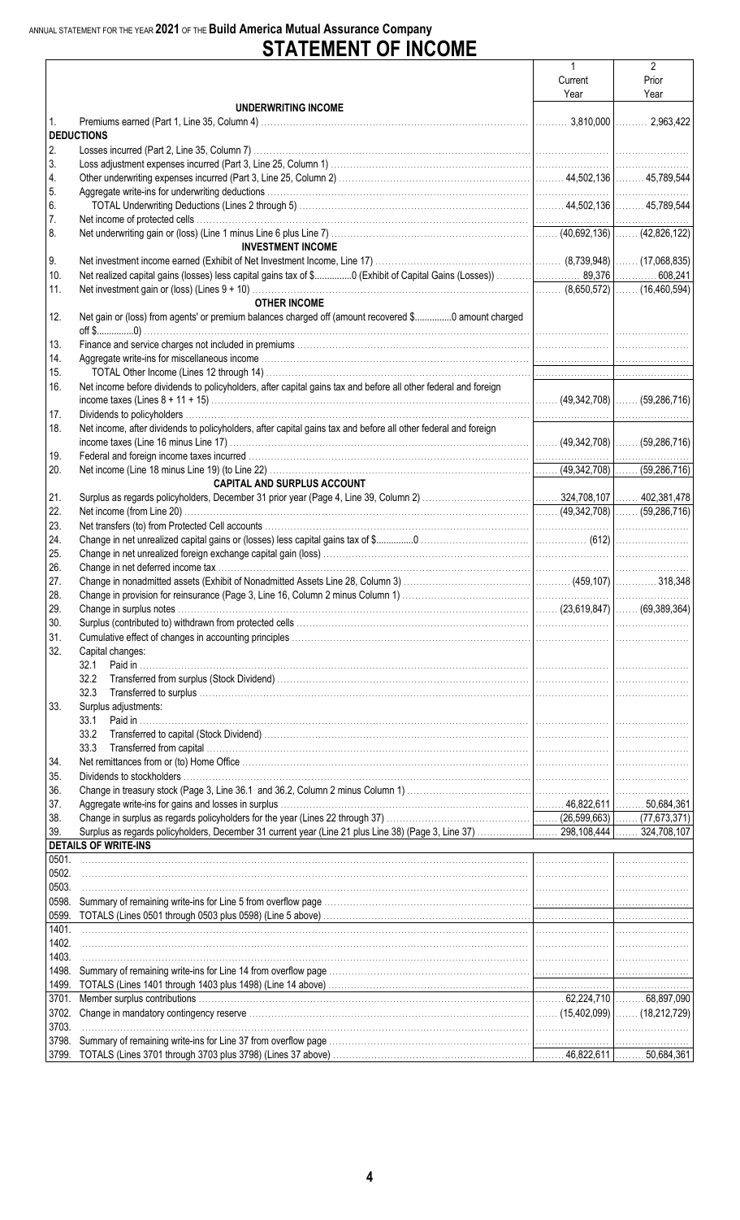ANNUAL STATEMENT FOR THE YEAR **2021** OF THE **Build America Mutual Assurance Company**

# STATEMENT OF INCOME

| | | 1<br>Current<br>Year | 2<br>Prior<br>Year |
|---|---|---|---|
| | **UNDERWRITING INCOME** | | |
| 1. | Premiums earned (Part 1, Line 35, Column 4) | 3,810,000 | 2,963,422 |
| | **DEDUCTIONS** | | |
| 2. | Losses incurred (Part 2, Line 35, Column 7) | | |
| 3. | Loss adjustment expenses incurred (Part 3, Line 25, Column 1) | | |
| 4. | Other underwriting expenses incurred (Part 3, Line 25, Column 2) | 44,502,136 | 45,789,544 |
| 5. | Aggregate write-ins for underwriting deductions | | |
| 6. | TOTAL Underwriting Deductions (Lines 2 through 5) | 44,502,136 | 45,789,544 |
| 7. | Net income of protected cells | | |
| 8. | Net underwriting gain or (loss) (Line 1 minus Line 6 plus Line 7) | (40,692,136) | (42,826,122) |
| | **INVESTMENT INCOME** | | |
| 9. | Net investment income earned (Exhibit of Net Investment Income, Line 17) | (8,739,948) | (17,068,835) |
| 10. | Net realized capital gains (losses) less capital gains tax of $..............0 (Exhibit of Capital Gains (Losses)) | 89,376 | 608,241 |
| 11. | Net investment gain or (loss) (Lines 9 + 10) | (8,650,572) | (16,460,594) |
| | **OTHER INCOME** | | |
| 12. | Net gain or (loss) from agents' or premium balances charged off (amount recovered $..............0 amount charged off $..............0) | | |
| 13. | Finance and service charges not included in premiums | | |
| 14. | Aggregate write-ins for miscellaneous income | | |
| 15. | TOTAL Other Income (Lines 12 through 14) | | |
| 16. | Net income before dividends to policyholders, after capital gains tax and before all other federal and foreign income taxes (Lines 8 + 11 + 15) | (49,342,708) | (59,286,716) |
| 17. | Dividends to policyholders | | |
| 18. | Net income, after dividends to policyholders, after capital gains tax and before all other federal and foreign income taxes (Line 16 minus Line 17) | (49,342,708) | (59,286,716) |
| 19. | Federal and foreign income taxes incurred | | |
| 20. | Net income (Line 18 minus Line 19) (to Line 22) | (49,342,708) | (59,286,716) |
| | **CAPITAL AND SURPLUS ACCOUNT** | | |
| 21. | Surplus as regards policyholders, December 31 prior year (Page 4, Line 39, Column 2) | 324,708,107 | 402,381,478 |
| 22. | Net income (from Line 20) | (49,342,708) | (59,286,716) |
| 23. | Net transfers (to) from Protected Cell accounts | | |
| 24. | Change in net unrealized capital gains or (losses) less capital gains tax of $..............0 | (612) | |
| 25. | Change in net unrealized foreign exchange capital gain (loss) | | |
| 26. | Change in net deferred income tax | | |
| 27. | Change in nonadmitted assets (Exhibit of Nonadmitted Assets Line 28, Column 3) | (459,107) | 318,348 |
| 28. | Change in provision for reinsurance (Page 3, Line 16, Column 2 minus Column 1) | | |
| 29. | Change in surplus notes | (23,619,847) | (69,389,364) |
| 30. | Surplus (contributed to) withdrawn from protected cells | | |
| 31. | Cumulative effect of changes in accounting principles | | |
| 32. | Capital changes: | | |
| | 32.1 Paid in | | |
| | 32.2 Transferred from surplus (Stock Dividend) | | |
| | 32.3 Transferred to surplus | | |
| 33. | Surplus adjustments: | | |
| | 33.1 Paid in | | |
| | 33.2 Transferred to capital (Stock Dividend) | | |
| | 33.3 Transferred from capital | | |
| 34. | Net remittances from or (to) Home Office | | |
| 35. | Dividends to stockholders | | |
| 36. | Change in treasury stock (Page 3, Line 36.1 and 36.2, Column 2 minus Column 1) | | |
| 37. | Aggregate write-ins for gains and losses in surplus | 46,822,611 | 50,684,361 |
| 38. | Change in surplus as regards policyholders for the year (Lines 22 through 37) | (26,599,663) | (77,673,371) |
| 39. | Surplus as regards policyholders, December 31 current year (Line 21 plus Line 38) (Page 3, Line 37) | 298,108,444 | 324,708,107 |
| | **DETAILS OF WRITE-INS** | | |
| 0501. | | | |
| 0502. | | | |
| 0503. | | | |
| 0598. | Summary of remaining write-ins for Line 5 from overflow page | | |
| 0599. | TOTALS (Lines 0501 through 0503 plus 0598) (Line 5 above) | | |
| 1401. | | | |
| 1402. | | | |
| 1403. | | | |
| 1498. | Summary of remaining write-ins for Line 14 from overflow page | | |
| 1499. | TOTALS (Lines 1401 through 1403 plus 1498) (Line 14 above) | | |
| 3701. | Member surplus contributions | 62,224,710 | 68,897,090 |
| 3702. | Change in mandatory contingency reserve | (15,402,099) | (18,212,729) |
| 3703. | | | |
| 3798. | Summary of remaining write-ins for Line 37 from overflow page | | |
| 3799. | TOTALS (Lines 3701 through 3703 plus 3798) (Lines 37 above) | 46,822,611 | 50,684,361 |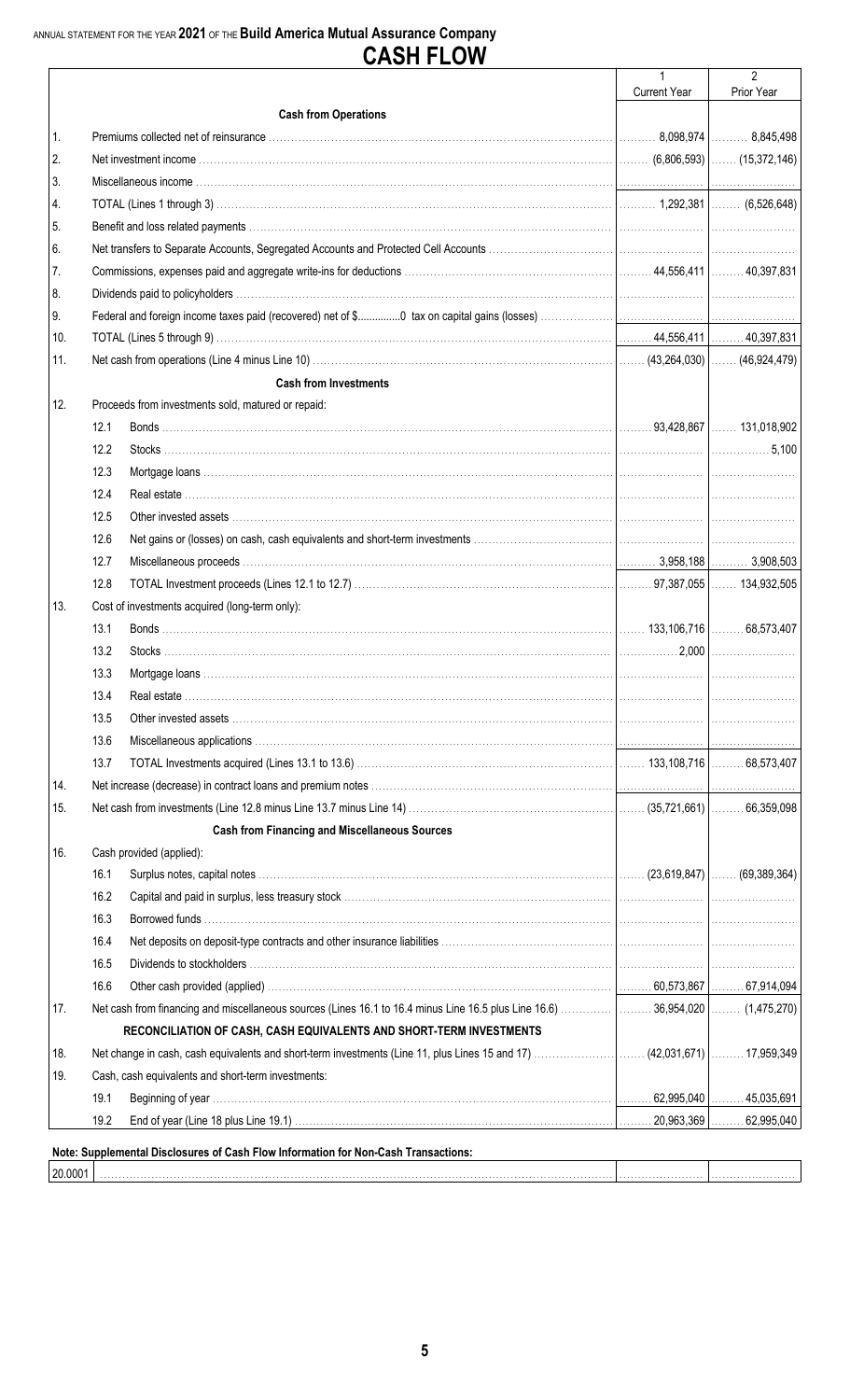ANNUAL STATEMENT FOR THE YEAR **2021** OF THE **Build America Mutual Assurance Company**

# CASH FLOW

| | | | 1<br>Current Year | 2<br>Prior Year |
|---|---|---|---|---|
| | | **Cash from Operations** | | |
| 1. | | Premiums collected net of reinsurance | 8,098,974 | 8,845,498 |
| 2. | | Net investment income | (6,806,593) | (15,372,146) |
| 3. | | Miscellaneous income | | |
| 4. | | TOTAL (Lines 1 through 3) | 1,292,381 | (6,526,648) |
| 5. | | Benefit and loss related payments | | |
| 6. | | Net transfers to Separate Accounts, Segregated Accounts and Protected Cell Accounts | | |
| 7. | | Commissions, expenses paid and aggregate write-ins for deductions | 44,556,411 | 40,397,831 |
| 8. | | Dividends paid to policyholders | | |
| 9. | | Federal and foreign income taxes paid (recovered) net of $..............0 tax on capital gains (losses) | | |
| 10. | | TOTAL (Lines 5 through 9) | 44,556,411 | 40,397,831 |
| 11. | | Net cash from operations (Line 4 minus Line 10) | (43,264,030) | (46,924,479) |
| | | **Cash from Investments** | | |
| 12. | | Proceeds from investments sold, matured or repaid: | | |
| | 12.1 | Bonds | 93,428,867 | 131,018,902 |
| | 12.2 | Stocks | | 5,100 |
| | 12.3 | Mortgage loans | | |
| | 12.4 | Real estate | | |
| | 12.5 | Other invested assets | | |
| | 12.6 | Net gains or (losses) on cash, cash equivalents and short-term investments | | |
| | 12.7 | Miscellaneous proceeds | 3,958,188 | 3,908,503 |
| | 12.8 | TOTAL Investment proceeds (Lines 12.1 to 12.7) | 97,387,055 | 134,932,505 |
| 13. | | Cost of investments acquired (long-term only): | | |
| | 13.1 | Bonds | 133,106,716 | 68,573,407 |
| | 13.2 | Stocks | 2,000 | |
| | 13.3 | Mortgage loans | | |
| | 13.4 | Real estate | | |
| | 13.5 | Other invested assets | | |
| | 13.6 | Miscellaneous applications | | |
| | 13.7 | TOTAL Investments acquired (Lines 13.1 to 13.6) | 133,108,716 | 68,573,407 |
| 14. | | Net increase (decrease) in contract loans and premium notes | | |
| 15. | | Net cash from investments (Line 12.8 minus Line 13.7 minus Line 14) | (35,721,661) | 66,359,098 |
| | | **Cash from Financing and Miscellaneous Sources** | | |
| 16. | | Cash provided (applied): | | |
| | 16.1 | Surplus notes, capital notes | (23,619,847) | (69,389,364) |
| | 16.2 | Capital and paid in surplus, less treasury stock | | |
| | 16.3 | Borrowed funds | | |
| | 16.4 | Net deposits on deposit-type contracts and other insurance liabilities | | |
| | 16.5 | Dividends to stockholders | | |
| | 16.6 | Other cash provided (applied) | 60,573,867 | 67,914,094 |
| 17. | | Net cash from financing and miscellaneous sources (Lines 16.1 to 16.4 minus Line 16.5 plus Line 16.6) | 36,954,020 | (1,475,270) |
| | | **RECONCILIATION OF CASH, CASH EQUIVALENTS AND SHORT-TERM INVESTMENTS** | | |
| 18. | | Net change in cash, cash equivalents and short-term investments (Line 11, plus Lines 15 and 17) | (42,031,671) | 17,959,349 |
| 19. | | Cash, cash equivalents and short-term investments: | | |
| | 19.1 | Beginning of year | 62,995,040 | 45,035,691 |
| | 19.2 | End of year (Line 18 plus Line 19.1) | 20,963,369 | 62,995,040 |

**Note: Supplemental Disclosures of Cash Flow Information for Non-Cash Transactions:**

| | | | |
|---|---|---|---|
| 20.0001 | | | |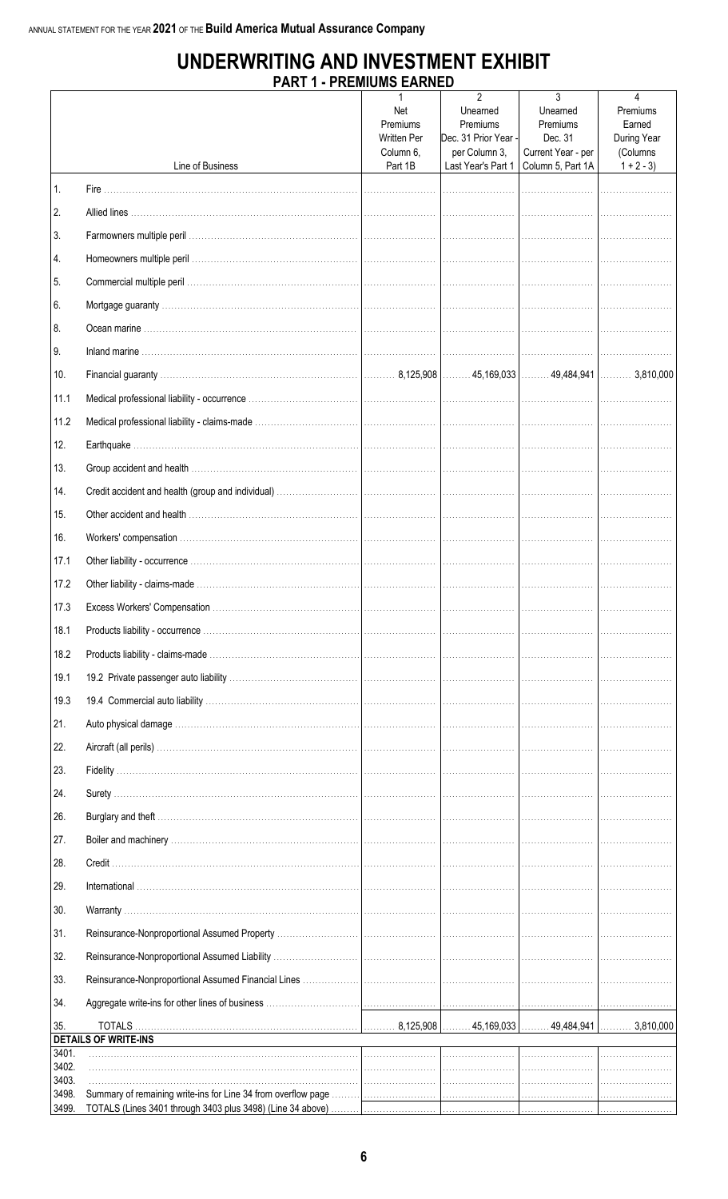ANNUAL STATEMENT FOR THE YEAR **2021** OF THE **Build America Mutual Assurance Company**

# UNDERWRITING AND INVESTMENT EXHIBIT

## PART 1 - PREMIUMS EARNED

| | Line of Business | 1<br>Net Premiums Written Per Column 6, Part 1B | 2<br>Unearned Premiums Dec. 31 Prior Year - per Column 3, Last Year's Part 1 | 3<br>Unearned Premiums Dec. 31 Current Year - per Column 5, Part 1A | 4<br>Premiums Earned During Year (Columns 1 + 2 - 3) |
|---|---|---|---|---|---|
| 1. | Fire | | | | |
| 2. | Allied lines | | | | |
| 3. | Farmowners multiple peril | | | | |
| 4. | Homeowners multiple peril | | | | |
| 5. | Commercial multiple peril | | | | |
| 6. | Mortgage guaranty | | | | |
| 8. | Ocean marine | | | | |
| 9. | Inland marine | | | | |
| 10. | Financial guaranty | 8,125,908 | 45,169,033 | 49,484,941 | 3,810,000 |
| 11.1 | Medical professional liability - occurrence | | | | |
| 11.2 | Medical professional liability - claims-made | | | | |
| 12. | Earthquake | | | | |
| 13. | Group accident and health | | | | |
| 14. | Credit accident and health (group and individual) | | | | |
| 15. | Other accident and health | | | | |
| 16. | Workers' compensation | | | | |
| 17.1 | Other liability - occurrence | | | | |
| 17.2 | Other liability - claims-made | | | | |
| 17.3 | Excess Workers' Compensation | | | | |
| 18.1 | Products liability - occurrence | | | | |
| 18.2 | Products liability - claims-made | | | | |
| 19.1 | 19.2 Private passenger auto liability | | | | |
| 19.3 | 19.4 Commercial auto liability | | | | |
| 21. | Auto physical damage | | | | |
| 22. | Aircraft (all perils) | | | | |
| 23. | Fidelity | | | | |
| 24. | Surety | | | | |
| 26. | Burglary and theft | | | | |
| 27. | Boiler and machinery | | | | |
| 28. | Credit | | | | |
| 29. | International | | | | |
| 30. | Warranty | | | | |
| 31. | Reinsurance-Nonproportional Assumed Property | | | | |
| 32. | Reinsurance-Nonproportional Assumed Liability | | | | |
| 33. | Reinsurance-Nonproportional Assumed Financial Lines | | | | |
| 34. | Aggregate write-ins for other lines of business | | | | |
| 35. | TOTALS | 8,125,908 | 45,169,033 | 49,484,941 | 3,810,000 |
| | **DETAILS OF WRITE-INS** | | | | |
| 3401. | | | | | |
| 3402. | | | | | |
| 3403. | | | | | |
| 3498. | Summary of remaining write-ins for Line 34 from overflow page | | | | |
| 3499. | TOTALS (Lines 3401 through 3403 plus 3498) (Line 34 above) | | | | |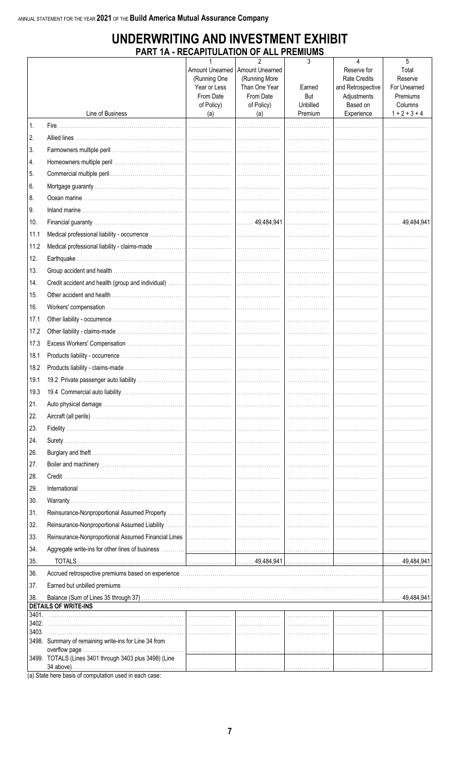ANNUAL STATEMENT FOR THE YEAR **2021** OF THE **Build America Mutual Assurance Company**

# UNDERWRITING AND INVESTMENT EXHIBIT

## PART 1A - RECAPITULATION OF ALL PREMIUMS

| | Line of Business | 1 Amount Unearned (Running One Year or Less From Date of Policy) (a) | 2 Amount Unearned (Running More Than One Year From Date of Policy) (a) | 3 Earned But Unbilled Premium | 4 Reserve for Rate Credits and Retrospective Adjustments Based on Experience | 5 Total Reserve For Unearned Premiums Columns 1 + 2 + 3 + 4 |
|---|---|---|---|---|---|---|
| 1. | Fire | | | | | |
| 2. | Allied lines | | | | | |
| 3. | Farmowners multiple peril | | | | | |
| 4. | Homeowners multiple peril | | | | | |
| 5. | Commercial multiple peril | | | | | |
| 6. | Mortgage guaranty | | | | | |
| 8. | Ocean marine | | | | | |
| 9. | Inland marine | | | | | |
| 10. | Financial guaranty | | 49,484,941 | | | 49,484,941 |
| 11.1 | Medical professional liability - occurrence | | | | | |
| 11.2 | Medical professional liability - claims-made | | | | | |
| 12. | Earthquake | | | | | |
| 13. | Group accident and health | | | | | |
| 14. | Credit accident and health (group and individual) | | | | | |
| 15. | Other accident and health | | | | | |
| 16. | Workers' compensation | | | | | |
| 17.1 | Other liability - occurrence | | | | | |
| 17.2 | Other liability - claims-made | | | | | |
| 17.3 | Excess Workers' Compensation | | | | | |
| 18.1 | Products liability - occurrence | | | | | |
| 18.2 | Products liability - claims-made | | | | | |
| 19.1 | 19.2 Private passenger auto liability | | | | | |
| 19.3 | 19.4 Commercial auto liability | | | | | |
| 21. | Auto physical damage | | | | | |
| 22. | Aircraft (all perils) | | | | | |
| 23. | Fidelity | | | | | |
| 24. | Surety | | | | | |
| 26. | Burglary and theft | | | | | |
| 27. | Boiler and machinery | | | | | |
| 28. | Credit | | | | | |
| 29. | International | | | | | |
| 30. | Warranty | | | | | |
| 31. | Reinsurance-Nonproportional Assumed Property | | | | | |
| 32. | Reinsurance-Nonproportional Assumed Liability | | | | | |
| 33. | Reinsurance-Nonproportional Assumed Financial Lines | | | | | |
| 34. | Aggregate write-ins for other lines of business | | | | | |
| 35. | TOTALS | | 49,484,941 | | | 49,484,941 |
| 36. | Accrued retrospective premiums based on experience | | | | | |
| 37. | Earned but unbilled premiums | | | | | |
| 38. | Balance (Sum of Lines 35 through 37) | | | | | 49,484,941 |
| | **DETAILS OF WRITE-INS** | | | | | |
| 3401. | | | | | | |
| 3402. | | | | | | |
| 3403. | | | | | | |
| 3498. | Summary of remaining write-ins for Line 34 from overflow page | | | | | |
| 3499. | TOTALS (Lines 3401 through 3403 plus 3498) (Line 34 above) | | | | | |

(a) State here basis of computation used in each case: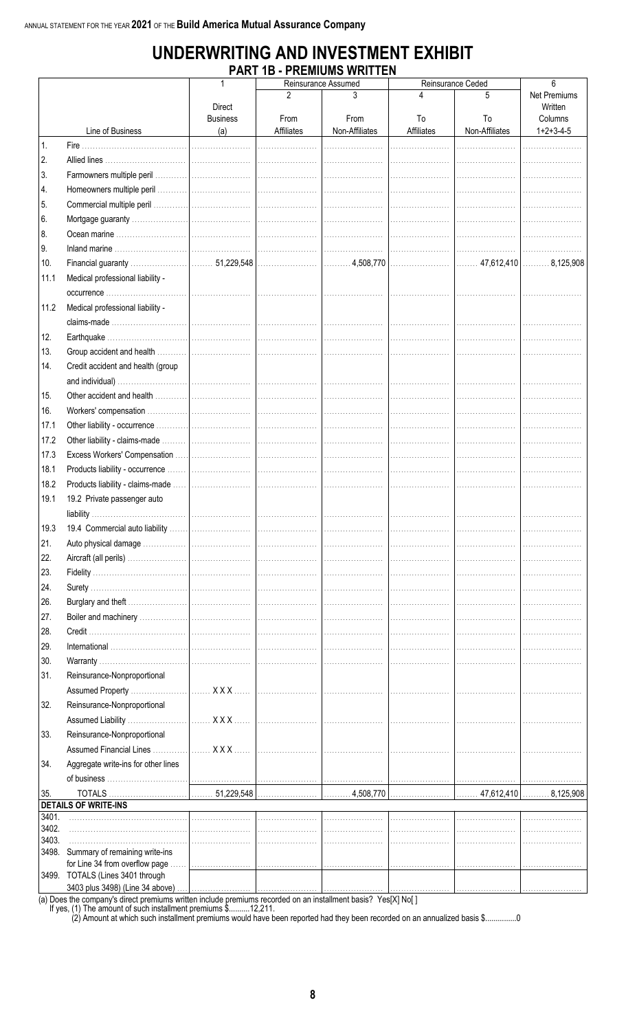ANNUAL STATEMENT FOR THE YEAR **2021** OF THE **Build America Mutual Assurance Company**

# UNDERWRITING AND INVESTMENT EXHIBIT

## PART 1B - PREMIUMS WRITTEN

| | Line of Business | 1<br>Direct Business (a) | Reinsurance Assumed<br>2<br>From Affiliates | <br>3<br>From Non-Affiliates | Reinsurance Ceded<br>4<br>To Affiliates | <br>5<br>To Non-Affiliates | 6<br>Net Premiums Written Columns 1+2+3-4-5 |
|---|---|---|---|---|---|---|---|
| 1. | Fire | | | | | | |
| 2. | Allied lines | | | | | | |
| 3. | Farmowners multiple peril | | | | | | |
| 4. | Homeowners multiple peril | | | | | | |
| 5. | Commercial multiple peril | | | | | | |
| 6. | Mortgage guaranty | | | | | | |
| 8. | Ocean marine | | | | | | |
| 9. | Inland marine | | | | | | |
| 10. | Financial guaranty | 51,229,548 | | 4,508,770 | | 47,612,410 | 8,125,908 |
| 11.1 | Medical professional liability - occurrence | | | | | | |
| 11.2 | Medical professional liability - claims-made | | | | | | |
| 12. | Earthquake | | | | | | |
| 13. | Group accident and health | | | | | | |
| 14. | Credit accident and health (group and individual) | | | | | | |
| 15. | Other accident and health | | | | | | |
| 16. | Workers' compensation | | | | | | |
| 17.1 | Other liability - occurrence | | | | | | |
| 17.2 | Other liability - claims-made | | | | | | |
| 17.3 | Excess Workers' Compensation | | | | | | |
| 18.1 | Products liability - occurrence | | | | | | |
| 18.2 | Products liability - claims-made | | | | | | |
| 19.1 | 19.2 Private passenger auto liability | | | | | | |
| 19.3 | 19.4 Commercial auto liability | | | | | | |
| 21. | Auto physical damage | | | | | | |
| 22. | Aircraft (all perils) | | | | | | |
| 23. | Fidelity | | | | | | |
| 24. | Surety | | | | | | |
| 26. | Burglary and theft | | | | | | |
| 27. | Boiler and machinery | | | | | | |
| 28. | Credit | | | | | | |
| 29. | International | | | | | | |
| 30. | Warranty | | | | | | |
| 31. | Reinsurance-Nonproportional Assumed Property | XXX | | | | | |
| 32. | Reinsurance-Nonproportional Assumed Liability | XXX | | | | | |
| 33. | Reinsurance-Nonproportional Assumed Financial Lines | XXX | | | | | |
| 34. | Aggregate write-ins for other lines of business | | | | | | |
| 35. | TOTALS | 51,229,548 | | 4,508,770 | | 47,612,410 | 8,125,908 |
| | **DETAILS OF WRITE-INS** | | | | | | |
| 3401. | | | | | | | |
| 3402. | | | | | | | |
| 3403. | | | | | | | |
| 3498. | Summary of remaining write-ins for Line 34 from overflow page | | | | | | |
| 3499. | TOTALS (Lines 3401 through 3403 plus 3498) (Line 34 above) | | | | | | |

(a) Does the company's direct premiums written include premiums recorded on an installment basis? Yes[X] No[ ]
If yes, (1) The amount of such installment premiums $..........12,211.
(2) Amount at which such installment premiums would have been reported had they been recorded on an annualized basis $..............0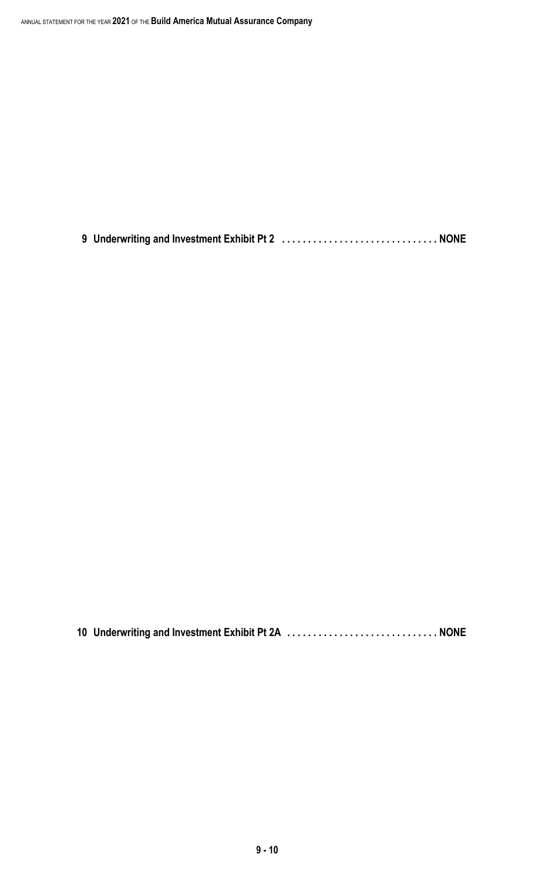9 Underwriting and Investment Exhibit Pt 2 . . . . . . . . . . . . . . . . . . . . . . . . . . . . . NONE

10 Underwriting and Investment Exhibit Pt 2A . . . . . . . . . . . . . . . . . . . . . . . . . . . . NONE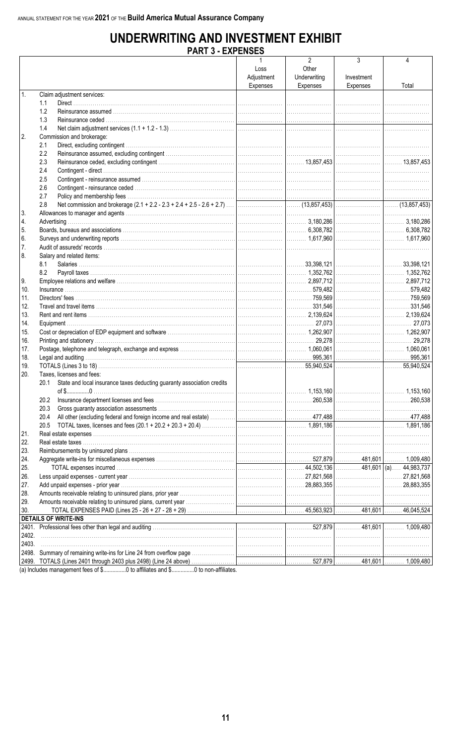ANNUAL STATEMENT FOR THE YEAR **2021** OF THE **Build America Mutual Assurance Company**

# UNDERWRITING AND INVESTMENT EXHIBIT

## PART 3 - EXPENSES

| | | 1<br>Loss Adjustment Expenses | 2<br>Other Underwriting Expenses | 3<br>Investment Expenses | 4<br>Total |
|---|---|---|---|---|---|
| 1. | Claim adjustment services: | | | | |
| | 1.1 Direct | | | | |
| | 1.2 Reinsurance assumed | | | | |
| | 1.3 Reinsurance ceded | | | | |
| | 1.4 Net claim adjustment services (1.1 + 1.2 - 1.3) | | | | |
| 2. | Commission and brokerage: | | | | |
| | 2.1 Direct, excluding contingent | | | | |
| | 2.2 Reinsurance assumed, excluding contingent | | | | |
| | 2.3 Reinsurance ceded, excluding contingent | | 13,857,453 | | 13,857,453 |
| | 2.4 Contingent - direct | | | | |
| | 2.5 Contingent - reinsurance assumed | | | | |
| | 2.6 Contingent - reinsurance ceded | | | | |
| | 2.7 Policy and membership fees | | | | |
| | 2.8 Net commission and brokerage (2.1 + 2.2 - 2.3 + 2.4 + 2.5 - 2.6 + 2.7) | | (13,857,453) | | (13,857,453) |
| 3. | Allowances to manager and agents | | | | |
| 4. | Advertising | | 3,180,286 | | 3,180,286 |
| 5. | Boards, bureaus and associations | | 6,308,782 | | 6,308,782 |
| 6. | Surveys and underwriting reports | | 1,617,960 | | 1,617,960 |
| 7. | Audit of assureds' records | | | | |
| 8. | Salary and related items: | | | | |
| | 8.1 Salaries | | 33,398,121 | | 33,398,121 |
| | 8.2 Payroll taxes | | 1,352,762 | | 1,352,762 |
| 9. | Employee relations and welfare | | 2,897,712 | | 2,897,712 |
| 10. | Insurance | | 579,482 | | 579,482 |
| 11. | Directors' fees | | 759,569 | | 759,569 |
| 12. | Travel and travel items | | 331,546 | | 331,546 |
| 13. | Rent and rent items | | 2,139,624 | | 2,139,624 |
| 14. | Equipment | | 27,073 | | 27,073 |
| 15. | Cost or depreciation of EDP equipment and software | | 1,262,907 | | 1,262,907 |
| 16. | Printing and stationery | | 29,278 | | 29,278 |
| 17. | Postage, telephone and telegraph, exchange and express | | 1,060,061 | | 1,060,061 |
| 18. | Legal and auditing | | 995,361 | | 995,361 |
| 19. | TOTALS (Lines 3 to 18) | | 55,940,524 | | 55,940,524 |
| 20. | Taxes, licenses and fees: | | | | |
| | 20.1 State and local insurance taxes deducting guaranty association credits of $..............0 | | 1,153,160 | | 1,153,160 |
| | 20.2 Insurance department licenses and fees | | 260,538 | | 260,538 |
| | 20.3 Gross guaranty association assessments | | | | |
| | 20.4 All other (excluding federal and foreign income and real estate) | | 477,488 | | 477,488 |
| | 20.5 TOTAL taxes, licenses and fees (20.1 + 20.2 + 20.3 + 20.4) | | 1,891,186 | | 1,891,186 |
| 21. | Real estate expenses | | | | |
| 22. | Real estate taxes | | | | |
| 23. | Reimbursements by uninsured plans | | | | |
| 24. | Aggregate write-ins for miscellaneous expenses | | 527,879 | 481,601 | 1,009,480 |
| 25. | TOTAL expenses incurred | | 44,502,136 | 481,601 | (a) 44,983,737 |
| 26. | Less unpaid expenses - current year | | 27,821,568 | | 27,821,568 |
| 27. | Add unpaid expenses - prior year | | 28,883,355 | | 28,883,355 |
| 28. | Amounts receivable relating to uninsured plans, prior year | | | | |
| 29. | Amounts receivable relating to uninsured plans, current year | | | | |
| 30. | TOTAL EXPENSES PAID (Lines 25 - 26 + 27 - 28 + 29) | | 45,563,923 | 481,601 | 46,045,524 |
| | **DETAILS OF WRITE-INS** | | | | |
| 2401. | Professional fees other than legal and auditing | | 527,879 | 481,601 | 1,009,480 |
| 2402. | | | | | |
| 2403. | | | | | |
| 2498. | Summary of remaining write-ins for Line 24 from overflow page | | | | |
| 2499. | TOTALS (Lines 2401 through 2403 plus 2498) (Line 24 above) | | 527,879 | 481,601 | 1,009,480 |

(a) Includes management fees of $...............0 to affiliates and $...............0 to non-affiliates.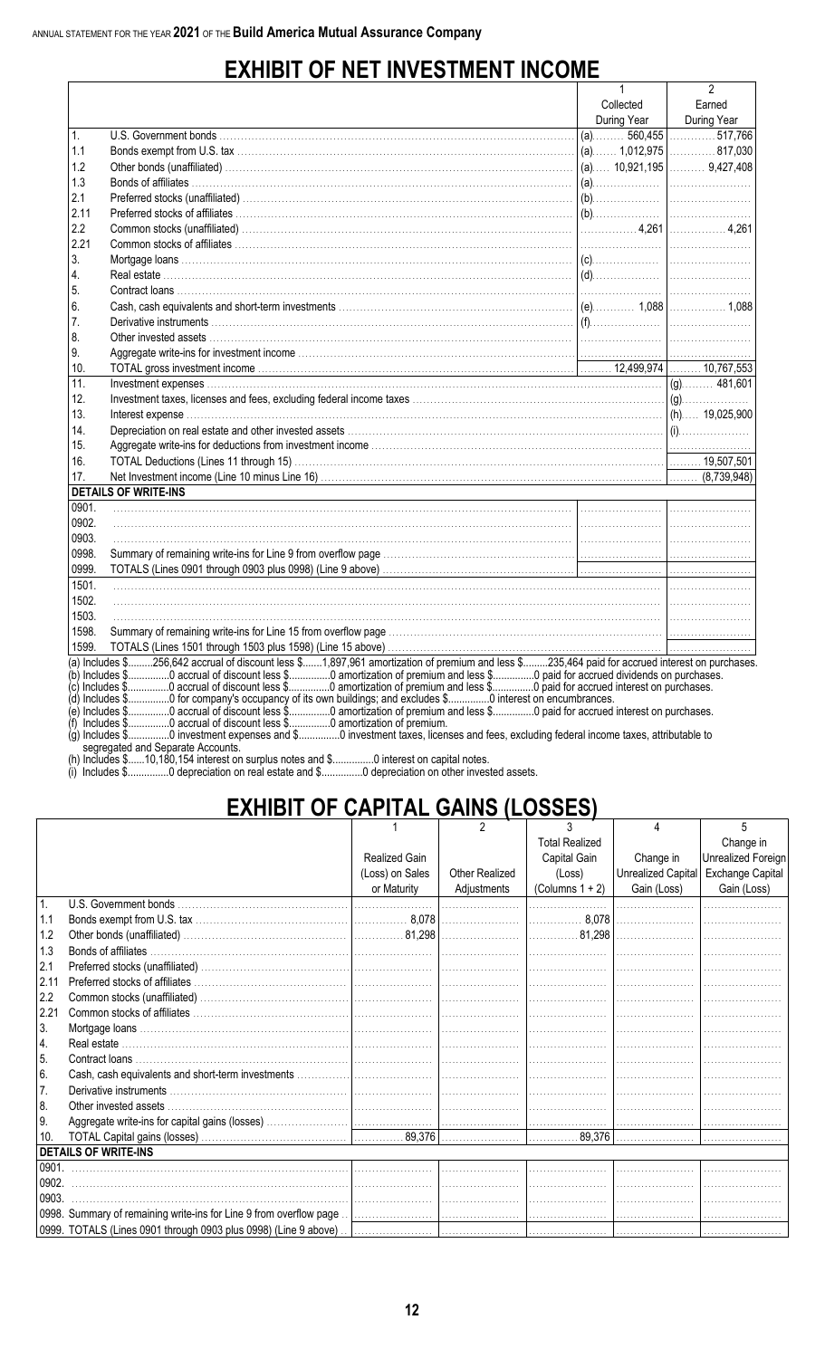ANNUAL STATEMENT FOR THE YEAR **2021** OF THE **Build America Mutual Assurance Company**

# EXHIBIT OF NET INVESTMENT INCOME

| | | 1<br>Collected<br>During Year | 2<br>Earned<br>During Year |
|---|---|---|---|
| 1. | U.S. Government bonds | (a) 560,455 | 517,766 |
| 1.1 | Bonds exempt from U.S. tax | (a) 1,012,975 | 817,030 |
| 1.2 | Other bonds (unaffiliated) | (a) 10,921,195 | 9,427,408 |
| 1.3 | Bonds of affiliates | (a) | |
| 2.1 | Preferred stocks (unaffiliated) | (b) | |
| 2.11 | Preferred stocks of affiliates | (b) | |
| 2.2 | Common stocks (unaffiliated) | 4,261 | 4,261 |
| 2.21 | Common stocks of affiliates | | |
| 3. | Mortgage loans | (c) | |
| 4. | Real estate | (d) | |
| 5. | Contract loans | | |
| 6. | Cash, cash equivalents and short-term investments | (e) 1,088 | 1,088 |
| 7. | Derivative instruments | (f) | |
| 8. | Other invested assets | | |
| 9. | Aggregate write-ins for investment income | | |
| 10. | TOTAL gross investment income | 12,499,974 | 10,767,553 |
| 11. | Investment expenses | | (g) 481,601 |
| 12. | Investment taxes, licenses and fees, excluding federal income taxes | | (g) |
| 13. | Interest expense | | (h) 19,025,900 |
| 14. | Depreciation on real estate and other invested assets | | (i) |
| 15. | Aggregate write-ins for deductions from investment income | | |
| 16. | TOTAL Deductions (Lines 11 through 15) | | 19,507,501 |
| 17. | Net Investment income (Line 10 minus Line 16) | | (8,739,948) |
| | **DETAILS OF WRITE-INS** | | |
| 0901. | | | |
| 0902. | | | |
| 0903. | | | |
| 0998. | Summary of remaining write-ins for Line 9 from overflow page | | |
| 0999. | TOTALS (Lines 0901 through 0903 plus 0998) (Line 9 above) | | |
| 1501. | | | |
| 1502. | | | |
| 1503. | | | |
| 1598. | Summary of remaining write-ins for Line 15 from overflow page | | |
| 1599. | TOTALS (Lines 1501 through 1503 plus 1598) (Line 15 above) | | |

(a) Includes $.........256,642 accrual of discount less $.......1,897,961 amortization of premium and less $.........235,464 paid for accrued interest on purchases.
(b) Includes $...............0 accrual of discount less $...............0 amortization of premium and less $...............0 paid for accrued dividends on purchases.
(c) Includes $...............0 accrual of discount less $...............0 amortization of premium and less $...............0 paid for accrued interest on purchases.
(d) Includes $...............0 for company's occupancy of its own buildings; and excludes $...............0 interest on encumbrances.
(e) Includes $...............0 accrual of discount less $...............0 amortization of premium and less $...............0 paid for accrued interest on purchases.
(f) Includes $...............0 accrual of discount less $...............0 amortization of premium.
(g) Includes $...............0 investment expenses and $...............0 investment taxes, licenses and fees, excluding federal income taxes, attributable to segregated and Separate Accounts.
(h) Includes $......10,180,154 interest on surplus notes and $...............0 interest on capital notes.
(i) Includes $...............0 depreciation on real estate and $...............0 depreciation on other invested assets.

# EXHIBIT OF CAPITAL GAINS (LOSSES)

| | | 1<br>Realized Gain (Loss) on Sales or Maturity | 2<br>Other Realized Adjustments | 3<br>Total Realized Capital Gain (Loss) (Columns 1 + 2) | 4<br>Change in Unrealized Capital Gain (Loss) | 5<br>Change in Unrealized Foreign Exchange Capital Gain (Loss) |
|---|---|---|---|---|---|---|
| 1. | U.S. Government bonds | | | | | |
| 1.1 | Bonds exempt from U.S. tax | 8,078 | | 8,078 | | |
| 1.2 | Other bonds (unaffiliated) | 81,298 | | 81,298 | | |
| 1.3 | Bonds of affiliates | | | | | |
| 2.1 | Preferred stocks (unaffiliated) | | | | | |
| 2.11 | Preferred stocks of affiliates | | | | | |
| 2.2 | Common stocks (unaffiliated) | | | | | |
| 2.21 | Common stocks of affiliates | | | | | |
| 3. | Mortgage loans | | | | | |
| 4. | Real estate | | | | | |
| 5. | Contract loans | | | | | |
| 6. | Cash, cash equivalents and short-term investments | | | | | |
| 7. | Derivative instruments | | | | | |
| 8. | Other invested assets | | | | | |
| 9. | Aggregate write-ins for capital gains (losses) | | | | | |
| 10. | TOTAL Capital gains (losses) | 89,376 | | 89,376 | | |
| | **DETAILS OF WRITE-INS** | | | | | |
| 0901. | | | | | | |
| 0902. | | | | | | |
| 0903. | | | | | | |
| 0998. | Summary of remaining write-ins for Line 9 from overflow page | | | | | |
| 0999. | TOTALS (Lines 0901 through 0903 plus 0998) (Line 9 above) | | | | | |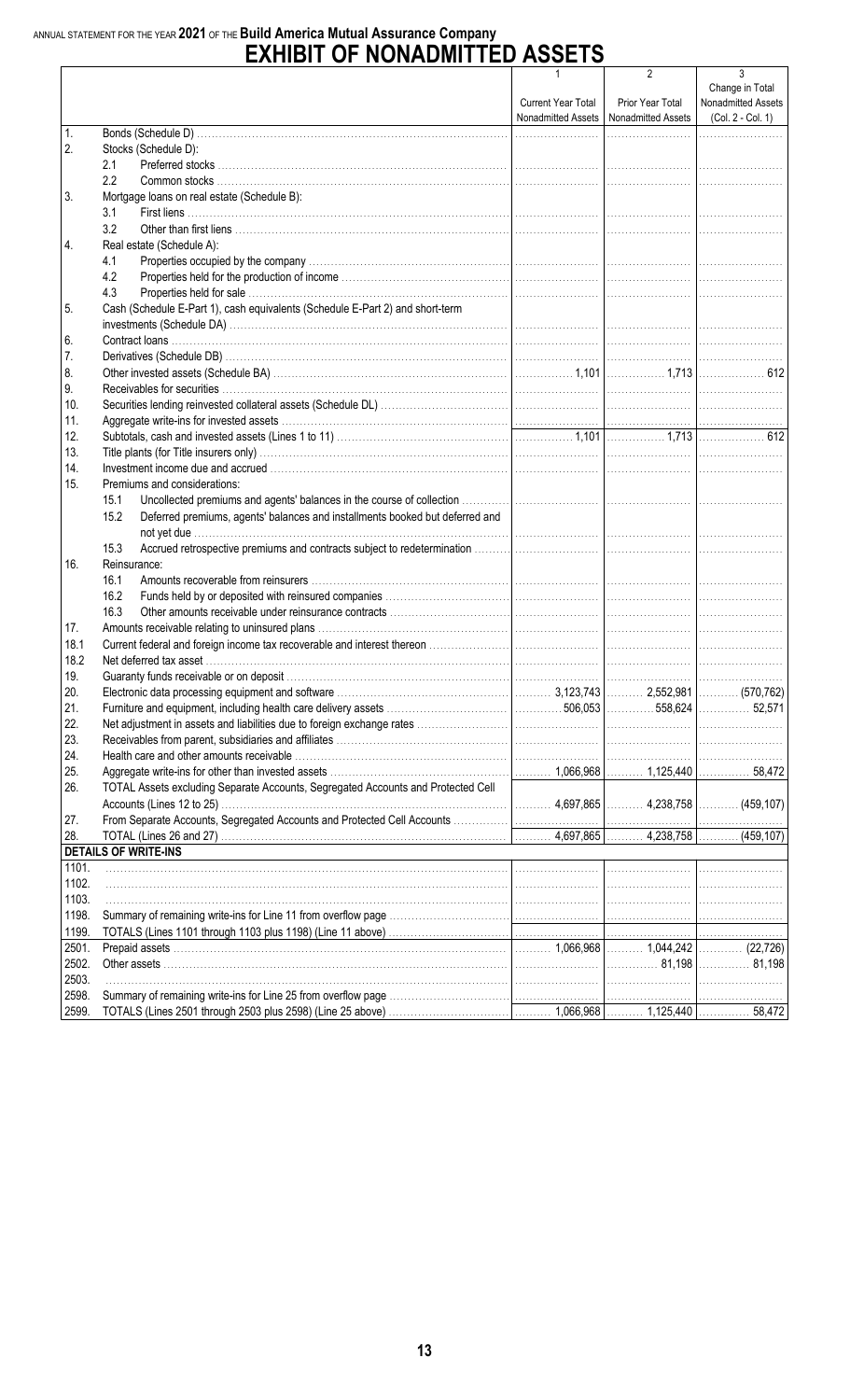ANNUAL STATEMENT FOR THE YEAR **2021** OF THE **Build America Mutual Assurance Company**

# EXHIBIT OF NONADMITTED ASSETS

| | | 1<br>Current Year Total Nonadmitted Assets | 2<br>Prior Year Total Nonadmitted Assets | 3<br>Change in Total Nonadmitted Assets (Col. 2 - Col. 1) |
|---|---|---|---|---|
| 1. | Bonds (Schedule D) | | | |
| 2. | Stocks (Schedule D): | | | |
| | 2.1 Preferred stocks | | | |
| | 2.2 Common stocks | | | |
| 3. | Mortgage loans on real estate (Schedule B): | | | |
| | 3.1 First liens | | | |
| | 3.2 Other than first liens | | | |
| 4. | Real estate (Schedule A): | | | |
| | 4.1 Properties occupied by the company | | | |
| | 4.2 Properties held for the production of income | | | |
| | 4.3 Properties held for sale | | | |
| 5. | Cash (Schedule E-Part 1), cash equivalents (Schedule E-Part 2) and short-term investments (Schedule DA) | | | |
| 6. | Contract loans | | | |
| 7. | Derivatives (Schedule DB) | | | |
| 8. | Other invested assets (Schedule BA) | 1,101 | 1,713 | 612 |
| 9. | Receivables for securities | | | |
| 10. | Securities lending reinvested collateral assets (Schedule DL) | | | |
| 11. | Aggregate write-ins for invested assets | | | |
| 12. | Subtotals, cash and invested assets (Lines 1 to 11) | 1,101 | 1,713 | 612 |
| 13. | Title plants (for Title insurers only) | | | |
| 14. | Investment income due and accrued | | | |
| 15. | Premiums and considerations: | | | |
| | 15.1 Uncollected premiums and agents' balances in the course of collection | | | |
| | 15.2 Deferred premiums, agents' balances and installments booked but deferred and not yet due | | | |
| | 15.3 Accrued retrospective premiums and contracts subject to redetermination | | | |
| 16. | Reinsurance: | | | |
| | 16.1 Amounts recoverable from reinsurers | | | |
| | 16.2 Funds held by or deposited with reinsured companies | | | |
| | 16.3 Other amounts receivable under reinsurance contracts | | | |
| 17. | Amounts receivable relating to uninsured plans | | | |
| 18.1 | Current federal and foreign income tax recoverable and interest thereon | | | |
| 18.2 | Net deferred tax asset | | | |
| 19. | Guaranty funds receivable or on deposit | | | |
| 20. | Electronic data processing equipment and software | 3,123,743 | 2,552,981 | (570,762) |
| 21. | Furniture and equipment, including health care delivery assets | 506,053 | 558,624 | 52,571 |
| 22. | Net adjustment in assets and liabilities due to foreign exchange rates | | | |
| 23. | Receivables from parent, subsidiaries and affiliates | | | |
| 24. | Health care and other amounts receivable | | | |
| 25. | Aggregate write-ins for other than invested assets | 1,066,968 | 1,125,440 | 58,472 |
| 26. | TOTAL Assets excluding Separate Accounts, Segregated Accounts and Protected Cell Accounts (Lines 12 to 25) | 4,697,865 | 4,238,758 | (459,107) |
| 27. | From Separate Accounts, Segregated Accounts and Protected Cell Accounts | | | |
| 28. | TOTAL (Lines 26 and 27) | 4,697,865 | 4,238,758 | (459,107) |
| | **DETAILS OF WRITE-INS** | | | |
| 1101. | | | | |
| 1102. | | | | |
| 1103. | | | | |
| 1198. | Summary of remaining write-ins for Line 11 from overflow page | | | |
| 1199. | TOTALS (Lines 1101 through 1103 plus 1198) (Line 11 above) | | | |
| 2501. | Prepaid assets | 1,066,968 | 1,044,242 | (22,726) |
| 2502. | Other assets | | 81,198 | 81,198 |
| 2503. | | | | |
| 2598. | Summary of remaining write-ins for Line 25 from overflow page | | | |
| 2599. | TOTALS (Lines 2501 through 2503 plus 2598) (Line 25 above) | 1,066,968 | 1,125,440 | 58,472 |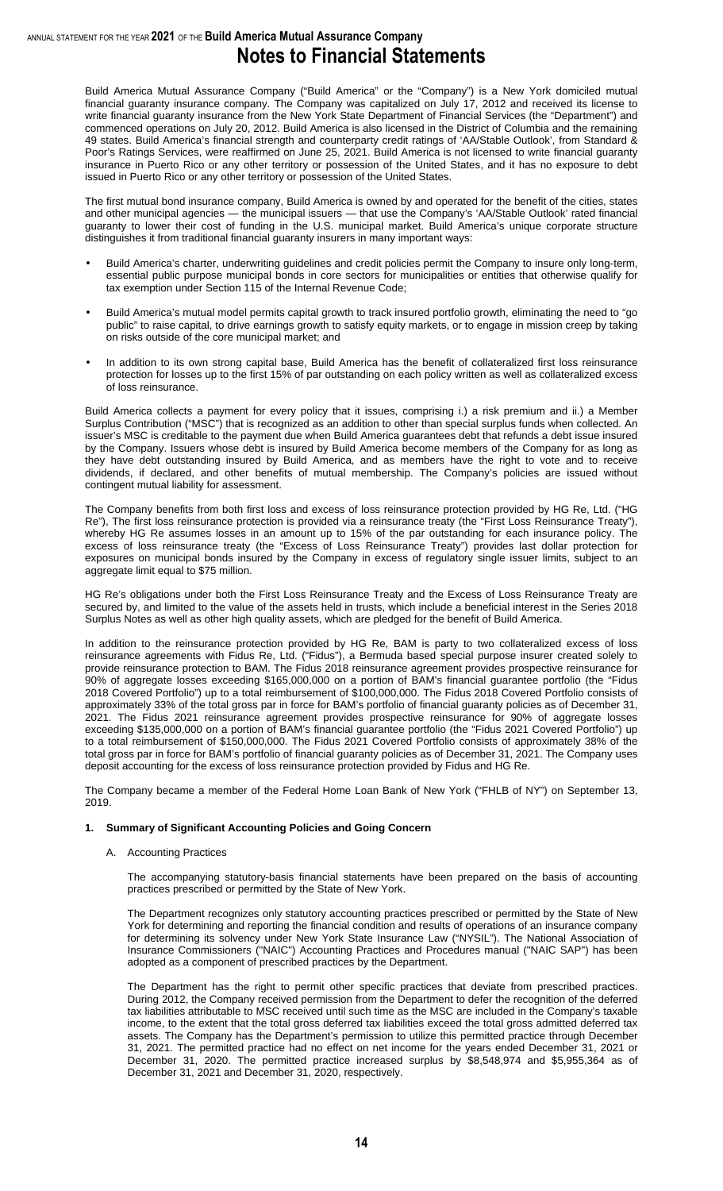# Notes to Financial Statements

Build America Mutual Assurance Company ("Build America" or the "Company") is a New York domiciled mutual financial guaranty insurance company. The Company was capitalized on July 17, 2012 and received its license to write financial guaranty insurance from the New York State Department of Financial Services (the "Department") and commenced operations on July 20, 2012. Build America is also licensed in the District of Columbia and the remaining 49 states. Build America's financial strength and counterparty credit ratings of 'AA/Stable Outlook', from Standard & Poor's Ratings Services, were reaffirmed on June 25, 2021. Build America is not licensed to write financial guaranty insurance in Puerto Rico or any other territory or possession of the United States, and it has no exposure to debt issued in Puerto Rico or any other territory or possession of the United States.

The first mutual bond insurance company, Build America is owned by and operated for the benefit of the cities, states and other municipal agencies — the municipal issuers — that use the Company's 'AA/Stable Outlook' rated financial guaranty to lower their cost of funding in the U.S. municipal market. Build America's unique corporate structure distinguishes it from traditional financial guaranty insurers in many important ways:

- Build America's charter, underwriting guidelines and credit policies permit the Company to insure only long-term, essential public purpose municipal bonds in core sectors for municipalities or entities that otherwise qualify for tax exemption under Section 115 of the Internal Revenue Code;
- Build America's mutual model permits capital growth to track insured portfolio growth, eliminating the need to "go public" to raise capital, to drive earnings growth to satisfy equity markets, or to engage in mission creep by taking on risks outside of the core municipal market; and
- In addition to its own strong capital base, Build America has the benefit of collateralized first loss reinsurance protection for losses up to the first 15% of par outstanding on each policy written as well as collateralized excess of loss reinsurance.

Build America collects a payment for every policy that it issues, comprising i.) a risk premium and ii.) a Member Surplus Contribution ("MSC") that is recognized as an addition to other than special surplus funds when collected. An issuer's MSC is creditable to the payment due when Build America guarantees debt that refunds a debt issue insured by the Company. Issuers whose debt is insured by Build America become members of the Company for as long as they have debt outstanding insured by Build America, and as members have the right to vote and to receive dividends, if declared, and other benefits of mutual membership. The Company's policies are issued without contingent mutual liability for assessment.

The Company benefits from both first loss and excess of loss reinsurance protection provided by HG Re, Ltd. ("HG Re"), The first loss reinsurance protection is provided via a reinsurance treaty (the "First Loss Reinsurance Treaty"), whereby HG Re assumes losses in an amount up to 15% of the par outstanding for each insurance policy. The excess of loss reinsurance treaty (the "Excess of Loss Reinsurance Treaty") provides last dollar protection for exposures on municipal bonds insured by the Company in excess of regulatory single issuer limits, subject to an aggregate limit equal to $75 million.

HG Re's obligations under both the First Loss Reinsurance Treaty and the Excess of Loss Reinsurance Treaty are secured by, and limited to the value of the assets held in trusts, which include a beneficial interest in the Series 2018 Surplus Notes as well as other high quality assets, which are pledged for the benefit of Build America.

In addition to the reinsurance protection provided by HG Re, BAM is party to two collateralized excess of loss reinsurance agreements with Fidus Re, Ltd. ("Fidus"), a Bermuda based special purpose insurer created solely to provide reinsurance protection to BAM. The Fidus 2018 reinsurance agreement provides prospective reinsurance for 90% of aggregate losses exceeding $165,000,000 on a portion of BAM's financial guarantee portfolio (the "Fidus 2018 Covered Portfolio") up to a total reimbursement of $100,000,000. The Fidus 2018 Covered Portfolio consists of approximately 33% of the total gross par in force for BAM's portfolio of financial guaranty policies as of December 31, 2021. The Fidus 2021 reinsurance agreement provides prospective reinsurance for 90% of aggregate losses exceeding $135,000,000 on a portion of BAM's financial guarantee portfolio (the "Fidus 2021 Covered Portfolio") up to a total reimbursement of $150,000,000. The Fidus 2021 Covered Portfolio consists of approximately 38% of the total gross par in force for BAM's portfolio of financial guaranty policies as of December 31, 2021. The Company uses deposit accounting for the excess of loss reinsurance protection provided by Fidus and HG Re.

The Company became a member of the Federal Home Loan Bank of New York ("FHLB of NY") on September 13, 2019.

## 1. Summary of Significant Accounting Policies and Going Concern

### A. Accounting Practices

The accompanying statutory-basis financial statements have been prepared on the basis of accounting practices prescribed or permitted by the State of New York.

The Department recognizes only statutory accounting practices prescribed or permitted by the State of New York for determining and reporting the financial condition and results of operations of an insurance company for determining its solvency under New York State Insurance Law ("NYSIL"). The National Association of Insurance Commissioners ("NAIC") Accounting Practices and Procedures manual ("NAIC SAP") has been adopted as a component of prescribed practices by the Department.

The Department has the right to permit other specific practices that deviate from prescribed practices. During 2012, the Company received permission from the Department to defer the recognition of the deferred tax liabilities attributable to MSC received until such time as the MSC are included in the Company's taxable income, to the extent that the total gross deferred tax liabilities exceed the total gross admitted deferred tax assets. The Company has the Department's permission to utilize this permitted practice through December 31, 2021. The permitted practice had no effect on net income for the years ended December 31, 2021 or December 31, 2020. The permitted practice increased surplus by $8,548,974 and $5,955,364 as of December 31, 2021 and December 31, 2020, respectively.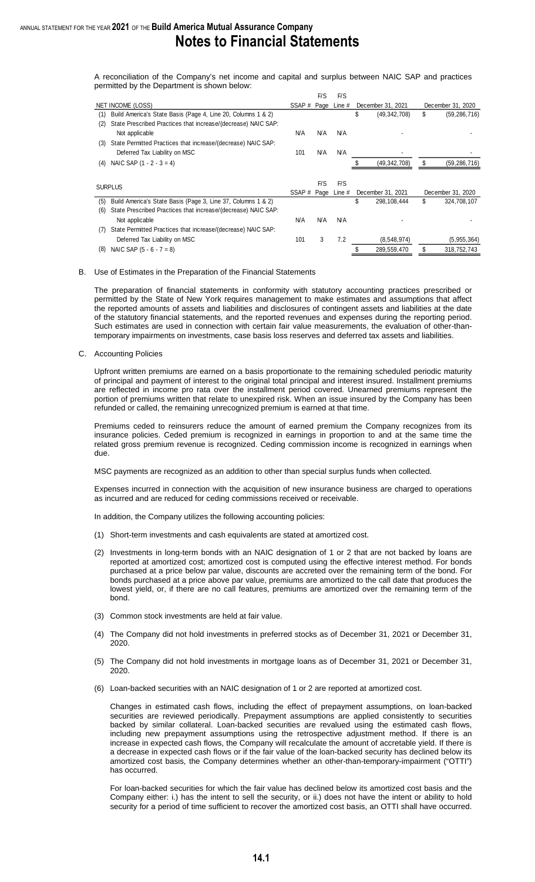A reconciliation of the Company's net income and capital and surplus between NAIC SAP and practices permitted by the Department is shown below:

| NET INCOME (LOSS) | SSAP # | F/S Page | F/S Line # | December 31, 2021 | December 31, 2020 |
|---|---|---|---|---|---|
| (1) Build America's State Basis (Page 4, Line 20, Columns 1 & 2) | | | | $ (49,342,708) | $ (59,286,716) |
| (2) State Prescribed Practices that increase/(decrease) NAIC SAP: | | | | | |
| Not applicable | N/A | N/A | N/A | - | - |
| (3) State Permitted Practices that increase/(decrease) NAIC SAP: | | | | | |
| Deferred Tax Liability on MSC | 101 | N/A | N/A | - | - |
| (4) NAIC SAP (1 - 2 - 3 = 4) | | | | $ (49,342,708) | $ (59,286,716) |

| SURPLUS | SSAP # | F/S Page | F/S Line # | December 31, 2021 | December 31, 2020 |
|---|---|---|---|---|---|
| (5) Build America's State Basis (Page 3, Line 37, Columns 1 & 2) | | | | $ 298,108,444 | $ 324,708,107 |
| (6) State Prescribed Practices that increase/(decrease) NAIC SAP: | | | | | |
| Not applicable | N/A | N/A | N/A | - | - |
| (7) State Permitted Practices that increase/(decrease) NAIC SAP: | | | | | |
| Deferred Tax Liability on MSC | 101 | 3 | 7.2 | (8,548,974) | (5,955,364) |
| (8) NAIC SAP (5 - 6 - 7 = 8) | | | | $ 289,559,470 | $ 318,752,743 |

B. Use of Estimates in the Preparation of the Financial Statements

The preparation of financial statements in conformity with statutory accounting practices prescribed or permitted by the State of New York requires management to make estimates and assumptions that affect the reported amounts of assets and liabilities and disclosures of contingent assets and liabilities at the date of the statutory financial statements, and the reported revenues and expenses during the reporting period. Such estimates are used in connection with certain fair value measurements, the evaluation of other-than-temporary impairments on investments, case basis loss reserves and deferred tax assets and liabilities.

C. Accounting Policies

Upfront written premiums are earned on a basis proportionate to the remaining scheduled periodic maturity of principal and payment of interest to the original total principal and interest insured. Installment premiums are reflected in income pro rata over the installment period covered. Unearned premiums represent the portion of premiums written that relate to unexpired risk. When an issue insured by the Company has been refunded or called, the remaining unrecognized premium is earned at that time.

Premiums ceded to reinsurers reduce the amount of earned premium the Company recognizes from its insurance policies. Ceded premium is recognized in earnings in proportion to and at the same time the related gross premium revenue is recognized. Ceding commission income is recognized in earnings when due.

MSC payments are recognized as an addition to other than special surplus funds when collected.

Expenses incurred in connection with the acquisition of new insurance business are charged to operations as incurred and are reduced for ceding commissions received or receivable.

In addition, the Company utilizes the following accounting policies:

(1) Short-term investments and cash equivalents are stated at amortized cost.

(2) Investments in long-term bonds with an NAIC designation of 1 or 2 that are not backed by loans are reported at amortized cost; amortized cost is computed using the effective interest method. For bonds purchased at a price below par value, discounts are accreted over the remaining term of the bond. For bonds purchased at a price above par value, premiums are amortized to the call date that produces the lowest yield, or, if there are no call features, premiums are amortized over the remaining term of the bond.

(3) Common stock investments are held at fair value.

(4) The Company did not hold investments in preferred stocks as of December 31, 2021 or December 31, 2020.

(5) The Company did not hold investments in mortgage loans as of December 31, 2021 or December 31, 2020.

(6) Loan-backed securities with an NAIC designation of 1 or 2 are reported at amortized cost.

Changes in estimated cash flows, including the effect of prepayment assumptions, on loan-backed securities are reviewed periodically. Prepayment assumptions are applied consistently to securities backed by similar collateral. Loan-backed securities are revalued using the estimated cash flows, including new prepayment assumptions using the retrospective adjustment method. If there is an increase in expected cash flows, the Company will recalculate the amount of accretable yield. If there is a decrease in expected cash flows or if the fair value of the loan-backed security has declined below its amortized cost basis, the Company determines whether an other-than-temporary-impairment ("OTTI") has occurred.

For loan-backed securities for which the fair value has declined below its amortized cost basis and the Company either: i.) has the intent to sell the security, or ii.) does not have the intent or ability to hold security for a period of time sufficient to recover the amortized cost basis, an OTTI shall have occurred.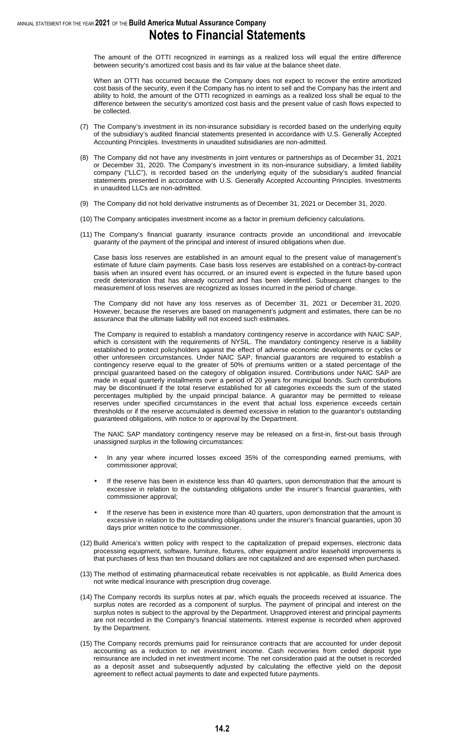The amount of the OTTI recognized in earnings as a realized loss will equal the entire difference between security's amortized cost basis and its fair value at the balance sheet date.

When an OTTI has occurred because the Company does not expect to recover the entire amortized cost basis of the security, even if the Company has no intent to sell and the Company has the intent and ability to hold, the amount of the OTTI recognized in earnings as a realized loss shall be equal to the difference between the security's amortized cost basis and the present value of cash flows expected to be collected.

(7) The Company's investment in its non-insurance subsidiary is recorded based on the underlying equity of the subsidiary's audited financial statements presented in accordance with U.S. Generally Accepted Accounting Principles. Investments in unaudited subsidiaries are non-admitted.

(8) The Company did not have any investments in joint ventures or partnerships as of December 31, 2021 or December 31, 2020. The Company's investment in its non-insurance subsidiary, a limited liability company ("LLC"), is recorded based on the underlying equity of the subsidiary's audited financial statements presented in accordance with U.S. Generally Accepted Accounting Principles. Investments in unaudited LLCs are non-admitted.

(9) The Company did not hold derivative instruments as of December 31, 2021 or December 31, 2020.

(10) The Company anticipates investment income as a factor in premium deficiency calculations.

(11) The Company's financial guaranty insurance contracts provide an unconditional and irrevocable guaranty of the payment of the principal and interest of insured obligations when due.

Case basis loss reserves are established in an amount equal to the present value of management's estimate of future claim payments. Case basis loss reserves are established on a contract-by-contract basis when an insured event has occurred, or an insured event is expected in the future based upon credit deterioration that has already occurred and has been identified. Subsequent changes to the measurement of loss reserves are recognized as losses incurred in the period of change.

The Company did not have any loss reserves as of December 31, 2021 or December 31, 2020. However, because the reserves are based on management's judgment and estimates, there can be no assurance that the ultimate liability will not exceed such estimates.

The Company is required to establish a mandatory contingency reserve in accordance with NAIC SAP, which is consistent with the requirements of NYSIL. The mandatory contingency reserve is a liability established to protect policyholders against the effect of adverse economic developments or cycles or other unforeseen circumstances. Under NAIC SAP, financial guarantors are required to establish a contingency reserve equal to the greater of 50% of premiums written or a stated percentage of the principal guaranteed based on the category of obligation insured. Contributions under NAIC SAP are made in equal quarterly installments over a period of 20 years for municipal bonds. Such contributions may be discontinued if the total reserve established for all categories exceeds the sum of the stated percentages multiplied by the unpaid principal balance. A guarantor may be permitted to release reserves under specified circumstances in the event that actual loss experience exceeds certain thresholds or if the reserve accumulated is deemed excessive in relation to the guarantor's outstanding guaranteed obligations, with notice to or approval by the Department.

The NAIC SAP mandatory contingency reserve may be released on a first-in, first-out basis through unassigned surplus in the following circumstances:

- In any year where incurred losses exceed 35% of the corresponding earned premiums, with commissioner approval;
- If the reserve has been in existence less than 40 quarters, upon demonstration that the amount is excessive in relation to the outstanding obligations under the insurer's financial guaranties, with commissioner approval;
- If the reserve has been in existence more than 40 quarters, upon demonstration that the amount is excessive in relation to the outstanding obligations under the insurer's financial guaranties, upon 30 days prior written notice to the commissioner.

(12) Build America's written policy with respect to the capitalization of prepaid expenses, electronic data processing equipment, software, furniture, fixtures, other equipment and/or leasehold improvements is that purchases of less than ten thousand dollars are not capitalized and are expensed when purchased.

(13) The method of estimating pharmaceutical rebate receivables is not applicable, as Build America does not write medical insurance with prescription drug coverage.

(14) The Company records its surplus notes at par, which equals the proceeds received at issuance. The surplus notes are recorded as a component of surplus. The payment of principal and interest on the surplus notes is subject to the approval by the Department. Unapproved interest and principal payments are not recorded in the Company's financial statements. Interest expense is recorded when approved by the Department.

(15) The Company records premiums paid for reinsurance contracts that are accounted for under deposit accounting as a reduction to net investment income. Cash recoveries from ceded deposit type reinsurance are included in net investment income. The net consideration paid at the outset is recorded as a deposit asset and subsequently adjusted by calculating the effective yield on the deposit agreement to reflect actual payments to date and expected future payments.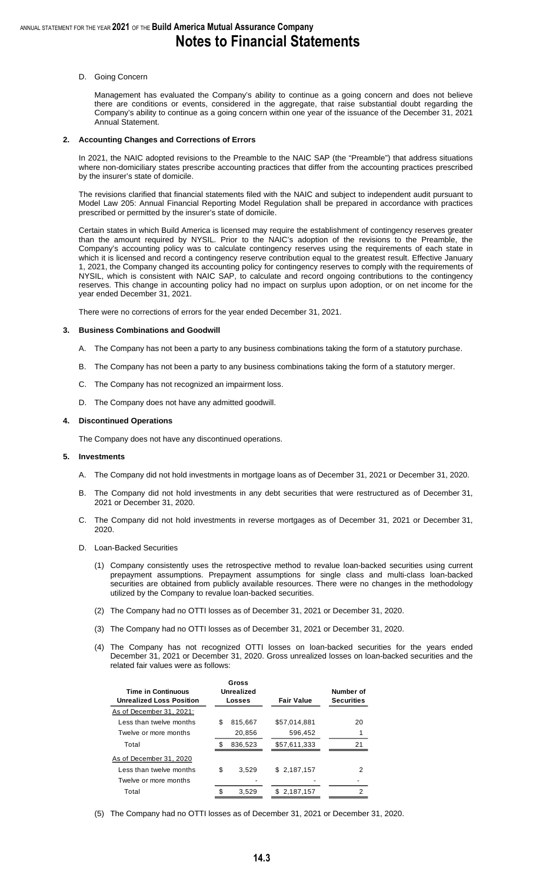D. Going Concern

Management has evaluated the Company's ability to continue as a going concern and does not believe there are conditions or events, considered in the aggregate, that raise substantial doubt regarding the Company's ability to continue as a going concern within one year of the issuance of the December 31, 2021 Annual Statement.

## 2. Accounting Changes and Corrections of Errors

In 2021, the NAIC adopted revisions to the Preamble to the NAIC SAP (the "Preamble") that address situations where non-domiciliary states prescribe accounting practices that differ from the accounting practices prescribed by the insurer's state of domicile.

The revisions clarified that financial statements filed with the NAIC and subject to independent audit pursuant to Model Law 205: Annual Financial Reporting Model Regulation shall be prepared in accordance with practices prescribed or permitted by the insurer's state of domicile.

Certain states in which Build America is licensed may require the establishment of contingency reserves greater than the amount required by NYSIL. Prior to the NAIC's adoption of the revisions to the Preamble, the Company's accounting policy was to calculate contingency reserves using the requirements of each state in which it is licensed and record a contingency reserve contribution equal to the greatest result. Effective January 1, 2021, the Company changed its accounting policy for contingency reserves to comply with the requirements of NYSIL, which is consistent with NAIC SAP, to calculate and record ongoing contributions to the contingency reserves. This change in accounting policy had no impact on surplus upon adoption, or on net income for the year ended December 31, 2021.

There were no corrections of errors for the year ended December 31, 2021.

## 3. Business Combinations and Goodwill

A. The Company has not been a party to any business combinations taking the form of a statutory purchase.

B. The Company has not been a party to any business combinations taking the form of a statutory merger.

C. The Company has not recognized an impairment loss.

D. The Company does not have any admitted goodwill.

## 4. Discontinued Operations

The Company does not have any discontinued operations.

## 5. Investments

A. The Company did not hold investments in mortgage loans as of December 31, 2021 or December 31, 2020.

B. The Company did not hold investments in any debt securities that were restructured as of December 31, 2021 or December 31, 2020.

C. The Company did not hold investments in reverse mortgages as of December 31, 2021 or December 31, 2020.

D. Loan-Backed Securities

(1) Company consistently uses the retrospective method to revalue loan-backed securities using current prepayment assumptions. Prepayment assumptions for single class and multi-class loan-backed securities are obtained from publicly available resources. There were no changes in the methodology utilized by the Company to revalue loan-backed securities.

(2) The Company had no OTTI losses as of December 31, 2021 or December 31, 2020.

(3) The Company had no OTTI losses as of December 31, 2021 or December 31, 2020.

(4) The Company has not recognized OTTI losses on loan-backed securities for the years ended December 31, 2021 or December 31, 2020. Gross unrealized losses on loan-backed securities and the related fair values were as follows:

| Time in Continuous Unrealized Loss Position | Gross Unrealized Losses | Fair Value | Number of Securities |
|---|---|---|---|
| As of December 31, 2021: | | | |
| Less than twelve months | $ 815,667 | $57,014,881 | 20 |
| Twelve or more months | 20,856 | 596,452 | 1 |
| Total | $ 836,523 | $57,611,333 | 21 |
| As of December 31, 2020 | | | |
| Less than twelve months | $ 3,529 | $ 2,187,157 | 2 |
| Twelve or more months | - | - | - |
| Total | $ 3,529 | $ 2,187,157 | 2 |

(5) The Company had no OTTI losses as of December 31, 2021 or December 31, 2020.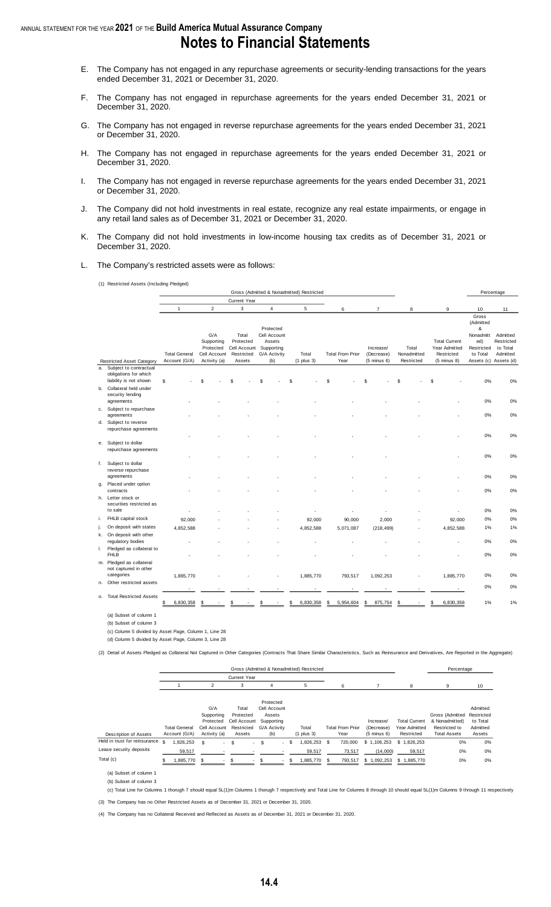# Notes to Financial Statements

E. The Company has not engaged in any repurchase agreements or security-lending transactions for the years ended December 31, 2021 or December 31, 2020.

F. The Company has not engaged in repurchase agreements for the years ended December 31, 2021 or December 31, 2020.

G. The Company has not engaged in reverse repurchase agreements for the years ended December 31, 2021 or December 31, 2020.

H. The Company has not engaged in repurchase agreements for the years ended December 31, 2021 or December 31, 2020.

I. The Company has not engaged in reverse repurchase agreements for the years ended December 31, 2021 or December 31, 2020.

J. The Company did not hold investments in real estate, recognize any real estate impairments, or engage in any retail land sales as of December 31, 2021 or December 31, 2020.

K. The Company did not hold investments in low-income housing tax credits as of December 31, 2021 or December 31, 2020.

L. The Company's restricted assets were as follows:

(1) Restricted Assets (Including Pledged)

| | Gross (Admitted & Nonadmitted) Restricted | | | | | | | | | Percentage | |
|---|---|---|---|---|---|---|---|---|---|---|---|
| | Current Year | | | | | | | | | | |
| | 1 | 2 | 3 | 4 | 5 | 6 | 7 | 8 | 9 | 10 | 11 |
| Restricted Asset Category | Total General Account (G/A) | G/A Supporting Protected Cell Account Activity (a) | Total Protected Cell Account Restricted Assets | Protected Cell Account Assets Supporting G/A Activity (b) | Total (1 plus 3) | Total From Prior Year | Increase/ (Decrease) (5 minus 6) | Total Nonadmitted Restricted | Total Current Year Admitted Restricted (5 minus 8) | Gross (Admitted & Nonadmitted) Restricted to Total Assets (c) | Admitted Restricted to Total Admitted Assets (d) |
| a. Subject to contractual obligations for which liability is not shown | $ - | $ - | $ - | $ - | $ - | $ - | $ - | $ - | $ - | 0% | 0% |
| b. Collateral held under security lending agreements | - | - | - | - | - | - | - | - | - | 0% | 0% |
| c. Subject to repurchase agreements | - | - | - | - | - | - | - | - | - | 0% | 0% |
| d. Subject to reverse repurchase agreements | - | - | - | - | - | - | - | - | - | 0% | 0% |
| e. Subject to dollar repurchase agreements | - | - | - | - | - | - | - | - | - | 0% | 0% |
| f. Subject to dollar reverse repurchase agreements | - | - | - | - | - | - | - | - | - | 0% | 0% |
| g. Placed under option contracts | - | - | - | - | - | - | - | - | - | 0% | 0% |
| h. Letter stock or securities restricted as to sale | - | - | - | - | - | - | - | - | - | 0% | 0% |
| i. FHLB capital stock | 92,000 | - | - | - | 92,000 | 90,000 | 2,000 | - | 92,000 | 0% | 0% |
| j. On deposit with states | 4,852,588 | - | - | - | 4,852,588 | 5,071,087 | (218,499) | - | 4,852,588 | 1% | 1% |
| k. On deposit with other regulatory bodies | - | - | - | - | - | - | - | - | - | 0% | 0% |
| l. Pledged as collateral to FHLB | - | - | - | - | - | - | - | - | - | 0% | 0% |
| m. Pledged as collateral not captured in other categories | 1,885,770 | - | - | - | 1,885,770 | 793,517 | 1,092,253 | - | 1,885,770 | 0% | 0% |
| n. Other restricted assets | - | - | - | - | - | - | - | - | - | 0% | 0% |
| o. Total Restricted Assets | $ 6,830,358 | $ - | $ - | $ - | $ 6,830,358 | $ 5,954,604 | $ 875,754 | $ - | $ 6,830,358 | 1% | 1% |

(a) Subset of column 1

(b) Subset of column 3

(c) Column 5 divided by Asset Page, Column 1, Line 28

(d) Column 5 divided by Asset Page, Column 3, Line 28

(2) Detail of Assets Pledged as Collateral Not Captured in Other Categories (Contracts That Share Similar Characteristics, Such as Reinsurance and Derivatives, Are Reported in the Aggregate)

| | Gross (Admitted & Nonadmitted) Restricted | | | | | | | | Percentage | |
|---|---|---|---|---|---|---|---|---|---|---|
| | Current Year | | | | | | | | | |
| | 1 | 2 | 3 | 4 | 5 | 6 | 7 | 8 | 9 | 10 |
| Description of Assets | Total General Account (G/A) | G/A Supporting Protected Cell Account Activity (a) | Total Protected Cell Account Restricted Assets | Protected Cell Account Assets Supporting G/A Activity (b) | Total (1 plus 3) | Total From Prior Year | Increase/ (Decrease) (5 minus 6) | Total Current Year Admitted Restricted | Gross (Admitted & Nonadmitted) Restricted to Total Assets | Admitted Restricted to Total Admitted Assets |
| Held in trust for reinsurance | $ 1,826,253 | $ - | $ - | $ - | $ 1,826,253 | $ 720,000 | $ 1,106,253 | $ 1,826,253 | 0% | 0% |
| Lease security deposits | 59,517 | - | - | - | 59,517 | 73,517 | (14,000) | 59,517 | 0% | 0% |
| Total (c) | $ 1,885,770 | $ - | $ - | $ - | $ 1,885,770 | $ 793,517 | $ 1,092,253 | $ 1,885,770 | 0% | 0% |

(a) Subset of column 1

(b) Subset of column 3

(c) Total Line for Columns 1 thorugh 7 should equal 5L(1)m Columns 1 thorugh 7 respectively and Total Line for Columns 8 through 10 should equal 5L(1)m Columns 9 through 11 respectively

(3) The Company has no Other Restricted Assets as of December 31, 2021 or December 31, 2020.

(4) The Company has no Collateral Received and Reflected as Assets as of December 31, 2021 or December 31, 2020.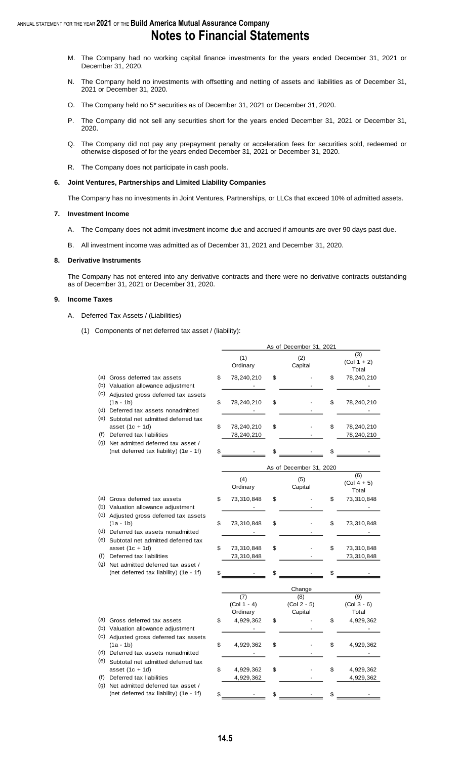M. The Company had no working capital finance investments for the years ended December 31, 2021 or December 31, 2020.

N. The Company held no investments with offsetting and netting of assets and liabilities as of December 31, 2021 or December 31, 2020.

O. The Company held no 5* securities as of December 31, 2021 or December 31, 2020.

P. The Company did not sell any securities short for the years ended December 31, 2021 or December 31, 2020.

Q. The Company did not pay any prepayment penalty or acceleration fees for securities sold, redeemed or otherwise disposed of for the years ended December 31, 2021 or December 31, 2020.

R. The Company does not participate in cash pools.

## 6. Joint Ventures, Partnerships and Limited Liability Companies

The Company has no investments in Joint Ventures, Partnerships, or LLCs that exceed 10% of admitted assets.

## 7. Investment Income

A. The Company does not admit investment income due and accrued if amounts are over 90 days past due.

B. All investment income was admitted as of December 31, 2021 and December 31, 2020.

## 8. Derivative Instruments

The Company has not entered into any derivative contracts and there were no derivative contracts outstanding as of December 31, 2021 or December 31, 2020.

## 9. Income Taxes

A. Deferred Tax Assets / (Liabilities)

(1) Components of net deferred tax asset / (liability):

| | As of December 31, 2021 | | |
|---|---|---|---|
| | (1) Ordinary | (2) Capital | (3) (Col 1 + 2) Total |
| (a) Gross deferred tax assets | $ 78,240,210 | $ - | $ 78,240,210 |
| (b) Valuation allowance adjustment | - | - | - |
| (c) Adjusted gross deferred tax assets (1a - 1b) | $ 78,240,210 | $ - | $ 78,240,210 |
| (d) Deferred tax assets nonadmitted | - | - | - |
| (e) Subtotal net admitted deferred tax asset (1c + 1d) | $ 78,240,210 | $ - | $ 78,240,210 |
| (f) Deferred tax liabilities | 78,240,210 | - | 78,240,210 |
| (g) Net admitted deferred tax asset / (net deferred tax liability) (1e - 1f) | $ - | $ - | $ - |

| | As of December 31, 2020 | | |
|---|---|---|---|
| | (4) Ordinary | (5) Capital | (6) (Col 4 + 5) Total |
| (a) Gross deferred tax assets | $ 73,310,848 | $ - | $ 73,310,848 |
| (b) Valuation allowance adjustment | - | - | - |
| (c) Adjusted gross deferred tax assets (1a - 1b) | $ 73,310,848 | $ - | $ 73,310,848 |
| (d) Deferred tax assets nonadmitted | - | - | - |
| (e) Subtotal net admitted deferred tax asset (1c + 1d) | $ 73,310,848 | $ - | $ 73,310,848 |
| (f) Deferred tax liabilities | 73,310,848 | - | 73,310,848 |
| (g) Net admitted deferred tax asset / (net deferred tax liability) (1e - 1f) | $ - | $ - | $ - |

| | Change | | |
|---|---|---|---|
| | (7) (Col 1 - 4) Ordinary | (8) (Col 2 - 5) Capital | (9) (Col 3 - 6) Total |
| (a) Gross deferred tax assets | $ 4,929,362 | $ - | $ 4,929,362 |
| (b) Valuation allowance adjustment | - | - | - |
| (c) Adjusted gross deferred tax assets (1a - 1b) | $ 4,929,362 | $ - | $ 4,929,362 |
| (d) Deferred tax assets nonadmitted | - | - | - |
| (e) Subtotal net admitted deferred tax asset (1c + 1d) | $ 4,929,362 | $ - | $ 4,929,362 |
| (f) Deferred tax liabilities | 4,929,362 | - | 4,929,362 |
| (g) Net admitted deferred tax asset / (net deferred tax liability) (1e - 1f) | $ - | $ - | $ - |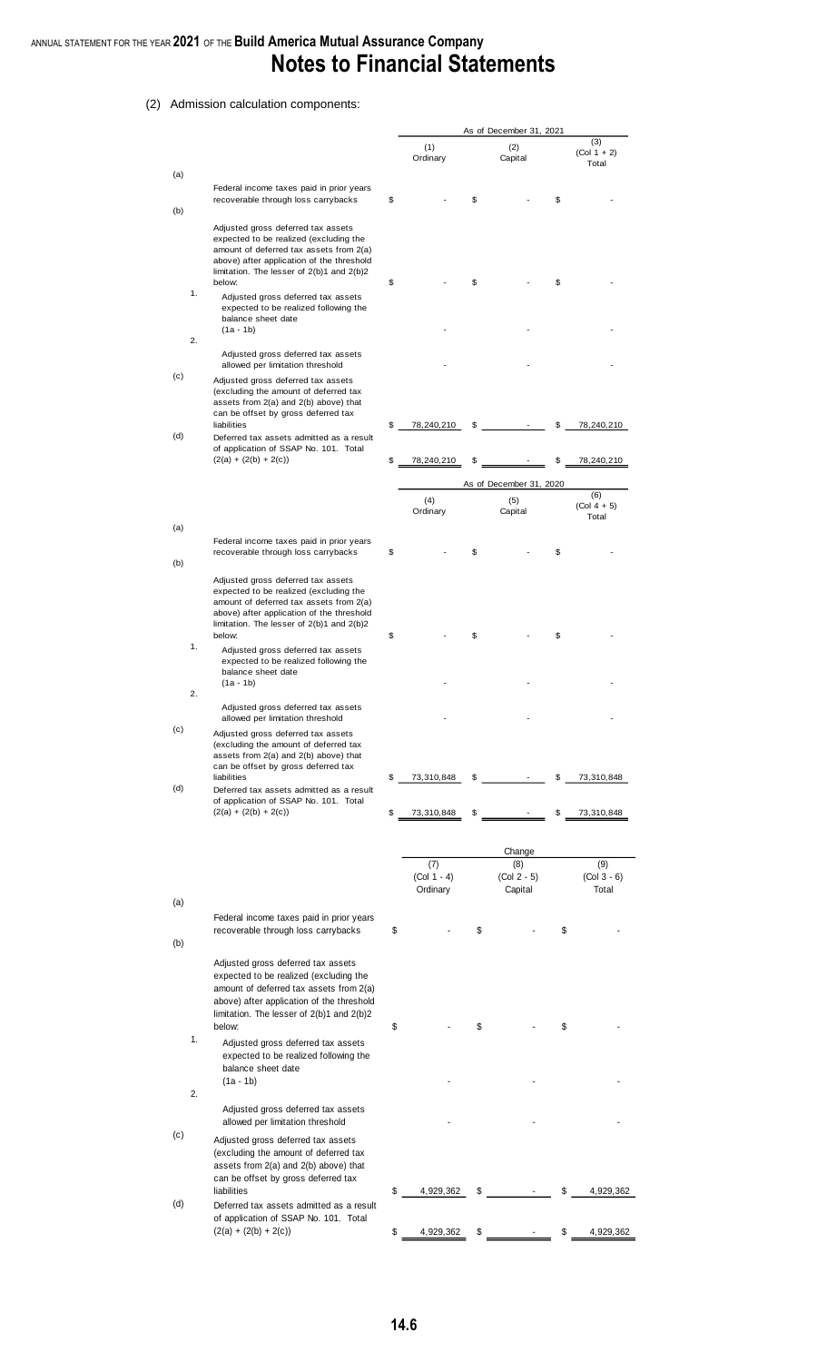(2) Admission calculation components:

| | | As of December 31, 2021 | | |
|---|---|---|---|---|
| | | (1) Ordinary | (2) Capital | (3) (Col 1 + 2) Total |
| (a) | Federal income taxes paid in prior years recoverable through loss carrybacks | $ - | $ - | $ - |
| (b) | Adjusted gross deferred tax assets expected to be realized (excluding the amount of deferred tax assets from 2(a) above) after application of the threshold limitation. The lesser of 2(b)1 and 2(b)2 below: | $ - | $ - | $ - |
| 1. | Adjusted gross deferred tax assets expected to be realized following the balance sheet date (1a - 1b) | - | - | - |
| 2. | Adjusted gross deferred tax assets allowed per limitation threshold | - | - | - |
| (c) | Adjusted gross deferred tax assets (excluding the amount of deferred tax assets from 2(a) and 2(b) above) that can be offset by gross deferred tax liabilities | $ 78,240,210 | $ - | $ 78,240,210 |
| (d) | Deferred tax assets admitted as a result of application of SSAP No. 101. Total (2(a) + (2(b) + 2(c)) | $ 78,240,210 | $ - | $ 78,240,210 |

| | | As of December 31, 2020 | | |
|---|---|---|---|---|
| | | (4) Ordinary | (5) Capital | (6) (Col 4 + 5) Total |
| (a) | Federal income taxes paid in prior years recoverable through loss carrybacks | $ - | $ - | $ - |
| (b) | Adjusted gross deferred tax assets expected to be realized (excluding the amount of deferred tax assets from 2(a) above) after application of the threshold limitation. The lesser of 2(b)1 and 2(b)2 below: | $ - | $ - | $ - |
| 1. | Adjusted gross deferred tax assets expected to be realized following the balance sheet date (1a - 1b) | - | - | - |
| 2. | Adjusted gross deferred tax assets allowed per limitation threshold | - | - | - |
| (c) | Adjusted gross deferred tax assets (excluding the amount of deferred tax assets from 2(a) and 2(b) above) that can be offset by gross deferred tax liabilities | $ 73,310,848 | $ - | $ 73,310,848 |
| (d) | Deferred tax assets admitted as a result of application of SSAP No. 101. Total (2(a) + (2(b) + 2(c)) | $ 73,310,848 | $ - | $ 73,310,848 |

| | | Change | | |
|---|---|---|---|---|
| | | (7) (Col 1 - 4) Ordinary | (8) (Col 2 - 5) Capital | (9) (Col 3 - 6) Total |
| (a) | Federal income taxes paid in prior years recoverable through loss carrybacks | $ - | $ - | $ - |
| (b) | Adjusted gross deferred tax assets expected to be realized (excluding the amount of deferred tax assets from 2(a) above) after application of the threshold limitation. The lesser of 2(b)1 and 2(b)2 below: | $ - | $ - | $ - |
| 1. | Adjusted gross deferred tax assets expected to be realized following the balance sheet date (1a - 1b) | - | - | - |
| 2. | Adjusted gross deferred tax assets allowed per limitation threshold | - | - | - |
| (c) | Adjusted gross deferred tax assets (excluding the amount of deferred tax assets from 2(a) and 2(b) above) that can be offset by gross deferred tax liabilities | $ 4,929,362 | $ - | $ 4,929,362 |
| (d) | Deferred tax assets admitted as a result of application of SSAP No. 101. Total (2(a) + (2(b) + 2(c)) | $ 4,929,362 | $ - | $ 4,929,362 |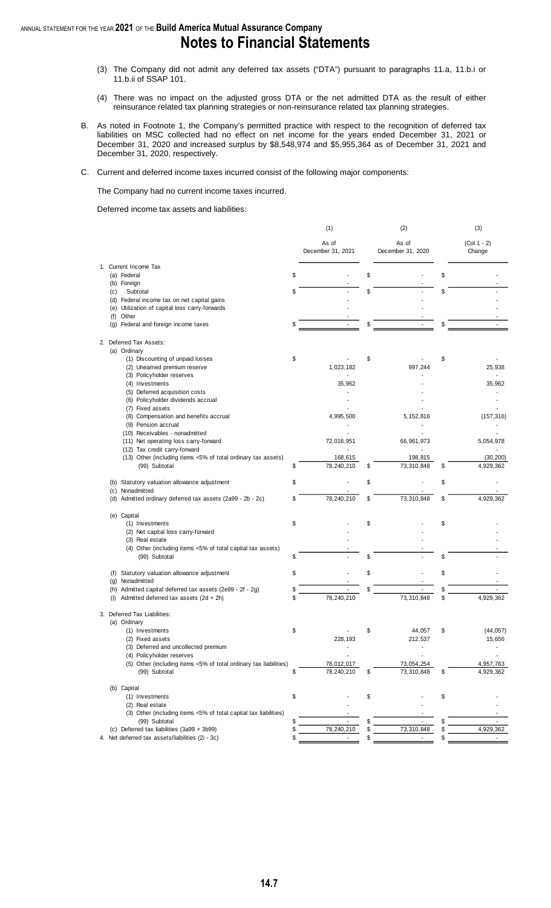(3) The Company did not admit any deferred tax assets ("DTA") pursuant to paragraphs 11.a, 11.b.i or 11.b.ii of SSAP 101.

(4) There was no impact on the adjusted gross DTA or the net admitted DTA as the result of either reinsurance related tax planning strategies or non-reinsurance related tax planning strategies.

B. As noted in Footnote 1, the Company's permitted practice with respect to the recognition of deferred tax liabilities on MSC collected had no effect on net income for the years ended December 31, 2021 or December 31, 2020 and increased surplus by $8,548,974 and $5,955,364 as of December 31, 2021 and December 31, 2020, respectively.

C. Current and deferred income taxes incurred consist of the following major components:

The Company had no current income taxes incurred.

Deferred income tax assets and liabilities:

| | (1) | (2) | (3) |
|---|---|---|---|
| | As of December 31, 2021 | As of December 31, 2020 | (Col 1 - 2) Change |
| 1. Current Income Tax | | | |
| (a) Federal | $ - | $ - | $ - |
| (b) Foreign | - | - | - |
| (c) Subtotal | $ - | $ - | $ - |
| (d) Federal income tax on net capital gains | - | - | - |
| (e) Utilization of capital loss carry-forwards | - | - | - |
| (f) Other | - | - | - |
| (g) Federal and foreign income taxes | $ - | $ - | $ - |
| 2. Deferred Tax Assets: | | | |
| (a) Ordinary | | | |
| (1) Discounting of unpaid losses | $ - | $ - | $ - |
| (2) Unearned premium reserve | 1,023,182 | 997,244 | 25,938 |
| (3) Policyholder reserves | - | - | - |
| (4) Investments | 35,962 | - | 35,962 |
| (5) Deferred acquisition costs | - | - | - |
| (6) Policyholder dividends accrual | - | - | - |
| (7) Fixed assets | - | - | - |
| (8) Compensation and benefits accrual | 4,995,500 | 5,152,816 | (157,316) |
| (9) Pension accrual | - | - | - |
| (10) Receivables - nonadmitted | - | - | - |
| (11) Net operating loss carry-forward | 72,016,951 | 66,961,973 | 5,054,978 |
| (12) Tax credit carry-forward | - | - | - |
| (13) Other (including items <5% of total ordinary tax assets) | 168,615 | 198,815 | (30,200) |
| (99) Subtotal | $ 78,240,210 | $ 73,310,848 | $ 4,929,362 |
| (b) Statutory valuation allowance adjustment | $ - | $ - | $ - |
| (c) Nonadmitted | - | - | - |
| (d) Admitted ordinary deferred tax assets (2a99 - 2b - 2c) | $ 78,240,210 | $ 73,310,848 | $ 4,929,362 |
| (e) Capital | | | |
| (1) Investments | $ - | $ - | $ - |
| (2) Net capital loss carry-forward | - | - | - |
| (3) Real estate | - | - | - |
| (4) Other (including items <5% of total capital tax assets) | - | - | - |
| (99) Subtotal | $ - | $ - | $ - |
| (f) Statutory valuation allowance adjustment | $ - | $ - | $ - |
| (g) Nonadmitted | - | - | - |
| (h) Admitted capital deferred tax assets (2e99 - 2f - 2g) | $ - | $ - | $ - |
| (i) Admitted deferred tax assets (2d + 2h) | $ 78,240,210 | 73,310,848 | $ 4,929,362 |
| 3. Deferred Tax Liabilities: | | | |
| (a) Ordinary | | | |
| (1) Investments | $ - | $ 44,057 | $ (44,057) |
| (2) Fixed assets | 228,193 | 212,537 | 15,656 |
| (3) Deferred and uncollected premium | - | - | - |
| (4) Policyholder reserves | - | - | - |
| (5) Other (including items <5% of total ordinary tax liabilities) | 78,012,017 | 73,054,254 | 4,957,763 |
| (99) Subtotal | $ 78,240,210 | $ 73,310,848 | $ 4,929,362 |
| (b) Capital | | | |
| (1) Investments | $ - | $ - | $ - |
| (2) Real estate | - | - | - |
| (3) Other (including items <5% of total capital tax liabilities) | - | - | - |
| (99) Subtotal | $ - | $ - | $ - |
| (c) Deferred tax liabilities (3a99 + 3b99) | $ 78,240,210 | $ 73,310,848 | $ 4,929,362 |
| 4. Net deferred tax assets/liabilities (2i - 3c) | $ - | $ - | $ - |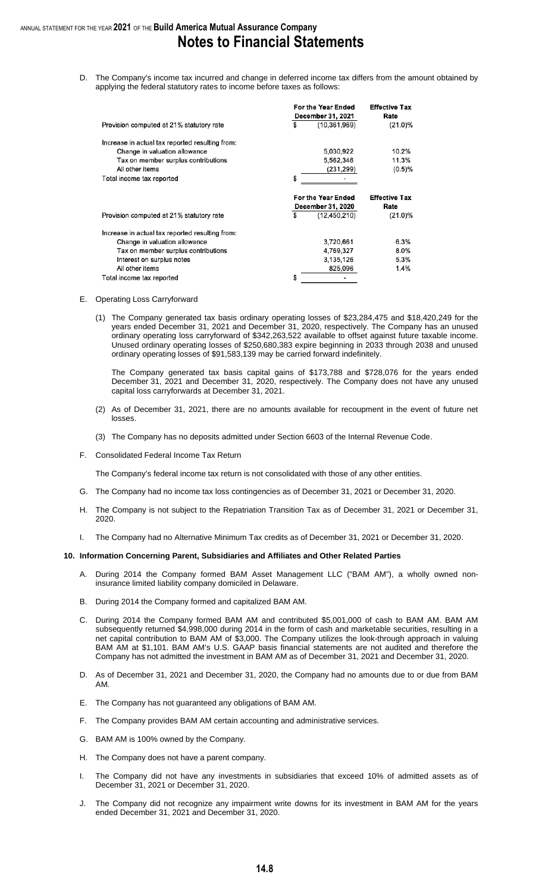# Notes to Financial Statements

D. The Company's income tax incurred and change in deferred income tax differs from the amount obtained by applying the federal statutory rates to income before taxes as follows:

| | For the Year Ended December 31, 2021 | Effective Tax Rate |
|---|---|---|
| Provision computed at 21% statutory rate | $ (10,361,969) | (21.0)% |
| Increase in actual tax reported resulting from: | | |
| Change in valuation allowance | 5,030,922 | 10.2% |
| Tax on member surplus contributions | 5,562,346 | 11.3% |
| All other items | (231,299) | (0.5)% |
| Total income tax reported | $ - | |

| | For the Year Ended December 31, 2020 | Effective Tax Rate |
|---|---|---|
| Provision computed at 21% statutory rate | $ (12,450,210) | (21.0)% |
| Increase in actual tax reported resulting from: | | |
| Change in valuation allowance | 3,720,661 | 6.3% |
| Tax on member surplus contributions | 4,769,327 | 8.0% |
| Interest on surplus notes | 3,135,126 | 5.3% |
| All other items | 825,096 | 1.4% |
| Total income tax reported | $ - | |

E. Operating Loss Carryforward

(1) The Company generated tax basis ordinary operating losses of $23,284,475 and $18,420,249 for the years ended December 31, 2021 and December 31, 2020, respectively. The Company has an unused ordinary operating loss carryforward of $342,263,522 available to offset against future taxable income. Unused ordinary operating losses of $250,680,383 expire beginning in 2033 through 2038 and unused ordinary operating losses of $91,583,139 may be carried forward indefinitely.

The Company generated tax basis capital gains of $173,788 and $728,076 for the years ended December 31, 2021 and December 31, 2020, respectively. The Company does not have any unused capital loss carryforwards at December 31, 2021.

(2) As of December 31, 2021, there are no amounts available for recoupment in the event of future net losses.

(3) The Company has no deposits admitted under Section 6603 of the Internal Revenue Code.

F. Consolidated Federal Income Tax Return

The Company's federal income tax return is not consolidated with those of any other entities.

G. The Company had no income tax loss contingencies as of December 31, 2021 or December 31, 2020.

H. The Company is not subject to the Repatriation Transition Tax as of December 31, 2021 or December 31, 2020.

I. The Company had no Alternative Minimum Tax credits as of December 31, 2021 or December 31, 2020.

## 10. Information Concerning Parent, Subsidiaries and Affiliates and Other Related Parties

A. During 2014 the Company formed BAM Asset Management LLC ("BAM AM"), a wholly owned non-insurance limited liability company domiciled in Delaware.

B. During 2014 the Company formed and capitalized BAM AM.

C. During 2014 the Company formed BAM AM and contributed $5,001,000 of cash to BAM AM. BAM AM subsequently returned $4,998,000 during 2014 in the form of cash and marketable securities, resulting in a net capital contribution to BAM AM of $3,000. The Company utilizes the look-through approach in valuing BAM AM at $1,101. BAM AM's U.S. GAAP basis financial statements are not audited and therefore the Company has not admitted the investment in BAM AM as of December 31, 2021 and December 31, 2020.

D. As of December 31, 2021 and December 31, 2020, the Company had no amounts due to or due from BAM AM.

E. The Company has not guaranteed any obligations of BAM AM.

F. The Company provides BAM AM certain accounting and administrative services.

G. BAM AM is 100% owned by the Company.

H. The Company does not have a parent company.

I. The Company did not have any investments in subsidiaries that exceed 10% of admitted assets as of December 31, 2021 or December 31, 2020.

J. The Company did not recognize any impairment write downs for its investment in BAM AM for the years ended December 31, 2021 and December 31, 2020.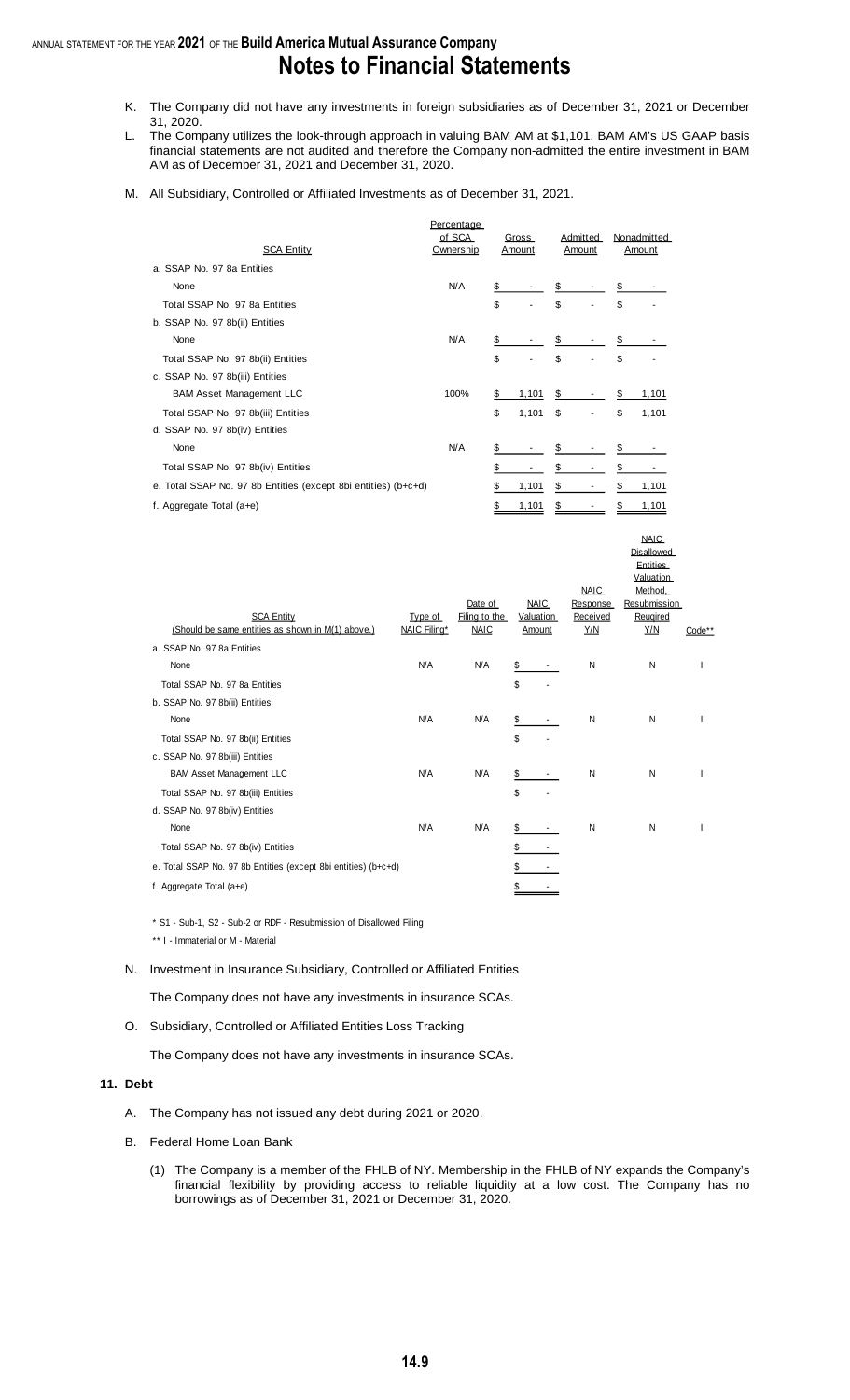K. The Company did not have any investments in foreign subsidiaries as of December 31, 2021 or December 31, 2020.

L. The Company utilizes the look-through approach in valuing BAM AM at $1,101. BAM AM's US GAAP basis financial statements are not audited and therefore the Company non-admitted the entire investment in BAM AM as of December 31, 2021 and December 31, 2020.

M. All Subsidiary, Controlled or Affiliated Investments as of December 31, 2021.

| SCA Entity | Percentage of SCA Ownership | Gross Amount | Admitted Amount | Nonadmitted Amount |
|---|---|---|---|---|
| a. SSAP No. 97 8a Entities | | | | |
| None | N/A | $ - | $ - | $ - |
| Total SSAP No. 97 8a Entities | | $ - | $ - | $ - |
| b. SSAP No. 97 8b(ii) Entities | | | | |
| None | N/A | $ - | $ - | $ - |
| Total SSAP No. 97 8b(ii) Entities | | $ - | $ - | $ - |
| c. SSAP No. 97 8b(iii) Entities | | | | |
| BAM Asset Management LLC | 100% | $ 1,101 | $ - | $ 1,101 |
| Total SSAP No. 97 8b(iii) Entities | | $ 1,101 | $ - | $ 1,101 |
| d. SSAP No. 97 8b(iv) Entities | | | | |
| None | N/A | $ - | $ - | $ - |
| Total SSAP No. 97 8b(iv) Entities | | $ - | $ - | $ - |
| e. Total SSAP No. 97 8b Entities (except 8bi entities) (b+c+d) | | $ 1,101 | $ - | $ 1,101 |
| f. Aggregate Total (a+e) | | $ 1,101 | $ - | $ 1,101 |

| SCA Entity (Should be same entities as shown in M(1) above.) | Type of NAIC Filing* | Date of Filing to the NAIC | NAIC Valuation Amount | NAIC Response Received Y/N | NAIC Disallowed Entities Valuation Method, Resubmission Required Y/N | Code** |
|---|---|---|---|---|---|---|
| a. SSAP No. 97 8a Entities | | | | | | |
| None | N/A | N/A | $ - | N | N | I |
| Total SSAP No. 97 8a Entities | | | $ - | | | |
| b. SSAP No. 97 8b(ii) Entities | | | | | | |
| None | N/A | N/A | $ - | N | N | I |
| Total SSAP No. 97 8b(ii) Entities | | | $ - | | | |
| c. SSAP No. 97 8b(iii) Entities | | | | | | |
| BAM Asset Management LLC | N/A | N/A | $ - | N | N | I |
| Total SSAP No. 97 8b(iii) Entities | | | $ - | | | |
| d. SSAP No. 97 8b(iv) Entities | | | | | | |
| None | N/A | N/A | $ - | N | N | I |
| Total SSAP No. 97 8b(iv) Entities | | | $ - | | | |
| e. Total SSAP No. 97 8b Entities (except 8bi entities) (b+c+d) | | | $ - | | | |
| f. Aggregate Total (a+e) | | | $ - | | | |

\* S1 - Sub-1, S2 - Sub-2 or RDF - Resubmission of Disallowed Filing

\*\* I - Immaterial or M - Material

N. Investment in Insurance Subsidiary, Controlled or Affiliated Entities

The Company does not have any investments in insurance SCAs.

O. Subsidiary, Controlled or Affiliated Entities Loss Tracking

The Company does not have any investments in insurance SCAs.

## 11. Debt

A. The Company has not issued any debt during 2021 or 2020.

B. Federal Home Loan Bank

(1) The Company is a member of the FHLB of NY. Membership in the FHLB of NY expands the Company's financial flexibility by providing access to reliable liquidity at a low cost. The Company has no borrowings as of December 31, 2021 or December 31, 2020.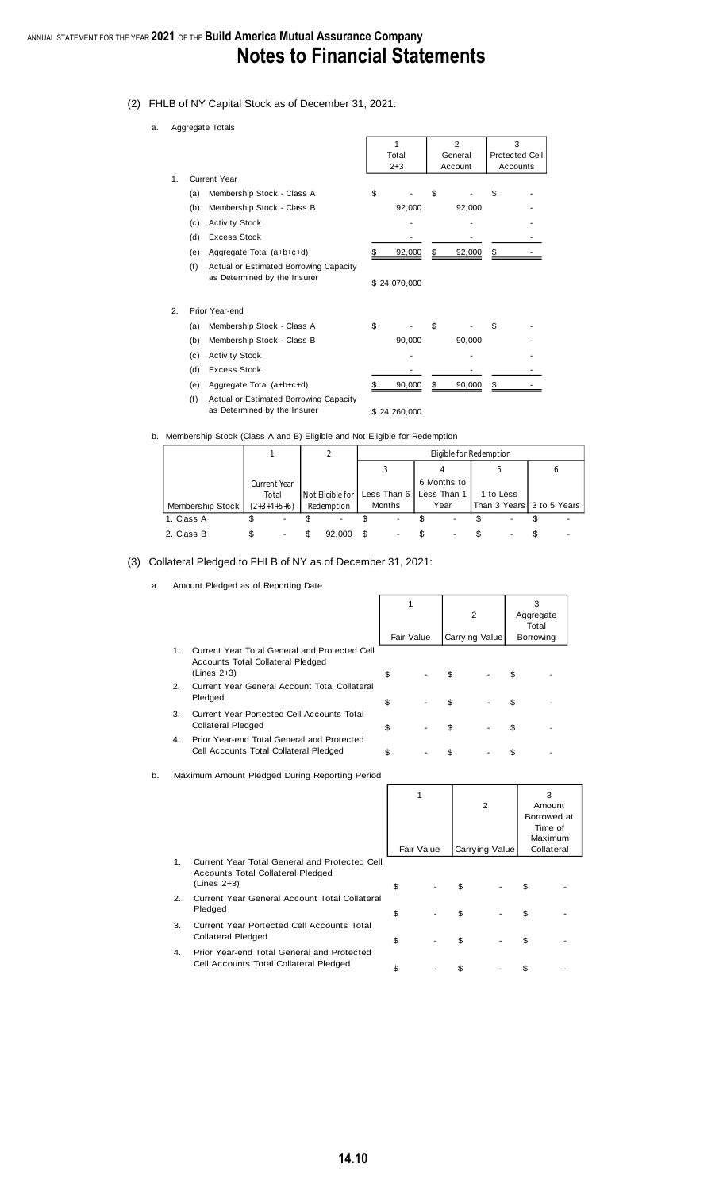# Notes to Financial Statements

(2) FHLB of NY Capital Stock as of December 31, 2021:

a. Aggregate Totals

| | 1<br>Total<br>2+3 | 2<br>General<br>Account | 3<br>Protected Cell<br>Accounts |
|---|---|---|---|
| 1. Current Year | | | |
| (a) Membership Stock - Class A | $ - | $ - | $ - |
| (b) Membership Stock - Class B | 92,000 | 92,000 | - |
| (c) Activity Stock | - | - | - |
| (d) Excess Stock | - | - | - |
| (e) Aggregate Total (a+b+c+d) | $ 92,000 | $ 92,000 | $ - |
| (f) Actual or Estimated Borrowing Capacity as Determined by the Insurer | $ 24,070,000 | | |
| 2. Prior Year-end | | | |
| (a) Membership Stock - Class A | $ - | $ - | $ - |
| (b) Membership Stock - Class B | 90,000 | 90,000 | - |
| (c) Activity Stock | - | - | - |
| (d) Excess Stock | - | - | - |
| (e) Aggregate Total (a+b+c+d) | $ 90,000 | $ 90,000 | $ - |
| (f) Actual or Estimated Borrowing Capacity as Determined by the Insurer | $ 24,260,000 | | |

b. Membership Stock (Class A and B) Eligible and Not Eligible for Redemption

| | 1 | 2 | Eligible for Redemption | | | |
|---|---|---|---|---|---|---|
| | | | 3 | 4 | 5 | 6 |
| Membership Stock | Current Year Total (2+3+4+5+6) | Not Eligible for Redemption | Less Than 6 Months | 6 Months to Less Than 1 Year | 1 to Less Than 3 Years | 3 to 5 Years |
| 1. Class A | $ - | $ - | $ - | $ - | $ - | $ - |
| 2. Class B | $ - | $ 92,000 | $ - | $ - | $ - | $ - |

(3) Collateral Pledged to FHLB of NY as of December 31, 2021:

a. Amount Pledged as of Reporting Date

| | 1<br>Fair Value | 2<br>Carrying Value | 3<br>Aggregate Total Borrowing |
|---|---|---|---|
| 1. Current Year Total General and Protected Cell Accounts Total Collateral Pledged (Lines 2+3) | $ - | $ - | $ - |
| 2. Current Year General Account Total Collateral Pledged | $ - | $ - | $ - |
| 3. Current Year Portected Cell Accounts Total Collateral Pledged | $ - | $ - | $ - |
| 4. Prior Year-end Total General and Protected Cell Accounts Total Collateral Pledged | $ - | $ - | $ - |

b. Maximum Amount Pledged During Reporting Period

| | 1<br>Fair Value | 2<br>Carrying Value | 3<br>Amount Borrowed at Time of Maximum Collateral |
|---|---|---|---|
| 1. Current Year Total General and Protected Cell Accounts Total Collateral Pledged (Lines 2+3) | $ - | $ - | $ - |
| 2. Current Year General Account Total Collateral Pledged | $ - | $ - | $ - |
| 3. Current Year Portected Cell Accounts Total Collateral Pledged | $ - | $ - | $ - |
| 4. Prior Year-end Total General and Protected Cell Accounts Total Collateral Pledged | $ - | $ - | $ - |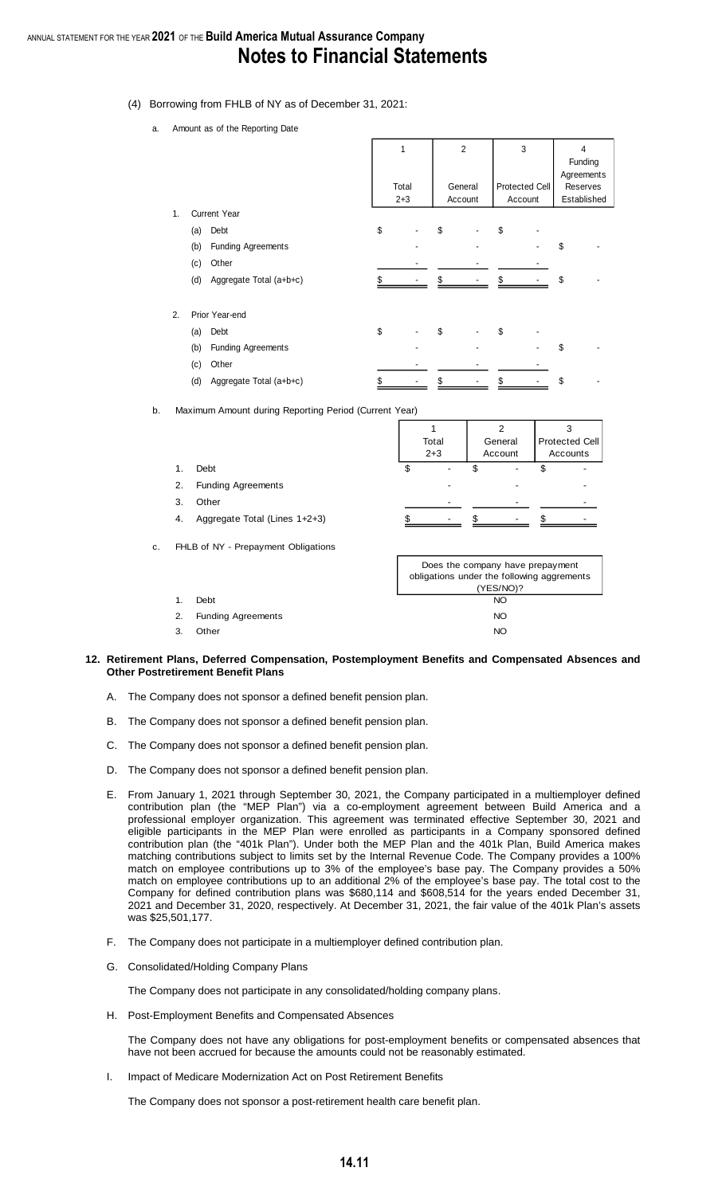(4) Borrowing from FHLB of NY as of December 31, 2021:

a. Amount as of the Reporting Date

| | | 1 | 2 | 3 | 4 |
|---|---|---|---|---|---|
| | | Total 2+3 | General Account | Protected Cell Account | Funding Agreements Reserves Established |
| 1. | Current Year | | | | |
| | (a) Debt | $ - | $ - | $ - | |
| | (b) Funding Agreements | - | - | - | $ - |
| | (c) Other | - | - | - | |
| | (d) Aggregate Total (a+b+c) | $ - | $ - | $ - | $ - |
| 2. | Prior Year-end | | | | |
| | (a) Debt | $ - | $ - | $ - | |
| | (b) Funding Agreements | - | - | - | $ - |
| | (c) Other | - | - | - | |
| | (d) Aggregate Total (a+b+c) | $ - | $ - | $ - | $ - |

b. Maximum Amount during Reporting Period (Current Year)

| | | 1 | 2 | 3 |
|---|---|---|---|---|
| | | Total 2+3 | General Account | Protected Cell Accounts |
| 1. | Debt | $ - | $ - | $ - |
| 2. | Funding Agreements | - | - | - |
| 3. | Other | - | - | - |
| 4. | Aggregate Total (Lines 1+2+3) | $ - | $ - | $ - |

c. FHLB of NY - Prepayment Obligations

| | | Does the company have prepayment obligations under the following aggrements (YES/NO)? |
|---|---|---|
| 1. | Debt | NO |
| 2. | Funding Agreements | NO |
| 3. | Other | NO |

**12. Retirement Plans, Deferred Compensation, Postemployment Benefits and Compensated Absences and Other Postretirement Benefit Plans**

A. The Company does not sponsor a defined benefit pension plan.

B. The Company does not sponsor a defined benefit pension plan.

C. The Company does not sponsor a defined benefit pension plan.

D. The Company does not sponsor a defined benefit pension plan.

E. From January 1, 2021 through September 30, 2021, the Company participated in a multiemployer defined contribution plan (the "MEP Plan") via a co-employment agreement between Build America and a professional employer organization. This agreement was terminated effective September 30, 2021 and eligible participants in the MEP Plan were enrolled as participants in a Company sponsored defined contribution plan (the "401k Plan"). Under both the MEP Plan and the 401k Plan, Build America makes matching contributions subject to limits set by the Internal Revenue Code. The Company provides a 100% match on employee contributions up to 3% of the employee's base pay. The Company provides a 50% match on employee contributions up to an additional 2% of the employee's base pay. The total cost to the Company for defined contribution plans was $680,114 and $608,514 for the years ended December 31, 2021 and December 31, 2020, respectively. At December 31, 2021, the fair value of the 401k Plan's assets was $25,501,177.

F. The Company does not participate in a multiemployer defined contribution plan.

G. Consolidated/Holding Company Plans

The Company does not participate in any consolidated/holding company plans.

H. Post-Employment Benefits and Compensated Absences

The Company does not have any obligations for post-employment benefits or compensated absences that have not been accrued for because the amounts could not be reasonably estimated.

I. Impact of Medicare Modernization Act on Post Retirement Benefits

The Company does not sponsor a post-retirement health care benefit plan.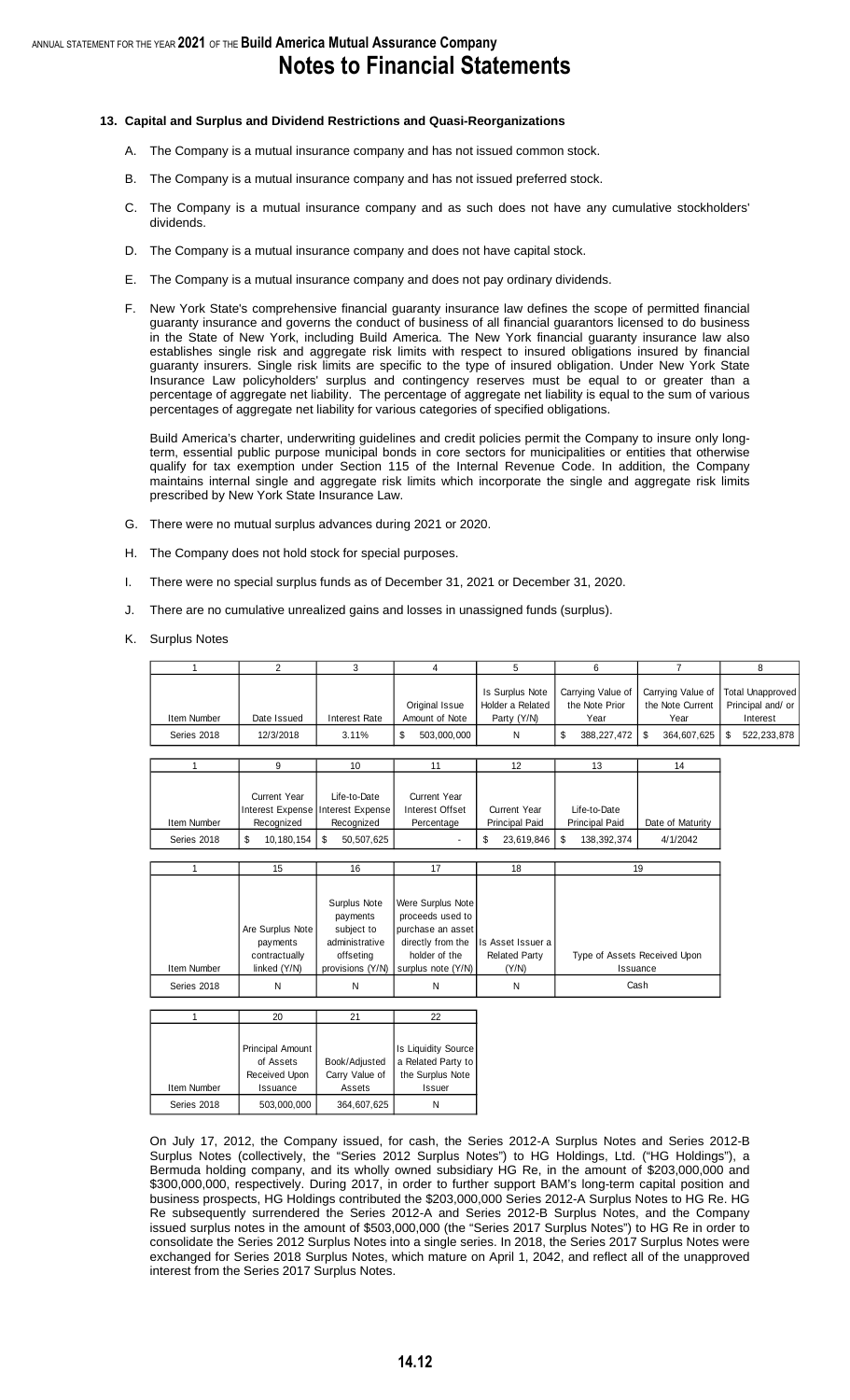## 13. Capital and Surplus and Dividend Restrictions and Quasi-Reorganizations

A. The Company is a mutual insurance company and has not issued common stock.

B. The Company is a mutual insurance company and has not issued preferred stock.

C. The Company is a mutual insurance company and as such does not have any cumulative stockholders' dividends.

D. The Company is a mutual insurance company and does not have capital stock.

E. The Company is a mutual insurance company and does not pay ordinary dividends.

F. New York State's comprehensive financial guaranty insurance law defines the scope of permitted financial guaranty insurance and governs the conduct of business of all financial guarantors licensed to do business in the State of New York, including Build America. The New York financial guaranty insurance law also establishes single risk and aggregate risk limits with respect to insured obligations insured by financial guaranty insurers. Single risk limits are specific to the type of insured obligation. Under New York State Insurance Law policyholders' surplus and contingency reserves must be equal to or greater than a percentage of aggregate net liability. The percentage of aggregate net liability is equal to the sum of various percentages of aggregate net liability for various categories of specified obligations.

   Build America's charter, underwriting guidelines and credit policies permit the Company to insure only long-term, essential public purpose municipal bonds in core sectors for municipalities or entities that otherwise qualify for tax exemption under Section 115 of the Internal Revenue Code. In addition, the Company maintains internal single and aggregate risk limits which incorporate the single and aggregate risk limits prescribed by New York State Insurance Law.

G. There were no mutual surplus advances during 2021 or 2020.

H. The Company does not hold stock for special purposes.

I. There were no special surplus funds as of December 31, 2021 or December 31, 2020.

J. There are no cumulative unrealized gains and losses in unassigned funds (surplus).

K. Surplus Notes

| 1 | 2 | 3 | 4 | 5 | 6 | 7 | 8 |
|---|---|---|---|---|---|---|---|
| Item Number | Date Issued | Interest Rate | Original Issue Amount of Note | Is Surplus Note Holder a Related Party (Y/N) | Carrying Value of the Note Prior Year | Carrying Value of the Note Current Year | Total Unapproved Principal and/ or Interest |
| Series 2018 | 12/3/2018 | 3.11% | $ 503,000,000 | N | $ 388,227,472 | $ 364,607,625 | $ 522,233,878 |

| 1 | 9 | 10 | 11 | 12 | 13 | 14 |
|---|---|---|---|---|---|---|
| Item Number | Current Year Interest Expense Recognized | Life-to-Date Interest Expense Recognized | Current Year Interest Offset Percentage | Current Year Principal Paid | Life-to-Date Principal Paid | Date of Maturity |
| Series 2018 | $ 10,180,154 | $ 50,507,625 | - | $ 23,619,846 | $ 138,392,374 | 4/1/2042 |

| 1 | 15 | 16 | 17 | 18 | 19 |
|---|---|---|---|---|---|
| Item Number | Are Surplus Note payments contractually linked (Y/N) | Surplus Note payments subject to administrative offseting provisions (Y/N) | Were Surplus Note proceeds used to purchase an asset directly from the holder of the surplus note (Y/N) | Is Asset Issuer a Related Party (Y/N) | Type of Assets Received Upon Issuance |
| Series 2018 | N | N | N | N | Cash |

| 1 | 20 | 21 | 22 |
|---|---|---|---|
| Item Number | Principal Amount of Assets Received Upon Issuance | Book/Adjusted Carry Value of Assets | Is Liquidity Source a Related Party to the Surplus Note Issuer |
| Series 2018 | 503,000,000 | 364,607,625 | N |

On July 17, 2012, the Company issued, for cash, the Series 2012-A Surplus Notes and Series 2012-B Surplus Notes (collectively, the "Series 2012 Surplus Notes") to HG Holdings, Ltd. ("HG Holdings"), a Bermuda holding company, and its wholly owned subsidiary HG Re, in the amount of $203,000,000 and $300,000,000, respectively. During 2017, in order to further support BAM's long-term capital position and business prospects, HG Holdings contributed the $203,000,000 Series 2012-A Surplus Notes to HG Re. HG Re subsequently surrendered the Series 2012-A and Series 2012-B Surplus Notes, and the Company issued surplus notes in the amount of $503,000,000 (the "Series 2017 Surplus Notes") to HG Re in order to consolidate the Series 2012 Surplus Notes into a single series. In 2018, the Series 2017 Surplus Notes were exchanged for Series 2018 Surplus Notes, which mature on April 1, 2042, and reflect all of the unapproved interest from the Series 2017 Surplus Notes.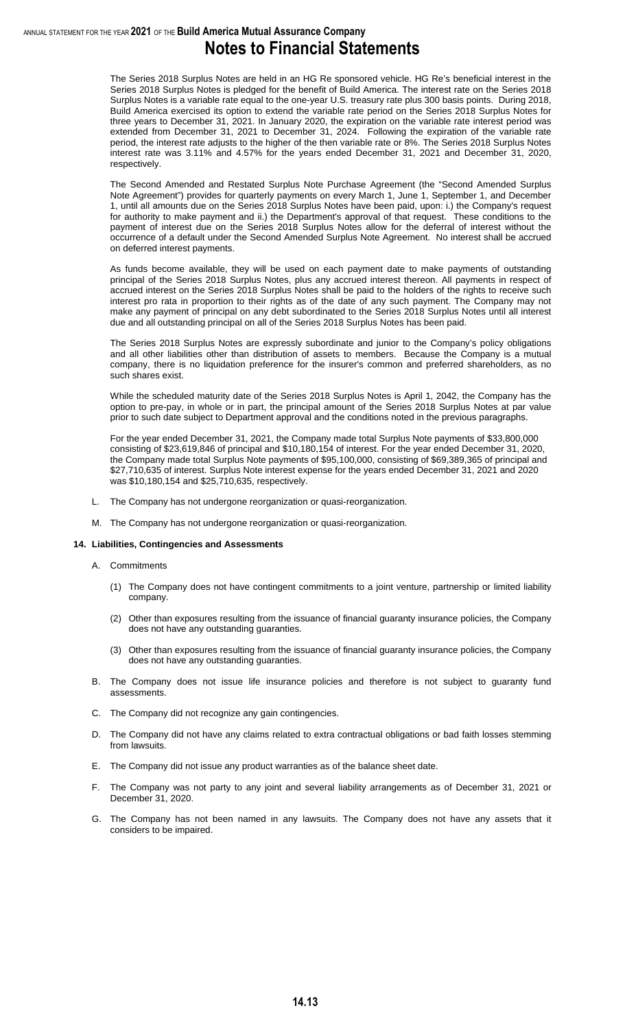The Series 2018 Surplus Notes are held in an HG Re sponsored vehicle. HG Re's beneficial interest in the Series 2018 Surplus Notes is pledged for the benefit of Build America. The interest rate on the Series 2018 Surplus Notes is a variable rate equal to the one-year U.S. treasury rate plus 300 basis points. During 2018, Build America exercised its option to extend the variable rate period on the Series 2018 Surplus Notes for three years to December 31, 2021. In January 2020, the expiration on the variable rate interest period was extended from December 31, 2021 to December 31, 2024. Following the expiration of the variable rate period, the interest rate adjusts to the higher of the then variable rate or 8%. The Series 2018 Surplus Notes interest rate was 3.11% and 4.57% for the years ended December 31, 2021 and December 31, 2020, respectively.

The Second Amended and Restated Surplus Note Purchase Agreement (the "Second Amended Surplus Note Agreement") provides for quarterly payments on every March 1, June 1, September 1, and December 1, until all amounts due on the Series 2018 Surplus Notes have been paid, upon: i.) the Company's request for authority to make payment and ii.) the Department's approval of that request. These conditions to the payment of interest due on the Series 2018 Surplus Notes allow for the deferral of interest without the occurrence of a default under the Second Amended Surplus Note Agreement. No interest shall be accrued on deferred interest payments.

As funds become available, they will be used on each payment date to make payments of outstanding principal of the Series 2018 Surplus Notes, plus any accrued interest thereon. All payments in respect of accrued interest on the Series 2018 Surplus Notes shall be paid to the holders of the rights to receive such interest pro rata in proportion to their rights as of the date of any such payment. The Company may not make any payment of principal on any debt subordinated to the Series 2018 Surplus Notes until all interest due and all outstanding principal on all of the Series 2018 Surplus Notes has been paid.

The Series 2018 Surplus Notes are expressly subordinate and junior to the Company's policy obligations and all other liabilities other than distribution of assets to members. Because the Company is a mutual company, there is no liquidation preference for the insurer's common and preferred shareholders, as no such shares exist.

While the scheduled maturity date of the Series 2018 Surplus Notes is April 1, 2042, the Company has the option to pre-pay, in whole or in part, the principal amount of the Series 2018 Surplus Notes at par value prior to such date subject to Department approval and the conditions noted in the previous paragraphs.

For the year ended December 31, 2021, the Company made total Surplus Note payments of $33,800,000 consisting of $23,619,846 of principal and $10,180,154 of interest. For the year ended December 31, 2020, the Company made total Surplus Note payments of $95,100,000, consisting of $69,389,365 of principal and $27,710,635 of interest. Surplus Note interest expense for the years ended December 31, 2021 and 2020 was $10,180,154 and $25,710,635, respectively.

L. The Company has not undergone reorganization or quasi-reorganization.

M. The Company has not undergone reorganization or quasi-reorganization.

**14. Liabilities, Contingencies and Assessments**

A. Commitments

(1) The Company does not have contingent commitments to a joint venture, partnership or limited liability company.

(2) Other than exposures resulting from the issuance of financial guaranty insurance policies, the Company does not have any outstanding guarantees.

(3) Other than exposures resulting from the issuance of financial guaranty insurance policies, the Company does not have any outstanding guarantees.

B. The Company does not issue life insurance policies and therefore is not subject to guaranty fund assessments.

C. The Company did not recognize any gain contingencies.

D. The Company did not have any claims related to extra contractual obligations or bad faith losses stemming from lawsuits.

E. The Company did not issue any product warranties as of the balance sheet date.

F. The Company was not party to any joint and several liability arrangements as of December 31, 2021 or December 31, 2020.

G. The Company has not been named in any lawsuits. The Company does not have any assets that it considers to be impaired.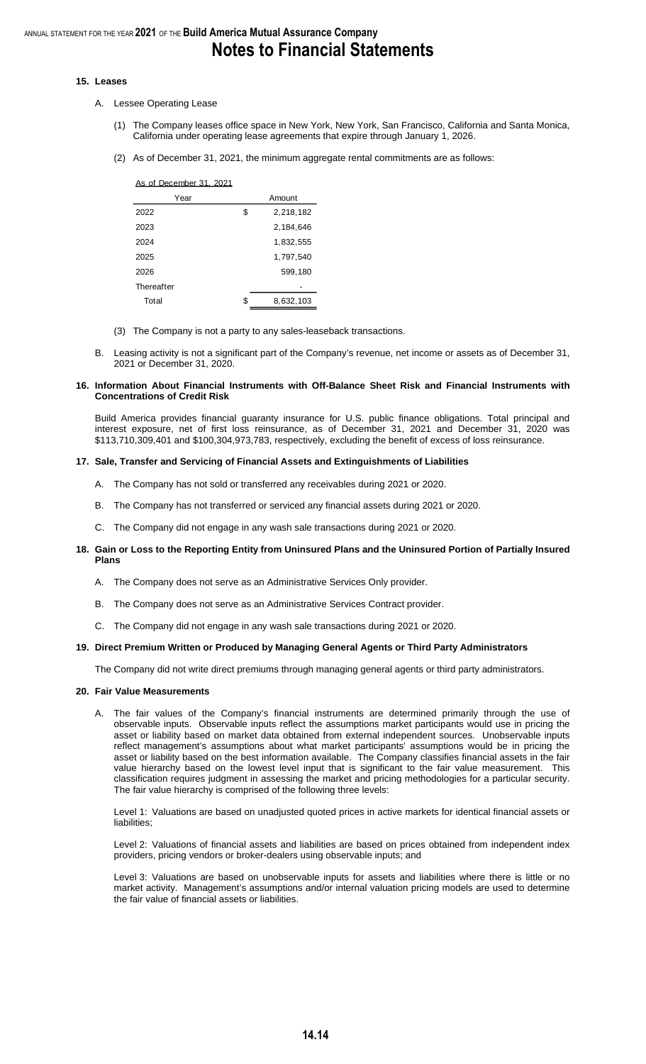## 15. Leases

A. Lessee Operating Lease

(1) The Company leases office space in New York, New York, San Francisco, California and Santa Monica, California under operating lease agreements that expire through January 1, 2026.

(2) As of December 31, 2021, the minimum aggregate rental commitments are as follows:

As of December 31, 2021

| Year | Amount |
| --- | --- |
| 2022 | $ 2,218,182 |
| 2023 | 2,184,646 |
| 2024 | 1,832,555 |
| 2025 | 1,797,540 |
| 2026 | 599,180 |
| Thereafter | - |
| Total | $ 8,632,103 |

(3) The Company is not a party to any sales-leaseback transactions.

B. Leasing activity is not a significant part of the Company's revenue, net income or assets as of December 31, 2021 or December 31, 2020.

## 16. Information About Financial Instruments with Off-Balance Sheet Risk and Financial Instruments with Concentrations of Credit Risk

Build America provides financial guaranty insurance for U.S. public finance obligations. Total principal and interest exposure, net of first loss reinsurance, as of December 31, 2021 and December 31, 2020 was $113,710,309,401 and $100,304,973,783, respectively, excluding the benefit of excess of loss reinsurance.

## 17. Sale, Transfer and Servicing of Financial Assets and Extinguishments of Liabilities

A. The Company has not sold or transferred any receivables during 2021 or 2020.

B. The Company has not transferred or serviced any financial assets during 2021 or 2020.

C. The Company did not engage in any wash sale transactions during 2021 or 2020.

## 18. Gain or Loss to the Reporting Entity from Uninsured Plans and the Uninsured Portion of Partially Insured Plans

A. The Company does not serve as an Administrative Services Only provider.

B. The Company does not serve as an Administrative Services Contract provider.

C. The Company did not engage in any wash sale transactions during 2021 or 2020.

## 19. Direct Premium Written or Produced by Managing General Agents or Third Party Administrators

The Company did not write direct premiums through managing general agents or third party administrators.

## 20. Fair Value Measurements

A. The fair values of the Company's financial instruments are determined primarily through the use of observable inputs. Observable inputs reflect the assumptions market participants would use in pricing the asset or liability based on market data obtained from external independent sources. Unobservable inputs reflect management's assumptions about what market participants' assumptions would be in pricing the asset or liability based on the best information available. The Company classifies financial assets in the fair value hierarchy based on the lowest level input that is significant to the fair value measurement. This classification requires judgment in assessing the market and pricing methodologies for a particular security. The fair value hierarchy is comprised of the following three levels:

Level 1: Valuations are based on unadjusted quoted prices in active markets for identical financial assets or liabilities;

Level 2: Valuations of financial assets and liabilities are based on prices obtained from independent index providers, pricing vendors or broker-dealers using observable inputs; and

Level 3: Valuations are based on unobservable inputs for assets and liabilities where there is little or no market activity. Management's assumptions and/or internal valuation pricing models are used to determine the fair value of financial assets or liabilities.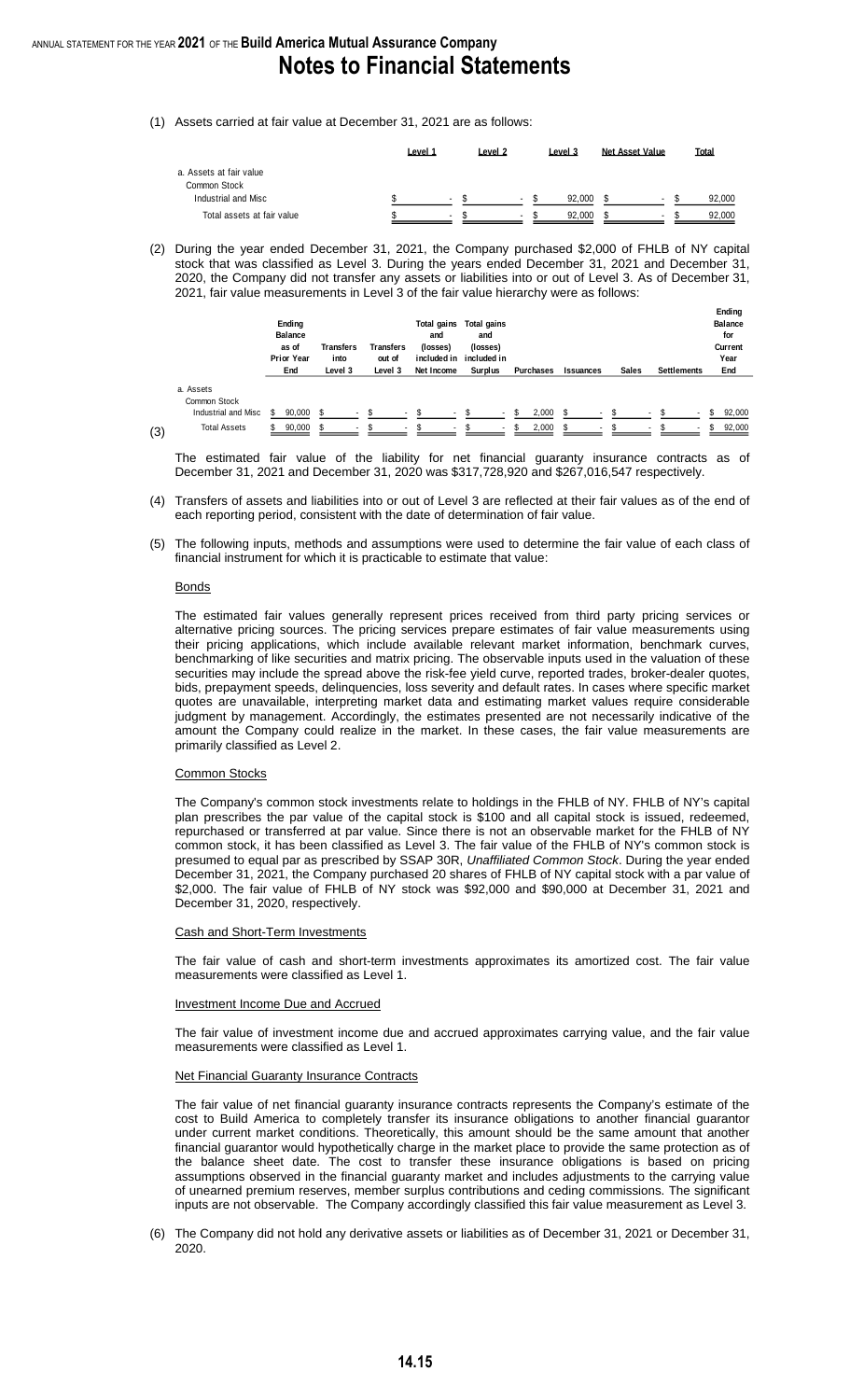(1) Assets carried at fair value at December 31, 2021 are as follows:

| | Level 1 | Level 2 | Level 3 | Net Asset Value | Total |
|---|---|---|---|---|---|
| a. Assets at fair value | | | | | |
| Common Stock | | | | | |
| Industrial and Misc | $ - | $ - | $ 92,000 | $ - | $ 92,000 |
| Total assets at fair value | $ - | $ - | $ 92,000 | $ - | $ 92,000 |

(2) During the year ended December 31, 2021, the Company purchased $2,000 of FHLB of NY capital stock that was classified as Level 3. During the years ended December 31, 2021 and December 31, 2020, the Company did not transfer any assets or liabilities into or out of Level 3. As of December 31, 2021, fair value measurements in Level 3 of the fair value hierarchy were as follows:

| | Ending Balance as of Prior Year End | Transfers into Level 3 | Transfers out of Level 3 | Total gains and (losses) included in Net Income | Total gains and (losses) included in Surplus | Purchases | Issuances | Sales | Settlements | Ending Balance for Current Year End |
|---|---|---|---|---|---|---|---|---|---|---|
| a. Assets | | | | | | | | | | |
| Common Stock | | | | | | | | | | |
| Industrial and Misc | $ 90,000 | $ - | $ - | $ - | $ - | $ 2,000 | $ - | $ - | $ - | $ 92,000 |
| Total Assets | $ 90,000 | $ - | $ - | $ - | $ - | $ 2,000 | $ - | $ - | $ - | $ 92,000 |

(3) The estimated fair value of the liability for net financial guaranty insurance contracts as of December 31, 2021 and December 31, 2020 was $317,728,920 and $267,016,547 respectively.

(4) Transfers of assets and liabilities into or out of Level 3 are reflected at their fair values as of the end of each reporting period, consistent with the date of determination of fair value.

(5) The following inputs, methods and assumptions were used to determine the fair value of each class of financial instrument for which it is practicable to estimate that value:

Bonds

The estimated fair values generally represent prices received from third party pricing services or alternative pricing sources. The pricing services prepare estimates of fair value measurements using their pricing applications, which include available relevant market information, benchmark curves, benchmarking of like securities and matrix pricing. The observable inputs used in the valuation of these securities may include the spread above the risk-fee yield curve, reported trades, broker-dealer quotes, bids, prepayment speeds, delinquencies, loss severity and default rates. In cases where specific market quotes are unavailable, interpreting market data and estimating market values require considerable judgment by management. Accordingly, the estimates presented are not necessarily indicative of the amount the Company could realize in the market. In these cases, the fair value measurements are primarily classified as Level 2.

Common Stocks

The Company's common stock investments relate to holdings in the FHLB of NY. FHLB of NY's capital plan prescribes the par value of the capital stock is $100 and all capital stock is issued, redeemed, repurchased or transferred at par value. Since there is not an observable market for the FHLB of NY common stock, it has been classified as Level 3. The fair value of the FHLB of NY's common stock is presumed to equal par as prescribed by SSAP 30R, *Unaffiliated Common Stock*. During the year ended December 31, 2021, the Company purchased 20 shares of FHLB of NY capital stock with a par value of $2,000. The fair value of FHLB of NY stock was $92,000 and $90,000 at December 31, 2021 and December 31, 2020, respectively.

Cash and Short-Term Investments

The fair value of cash and short-term investments approximates its amortized cost. The fair value measurements were classified as Level 1.

Investment Income Due and Accrued

The fair value of investment income due and accrued approximates carrying value, and the fair value measurements were classified as Level 1.

Net Financial Guaranty Insurance Contracts

The fair value of net financial guaranty insurance contracts represents the Company's estimate of the cost to Build America to completely transfer its insurance obligations to another financial guarantor under current market conditions. Theoretically, this amount should be the same amount that another financial guarantor would hypothetically charge in the market place to provide the same protection as of the balance sheet date. The cost to transfer these insurance obligations is based on pricing assumptions observed in the financial guaranty market and includes adjustments to the carrying value of unearned premium reserves, member surplus contributions and ceding commissions. The significant inputs are not observable. The Company accordingly classified this fair value measurement as Level 3.

(6) The Company did not hold any derivative assets or liabilities as of December 31, 2021 or December 31, 2020.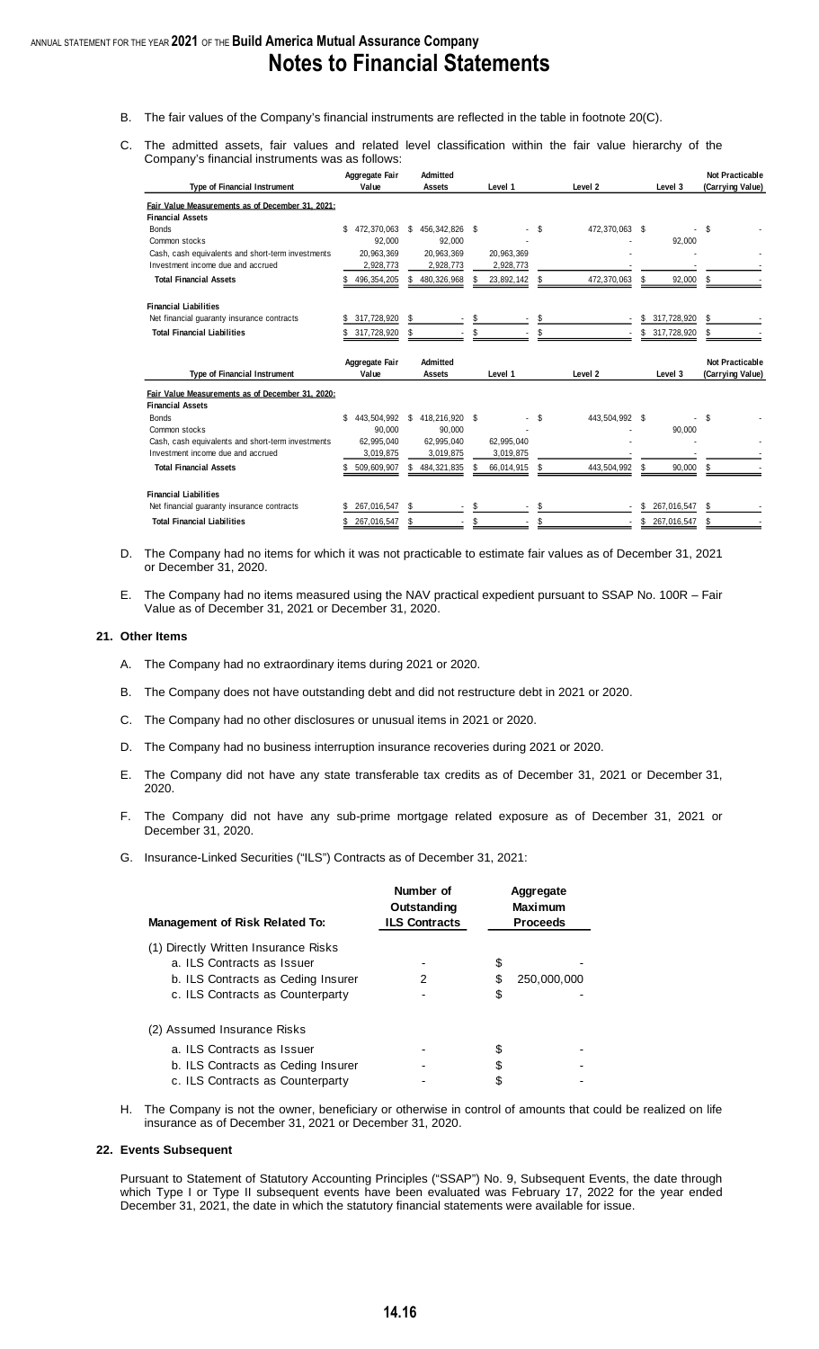B. The fair values of the Company's financial instruments are reflected in the table in footnote 20(C).

C. The admitted assets, fair values and related level classification within the fair value hierarchy of the Company's financial instruments was as follows:

| Type of Financial Instrument | Aggregate Fair Value | Admitted Assets | Level 1 | Level 2 | Level 3 | Not Practicable (Carrying Value) |
|---|---|---|---|---|---|---|
| **Fair Value Measurements as of December 31, 2021:** | | | | | | |
| **Financial Assets** | | | | | | |
| Bonds | $ 472,370,063 | $ 456,342,826 | $ - | $ 472,370,063 | $ - | $ - |
| Common stocks | 92,000 | 92,000 | - | - | 92,000 | |
| Cash, cash equivalents and short-term investments | 20,963,369 | 20,963,369 | 20,963,369 | - | - | - |
| Investment income due and accrued | 2,928,773 | 2,928,773 | 2,928,773 | - | - | - |
| **Total Financial Assets** | $ 496,354,205 | $ 480,326,968 | $ 23,892,142 | $ 472,370,063 | $ 92,000 | $ - |
| **Financial Liabilities** | | | | | | |
| Net financial guaranty insurance contracts | $ 317,728,920 | $ - | $ - | $ - | $ 317,728,920 | $ - |
| **Total Financial Liabilities** | $ 317,728,920 | $ - | $ - | $ - | $ 317,728,920 | $ - |

| Type of Financial Instrument | Aggregate Fair Value | Admitted Assets | Level 1 | Level 2 | Level 3 | Not Practicable (Carrying Value) |
|---|---|---|---|---|---|---|
| **Fair Value Measurements as of December 31, 2020:** | | | | | | |
| **Financial Assets** | | | | | | |
| Bonds | $ 443,504,992 | $ 418,216,920 | $ - | $ 443,504,992 | $ - | $ - |
| Common stocks | 90,000 | 90,000 | - | - | 90,000 | |
| Cash, cash equivalents and short-term investments | 62,995,040 | 62,995,040 | 62,995,040 | - | - | - |
| Investment income due and accrued | 3,019,875 | 3,019,875 | 3,019,875 | - | - | - |
| **Total Financial Assets** | $ 509,609,907 | $ 484,321,835 | $ 66,014,915 | $ 443,504,992 | $ 90,000 | $ - |
| **Financial Liabilities** | | | | | | |
| Net financial guaranty insurance contracts | $ 267,016,547 | $ - | $ - | $ - | $ 267,016,547 | $ - |
| **Total Financial Liabilities** | $ 267,016,547 | $ - | $ - | $ - | $ 267,016,547 | $ - |

D. The Company had no items for which it was not practicable to estimate fair values as of December 31, 2021 or December 31, 2020.

E. The Company had no items measured using the NAV practical expedient pursuant to SSAP No. 100R – Fair Value as of December 31, 2021 or December 31, 2020.

## 21. Other Items

A. The Company had no extraordinary items during 2021 or 2020.

B. The Company does not have outstanding debt and did not restructure debt in 2021 or 2020.

C. The Company had no other disclosures or unusual items in 2021 or 2020.

D. The Company had no business interruption insurance recoveries during 2021 or 2020.

E. The Company did not have any state transferable tax credits as of December 31, 2021 or December 31, 2020.

F. The Company did not have any sub-prime mortgage related exposure as of December 31, 2021 or December 31, 2020.

G. Insurance-Linked Securities ("ILS") Contracts as of December 31, 2021:

| Management of Risk Related To: | Number of Outstanding ILS Contracts | Aggregate Maximum Proceeds |
|---|---|---|
| (1) Directly Written Insurance Risks | | |
| a. ILS Contracts as Issuer | - | $ - |
| b. ILS Contracts as Ceding Insurer | 2 | $ 250,000,000 |
| c. ILS Contracts as Counterparty | - | $ - |
| (2) Assumed Insurance Risks | | |
| a. ILS Contracts as Issuer | - | $ - |
| b. ILS Contracts as Ceding Insurer | - | $ - |
| c. ILS Contracts as Counterparty | - | $ - |

H. The Company is not the owner, beneficiary or otherwise in control of amounts that could be realized on life insurance as of December 31, 2021 or December 31, 2020.

## 22. Events Subsequent

Pursuant to Statement of Statutory Accounting Principles ("SSAP") No. 9, Subsequent Events, the date through which Type I or Type II subsequent events have been evaluated was February 17, 2022 for the year ended December 31, 2021, the date in which the statutory financial statements were available for issue.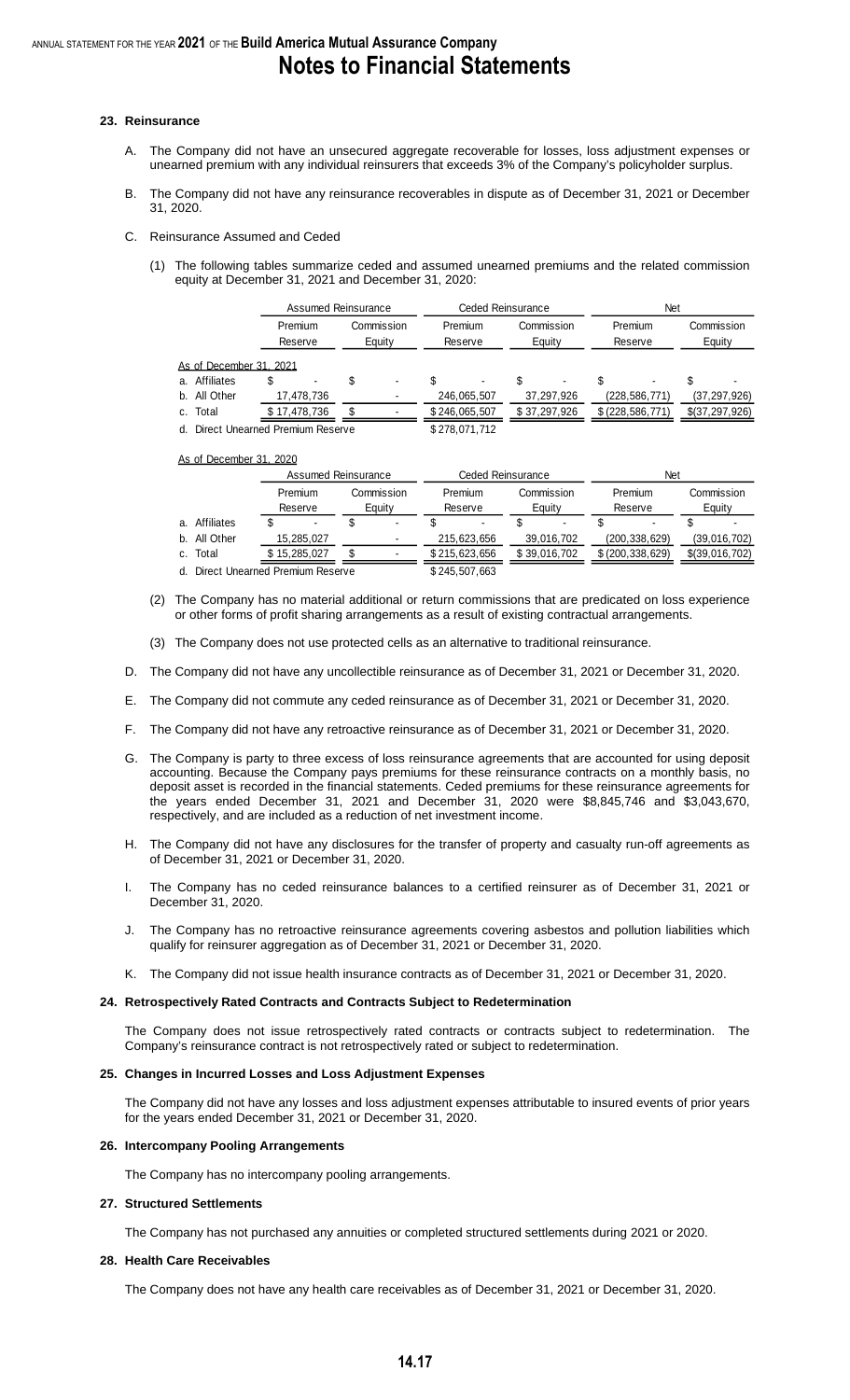### 23. Reinsurance

A. The Company did not have an unsecured aggregate recoverable for losses, loss adjustment expenses or unearned premium with any individual reinsurers that exceeds 3% of the Company's policyholder surplus.

B. The Company did not have any reinsurance recoverables in dispute as of December 31, 2021 or December 31, 2020.

C. Reinsurance Assumed and Ceded

(1) The following tables summarize ceded and assumed unearned premiums and the related commission equity at December 31, 2021 and December 31, 2020:

| | Assumed Reinsurance | | Ceded Reinsurance | | Net | |
|---|---|---|---|---|---|---|
| | Premium Reserve | Commission Equity | Premium Reserve | Commission Equity | Premium Reserve | Commission Equity |
| As of December 31, 2021 | | | | | | |
| a. Affiliates | $ - | $ - | $ - | $ - | $ - | $ - |
| b. All Other | 17,478,736 | - | 246,065,507 | 37,297,926 | (228,586,771) | (37,297,926) |
| c. Total | $ 17,478,736 | $ - | $ 246,065,507 | $ 37,297,926 | $ (228,586,771) | $(37,297,926) |
| d. Direct Unearned Premium Reserve | | | $ 278,071,712 | | | |

As of December 31, 2020

| | Assumed Reinsurance | | Ceded Reinsurance | | Net | |
|---|---|---|---|---|---|---|
| | Premium Reserve | Commission Equity | Premium Reserve | Commission Equity | Premium Reserve | Commission Equity |
| a. Affiliates | $ - | $ - | $ - | $ - | $ - | $ - |
| b. All Other | 15,285,027 | - | 215,623,656 | 39,016,702 | (200,338,629) | (39,016,702) |
| c. Total | $ 15,285,027 | $ - | $ 215,623,656 | $ 39,016,702 | $ (200,338,629) | $(39,016,702) |
| d. Direct Unearned Premium Reserve | | | $ 245,507,663 | | | |

(2) The Company has no material additional or return commissions that are predicated on loss experience or other forms of profit sharing arrangements as a result of existing contractual arrangements.

(3) The Company does not use protected cells as an alternative to traditional reinsurance.

D. The Company did not have any uncollectible reinsurance as of December 31, 2021 or December 31, 2020.

E. The Company did not commute any ceded reinsurance as of December 31, 2021 or December 31, 2020.

F. The Company did not have any retroactive reinsurance as of December 31, 2021 or December 31, 2020.

G. The Company is party to three excess of loss reinsurance agreements that are accounted for using deposit accounting. Because the Company pays premiums for these reinsurance contracts on a monthly basis, no deposit asset is recorded in the financial statements. Ceded premiums for these reinsurance agreements for the years ended December 31, 2021 and December 31, 2020 were $8,845,746 and $3,043,670, respectively, and are included as a reduction of net investment income.

H. The Company did not have any disclosures for the transfer of property and casualty run-off agreements as of December 31, 2021 or December 31, 2020.

I. The Company has no ceded reinsurance balances to a certified reinsurer as of December 31, 2021 or December 31, 2020.

J. The Company has no retroactive reinsurance agreements covering asbestos and pollution liabilities which qualify for reinsurer aggregation as of December 31, 2021 or December 31, 2020.

K. The Company did not issue health insurance contracts as of December 31, 2021 or December 31, 2020.

### 24. Retrospectively Rated Contracts and Contracts Subject to Redetermination

The Company does not issue retrospectively rated contracts or contracts subject to redetermination. The Company's reinsurance contract is not retrospectively rated or subject to redetermination.

### 25. Changes in Incurred Losses and Loss Adjustment Expenses

The Company did not have any losses and loss adjustment expenses attributable to insured events of prior years for the years ended December 31, 2021 or December 31, 2020.

### 26. Intercompany Pooling Arrangements

The Company has no intercompany pooling arrangements.

### 27. Structured Settlements

The Company has not purchased any annuities or completed structured settlements during 2021 or 2020.

### 28. Health Care Receivables

The Company does not have any health care receivables as of December 31, 2021 or December 31, 2020.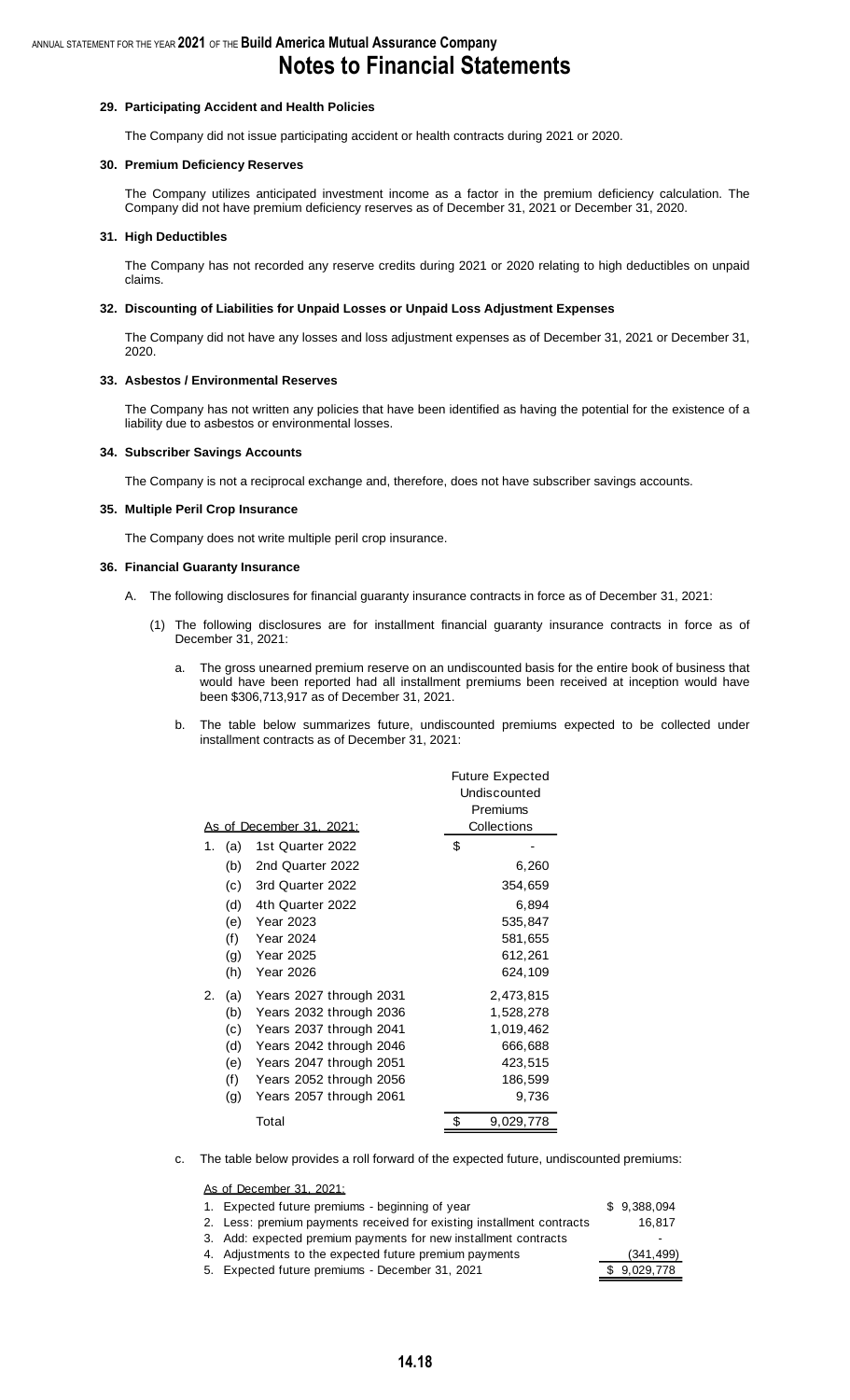**29. Participating Accident and Health Policies**

The Company did not issue participating accident or health contracts during 2021 or 2020.

**30. Premium Deficiency Reserves**

The Company utilizes anticipated investment income as a factor in the premium deficiency calculation. The Company did not have premium deficiency reserves as of December 31, 2021 or December 31, 2020.

**31. High Deductibles**

The Company has not recorded any reserve credits during 2021 or 2020 relating to high deductibles on unpaid claims.

**32. Discounting of Liabilities for Unpaid Losses or Unpaid Loss Adjustment Expenses**

The Company did not have any losses and loss adjustment expenses as of December 31, 2021 or December 31, 2020.

**33. Asbestos / Environmental Reserves**

The Company has not written any policies that have been identified as having the potential for the existence of a liability due to asbestos or environmental losses.

**34. Subscriber Savings Accounts**

The Company is not a reciprocal exchange and, therefore, does not have subscriber savings accounts.

**35. Multiple Peril Crop Insurance**

The Company does not write multiple peril crop insurance.

**36. Financial Guaranty Insurance**

A. The following disclosures for financial guaranty insurance contracts in force as of December 31, 2021:

(1) The following disclosures are for installment financial guaranty insurance contracts in force as of December 31, 2021:

a. The gross unearned premium reserve on an undiscounted basis for the entire book of business that would have been reported had all installment premiums been received at inception would have been $306,713,917 as of December 31, 2021.

b. The table below summarizes future, undiscounted premiums expected to be collected under installment contracts as of December 31, 2021:

| As of December 31, 2021: | Future Expected Undiscounted Premiums Collections |
|---|---|
| 1. (a) 1st Quarter 2022 | $ - |
| (b) 2nd Quarter 2022 | 6,260 |
| (c) 3rd Quarter 2022 | 354,659 |
| (d) 4th Quarter 2022 | 6,894 |
| (e) Year 2023 | 535,847 |
| (f) Year 2024 | 581,655 |
| (g) Year 2025 | 612,261 |
| (h) Year 2026 | 624,109 |
| 2. (a) Years 2027 through 2031 | 2,473,815 |
| (b) Years 2032 through 2036 | 1,528,278 |
| (c) Years 2037 through 2041 | 1,019,462 |
| (d) Years 2042 through 2046 | 666,688 |
| (e) Years 2047 through 2051 | 423,515 |
| (f) Years 2052 through 2056 | 186,599 |
| (g) Years 2057 through 2061 | 9,736 |
| Total | $ 9,029,778 |

c. The table below provides a roll forward of the expected future, undiscounted premiums:

| As of December 31, 2021: | |
|---|---|
| 1. Expected future premiums - beginning of year | $ 9,388,094 |
| 2. Less: premium payments received for existing installment contracts | 16,817 |
| 3. Add: expected premium payments for new installment contracts | - |
| 4. Adjustments to the expected future premium payments | (341,499) |
| 5. Expected future premiums - December 31, 2021 | $ 9,029,778 |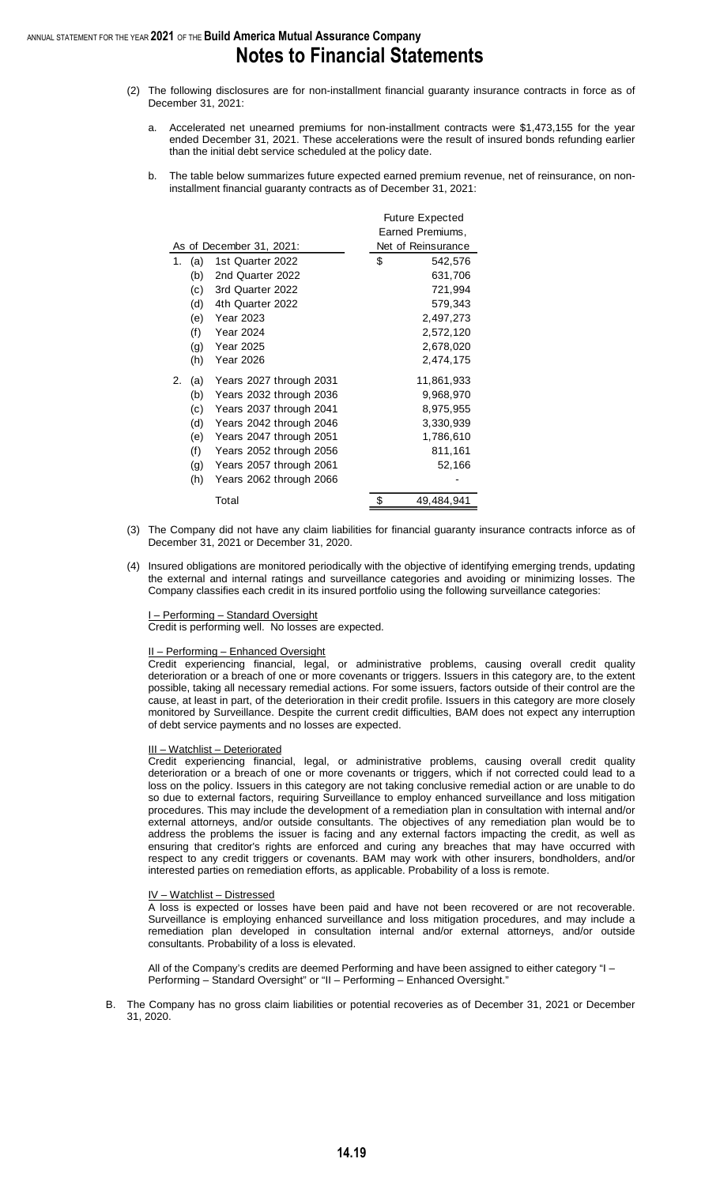(2) The following disclosures are for non-installment financial guaranty insurance contracts in force as of December 31, 2021:

a. Accelerated net unearned premiums for non-installment contracts were $1,473,155 for the year ended December 31, 2021. These accelerations were the result of insured bonds refunding earlier than the initial debt service scheduled at the policy date.

b. The table below summarizes future expected earned premium revenue, net of reinsurance, on non-installment financial guaranty contracts as of December 31, 2021:

| As of December 31, 2021: | | | Future Expected Earned Premiums, Net of Reinsurance |
|---|---|---|---|
| 1. | (a) | 1st Quarter 2022 | $ 542,576 |
| | (b) | 2nd Quarter 2022 | 631,706 |
| | (c) | 3rd Quarter 2022 | 721,994 |
| | (d) | 4th Quarter 2022 | 579,343 |
| | (e) | Year 2023 | 2,497,273 |
| | (f) | Year 2024 | 2,572,120 |
| | (g) | Year 2025 | 2,678,020 |
| | (h) | Year 2026 | 2,474,175 |
| 2. | (a) | Years 2027 through 2031 | 11,861,933 |
| | (b) | Years 2032 through 2036 | 9,968,970 |
| | (c) | Years 2037 through 2041 | 8,975,955 |
| | (d) | Years 2042 through 2046 | 3,330,939 |
| | (e) | Years 2047 through 2051 | 1,786,610 |
| | (f) | Years 2052 through 2056 | 811,161 |
| | (g) | Years 2057 through 2061 | 52,166 |
| | (h) | Years 2062 through 2066 | - |
| | | Total | $ 49,484,941 |

(3) The Company did not have any claim liabilities for financial guaranty insurance contracts inforce as of December 31, 2021 or December 31, 2020.

(4) Insured obligations are monitored periodically with the objective of identifying emerging trends, updating the external and internal ratings and surveillance categories and avoiding or minimizing losses. The Company classifies each credit in its insured portfolio using the following surveillance categories:

I – Performing – Standard Oversight
Credit is performing well. No losses are expected.

II – Performing – Enhanced Oversight
Credit experiencing financial, legal, or administrative problems, causing overall credit quality deterioration or a breach of one or more covenants or triggers. Issuers in this category are, to the extent possible, taking all necessary remedial actions. For some issuers, factors outside of their control are the cause, at least in part, of the deterioration in their credit profile. Issuers in this category are more closely monitored by Surveillance. Despite the current credit difficulties, BAM does not expect any interruption of debt service payments and no losses are expected.

III – Watchlist – Deteriorated
Credit experiencing financial, legal, or administrative problems, causing overall credit quality deterioration or a breach of one or more covenants or triggers, which if not corrected could lead to a loss on the policy. Issuers in this category are not taking conclusive remedial action or are unable to do so due to external factors, requiring Surveillance to employ enhanced surveillance and loss mitigation procedures. This may include the development of a remediation plan in consultation with internal and/or external attorneys, and/or outside consultants. The objectives of any remediation plan would be to address the problems the issuer is facing and any external factors impacting the credit, as well as ensuring that creditor's rights are enforced and curing any breaches that may have occurred with respect to any credit triggers or covenants. BAM may work with other insurers, bondholders, and/or interested parties on remediation efforts, as applicable. Probability of a loss is remote.

IV – Watchlist – Distressed
A loss is expected or losses have been paid and have not been recovered or are not recoverable. Surveillance is employing enhanced surveillance and loss mitigation procedures, and may include a remediation plan developed in consultation internal and/or external attorneys, and/or outside consultants. Probability of a loss is elevated.

All of the Company's credits are deemed Performing and have been assigned to either category "I – Performing – Standard Oversight" or "II – Performing – Enhanced Oversight."

B. The Company has no gross claim liabilities or potential recoveries as of December 31, 2021 or December 31, 2020.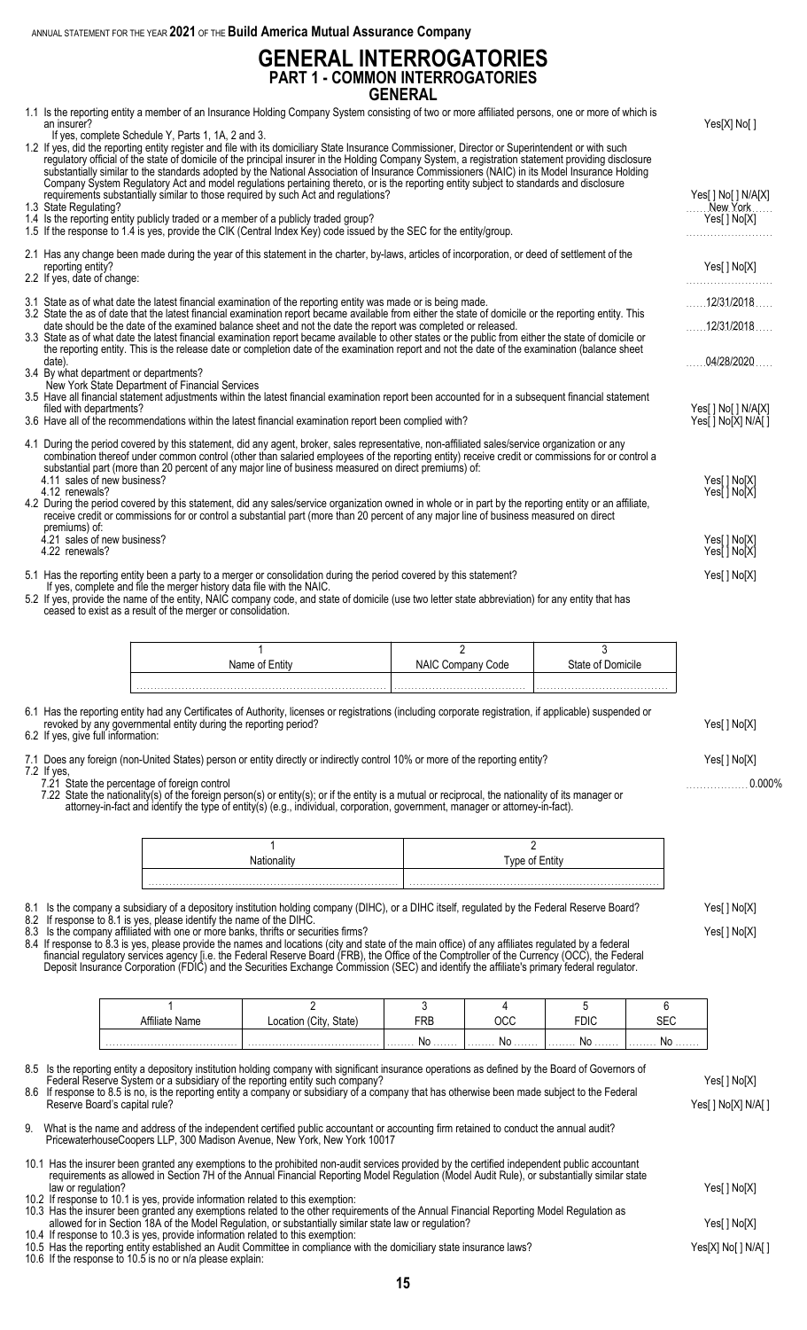# GENERAL INTERROGATORIES

## PART 1 - COMMON INTERROGATORIES

### GENERAL

1.1 Is the reporting entity a member of an Insurance Holding Company System consisting of two or more affiliated persons, one or more of which is an insurer? Yes[X] No[ ]

If yes, complete Schedule Y, Parts 1, 1A, 2 and 3.

1.2 If yes, did the reporting entity register and file with its domiciliary State Insurance Commissioner, Director or Superintendent or with such regulatory official of the state of domicile of the principal insurer in the Holding Company System, a registration statement providing disclosure substantially similar to the standards adopted by the National Association of Insurance Commissioners (NAIC) in its Model Insurance Holding Company System Regulatory Act and model regulations pertaining thereto, or is the reporting entity subject to standards and disclosure requirements substantially similar to those required by such Act and regulations? Yes[ ] No[ ] N/A[X]

1.3 State Regulating? New York

1.4 Is the reporting entity publicly traded or a member of a publicly traded group? Yes[ ] No[X]

1.5 If the response to 1.4 is yes, provide the CIK (Central Index Key) code issued by the SEC for the entity/group.

2.1 Has any change been made during the year of this statement in the charter, by-laws, articles of incorporation, or deed of settlement of the reporting entity? Yes[ ] No[X]

2.2 If yes, date of change:

3.1 State as of what date the latest financial examination of the reporting entity was made or is being made. 12/31/2018

3.2 State the as of date that the latest financial examination report became available from either the state of domicile or the reporting entity. This date should be the date of the examined balance sheet and not the date the report was completed or released. 12/31/2018

3.3 State as of what date the latest financial examination report became available to other states or the public from either the state of domicile or the reporting entity. This is the release date or completion date of the examination report and not the date of the examination (balance sheet date). 04/28/2020

3.4 By what department or departments?

New York State Department of Financial Services

3.5 Have all financial statement adjustments within the latest financial examination report been accounted for in a subsequent financial statement filed with departments? Yes[ ] No[ ] N/A[X]

3.6 Have all of the recommendations within the latest financial examination report been complied with? Yes[ ] No[X] N/A[ ]

4.1 During the period covered by this statement, did any agent, broker, sales representative, non-affiliated sales/service organization or any combination thereof under common control (other than salaried employees of the reporting entity) receive credit or commissions for or control a substantial part (more than 20 percent of any major line of business measured on direct premiums) of:

4.11 sales of new business? Yes[ ] No[X]

4.12 renewals? Yes[ ] No[X]

4.2 During the period covered by this statement, did any sales/service organization owned in whole or in part by the reporting entity or an affiliate, receive credit or commissions for or control a substantial part (more than 20 percent of any major line of business measured on direct premiums) of:

4.21 sales of new business? Yes[ ] No[X]

4.22 renewals? Yes[ ] No[X]

5.1 Has the reporting entity been a party to a merger or consolidation during the period covered by this statement? Yes[ ] No[X]

If yes, complete and file the merger history data file with the NAIC.

5.2 If yes, provide the name of the entity, NAIC company code, and state of domicile (use two letter state abbreviation) for any entity that has ceased to exist as a result of the merger or consolidation.

| 1<br>Name of Entity | 2<br>NAIC Company Code | 3<br>State of Domicile |
|---|---|---|
| | | |

6.1 Has the reporting entity had any Certificates of Authority, licenses or registrations (including corporate registration, if applicable) suspended or revoked by any governmental entity during the reporting period? Yes[ ] No[X]

6.2 If yes, give full information:

7.1 Does any foreign (non-United States) person or entity directly or indirectly control 10% or more of the reporting entity? Yes[ ] No[X]

7.2 If yes,

7.21 State the percentage of foreign control 0.000%

7.22 State the nationality(s) of the foreign person(s) or entity(s); or if the entity is a mutual or reciprocal, the nationality of its manager or attorney-in-fact and identify the type of entity(s) (e.g., individual, corporation, government, manager or attorney-in-fact).

| 1<br>Nationality | 2<br>Type of Entity |
|---|---|
| | |

8.1 Is the company a subsidiary of a depository institution holding company (DIHC), or a DIHC itself, regulated by the Federal Reserve Board? Yes[ ] No[X]

8.2 If response to 8.1 is yes, please identify the name of the DIHC.

8.3 Is the company affiliated with one or more banks, thrifts or securities firms? Yes[ ] No[X]

8.4 If response to 8.3 is yes, please provide the names and locations (city and state of the main office) of any affiliates regulated by a federal financial regulatory services agency [i.e. the Federal Reserve Board (FRB), the Office of the Comptroller of the Currency (OCC), the Federal Deposit Insurance Corporation (FDIC) and the Securities Exchange Commission (SEC) and identify the affiliate's primary federal regulator.

| 1<br>Affiliate Name | 2<br>Location (City, State) | 3<br>FRB | 4<br>OCC | 5<br>FDIC | 6<br>SEC |
|---|---|---|---|---|---|
| | | No | No | No | No |

8.5 Is the reporting entity a depository institution holding company with significant insurance operations as defined by the Board of Governors of Federal Reserve System or a subsidiary of the reporting entity such company? Yes[ ] No[X]

8.6 If response to 8.5 is no, is the reporting entity a company or subsidiary of a company that has otherwise been made subject to the Federal Reserve Board's capital rule? Yes[ ] No[X] N/A[ ]

9. What is the name and address of the independent certified public accountant or accounting firm retained to conduct the annual audit?

PricewaterhouseCoopers LLP, 300 Madison Avenue, New York, New York 10017

10.1 Has the insurer been granted any exemptions to the prohibited non-audit services provided by the certified independent public accountant requirements as allowed in Section 7H of the Annual Financial Reporting Model Regulation (Model Audit Rule), or substantially similar state law or regulation? Yes[ ] No[X]

10.2 If response to 10.1 is yes, provide information related to this exemption:

10.3 Has the insurer been granted any exemptions related to the other requirements of the Annual Financial Reporting Model Regulation as allowed for in Section 18A of the Model Regulation, or substantially similar state law or regulation? Yes[ ] No[X]

10.4 If response to 10.3 is yes, provide information related to this exemption:

10.5 Has the reporting entity established an Audit Committee in compliance with the domiciliary state insurance laws? Yes[X] No[ ] N/A[ ]

10.6 If the response to 10.5 is no or n/a please explain: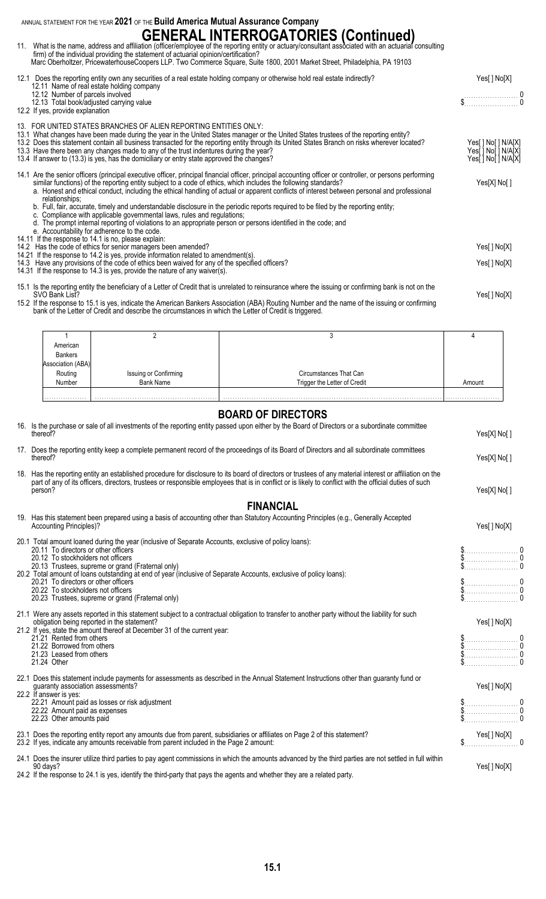ANNUAL STATEMENT FOR THE YEAR **2021** OF THE **Build America Mutual Assurance Company**

# GENERAL INTERROGATORIES (Continued)

11. What is the name, address and affiliation (officer/employee of the reporting entity or actuary/consultant associated with an actuarial consulting firm) of the individual providing the statement of actuarial opinion/certification?
Marc Oberholtzer, PricewaterhouseCoopers LLP. Two Commerce Square, Suite 1800, 2001 Market Street, Philadelphia, PA 19103

12.1 Does the reporting entity own any securities of a real estate holding company or otherwise hold real estate indirectly? Yes[ ] No[X]
12.11 Name of real estate holding company
12.12 Number of parcels involved 0
12.13 Total book/adjusted carrying value $ 0
12.2 If yes, provide explanation

13. FOR UNITED STATES BRANCHES OF ALIEN REPORTING ENTITIES ONLY:
13.1 What changes have been made during the year in the United States manager or the United States trustees of the reporting entity?
13.2 Does this statement contain all business transacted for the reporting entity through its United States Branch on risks wherever located? Yes[ ] No[ ] N/A[X]
13.3 Have there been any changes made to any of the trust indentures during the year? Yes[ ] No[ ] N/A[X]
13.4 If answer to (13.3) is yes, has the domiciliary or entry state approved the changes? Yes[ ] No[ ] N/A[X]

14.1 Are the senior officers (principal executive officer, principal financial officer, principal accounting officer or controller, or persons performing similar functions) of the reporting entity subject to a code of ethics, which includes the following standards? Yes[X] No[ ]
a. Honest and ethical conduct, including the ethical handling of actual or apparent conflicts of interest between personal and professional relationships;
b. Full, fair, accurate, timely and understandable disclosure in the periodic reports required to be filed by the reporting entity;
c. Compliance with applicable governmental laws, rules and regulations;
d. The prompt internal reporting of violations to an appropriate person or persons identified in the code; and
e. Accountability for adherence to the code.
14.11 If the response to 14.1 is no, please explain:
14.2 Has the code of ethics for senior managers been amended? Yes[ ] No[X]
14.21 If the response to 14.2 is yes, provide information related to amendment(s).
14.3 Have any provisions of the code of ethics been waived for any of the specified officers? Yes[ ] No[X]
14.31 If the response to 14.3 is yes, provide the nature of any waiver(s).

15.1 Is the reporting entity the beneficiary of a Letter of Credit that is unrelated to reinsurance where the issuing or confirming bank is not on the SVO Bank List? Yes[ ] No[X]
15.2 If the response to 15.1 is yes, indicate the American Bankers Association (ABA) Routing Number and the name of the issuing or confirming bank of the Letter of Credit and describe the circumstances in which the Letter of Credit is triggered.

| 1<br>American Bankers Association (ABA) Routing Number | 2<br>Issuing or Confirming Bank Name | 3<br>Circumstances That Can Trigger the Letter of Credit | 4<br>Amount |
|---|---|---|---|
| | | | |

## BOARD OF DIRECTORS

16. Is the purchase or sale of all investments of the reporting entity passed upon either by the Board of Directors or a subordinate committee thereof? Yes[X] No[ ]

17. Does the reporting entity keep a complete permanent record of the proceedings of its Board of Directors and all subordinate committees thereof? Yes[X] No[ ]

18. Has the reporting entity an established procedure for disclosure to its board of directors or trustees of any material interest or affiliation on the part of any of its officers, directors, trustees or responsible employees that is in conflict or is likely to conflict with the official duties of such person? Yes[X] No[ ]

## FINANCIAL

19. Has this statement been prepared using a basis of accounting other than Statutory Accounting Principles (e.g., Generally Accepted Accounting Principles)? Yes[ ] No[X]

20.1 Total amount loaned during the year (inclusive of Separate Accounts, exclusive of policy loans):
20.11 To directors or other officers $ 0
20.12 To stockholders not officers $ 0
20.13 Trustees, supreme or grand (Fraternal only) $ 0
20.2 Total amount of loans outstanding at end of year (inclusive of Separate Accounts, exclusive of policy loans):
20.21 To directors or other officers $ 0
20.22 To stockholders not officers $ 0
20.23 Trustees, supreme or grand (Fraternal only) $ 0

21.1 Were any assets reported in this statement subject to a contractual obligation to transfer to another party without the liability for such obligation being reported in the statement? Yes[ ] No[X]
21.2 If yes, state the amount thereof at December 31 of the current year:
21.21 Rented from others $ 0
21.22 Borrowed from others $ 0
21.23 Leased from others $ 0
21.24 Other $ 0

22.1 Does this statement include payments for assessments as described in the Annual Statement Instructions other than guaranty fund or guaranty association assessments? Yes[ ] No[X]
22.2 If answer is yes:
22.21 Amount paid as losses or risk adjustment $ 0
22.22 Amount paid as expenses $ 0
22.23 Other amounts paid $ 0

23.1 Does the reporting entity report any amounts due from parent, subsidiaries or affiliates on Page 2 of this statement? Yes[ ] No[X]
23.2 If yes, indicate any amounts receivable from parent included in the Page 2 amount: $ 0

24.1 Does the insurer utilize third parties to pay agent commissions in which the amounts advanced by the third parties are not settled in full within 90 days? Yes[ ] No[X]
24.2 If the response to 24.1 is yes, identify the third-party that pays the agents and whether they are a related party.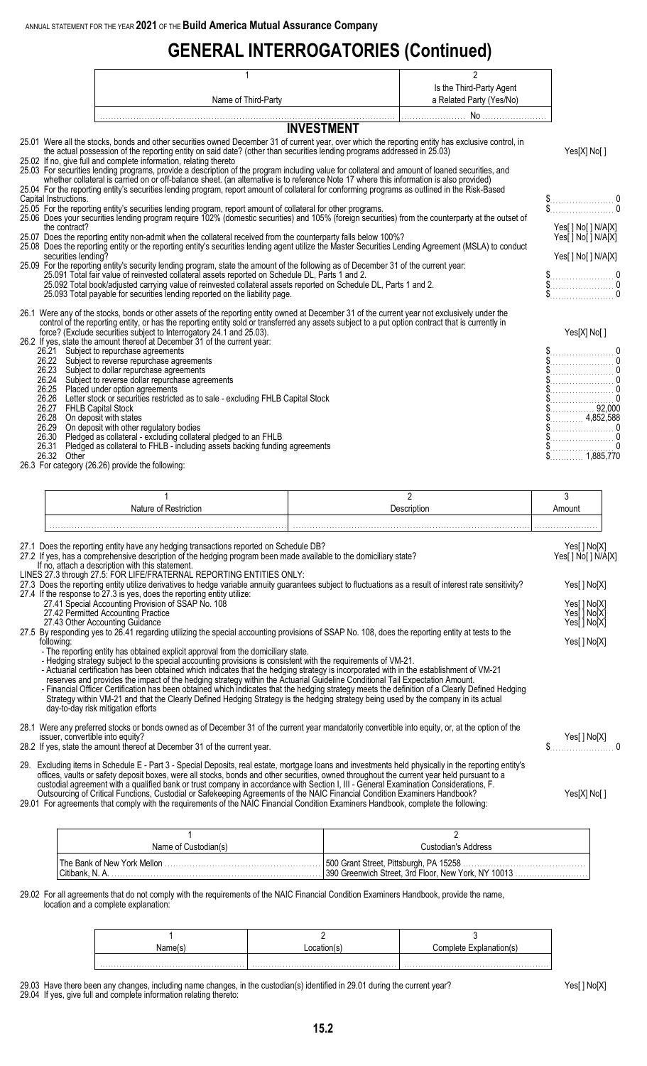ANNUAL STATEMENT FOR THE YEAR **2021** OF THE **Build America Mutual Assurance Company**

# GENERAL INTERROGATORIES (Continued)

| 1 | 2 |
|---|---|
| Name of Third-Party | Is the Third-Party Agent a Related Party (Yes/No) |
| | No |

## INVESTMENT

25.01 Were all the stocks, bonds and other securities owned December 31 of current year, over which the reporting entity has exclusive control, in the actual possession of the reporting entity on said date? (other than securities lending programs addressed in 25.03) Yes[X] No[ ]

25.02 If no, give full and complete information, relating thereto

25.03 For securities lending programs, provide a description of the program including value for collateral and amount of loaned securities, and whether collateral is carried on or off-balance sheet. (an alternative is to reference Note 17 where this information is also provided)

25.04 For the reporting entity's securities lending program, report amount of collateral for conforming programs as outlined in the Risk-Based Capital Instructions. $ 0

25.05 For the reporting entity's securities lending program, report amount of collateral for other programs. $ 0

25.06 Does your securities lending program require 102% (domestic securities) and 105% (foreign securities) from the counterparty at the outset of the contract? Yes[ ] No[ ] N/A[X]

25.07 Does the reporting entity non-admit when the collateral received from the counterparty falls below 100%? Yes[ ] No[ ] N/A[X]

25.08 Does the reporting entity or the reporting entity's securities lending agent utilize the Master Securities Lending Agreement (MSLA) to conduct securities lending? Yes[ ] No[ ] N/A[X]

25.09 For the reporting entity's security lending program, state the amount of the following as of December 31 of the current year:

25.091 Total fair value of reinvested collateral assets reported on Schedule DL, Parts 1 and 2. $ 0

25.092 Total book/adjusted carrying value of reinvested collateral assets reported on Schedule DL, Parts 1 and 2. $ 0

25.093 Total payable for securities lending reported on the liability page. $ 0

26.1 Were any of the stocks, bonds or other assets of the reporting entity owned at December 31 of the current year not exclusively under the control of the reporting entity, or has the reporting entity sold or transferred any assets subject to a put option contract that is currently in force? (Exclude securities subject to Interrogatory 24.1 and 25.03). Yes[X] No[ ]

26.2 If yes, state the amount thereof at December 31 of the current year:

26.21 Subject to repurchase agreements $ 0
26.22 Subject to reverse repurchase agreements $ 0
26.23 Subject to dollar repurchase agreements $ 0
26.24 Subject to reverse dollar repurchase agreements $ 0
26.25 Placed under option agreements $ 0
26.26 Letter stock or securities restricted as to sale - excluding FHLB Capital Stock $ 0
26.27 FHLB Capital Stock $ 92,000
26.28 On deposit with states $ 4,852,588
26.29 On deposit with other regulatory bodies $ 0
26.30 Pledged as collateral - excluding collateral pledged to an FHLB $ 0
26.31 Pledged as collateral to FHLB - including assets backing funding agreements $ 0
26.32 Other $ 1,885,770

26.3 For category (26.26) provide the following:

| 1 | 2 | 3 |
|---|---|---|
| Nature of Restriction | Description | Amount |
| | | |

27.1 Does the reporting entity have any hedging transactions reported on Schedule DB? Yes[ ] No[X]

27.2 If yes, has a comprehensive description of the hedging program been made available to the domiciliary state? Yes[ ] No[ ] N/A[X]

If no, attach a description with this statement.

LINES 27.3 through 27.5: FOR LIFE/FRATERNAL REPORTING ENTITIES ONLY:

27.3 Does the reporting entity utilize derivatives to hedge variable annuity guarantees subject to fluctuations as a result of interest rate sensitivity? Yes[ ] No[X]

27.4 If the response to 27.3 is yes, does the reporting entity utilize:

27.41 Special Accounting Provision of SSAP No. 108 Yes[ ] No[X]
27.42 Permitted Accounting Practice Yes[ ] No[X]
27.43 Other Accounting Guidance Yes[ ] No[X]

27.5 By responding yes to 26.41 regarding utilizing the special accounting provisions of SSAP No. 108, does the reporting entity at tests to the following: Yes[ ] No[X]

- The reporting entity has obtained explicit approval from the domiciliary state.
- Hedging strategy subject to the special accounting provisions is consistent with the requirements of VM-21.
- Actuarial certification has been obtained which indicates that the hedging strategy is incorporated with in the establishment of VM-21 reserves and provides the impact of the hedging strategy within the Actuarial Guideline Conditional Tail Expectation Amount.
- Financial Officer Certification has been obtained which indicates that the hedging strategy meets the definition of a Clearly Defined Hedging Strategy within VM-21 and that the Clearly Defined Hedging Strategy is the hedging strategy being used by the company in its actual day-to-day risk mitigation efforts

28.1 Were any preferred stocks or bonds owned as of December 31 of the current year mandatorily convertible into equity, or, at the option of the issuer, convertible into equity? Yes[ ] No[X]

28.2 If yes, state the amount thereof at December 31 of the current year. $ 0

29. Excluding items in Schedule E - Part 3 - Special Deposits, real estate, mortgage loans and investments held physically in the reporting entity's offices, vaults or safety deposit boxes, were all stocks, bonds and other securities, owned throughout the current year held pursuant to a custodial agreement with a qualified bank or trust company in accordance with Section I, III - General Examination Considerations, F. Outsourcing of Critical Functions, Custodial or Safekeeping Agreements of the NAIC Financial Condition Examiners Handbook? Yes[X] No[ ]

29.01 For agreements that comply with the requirements of the NAIC Financial Condition Examiners Handbook, complete the following:

| 1 | 2 |
|---|---|
| Name of Custodian(s) | Custodian's Address |
| The Bank of New York Mellon | 500 Grant Street, Pittsburgh, PA 15258 |
| Citibank, N. A. | 390 Greenwich Street, 3rd Floor, New York, NY 10013 |

29.02 For all agreements that do not comply with the requirements of the NAIC Financial Condition Examiners Handbook, provide the name, location and a complete explanation:

| 1 | 2 | 3 |
|---|---|---|
| Name(s) | Location(s) | Complete Explanation(s) |
| | | |

29.03 Have there been any changes, including name changes, in the custodian(s) identified in 29.01 during the current year? Yes[ ] No[X]

29.04 If yes, give full and complete information relating thereto: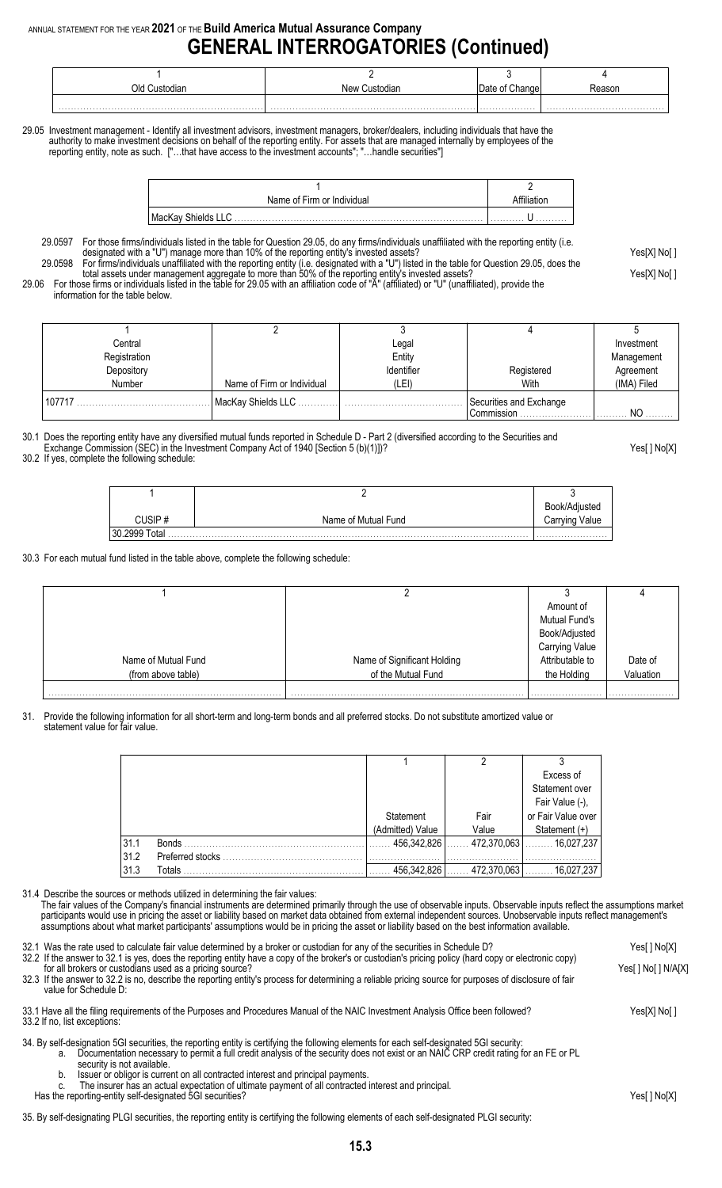# GENERAL INTERROGATORIES (Continued)

| 1 | 2 | 3 | 4 |
|---|---|---|---|
| Old Custodian | New Custodian | Date of Change | Reason |
| | | | |

29.05 Investment management - Identify all investment advisors, investment managers, broker/dealers, including individuals that have the authority to make investment decisions on behalf of the reporting entity. For assets that are managed internally by employees of the reporting entity, note as such. ["…that have access to the investment accounts"; "…handle securities"]

| 1 | 2 |
|---|---|
| Name of Firm or Individual | Affiliation |
| MacKay Shields LLC | U |

29.0597 For those firms/individuals listed in the table for Question 29.05, do any firms/individuals unaffiliated with the reporting entity (i.e. designated with a "U") manage more than 10% of the reporting entity's invested assets? Yes[X] No[ ]

29.0598 For firms/individuals unaffiliated with the reporting entity (i.e. designated with a "U") listed in the table for Question 29.05, does the total assets under management aggregate to more than 50% of the reporting entity's invested assets? Yes[X] No[ ]

29.06 For those firms or individuals listed in the table for 29.05 with an affiliation code of "A" (affiliated) or "U" (unaffiliated), provide the information for the table below.

| 1 | 2 | 3 | 4 | 5 |
|---|---|---|---|---|
| Central Registration Depository Number | Name of Firm or Individual | Legal Entity Identifier (LEI) | Registered With | Investment Management Agreement (IMA) Filed |
| 107717 | MacKay Shields LLC | | Securities and Exchange Commission | NO |

30.1 Does the reporting entity have any diversified mutual funds reported in Schedule D - Part 2 (diversified according to the Securities and Exchange Commission (SEC) in the Investment Company Act of 1940 [Section 5 (b)(1)])? Yes[ ] No[X]

30.2 If yes, complete the following schedule:

| 1 | 2 | 3 |
|---|---|---|
| CUSIP # | Name of Mutual Fund | Book/Adjusted Carrying Value |
| 30.2999 Total | | |

30.3 For each mutual fund listed in the table above, complete the following schedule:

| 1 | 2 | 3 | 4 |
|---|---|---|---|
| Name of Mutual Fund (from above table) | Name of Significant Holding of the Mutual Fund | Amount of Mutual Fund's Book/Adjusted Carrying Value Attributable to the Holding | Date of Valuation |
| | | | |

31. Provide the following information for all short-term and long-term bonds and all preferred stocks. Do not substitute amortized value or statement value for fair value.

| | | 1 | 2 | 3 |
|---|---|---|---|---|
| | | Statement (Admitted) Value | Fair Value | Excess of Statement over Fair Value (-), or Fair Value over Statement (+) |
| 31.1 | Bonds | 456,342,826 | 472,370,063 | 16,027,237 |
| 31.2 | Preferred stocks | | | |
| 31.3 | Totals | 456,342,826 | 472,370,063 | 16,027,237 |

31.4 Describe the sources or methods utilized in determining the fair values:

The fair values of the Company's financial instruments are determined primarily through the use of observable inputs. Observable inputs reflect the assumptions market participants would use in pricing the asset or liability based on market data obtained from external independent sources. Unobservable inputs reflect management's assumptions about what market participants' assumptions would be in pricing the asset or liability based on the best information available.

32.1 Was the rate used to calculate fair value determined by a broker or custodian for any of the securities in Schedule D? Yes[ ] No[X]

32.2 If the answer to 32.1 is yes, does the reporting entity have a copy of the broker's or custodian's pricing policy (hard copy or electronic copy) for all brokers or custodians used as a pricing source? Yes[ ] No[ ] N/A[X]

32.3 If the answer to 32.2 is no, describe the reporting entity's process for determining a reliable pricing source for purposes of disclosure of fair value for Schedule D:

33.1 Have all the filing requirements of the Purposes and Procedures Manual of the NAIC Investment Analysis Office been followed? Yes[X] No[ ]

33.2 If no, list exceptions:

34. By self-designating 5GI securities, the reporting entity is certifying the following elements for each self-designated 5GI security:

a. Documentation necessary to permit a full credit analysis of the security does not exist or an NAIC CRP credit rating for an FE or PL security is not available.
b. Issuer or obligor is current on all contracted interest and principal payments.
c. The insurer has an actual expectation of ultimate payment of all contracted interest and principal.

Has the reporting-entity self-designated 5GI securities? Yes[ ] No[X]

35. By self-designating PLGI securities, the reporting entity is certifying the following elements of each self-designated PLGI security: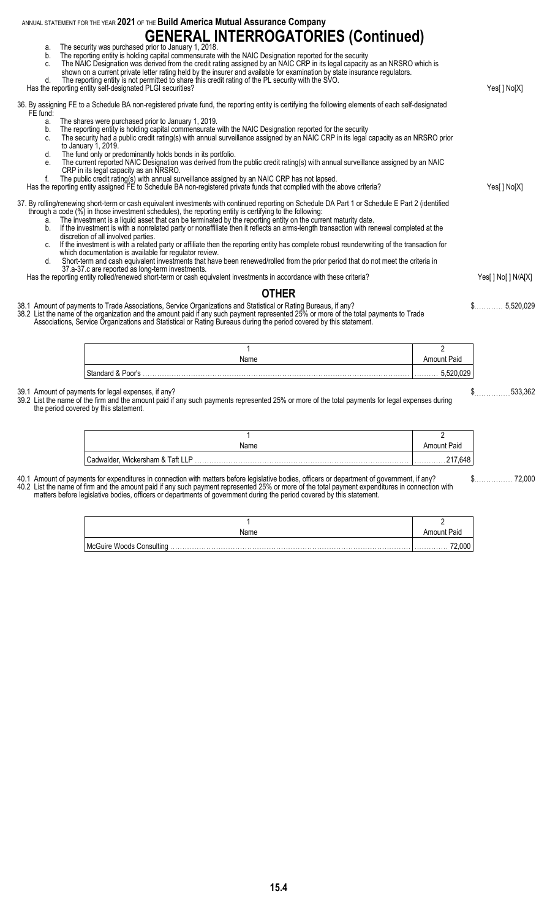# GENERAL INTERROGATORIES (Continued)

a. The security was purchased prior to January 1, 2018.
b. The reporting entity is holding capital commensurate with the NAIC Designation reported for the security
c. The NAIC Designation was derived from the credit rating assigned by an NAIC CRP in its legal capacity as an NRSRO which is shown on a current private letter rating held by the insurer and available for examination by state insurance regulators.
d. The reporting entity is not permitted to share this credit rating of the PL security with the SVO.

Has the reporting entity self-designated PLGI securities? Yes[ ] No[X]

36. By assigning FE to a Schedule BA non-registered private fund, the reporting entity is certifying the following elements of each self-designated FE fund:
  a. The shares were purchased prior to January 1, 2019.
  b. The reporting entity is holding capital commensurate with the NAIC Designation reported for the security
  c. The security had a public credit rating(s) with annual surveillance assigned by an NAIC CRP in its legal capacity as an NRSRO prior to January 1, 2019.
  d. The fund only or predominantly holds bonds in its portfolio.
  e. The current reported NAIC Designation was derived from the public credit rating(s) with annual surveillance assigned by an NAIC CRP in its legal capacity as an NRSRO.
  f. The public credit rating(s) with annual surveillance assigned by an NAIC CRP has not lapsed.

Has the reporting entity assigned FE to Schedule BA non-registered private funds that complied with the above criteria? Yes[ ] No[X]

37. By rolling/renewing short-term or cash equivalent investments with continued reporting on Schedule DA Part 1 or Schedule E Part 2 (identified through a code (%) in those investment schedules), the reporting entity is certifying to the following:
  a. The investment is a liquid asset that can be terminated by the reporting entity on the current maturity date.
  b. If the investment is with a nonrelated party or nonaffiliate then it reflects an arms-length transaction with renewal completed at the discretion of all involved parties.
  c. If the investment is with a related party or affiliate then the reporting entity has complete robust reunderwriting of the transaction for which documentation is available for regulator review.
  d. Short-term and cash equivalent investments that have been renewed/rolled from the prior period that do not meet the criteria in 37.a-37.c are reported as long-term investments.

Has the reporting entity rolled/renewed short-term or cash equivalent investments in accordance with these criteria? Yes[ ] No[ ] N/A[X]

## OTHER

38.1 Amount of payments to Trade Associations, Service Organizations and Statistical or Rating Bureaus, if any? $ 5,520,029

38.2 List the name of the organization and the amount paid if any such payment represented 25% or more of the total payments to Trade Associations, Service Organizations and Statistical or Rating Bureaus during the period covered by this statement.

| 1<br>Name | 2<br>Amount Paid |
|---|---|
| Standard & Poor's | 5,520,029 |

39.1 Amount of payments for legal expenses, if any? $ 533,362

39.2 List the name of the firm and the amount paid if any such payments represented 25% or more of the total payments for legal expenses during the period covered by this statement.

| 1<br>Name | 2<br>Amount Paid |
|---|---|
| Cadwalder, Wickersham & Taft LLP | 217,648 |

40.1 Amount of payments for expenditures in connection with matters before legislative bodies, officers or department of government, if any? $ 72,000

40.2 List the name of firm and the amount paid if any such payment represented 25% or more of the total payment expenditures in connection with matters before legislative bodies, officers or departments of government during the period covered by this statement.

| 1<br>Name | 2<br>Amount Paid |
|---|---|
| McGuire Woods Consulting | 72,000 |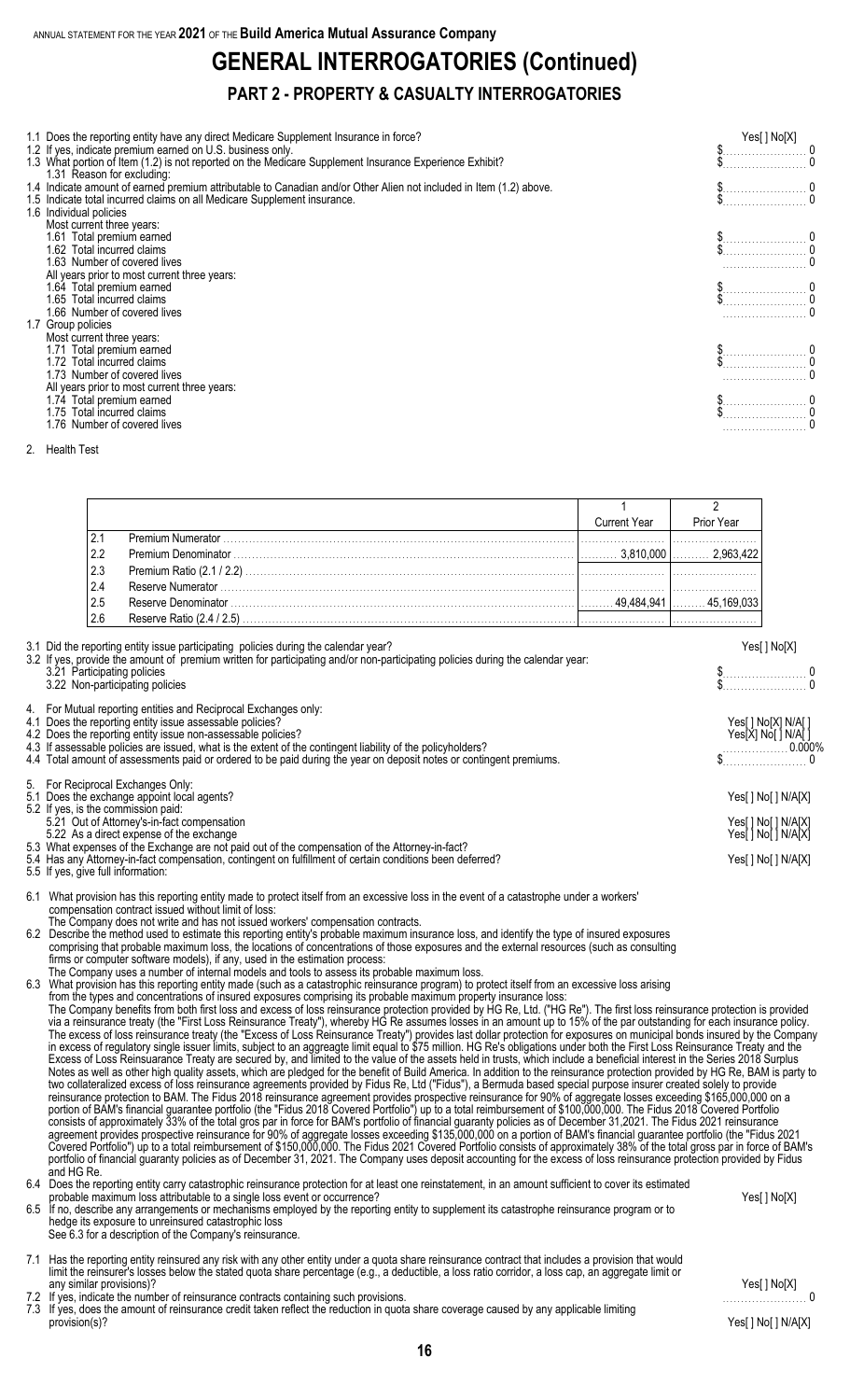# GENERAL INTERROGATORIES (Continued)

## PART 2 - PROPERTY & CASUALTY INTERROGATORIES

1.1 Does the reporting entity have any direct Medicare Supplement Insurance in force? Yes[ ] No[X]

1.2 If yes, indicate premium earned on U.S. business only. $ 0

1.3 What portion of Item (1.2) is not reported on the Medicare Supplement Insurance Experience Exhibit? $ 0

1.31 Reason for excluding:

1.4 Indicate amount of earned premium attributable to Canadian and/or Other Alien not included in Item (1.2) above. $ 0

1.5 Indicate total incurred claims on all Medicare Supplement insurance. $ 0

1.6 Individual policies

Most current three years:

1.61 Total premium earned $ 0

1.62 Total incurred claims $ 0

1.63 Number of covered lives 0

All years prior to most current three years:

1.64 Total premium earned $ 0

1.65 Total incurred claims $ 0

1.66 Number of covered lives 0

1.7 Group policies

Most current three years:

1.71 Total premium earned $ 0

1.72 Total incurred claims $ 0

1.73 Number of covered lives 0

All years prior to most current three years:

1.74 Total premium earned $ 0

1.75 Total incurred claims $ 0

1.76 Number of covered lives 0

2. Health Test

| | | 1<br>Current Year | 2<br>Prior Year |
|---|---|---|---|
| 2.1 | Premium Numerator | | |
| 2.2 | Premium Denominator | 3,810,000 | 2,963,422 |
| 2.3 | Premium Ratio (2.1 / 2.2) | | |
| 2.4 | Reserve Numerator | | |
| 2.5 | Reserve Denominator | 49,484,941 | 45,169,033 |
| 2.6 | Reserve Ratio (2.4 / 2.5) | | |

3.1 Did the reporting entity issue participating policies during the calendar year? Yes[ ] No[X]

3.2 If yes, provide the amount of premium written for participating and/or non-participating policies during the calendar year:

3.21 Participating policies $ 0

3.22 Non-participating policies $ 0

4. For Mutual reporting entities and Reciprocal Exchanges only:

4.1 Does the reporting entity issue assessable policies? Yes[ ] No[X] N/A[ ]

4.2 Does the reporting entity issue non-assessable policies? Yes[X] No[ ] N/A[ ]

4.3 If assessable policies are issued, what is the extent of the contingent liability of the policyholders? 0.000%

4.4 Total amount of assessments paid or ordered to be paid during the year on deposit notes or contingent premiums. $ 0

5. For Reciprocal Exchanges Only:

5.1 Does the exchange appoint local agents? Yes[ ] No[ ] N/A[X]

5.2 If yes, is the commission paid:

5.21 Out of Attorney's-in-fact compensation Yes[ ] No[ ] N/A[X]

5.22 As a direct expense of the exchange Yes[ ] No[ ] N/A[X]

5.3 What expenses of the Exchange are not paid out of the compensation of the Attorney-in-fact?

5.4 Has any Attorney-in-fact compensation, contingent on fulfillment of certain conditions been deferred? Yes[ ] No[ ] N/A[X]

5.5 If yes, give full information:

6.1 What provision has this reporting entity made to protect itself from an excessive loss in the event of a catastrophe under a workers' compensation contract issued without limit of loss:

The Company does not write and has not issued workers' compensation contracts.

6.2 Describe the method used to estimate this reporting entity's probable maximum insurance loss, and identify the type of insured exposures comprising that probable maximum loss, the locations of concentrations of those exposures and the external resources (such as consulting firms or computer software models), if any, used in the estimation process:

The Company uses a number of internal models and tools to assess its probable maximum loss.

6.3 What provision has this reporting entity made (such as a catastrophic reinsurance program) to protect itself from an excessive loss arising from the types and concentrations of insured exposures comprising its probable maximum property insurance loss:

The Company benefits from both first loss and excess of loss reinsurance protection provided by HG Re, Ltd. ("HG Re"). The first loss reinsurance protection is provided via a reinsurance treaty (the "First Loss Reinsurance Treaty"), whereby HG Re assumes losses in an amount up to 15% of the par outstanding for each insurance policy. The excess of loss reinsurance treaty (the "Excess of Loss Reinsurance Treaty") provides last dollar protection for exposures on municipal bonds insured by the Company in excess of regulatory single issuer limits, subject to an aggregate limit equal to $75 million. HG Re's obligations under both the First Loss Reinsurance Treaty and the Excess of Loss Reinsurance Treaty are secured by, and limited to the value of the assets held in trusts, which include a beneficial interest in the Series 2018 Surplus Notes as well as other high quality assets, which are pledged for the benefit of Build America. In addition to the reinsurance protection provided by HG Re, BAM is party to two collateralized excess of loss reinsurance agreements provided by Fidus Re, Ltd ("Fidus"), a Bermuda based special purpose insurer created solely to provide reinsurance protection to BAM. The Fidus 2018 reinsurance agreement provides prospective reinsurance for 90% of aggregate losses exceeding $165,000,000 on a portion of BAM's financial guarantee portfolio (the "Fidus 2018 Covered Portfolio") up to a total reimbursement of $100,000,000. The Fidus 2018 Covered Portfolio consists of approximately 33% of the total gros par in force for BAM's portfolio of financial guaranty policies as of December 31,2021. The Fidus 2021 reinsurance agreement provides prospective reinsurance for 90% of aggregate losses exceeding $135,000,000 on a portion of BAM's financial guarantee portfolio (the "Fidus 2021 Covered Portfolio") up to a total reimbursement of $150,000,000. The Fidus 2021 Covered Portfolio consists of approximately 38% of the total gross par in force of BAM's portfolio of financial guaranty policies as of December 31, 2021. The Company uses deposit accounting for the excess of loss reinsurance protection provided by Fidus and HG Re.

6.4 Does the reporting entity carry catastrophic reinsurance protection for at least one reinstatement, in an amount sufficient to cover its estimated probable maximum loss attributable to a single loss event or occurrence? Yes[ ] No[X]

6.5 If no, describe any arrangements or mechanisms employed by the reporting entity to supplement its catastrophe reinsurance program or to hedge its exposure to unreinsured catastrophic loss

See 6.3 for a description of the Company's reinsurance.

7.1 Has the reporting entity reinsured any risk with any other entity under a quota share reinsurance contract that includes a provision that would limit the reinsurer's losses below the stated quota share percentage (e.g., a deductible, a loss ratio corridor, a loss cap, an aggregate limit or any similar provisions)? Yes[ ] No[X]

7.2 If yes, indicate the number of reinsurance contracts containing such provisions. 0

7.3 If yes, does the amount of reinsurance credit taken reflect the reduction in quota share coverage caused by any applicable limiting provision(s)? Yes[ ] No[ ] N/A[X]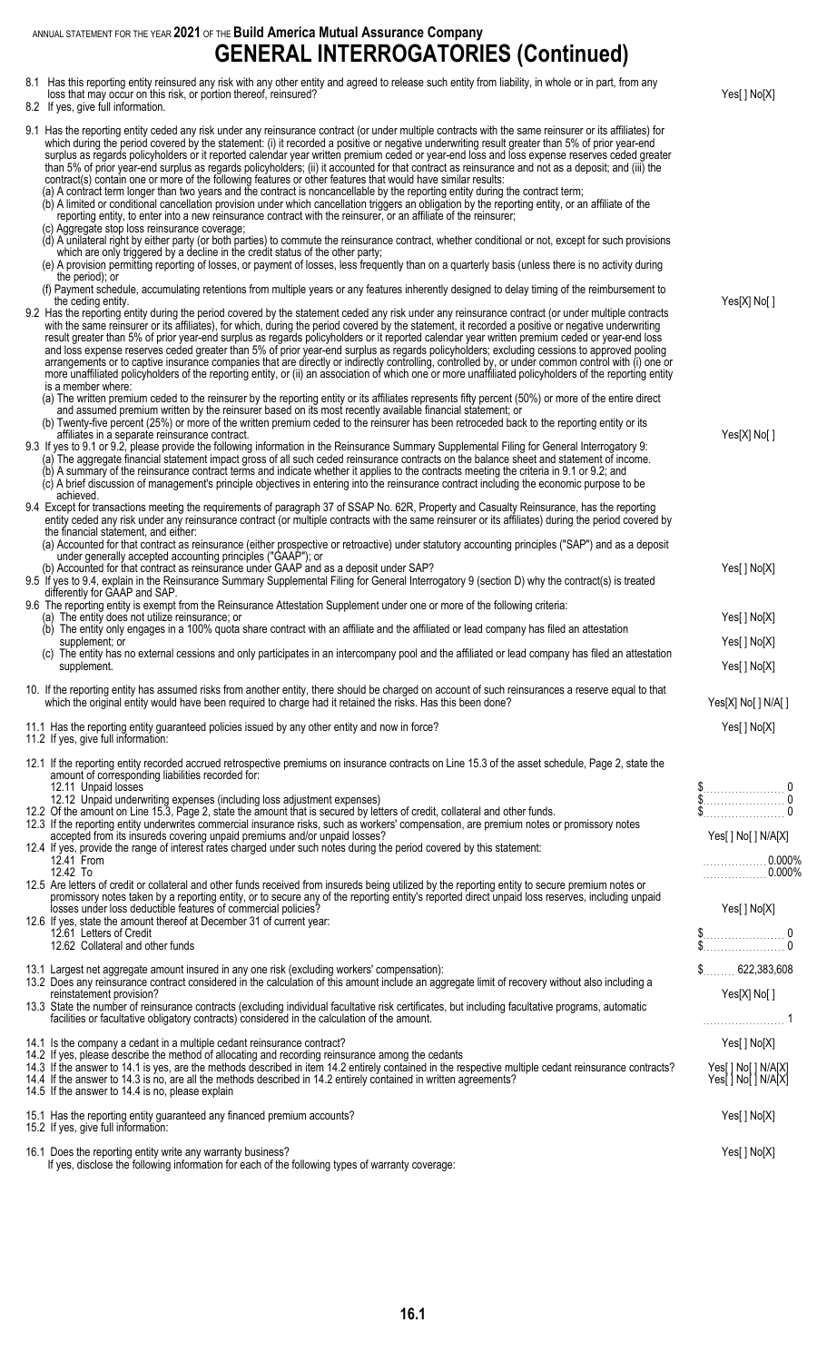# GENERAL INTERROGATORIES (Continued)

8.1 Has this reporting entity reinsured any risk with any other entity and agreed to release such entity from liability, in whole or in part, from any loss that may occur on this risk, or portion thereof, reinsured? Yes[ ] No[X]

8.2 If yes, give full information.

9.1 Has the reporting entity ceded any risk under any reinsurance contract (or under multiple contracts with the same reinsurer or its affiliates) for which during the period covered by the statement: (i) it recorded a positive or negative underwriting result greater than 5% of prior year-end surplus as regards policyholders or it reported calendar year written premium ceded or year-end loss and loss expense reserves ceded greater than 5% of prior year-end surplus as regards policyholders; (ii) it accounted for that contract as reinsurance and not as a deposit; and (iii) the contract(s) contain one or more of the following features or other features that would have similar results:

(a) A contract term longer than two years and the contract is noncancellable by the reporting entity during the contract term;

(b) A limited or conditional cancellation provision under which cancellation triggers an obligation by the reporting entity, or an affiliate of the reporting entity, to enter into a new reinsurance contract with the reinsurer, or an affiliate of the reinsurer;

(c) Aggregate stop loss reinsurance coverage;

(d) A unilateral right by either party (or both parties) to commute the reinsurance contract, whether conditional or not, except for such provisions which are only triggered by a decline in the credit status of the other party;

(e) A provision permitting reporting of losses, or payment of losses, less frequently than on a quarterly basis (unless there is no activity during the period); or

(f) Payment schedule, accumulating retentions from multiple years or any features inherently designed to delay timing of the reimbursement to the ceding entity. Yes[X] No[ ]

9.2 Has the reporting entity during the period covered by the statement ceded any risk under any reinsurance contract (or under multiple contracts with the same reinsurer or its affiliates), for which, during the period covered by the statement, it recorded a positive or negative underwriting result greater than 5% of prior year-end surplus as regards policyholders or it reported calendar year written premium ceded or year-end loss and loss expense reserves ceded greater than 5% of prior year-end surplus as regards policyholders; excluding cessions to approved pooling arrangements or to captive insurance companies that are directly or indirectly controlling, controlled by, or under common control with (i) one or more unaffiliated policyholders of the reporting entity, or (ii) an association of which one or more unaffiliated policyholders of the reporting entity is a member where:

(a) The written premium ceded to the reinsurer by the reporting entity or its affiliates represents fifty percent (50%) or more of the entire direct and assumed premium written by the reinsurer based on its most recently available financial statement; or

(b) Twenty-five percent (25%) or more of the written premium ceded to the reinsurer has been retroceded back to the reporting entity or its affiliates in a separate reinsurance contract. Yes[X] No[ ]

9.3 If yes to 9.1 or 9.2, please provide the following information in the Reinsurance Summary Supplemental Filing for General Interrogatory 9:

(a) The aggregate financial statement impact gross of all such ceded reinsurance contracts on the balance sheet and statement of income.

(b) A summary of the reinsurance contract terms and indicate whether it applies to the contracts meeting the criteria in 9.1 or 9.2; and

(c) A brief discussion of management's principle objectives in entering into the reinsurance contract including the economic purpose to be achieved.

9.4 Except for transactions meeting the requirements of paragraph 37 of SSAP No. 62R, Property and Casualty Reinsurance, has the reporting entity ceded any risk under any reinsurance contract (or multiple contracts with the same reinsurer or its affiliates) during the period covered by the financial statement, and either:

(a) Accounted for that contract as reinsurance (either prospective or retroactive) under statutory accounting principles ("SAP") and as a deposit under generally accepted accounting principles ("GAAP"); or

(b) Accounted for that contract as reinsurance under GAAP and as a deposit under SAP? Yes[ ] No[X]

9.5 If yes to 9.4, explain in the Reinsurance Summary Supplemental Filing for General Interrogatory 9 (section D) why the contract(s) is treated differently for GAAP and SAP.

9.6 The reporting entity is exempt from the Reinsurance Attestation Supplement under one or more of the following criteria:

(a) The entity does not utilize reinsurance; or Yes[ ] No[X]

(b) The entity only engages in a 100% quota share contract with an affiliate and the affiliated or lead company has filed an attestation supplement; or Yes[ ] No[X]

(c) The entity has no external cessions and only participates in an intercompany pool and the affiliated or lead company has filed an attestation supplement. Yes[ ] No[X]

10. If the reporting entity has assumed risks from another entity, there should be charged on account of such reinsurances a reserve equal to that which the original entity would have been required to charge had it retained the risks. Has this been done? Yes[X] No[ ] N/A[ ]

11.1 Has the reporting entity guaranteed policies issued by any other entity and now in force? Yes[ ] No[X]

11.2 If yes, give full information:

12.1 If the reporting entity recorded accrued retrospective premiums on insurance contracts on Line 15.3 of the asset schedule, Page 2, state the amount of corresponding liabilities recorded for:

12.11 Unpaid losses $ 0

12.12 Unpaid underwriting expenses (including loss adjustment expenses) $ 0

12.2 Of the amount on Line 15.3, Page 2, state the amount that is secured by letters of credit, collateral and other funds. $ 0

12.3 If the reporting entity underwrites commercial insurance risks, such as workers' compensation, are premium notes or promissory notes accepted from its insureds covering unpaid premiums and/or unpaid losses? Yes[ ] No[ ] N/A[X]

12.4 If yes, provide the range of interest rates charged under such notes during the period covered by this statement:

12.41 From 0.000%

12.42 To 0.000%

12.5 Are letters of credit or collateral and other funds received from insureds being utilized by the reporting entity to secure premium notes or promissory notes taken by a reporting entity, or to secure any of the reporting entity's reported direct unpaid loss reserves, including unpaid losses under loss deductible features of commercial policies? Yes[ ] No[X]

12.6 If yes, state the amount thereof at December 31 of current year:

12.61 Letters of Credit $ 0

12.62 Collateral and other funds $ 0

13.1 Largest net aggregate amount insured in any one risk (excluding workers' compensation): $ 622,383,608

13.2 Does any reinsurance contract considered in the calculation of this amount include an aggregate limit of recovery without also including a reinstatement provision? Yes[X] No[ ]

13.3 State the number of reinsurance contracts (excluding individual facultative risk certificates, but including facultative programs, automatic facilities or facultative obligatory contracts) considered in the calculation of the amount. 1

14.1 Is the company a cedant in a multiple cedant reinsurance contract? Yes[ ] No[X]

14.2 If yes, please describe the method of allocating and recording reinsurance among the cedants

14.3 If the answer to 14.1 is yes, are the methods described in item 14.2 entirely contained in the respective multiple cedant reinsurance contracts? Yes[ ] No[ ] N/A[X]

14.4 If the answer to 14.3 is no, are all the methods described in 14.2 entirely contained in written agreements? Yes[ ] No[ ] N/A[X]

14.5 If the answer to 14.4 is no, please explain

15.1 Has the reporting entity guaranteed any financed premium accounts? Yes[ ] No[X]

15.2 If yes, give full information:

16.1 Does the reporting entity write any warranty business? Yes[ ] No[X]

If yes, disclose the following information for each of the following types of warranty coverage: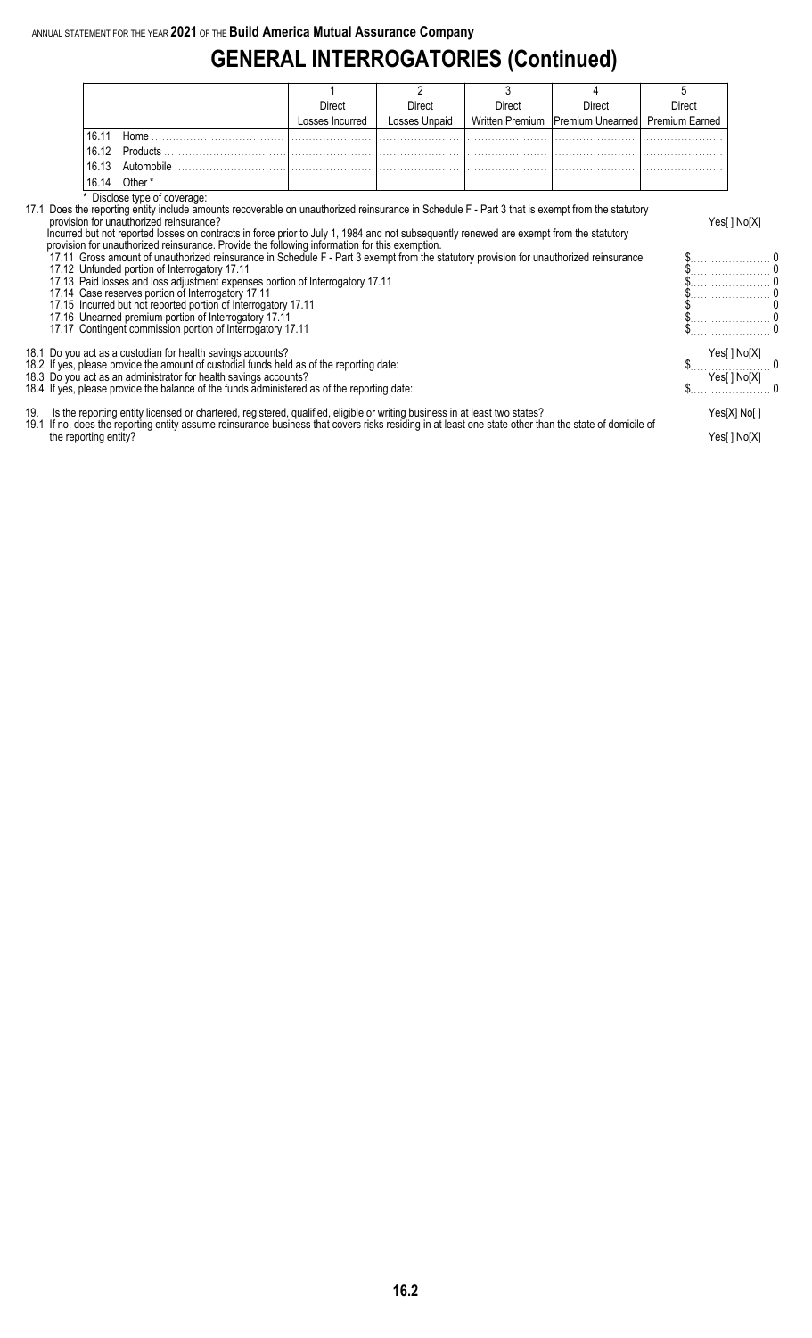# GENERAL INTERROGATORIES (Continued)

| | 1<br>Direct<br>Losses Incurred | 2<br>Direct<br>Losses Unpaid | 3<br>Direct<br>Written Premium | 4<br>Direct<br>Premium Unearned | 5<br>Direct<br>Premium Earned |
|---|---|---|---|---|---|
| 16.11 Home | | | | | |
| 16.12 Products | | | | | |
| 16.13 Automobile | | | | | |
| 16.14 Other * | | | | | |

\* Disclose type of coverage:

17.1 Does the reporting entity include amounts recoverable on unauthorized reinsurance in Schedule F - Part 3 that is exempt from the statutory provision for unauthorized reinsurance? Yes[ ] No[X]

Incurred but not reported losses on contracts in force prior to July 1, 1984 and not subsequently renewed are exempt from the statutory provision for unauthorized reinsurance. Provide the following information for this exemption.

| | |
|---|---|
| 17.11 Gross amount of unauthorized reinsurance in Schedule F - Part 3 exempt from the statutory provision for unauthorized reinsurance | $ 0 |
| 17.12 Unfunded portion of Interrogatory 17.11 | $ 0 |
| 17.13 Paid losses and loss adjustment expenses portion of Interrogatory 17.11 | $ 0 |
| 17.14 Case reserves portion of Interrogatory 17.11 | $ 0 |
| 17.15 Incurred but not reported portion of Interrogatory 17.11 | $ 0 |
| 17.16 Unearned premium portion of Interrogatory 17.11 | $ 0 |
| 17.17 Contingent commission portion of Interrogatory 17.11 | $ 0 |

18.1 Do you act as a custodian for health savings accounts? Yes[ ] No[X]

18.2 If yes, please provide the amount of custodial funds held as of the reporting date: $ 0

18.3 Do you act as an administrator for health savings accounts? Yes[ ] No[X]

18.4 If yes, please provide the balance of the funds administered as of the reporting date: $ 0

19. Is the reporting entity licensed or chartered, registered, qualified, eligible or writing business in at least two states? Yes[X] No[ ]

19.1 If no, does the reporting entity assume reinsurance business that covers risks residing in at least one state other than the state of domicile of the reporting entity? Yes[ ] No[X]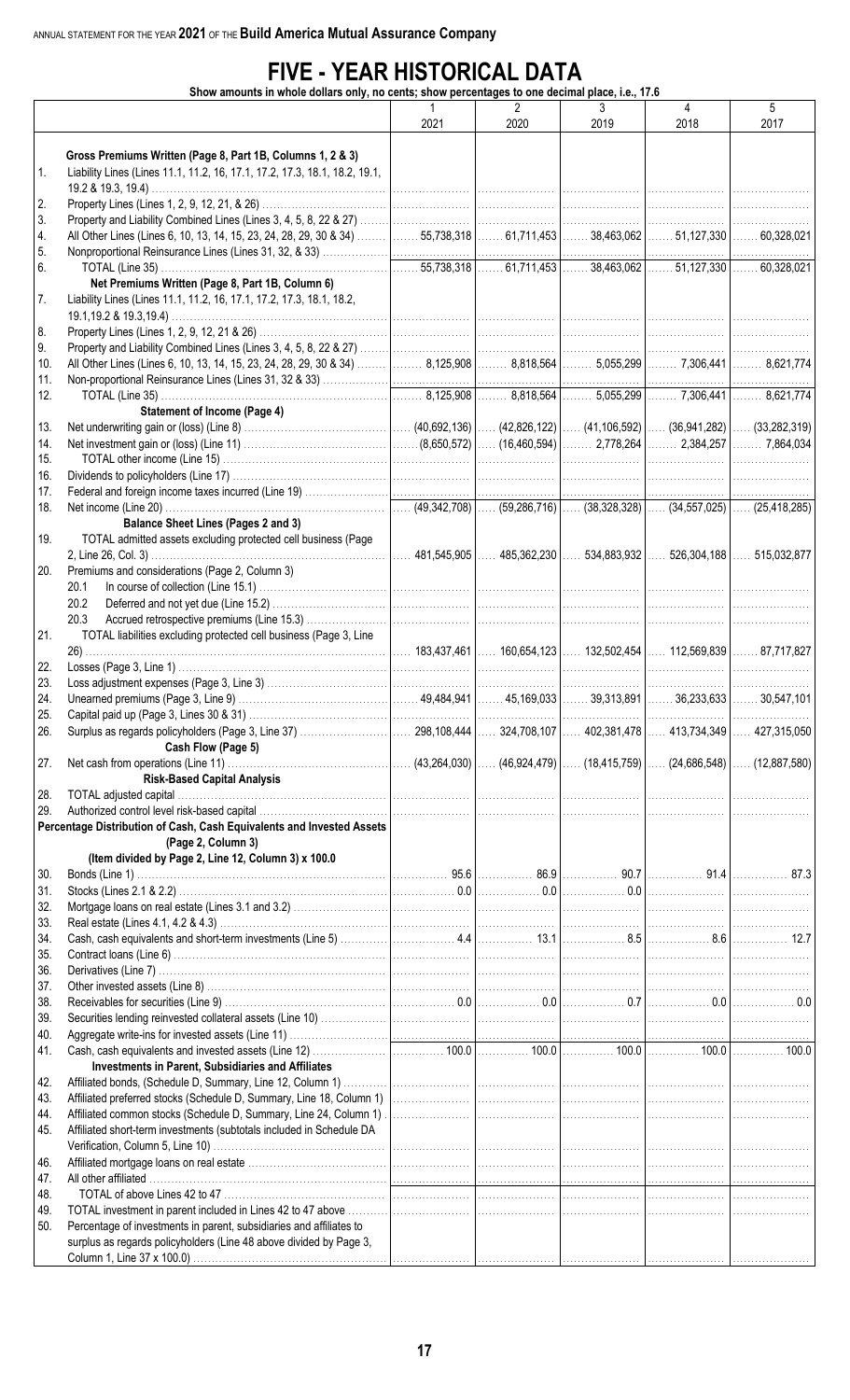# FIVE - YEAR HISTORICAL DATA

Show amounts in whole dollars only, no cents; show percentages to one decimal place, i.e., 17.6

| | | 1<br>2021 | 2<br>2020 | 3<br>2019 | 4<br>2018 | 5<br>2017 |
|---|---|---|---|---|---|---|
| | **Gross Premiums Written (Page 8, Part 1B, Columns 1, 2 & 3)** | | | | | |
| 1. | Liability Lines (Lines 11.1, 11.2, 16, 17.1, 17.2, 17.3, 18.1, 18.2, 19.1, 19.2 & 19.3, 19.4) | | | | | |
| 2. | Property Lines (Lines 1, 2, 9, 12, 21, & 26) | | | | | |
| 3. | Property and Liability Combined Lines (Lines 3, 4, 5, 8, 22 & 27) | | | | | |
| 4. | All Other Lines (Lines 6, 10, 13, 14, 15, 23, 24, 28, 29, 30 & 34) | 55,738,318 | 61,711,453 | 38,463,062 | 51,127,330 | 60,328,021 |
| 5. | Nonproportional Reinsurance Lines (Lines 31, 32, & 33) | | | | | |
| 6. | TOTAL (Line 35) | 55,738,318 | 61,711,453 | 38,463,062 | 51,127,330 | 60,328,021 |
| | **Net Premiums Written (Page 8, Part 1B, Column 6)** | | | | | |
| 7. | Liability Lines (Lines 11.1, 11.2, 16, 17.1, 17.2, 17.3, 18.1, 18.2, 19.1,19.2 & 19.3,19.4) | | | | | |
| 8. | Property Lines (Lines 1, 2, 9, 12, 21 & 26) | | | | | |
| 9. | Property and Liability Combined Lines (Lines 3, 4, 5, 8, 22 & 27) | | | | | |
| 10. | All Other Lines (Lines 6, 10, 13, 14, 15, 23, 24, 28, 29, 30 & 34) | 8,125,908 | 8,818,564 | 5,055,299 | 7,306,441 | 8,621,774 |
| 11. | Non-proportional Reinsurance Lines (Lines 31, 32 & 33) | | | | | |
| 12. | TOTAL (Line 35) | 8,125,908 | 8,818,564 | 5,055,299 | 7,306,441 | 8,621,774 |
| | **Statement of Income (Page 4)** | | | | | |
| 13. | Net underwriting gain or (loss) (Line 8) | (40,692,136) | (42,826,122) | (41,106,592) | (36,941,282) | (33,282,319) |
| 14. | Net investment gain or (loss) (Line 11) | (8,650,572) | (16,460,594) | 2,778,264 | 2,384,257 | 7,864,034 |
| 15. | TOTAL other income (Line 15) | | | | | |
| 16. | Dividends to policyholders (Line 17) | | | | | |
| 17. | Federal and foreign income taxes incurred (Line 19) | | | | | |
| 18. | Net income (Line 20) | (49,342,708) | (59,286,716) | (38,328,328) | (34,557,025) | (25,418,285) |
| | **Balance Sheet Lines (Pages 2 and 3)** | | | | | |
| 19. | TOTAL admitted assets excluding protected cell business (Page 2, Line 26, Col. 3) | 481,545,905 | 485,362,230 | 534,883,932 | 526,304,188 | 515,032,877 |
| 20. | Premiums and considerations (Page 2, Column 3) | | | | | |
| | 20.1 In course of collection (Line 15.1) | | | | | |
| | 20.2 Deferred and not yet due (Line 15.2) | | | | | |
| | 20.3 Accrued retrospective premiums (Line 15.3) | | | | | |
| 21. | TOTAL liabilities excluding protected cell business (Page 3, Line 26) | 183,437,461 | 160,654,123 | 132,502,454 | 112,569,839 | 87,717,827 |
| 22. | Losses (Page 3, Line 1) | | | | | |
| 23. | Loss adjustment expenses (Page 3, Line 3) | | | | | |
| 24. | Unearned premiums (Page 3, Line 9) | 49,484,941 | 45,169,033 | 39,313,891 | 36,233,633 | 30,547,101 |
| 25. | Capital paid up (Page 3, Lines 30 & 31) | | | | | |
| 26. | Surplus as regards policyholders (Page 3, Line 37) | 298,108,444 | 324,708,107 | 402,381,478 | 413,734,349 | 427,315,050 |
| | **Cash Flow (Page 5)** | | | | | |
| 27. | Net cash from operations (Line 11) | (43,264,030) | (46,924,479) | (18,415,759) | (24,686,548) | (12,887,580) |
| | **Risk-Based Capital Analysis** | | | | | |
| 28. | TOTAL adjusted capital | | | | | |
| 29. | Authorized control level risk-based capital | | | | | |
| | **Percentage Distribution of Cash, Cash Equivalents and Invested Assets (Page 2, Column 3)** | | | | | |
| | **(Item divided by Page 2, Line 12, Column 3) x 100.0** | | | | | |
| 30. | Bonds (Line 1) | 95.6 | 86.9 | 90.7 | 91.4 | 87.3 |
| 31. | Stocks (Lines 2.1 & 2.2) | 0.0 | 0.0 | 0.0 | | |
| 32. | Mortgage loans on real estate (Lines 3.1 and 3.2) | | | | | |
| 33. | Real estate (Lines 4.1, 4.2 & 4.3) | | | | | |
| 34. | Cash, cash equivalents and short-term investments (Line 5) | 4.4 | 13.1 | 8.5 | 8.6 | 12.7 |
| 35. | Contract loans (Line 6) | | | | | |
| 36. | Derivatives (Line 7) | | | | | |
| 37. | Other invested assets (Line 8) | | | | | |
| 38. | Receivables for securities (Line 9) | 0.0 | 0.0 | 0.7 | 0.0 | 0.0 |
| 39. | Securities lending reinvested collateral assets (Line 10) | | | | | |
| 40. | Aggregate write-ins for invested assets (Line 11) | | | | | |
| 41. | Cash, cash equivalents and invested assets (Line 12) | 100.0 | 100.0 | 100.0 | 100.0 | 100.0 |
| | **Investments in Parent, Subsidiaries and Affiliates** | | | | | |
| 42. | Affiliated bonds, (Schedule D, Summary, Line 12, Column 1) | | | | | |
| 43. | Affiliated preferred stocks (Schedule D, Summary, Line 18, Column 1) | | | | | |
| 44. | Affiliated common stocks (Schedule D, Summary, Line 24, Column 1) | | | | | |
| 45. | Affiliated short-term investments (subtotals included in Schedule DA Verification, Column 5, Line 10) | | | | | |
| 46. | Affiliated mortgage loans on real estate | | | | | |
| 47. | All other affiliated | | | | | |
| 48. | TOTAL of above Lines 42 to 47 | | | | | |
| 49. | TOTAL investment in parent included in Lines 42 to 47 above | | | | | |
| 50. | Percentage of investments in parent, subsidiaries and affiliates to surplus as regards policyholders (Line 48 above divided by Page 3, Column 1, Line 37 x 100.0) | | | | | |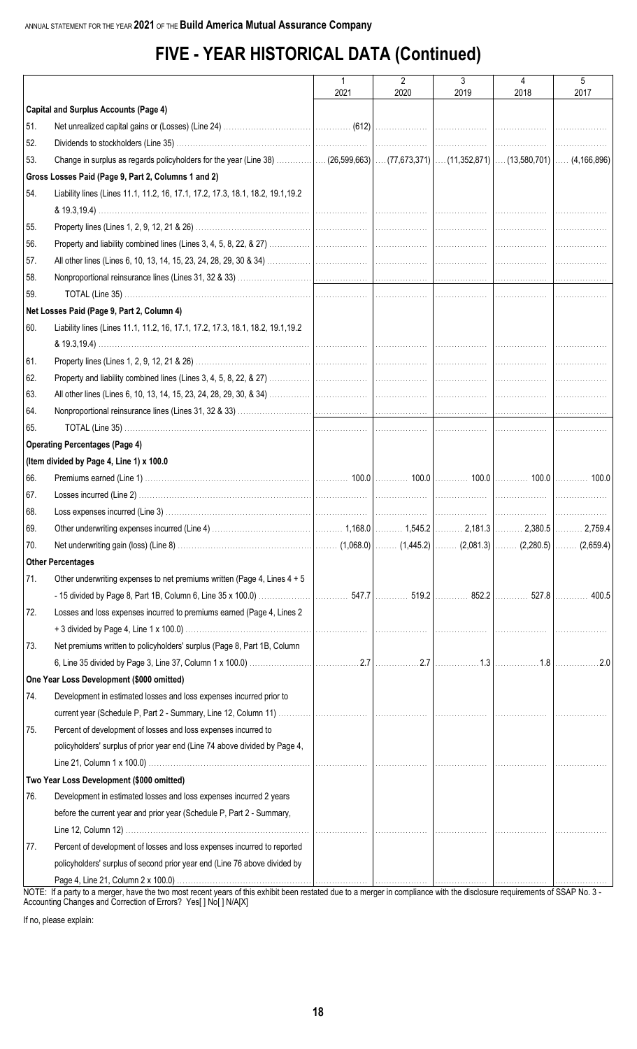ANNUAL STATEMENT FOR THE YEAR **2021** OF THE **Build America Mutual Assurance Company**

# FIVE - YEAR HISTORICAL DATA (Continued)

| | | 1<br>2021 | 2<br>2020 | 3<br>2019 | 4<br>2018 | 5<br>2017 |
|---|---|---|---|---|---|---|
| | **Capital and Surplus Accounts (Page 4)** | | | | | |
| 51. | Net unrealized capital gains or (Losses) (Line 24) | (612) | | | | |
| 52. | Dividends to stockholders (Line 35) | | | | | |
| 53. | Change in surplus as regards policyholders for the year (Line 38) | (26,599,663) | (77,673,371) | (11,352,871) | (13,580,701) | (4,166,896) |
| | **Gross Losses Paid (Page 9, Part 2, Columns 1 and 2)** | | | | | |
| 54. | Liability lines (Lines 11.1, 11.2, 16, 17.1, 17.2, 17.3, 18.1, 18.2, 19.1,19.2 & 19.3,19.4) | | | | | |
| 55. | Property lines (Lines 1, 2, 9, 12, 21 & 26) | | | | | |
| 56. | Property and liability combined lines (Lines 3, 4, 5, 8, 22, & 27) | | | | | |
| 57. | All other lines (Lines 6, 10, 13, 14, 15, 23, 24, 28, 29, 30 & 34) | | | | | |
| 58. | Nonproportional reinsurance lines (Lines 31, 32 & 33) | | | | | |
| 59. | TOTAL (Line 35) | | | | | |
| | **Net Losses Paid (Page 9, Part 2, Column 4)** | | | | | |
| 60. | Liability lines (Lines 11.1, 11.2, 16, 17.1, 17.2, 17.3, 18.1, 18.2, 19.1,19.2 & 19.3,19.4) | | | | | |
| 61. | Property lines (Lines 1, 2, 9, 12, 21 & 26) | | | | | |
| 62. | Property and liability combined lines (Lines 3, 4, 5, 8, 22, & 27) | | | | | |
| 63. | All other lines (Lines 6, 10, 13, 14, 15, 23, 24, 28, 29, 30, & 34) | | | | | |
| 64. | Nonproportional reinsurance lines (Lines 31, 32 & 33) | | | | | |
| 65. | TOTAL (Line 35) | | | | | |
| | **Operating Percentages (Page 4)** | | | | | |
| | **(Item divided by Page 4, Line 1) x 100.0** | | | | | |
| 66. | Premiums earned (Line 1) | 100.0 | 100.0 | 100.0 | 100.0 | 100.0 |
| 67. | Losses incurred (Line 2) | | | | | |
| 68. | Loss expenses incurred (Line 3) | | | | | |
| 69. | Other underwriting expenses incurred (Line 4) | 1,168.0 | 1,545.2 | 2,181.3 | 2,380.5 | 2,759.4 |
| 70. | Net underwriting gain (loss) (Line 8) | (1,068.0) | (1,445.2) | (2,081.3) | (2,280.5) | (2,659.4) |
| | **Other Percentages** | | | | | |
| 71. | Other underwriting expenses to net premiums written (Page 4, Lines 4 + 5 - 15 divided by Page 8, Part 1B, Column 6, Line 35 x 100.0) | 547.7 | 519.2 | 852.2 | 527.8 | 400.5 |
| 72. | Losses and loss expenses incurred to premiums earned (Page 4, Lines 2 + 3 divided by Page 4, Line 1 x 100.0) | | | | | |
| 73. | Net premiums written to policyholders' surplus (Page 8, Part 1B, Column 6, Line 35 divided by Page 3, Line 37, Column 1 x 100.0) | 2.7 | 2.7 | 1.3 | 1.8 | 2.0 |
| | **One Year Loss Development ($000 omitted)** | | | | | |
| 74. | Development in estimated losses and loss expenses incurred prior to current year (Schedule P, Part 2 - Summary, Line 12, Column 11) | | | | | |
| 75. | Percent of development of losses and loss expenses incurred to policyholders' surplus of prior year end (Line 74 above divided by Page 4, Line 21, Column 1 x 100.0) | | | | | |
| | **Two Year Loss Development ($000 omitted)** | | | | | |
| 76. | Development in estimated losses and loss expenses incurred 2 years before the current year and prior year (Schedule P, Part 2 - Summary, Line 12, Column 12) | | | | | |
| 77. | Percent of development of losses and loss expenses incurred to reported policyholders' surplus of second prior year end (Line 76 above divided by Page 4, Line 21, Column 2 x 100.0) | | | | | |

NOTE: If a party to a merger, have the two most recent years of this exhibit been restated due to a merger in compliance with the disclosure requirements of SSAP No. 3 - Accounting Changes and Correction of Errors? Yes[ ] No[ ] N/A[X]

If no, please explain: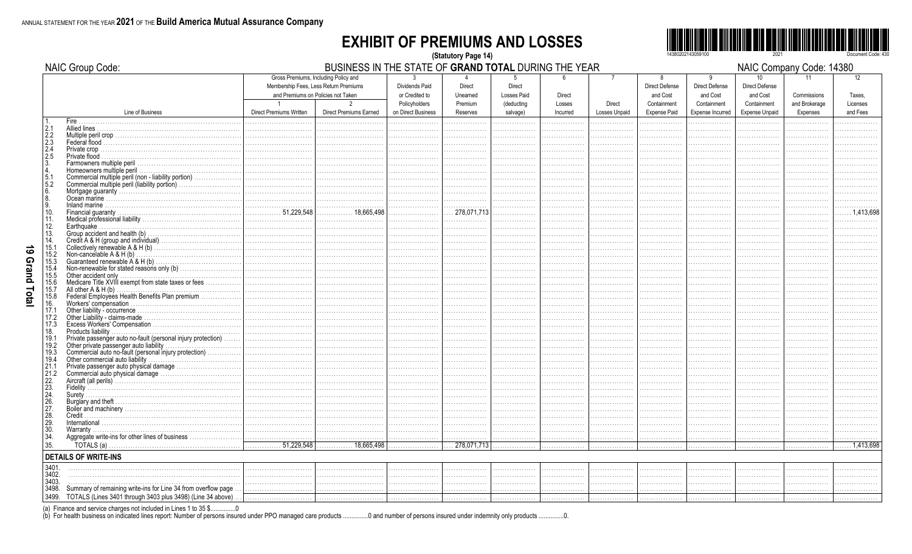ANNUAL STATEMENT FOR THE YEAR **2021** OF THE **Build America Mutual Assurance Company**

# EXHIBIT OF PREMIUMS AND LOSSES

**(Statutory Page 14)**

NAIC Group Code: BUSINESS IN THE STATE OF **GRAND TOTAL** DURING THE YEAR NAIC Company Code: 14380

| Line of Business | Gross Premiums, Including Policy and Membership Fees, Less Return Premiums and Premiums on Policies not Taken | | 3 Dividends Paid or Credited to Policyholders on Direct Business | 4 Direct Unearned Premium Reserves | 5 Direct Losses Paid (deducting salvage) | 6 Direct Losses Incurred | 7 Direct Losses Unpaid | 8 Direct Defense and Cost Containment Expense Paid | 9 Direct Defense and Cost Containment Expense Incurred | 10 Direct Defense and Cost Containment Expense Unpaid | 11 Commissions and Brokerage Expenses | 12 Taxes, Licenses and Fees |
|---|---|---|---|---|---|---|---|---|---|---|---|---|
| | 1 Direct Premiums Written | 2 Direct Premiums Earned | | | | | | | | | | |
| 1. Fire | | | | | | | | | | | | |
| 2.1 Allied lines | | | | | | | | | | | | |
| 2.2 Multiple peril crop | | | | | | | | | | | | |
| 2.3 Federal flood | | | | | | | | | | | | |
| 2.4 Private crop | | | | | | | | | | | | |
| 2.5 Private flood | | | | | | | | | | | | |
| 3. Farmowners multiple peril | | | | | | | | | | | | |
| 4. Homeowners multiple peril | | | | | | | | | | | | |
| 5.1 Commercial multiple peril (non - liability portion) | | | | | | | | | | | | |
| 5.2 Commercial multiple peril (liability portion) | | | | | | | | | | | | |
| 6. Mortgage guaranty | | | | | | | | | | | | |
| 8. Ocean marine | | | | | | | | | | | | |
| 9. Inland marine | | | | | | | | | | | | |
| 10. Financial guaranty | 51,229,548 | 18,665,498 | | 278,071,713 | | | | | | | | 1,413,698 |
| 11. Medical professional liability | | | | | | | | | | | | |
| 12. Earthquake | | | | | | | | | | | | |
| 13. Group accident and health (b) | | | | | | | | | | | | |
| 14. Credit A & H (group and individual) | | | | | | | | | | | | |
| 15.1 Collectively renewable A & H (b) | | | | | | | | | | | | |
| 15.2 Non-cancelable A & H (b) | | | | | | | | | | | | |
| 15.3 Guaranteed renewable A & H (b) | | | | | | | | | | | | |
| 15.4 Non-renewable for stated reasons only (b) | | | | | | | | | | | | |
| 15.5 Other accident only | | | | | | | | | | | | |
| 15.6 Medicare Title XVIII exempt from state taxes or fees | | | | | | | | | | | | |
| 15.7 All other A & H (b) | | | | | | | | | | | | |
| 15.8 Federal Employees Health Benefits Plan premium | | | | | | | | | | | | |
| 16. Workers' compensation | | | | | | | | | | | | |
| 17.1 Other liability - occurrence | | | | | | | | | | | | |
| 17.2 Other Liability - claims-made | | | | | | | | | | | | |
| 17.3 Excess Workers' Compensation | | | | | | | | | | | | |
| 18. Products liability | | | | | | | | | | | | |
| 19.1 Private passenger auto no-fault (personal injury protection) | | | | | | | | | | | | |
| 19.2 Other private passenger auto liability | | | | | | | | | | | | |
| 19.3 Commercial auto no-fault (personal injury protection) | | | | | | | | | | | | |
| 19.4 Other commercial auto liability | | | | | | | | | | | | |
| 21.1 Private passenger auto physical damage | | | | | | | | | | | | |
| 21.2 Commercial auto physical damage | | | | | | | | | | | | |
| 22. Aircraft (all perils) | | | | | | | | | | | | |
| 23. Fidelity | | | | | | | | | | | | |
| 24. Surety | | | | | | | | | | | | |
| 26. Burglary and theft | | | | | | | | | | | | |
| 27. Boiler and machinery | | | | | | | | | | | | |
| 28. Credit | | | | | | | | | | | | |
| 29. International | | | | | | | | | | | | |
| 30. Warranty | | | | | | | | | | | | |
| 34. Aggregate write-ins for other lines of business | | | | | | | | | | | | |
| 35. TOTALS (a) | 51,229,548 | 18,665,498 | | 278,071,713 | | | | | | | | 1,413,698 |
| **DETAILS OF WRITE-INS** | | | | | | | | | | | | |
| 3401. | | | | | | | | | | | | |
| 3402. | | | | | | | | | | | | |
| 3403. | | | | | | | | | | | | |
| 3498. Summary of remaining write-ins for Line 34 from overflow page | | | | | | | | | | | | |
| 3499. TOTALS (Lines 3401 through 3403 plus 3498) (Line 34 above) | | | | | | | | | | | | |

(a) Finance and service charges not included in Lines 1 to 35 $...............0

(b) For health business on indicated lines report: Number of persons insured under PPO managed care products ...............0 and number of persons insured under indemnity only products ...............0.

19 Grand Total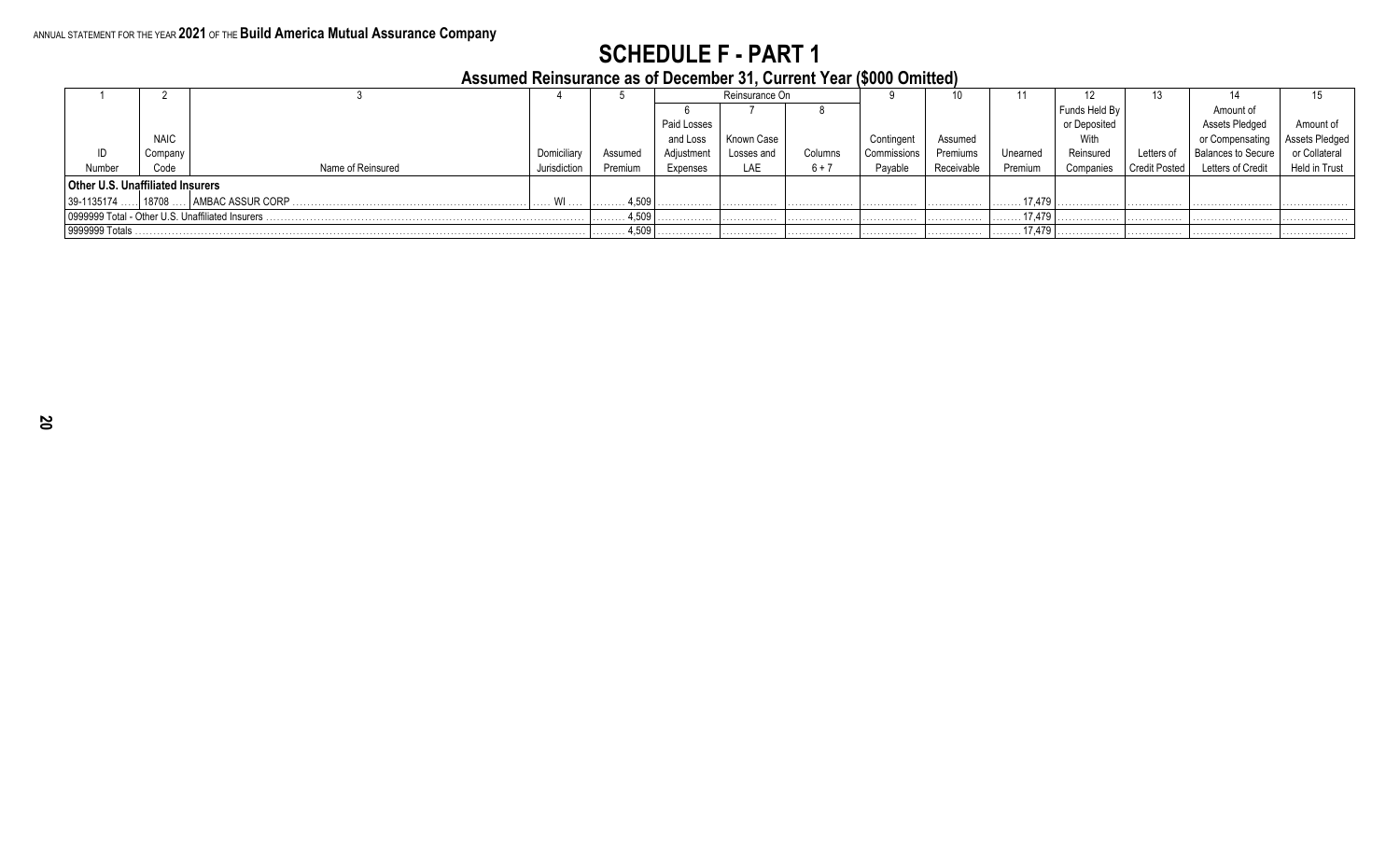# SCHEDULE F - PART 1

## Assumed Reinsurance as of December 31, Current Year ($000 Omitted)

| 1 | 2 | 3 | 4 | 5 | Reinsurance On | | | 9 | 10 | 11 | 12 | 13 | 14 | 15 |
|---|---|---|---|---|---|---|---|---|---|---|---|---|---|---|
| | | | | | 6 | 7 | 8 | | | | | | | |
| ID Number | NAIC Company Code | Name of Reinsured | Domiciliary Jurisdiction | Assumed Premium | Paid Losses and Loss Adjustment Expenses | Known Case Losses and LAE | Columns 6 + 7 | Contingent Commissions Payable | Assumed Premiums Receivable | Unearned Premium | Funds Held By or Deposited With Reinsured Companies | Letters of Credit Posted | Amount of Assets Pledged or Compensating Balances to Secure Letters of Credit | Amount of Assets Pledged or Collateral Held in Trust |
| **Other U.S. Unaffiliated Insurers** | | | | | | | | | | | | | | |
| 39-1135174 | 18708 | AMBAC ASSUR CORP | WI | 4,509 | | | | | | 17,479 | | | | |
| 0999999 Total - Other U.S. Unaffiliated Insurers | | | | 4,509 | | | | | | 17,479 | | | | |
| 9999999 Totals | | | | 4,509 | | | | | | 17,479 | | | | |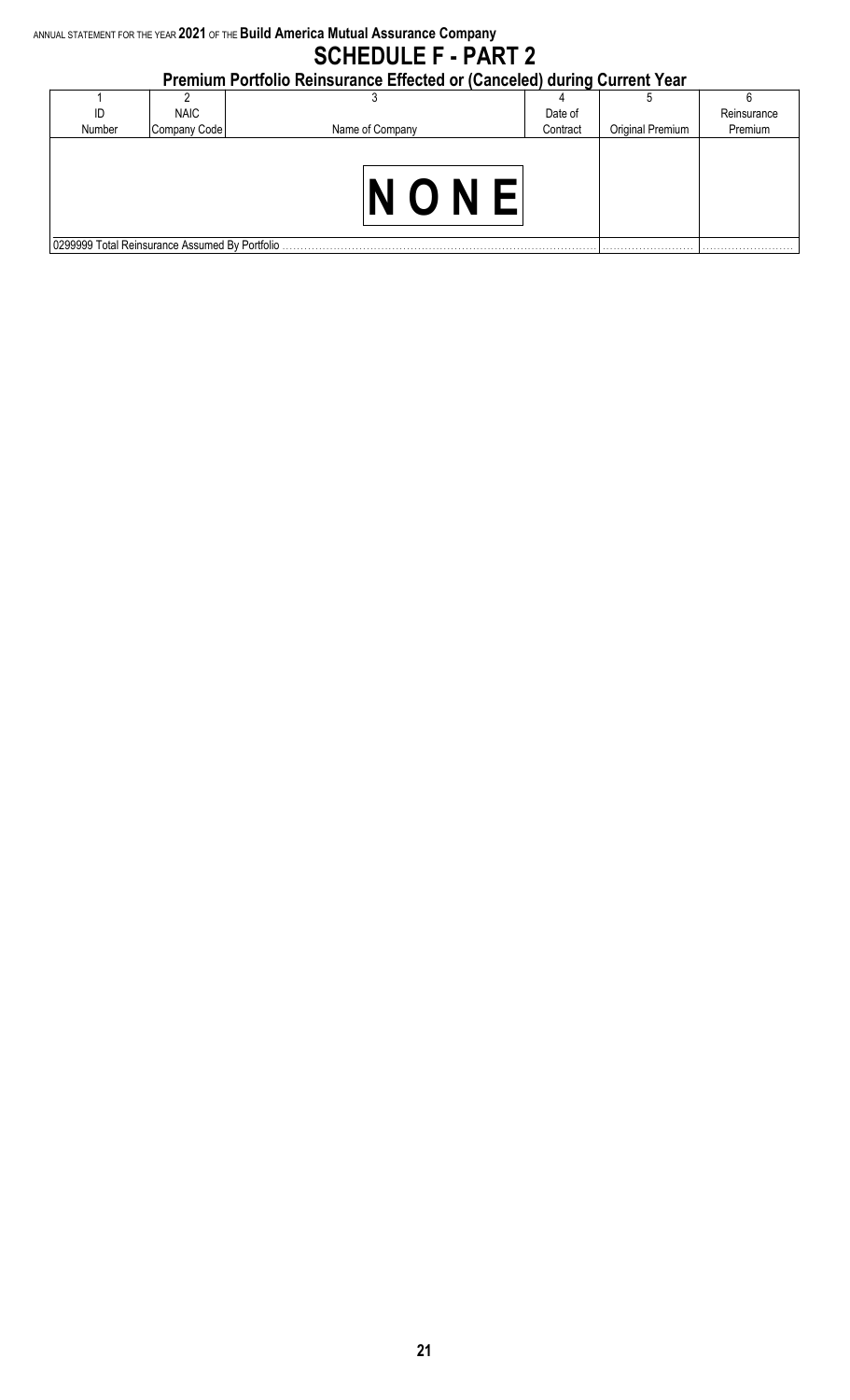ANNUAL STATEMENT FOR THE YEAR **2021** OF THE **Build America Mutual Assurance Company**

# SCHEDULE F - PART 2

## Premium Portfolio Reinsurance Effected or (Canceled) during Current Year

| 1 | 2 | 3 | 4 | 5 | 6 |
|---|---|---|---|---|---|
| ID Number | NAIC Company Code | Name of Company | Date of Contract | Original Premium | Reinsurance Premium |
| | | **N O N E** | | | |
| 0299999 Total Reinsurance Assumed By Portfolio | | | | | |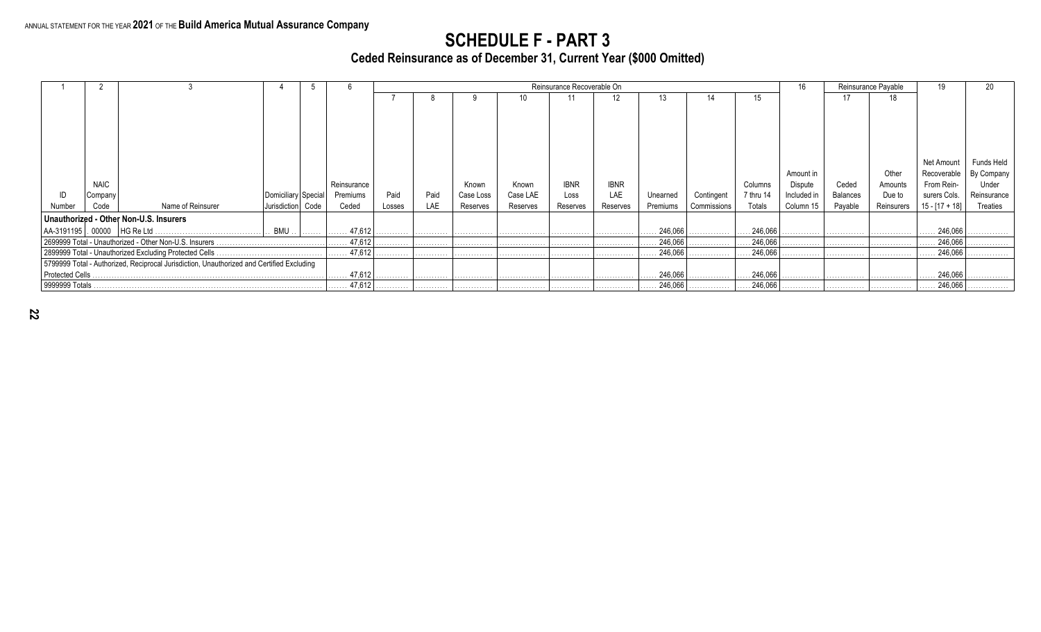ANNUAL STATEMENT FOR THE YEAR **2021** OF THE **Build America Mutual Assurance Company**

# SCHEDULE F - PART 3

## Ceded Reinsurance as of December 31, Current Year ($000 Omitted)

| 1 | 2 | 3 | 4 | 5 | 6 | Reinsurance Recoverable On | | | | | | | | | 16 | Reinsurance Payable | | 19 | 20 |
|---|---|---|---|---|---|---|---|---|---|---|---|---|---|---|---|---|---|---|---|
| | | | | | | 7 | 8 | 9 | 10 | 11 | 12 | 13 | 14 | 15 | | 17 | 18 | | |
| ID Number | NAIC Company Code | Name of Reinsurer | Domiciliary Jurisdiction | Special Code | Reinsurance Premiums Ceded | Paid Losses | Paid LAE | Known Case Loss Reserves | Known Case LAE Reserves | IBNR Loss Reserves | IBNR LAE Reserves | Unearned Premiums | Contingent Commissions | Columns 7 thru 14 Totals | Amount in Dispute Included in Column 15 | Ceded Balances Payable | Other Amounts Due to Reinsurers | Net Amount Recoverable From Reinsurers Cols. 15 - [17 + 18] | Funds Held By Company Under Reinsurance Treaties |
| **Unauthorized - Other Non-U.S. Insurers** | | | | | | | | | | | | | | | | | | | |
| AA-3191195 | 00000 | HG Re Ltd | BMU | | 47,612 | | | | | | | 246,066 | | 246,066 | | | | 246,066 | |
| 2699999 Total - Unauthorized - Other Non-U.S. Insurers | | | | | 47,612 | | | | | | | 246,066 | | 246,066 | | | | 246,066 | |
| 2899999 Total - Unauthorized Excluding Protected Cells | | | | | 47,612 | | | | | | | 246,066 | | 246,066 | | | | 246,066 | |
| 5799999 Total - Authorized, Reciprocal Jurisdiction, Unauthorized and Certified Excluding Protected Cells | | | | | 47,612 | | | | | | | 246,066 | | 246,066 | | | | 246,066 | |
| 9999999 Totals | | | | | 47,612 | | | | | | | 246,066 | | 246,066 | | | | 246,066 | |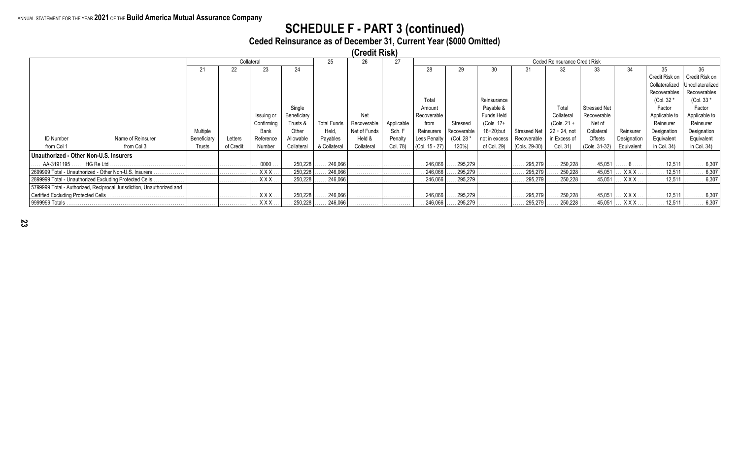ANNUAL STATEMENT FOR THE YEAR 2021 OF THE Build America Mutual Assurance Company

# SCHEDULE F - PART 3 (continued)

## Ceded Reinsurance as of December 31, Current Year ($000 Omitted)

### (Credit Risk)

| | | Collateral | | | | 25 | 26 | 27 | Ceded Reinsurance Credit Risk | | | | | | | | |
|---|---|---|---|---|---|---|---|---|---|---|---|---|---|---|---|---|---|
| | | 21 | 22 | 23 | 24 | | | | 28 | 29 | 30 | 31 | 32 | 33 | 34 | 35 | 36 |
| ID Number from Col 1 | Name of Reinsurer from Col 3 | Multiple Beneficiary Trusts | Letters of Credit | Issuing or Confirming Bank Reference Number | Single Beneficiary Trusts & Other Allowable Collateral | Total Funds Held, Payables & Collateral | Net Recoverable Net of Funds Held & Collateral | Applicable Sch. F Penalty Col. 78) | Total Amount Recoverable from Reinsurers Less Penalty (Col. 15 - 27) | Stressed Recoverable (Col. 28 * 120%) | Reinsurance Payable & Funds Held (Cols. 17+ 18+20;but not in excess of Col. 29) | Stressed Net Recoverable (Cols. 29-30) | Total Collateral (Cols. 21 + 22 + 24, not in Excess of Col. 31) | Stressed Net Recoverable Net of Collateral Offsets (Cols. 31-32) | Reinsurer Designation Equivalent | Credit Risk on Collateralized Recoverables (Col. 32 * Factor Applicable to Reinsurer Designation Equivalent in Col. 34) | Credit Risk on Uncollateralized Recoverables (Col. 33 * Factor Applicable to Reinsurer Designation Equivalent in Col. 34) |
| **Unauthorized - Other Non-U.S. Insurers** | | | | | | | | | | | | | | | | | |
| AA-3191195 | HG Re Ltd | | | 0000 | 250,228 | 246,066 | | | 246,066 | 295,279 | | 295,279 | 250,228 | 45,051 | 6 | 12,511 | 6,307 |
| 2699999 Total - Unauthorized - Other Non-U.S. Insurers | | | | XXX | 250,228 | 246,066 | | | 246,066 | 295,279 | | 295,279 | 250,228 | 45,051 | XXX | 12,511 | 6,307 |
| 2899999 Total - Unauthorized Excluding Protected Cells | | | | XXX | 250,228 | 246,066 | | | 246,066 | 295,279 | | 295,279 | 250,228 | 45,051 | XXX | 12,511 | 6,307 |
| 5799999 Total - Authorized, Reciprocal Jurisdiction, Unauthorized and Certified Excluding Protected Cells | | | | XXX | 250,228 | 246,066 | | | 246,066 | 295,279 | | 295,279 | 250,228 | 45,051 | XXX | 12,511 | 6,307 |
| 9999999 Totals | | | | XXX | 250,228 | 246,066 | | | 246,066 | 295,279 | | 295,279 | 250,228 | 45,051 | XXX | 12,511 | 6,307 |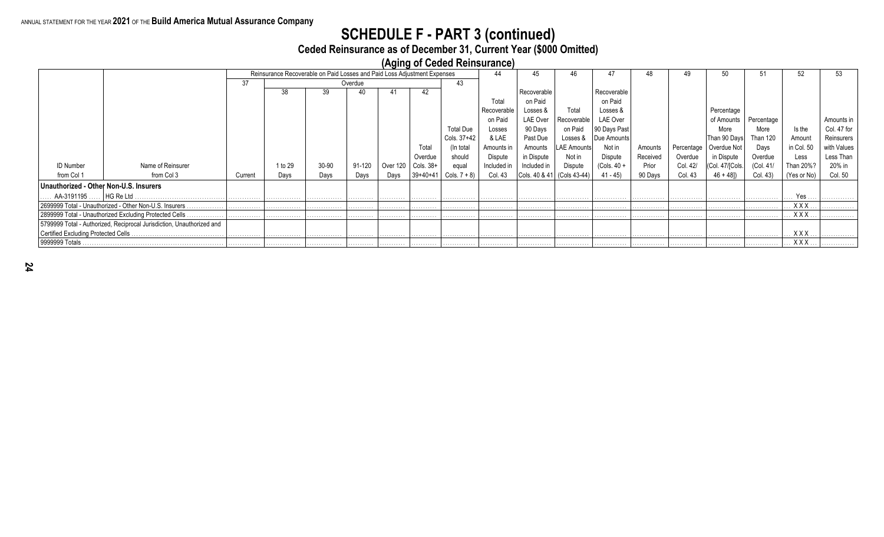ANNUAL STATEMENT FOR THE YEAR **2021** OF THE **Build America Mutual Assurance Company**

# SCHEDULE F - PART 3 (continued)

## Ceded Reinsurance as of December 31, Current Year ($000 Omitted)

### (Aging of Ceded Reinsurance)

| | | Reinsurance Recoverable on Paid Losses and Paid Loss Adjustment Expenses | | | | | | | 44 | 45 | 46 | 47 | 48 | 49 | 50 | 51 | 52 | 53 |
|---|---|---|---|---|---|---|---|---|---|---|---|---|---|---|---|---|---|---|
| | | 37 | Overdue | | | | | 43 | | | | | | | | | | |
| | | | 38 | 39 | 40 | 41 | 42 | | | | | | | | | | | |
| ID Number from Col 1 | Name of Reinsurer from Col 3 | Current | 1 to 29 Days | 30-90 Days | 91-120 Days | Over 120 Days | Total Overdue Cols. 38+39+40+41 | Total Due Cols. 37+42 (In total should equal Cols. 7 + 8) | Total Recoverable on Paid Losses & LAE Amounts in Dispute Included in Col. 43 | Recoverable on Paid Losses & LAE Over 90 Days Past Due Amounts in Dispute Included in Cols. 40 & 41 | Total Recoverable on Paid Losses & LAE Amounts Not in Dispute (Cols 43-44) | Recoverable on Paid Losses & LAE Over 90 Days Past Due Amounts Not in Dispute (Cols. 40 + 41 - 45) | Amounts Received Prior 90 Days | Percentage Overdue Col. 42/ Col. 43 | Percentage of Amounts More Than 90 Days Overdue Not in Dispute (Col. 47/[Cols. 46 + 48]) | Percentage More Than 120 Days Overdue (Col. 41/ Col. 43) | Is the Amount in Col. 50 Less Than 20%? (Yes or No) | Amounts in Col. 47 for Reinsurers with Values Less Than 20% in Col. 50 |
| **Unauthorized - Other Non-U.S. Insurers** | | | | | | | | | | | | | | | | | | |
| AA-3191195 | HG Re Ltd | | | | | | | | | | | | | | | | Yes | |
| 2699999 Total - Unauthorized - Other Non-U.S. Insurers | | | | | | | | | | | | | | | | | XXX | |
| 2899999 Total - Unauthorized Excluding Protected Cells | | | | | | | | | | | | | | | | | XXX | |
| 5799999 Total - Authorized, Reciprocal Jurisdiction, Unauthorized and Certified Excluding Protected Cells | | | | | | | | | | | | | | | | | XXX | |
| 9999999 Totals | | | | | | | | | | | | | | | | | XXX | |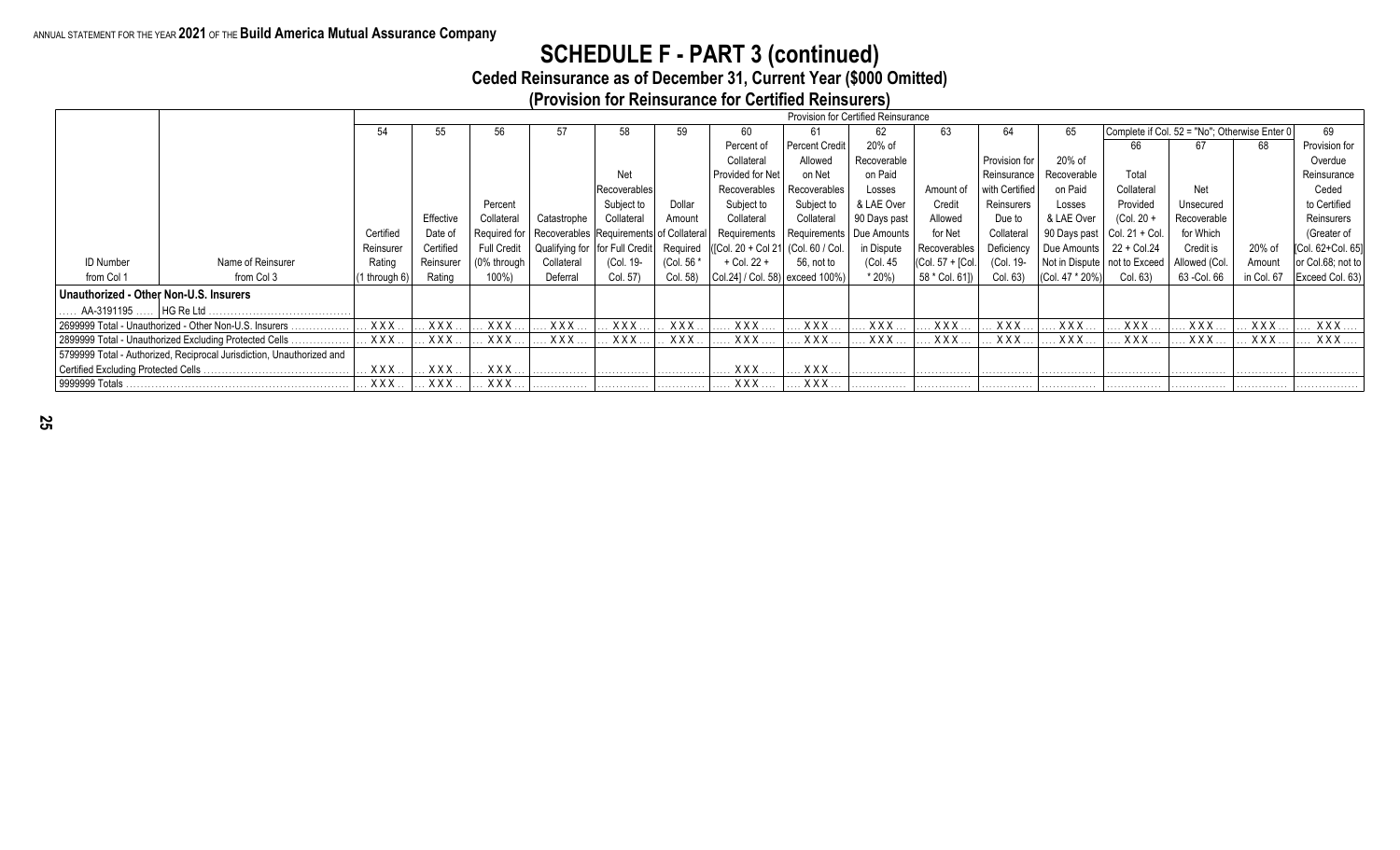ANNUAL STATEMENT FOR THE YEAR **2021** OF THE **Build America Mutual Assurance Company**

# SCHEDULE F - PART 3 (continued)

## Ceded Reinsurance as of December 31, Current Year ($000 Omitted)

### (Provision for Reinsurance for Certified Reinsurers)

| | | Provision for Certified Reinsurance | | | | | | | | | | | | Complete if Col. 52 = "No"; Otherwise Enter 0 | | | |
|---|---|---|---|---|---|---|---|---|---|---|---|---|---|---|---|---|---|
| | | 54 | 55 | 56 | 57 | 58 | 59 | 60 | 61 | 62 | 63 | 64 | 65 | 66 | 67 | 68 | 69 |
| ID Number from Col 1 | Name of Reinsurer from Col 3 | Certified Reinsurer Rating (1 through 6) | Effective Date of Certified Reinsurer Rating | Percent Collateral Required for Full Credit (0% through 100%) | Catastrophe Recoverables Qualifying for Collateral Deferral | Net Recoverables Subject to Collateral Requirements for Full Credit (Col. 19- Col. 57) | Dollar Amount of Collateral Required (Col. 56 * Col. 58) | Percent of Collateral Provided for Net Recoverables Subject to Collateral Requirements ([Col. 20 + Col 21 + Col. 22 + Col.24] / Col. 58) | Percent Credit Allowed on Net Recoverables Subject to Collateral Requirements (Col. 60 / Col. 56, not to exceed 100%) | 20% of Recoverable on Paid Losses & LAE Over 90 Days past Due Amounts in Dispute (Col. 45 * 20%) | Amount of Credit Allowed for Net Recoverables (Col. 57 + [Col. 58 * Col. 61]) | Provision for Reinsurance with Certified Reinsurers Due to Collateral Deficiency (Col. 19- Col. 63) | 20% of Recoverable on Paid Losses & LAE Over 90 Days past Due Amounts Not in Dispute (Col. 47 * 20%) | Total Collateral Provided (Col. 20 + Col. 21 + Col. 22 + Col.24 not to Exceed Col. 63) | Net Unsecured Recoverable for Which Credit is Allowed (Col. 63 -Col. 66 | 20% of Amount in Col. 67 | Provision for Overdue Reinsurance Ceded to Certified Reinsurers (Greater of [Col. 62+Col. 65] or Col.68; not to Exceed Col. 63) |
| **Unauthorized - Other Non-U.S. Insurers** | | | | | | | | | | | | | | | | | |
| AA-3191195 | HG Re Ltd | | | | | | | | | | | | | | | | |
| 2699999 Total - Unauthorized - Other Non-U.S. Insurers | | XXX | XXX | XXX | XXX | XXX | XXX | XXX | XXX | XXX | XXX | XXX | XXX | XXX | XXX | XXX | XXX |
| 2899999 Total - Unauthorized Excluding Protected Cells | | XXX | XXX | XXX | XXX | XXX | XXX | XXX | XXX | XXX | XXX | XXX | XXX | XXX | XXX | XXX | XXX |
| 5799999 Total - Authorized, Reciprocal Jurisdiction, Unauthorized and Certified Excluding Protected Cells | | XXX | XXX | XXX | | | | XXX | XXX | | | | | | | | |
| 9999999 Totals | | XXX | XXX | XXX | | | | XXX | XXX | | | | | | | | |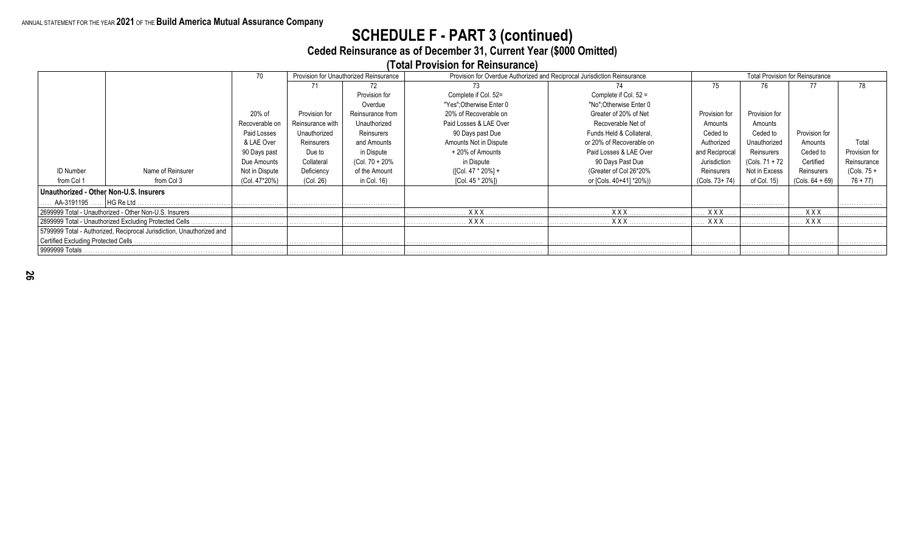ANNUAL STATEMENT FOR THE YEAR **2021** OF THE **Build America Mutual Assurance Company**

# SCHEDULE F - PART 3 (continued)

## Ceded Reinsurance as of December 31, Current Year ($000 Omitted)

### (Total Provision for Reinsurance)

| | | 70 | Provision for Unauthorized Reinsurance | | Provision for Overdue Authorized and Reciprocal Jurisdiction Reinsurance | | Total Provision for Reinsurance | | | |
|---|---|---|---|---|---|---|---|---|---|---|
| | | | 71 | 72 | 73 | 74 | 75 | 76 | 77 | 78 |
| ID Number from Col 1 | Name of Reinsurer from Col 3 | 20% of Recoverable on Paid Losses & LAE Over 90 Days past Due Amounts Not in Dispute (Col. 47*20%) | Provision for Reinsurance with Unauthorized Reinsurers Due to Collateral Deficiency (Col. 26) | Provision for Overdue Reinsurance from Unauthorized Reinsurers and Amounts in Dispute (Col. 70 + 20% of the Amount in Col. 16) | Complete if Col. 52= "Yes";Otherwise Enter 0 20% of Recoverable on Paid Losses & LAE Over 90 Days past Due Amounts Not in Dispute + 20% of Amounts in Dispute ([Col. 47 * 20%] + [Col. 45 * 20%]) | Complete if Col. 52 = "No";Otherwise Enter 0 Greater of 20% of Net Recoverable Net of Funds Held & Collateral, or 20% of Recoverable on Paid Losses & LAE Over 90 Days Past Due (Greater of Col 26*20% or [Cols. 40+41] *20%)) | Provision for Amounts Ceded to Authorized and Reciprocal Jurisdiction Reinsurers (Cols. 73+ 74) | Provision for Amounts Ceded to Unauthorized Reinsurers (Cols. 71 + 72 Not in Excess of Col. 15) | Provision for Amounts Ceded to Certified Reinsurers (Cols. 64 + 69) | Total Provision for Reinsurance (Cols. 75 + 76 + 77) |
| **Unauthorized - Other Non-U.S. Insurers** | | | | | | | | | | |
| AA-3191195 | HG Re Ltd | | | | | | | | | |
| 2699999 Total - Unauthorized - Other Non-U.S. Insurers | | | | | XXX | XXX | XXX | | XXX | |
| 2899999 Total - Unauthorized Excluding Protected Cells | | | | | XXX | XXX | XXX | | XXX | |
| 5799999 Total - Authorized, Reciprocal Jurisdiction, Unauthorized and Certified Excluding Protected Cells | | | | | | | | | | |
| 9999999 Totals | | | | | | | | | | |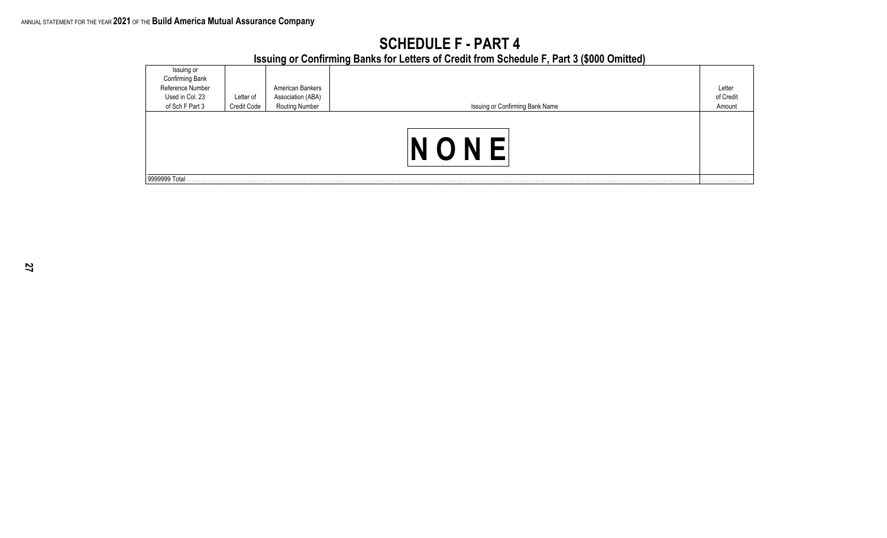# SCHEDULE F - PART 4

## Issuing or Confirming Banks for Letters of Credit from Schedule F, Part 3 ($000 Omitted)

| Issuing or Confirming Bank Reference Number Used in Col. 23 of Sch F Part 3 | Letter of Credit Code | American Bankers Association (ABA) Routing Number | Issuing or Confirming Bank Name | Letter of Credit Amount |
|---|---|---|---|---|
| | | | NONE | |
| 9999999 Total | | | | |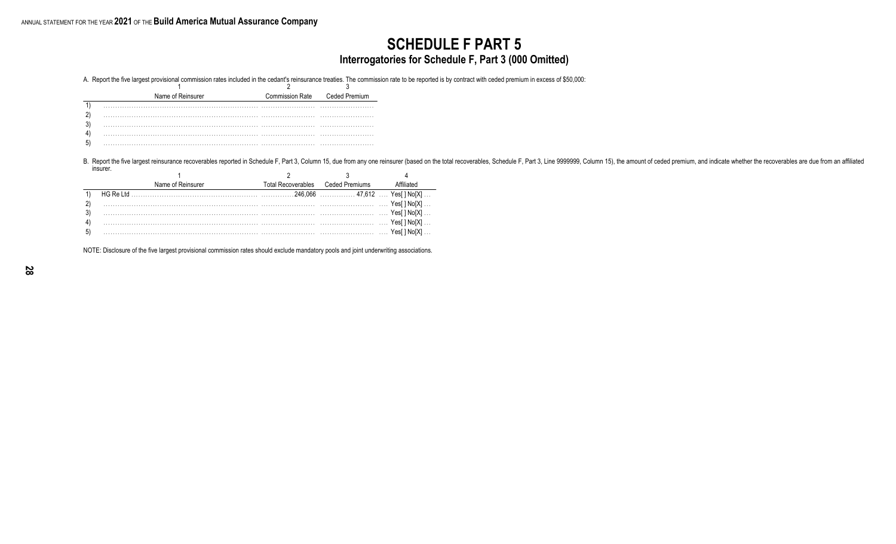# SCHEDULE F PART 5

## Interrogatories for Schedule F, Part 3 (000 Omitted)

A. Report the five largest provisional commission rates included in the cedant's reinsurance treaties. The commission rate to be reported is by contract with ceded premium in excess of $50,000:

| | 1 | 2 | 3 |
|---|---|---|---|
| | Name of Reinsurer | Commission Rate | Ceded Premium |
| 1) | | | |
| 2) | | | |
| 3) | | | |
| 4) | | | |
| 5) | | | |

B. Report the five largest reinsurance recoverables reported in Schedule F, Part 3, Column 15, due from any one reinsurer (based on the total recoverables, Schedule F, Part 3, Line 9999999, Column 15), the amount of ceded premium, and indicate whether the recoverables are due from an affiliated insurer.

| | 1 | 2 | 3 | 4 |
|---|---|---|---|---|
| | Name of Reinsurer | Total Recoverables | Ceded Premiums | Affiliated |
| 1) | HG Re Ltd | 246,066 | 47,612 | Yes[ ] No[X] |
| 2) | | | | Yes[ ] No[X] |
| 3) | | | | Yes[ ] No[X] |
| 4) | | | | Yes[ ] No[X] |
| 5) | | | | Yes[ ] No[X] |

NOTE: Disclosure of the five largest provisional commission rates should exclude mandatory pools and joint underwriting associations.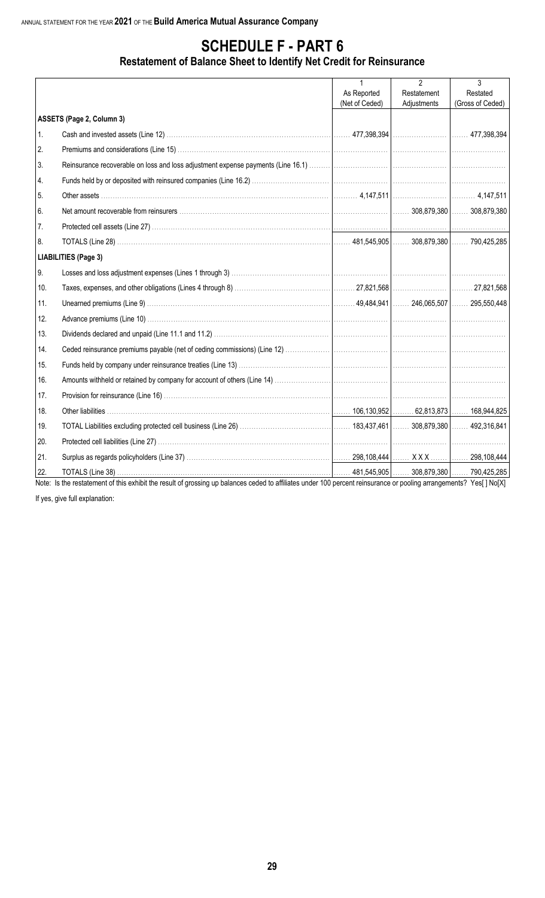# SCHEDULE F - PART 6

## Restatement of Balance Sheet to Identify Net Credit for Reinsurance

| | | 1<br>As Reported<br>(Net of Ceded) | 2<br>Restatement<br>Adjustments | 3<br>Restated<br>(Gross of Ceded) |
|---|---|---|---|---|
| | **ASSETS (Page 2, Column 3)** | | | |
| 1. | Cash and invested assets (Line 12) | 477,398,394 | | 477,398,394 |
| 2. | Premiums and considerations (Line 15) | | | |
| 3. | Reinsurance recoverable on loss and loss adjustment expense payments (Line 16.1) | | | |
| 4. | Funds held by or deposited with reinsured companies (Line 16.2) | | | |
| 5. | Other assets | 4,147,511 | | 4,147,511 |
| 6. | Net amount recoverable from reinsurers | | 308,879,380 | 308,879,380 |
| 7. | Protected cell assets (Line 27) | | | |
| 8. | TOTALS (Line 28) | 481,545,905 | 308,879,380 | 790,425,285 |
| | **LIABILITIES (Page 3)** | | | |
| 9. | Losses and loss adjustment expenses (Lines 1 through 3) | | | |
| 10. | Taxes, expenses, and other obligations (Lines 4 through 8) | 27,821,568 | | 27,821,568 |
| 11. | Unearned premiums (Line 9) | 49,484,941 | 246,065,507 | 295,550,448 |
| 12. | Advance premiums (Line 10) | | | |
| 13. | Dividends declared and unpaid (Line 11.1 and 11.2) | | | |
| 14. | Ceded reinsurance premiums payable (net of ceding commissions) (Line 12) | | | |
| 15. | Funds held by company under reinsurance treaties (Line 13) | | | |
| 16. | Amounts withheld or retained by company for account of others (Line 14) | | | |
| 17. | Provision for reinsurance (Line 16) | | | |
| 18. | Other liabilities | 106,130,952 | 62,813,873 | 168,944,825 |
| 19. | TOTAL Liabilities excluding protected cell business (Line 26) | 183,437,461 | 308,879,380 | 492,316,841 |
| 20. | Protected cell liabilities (Line 27) | | | |
| 21. | Surplus as regards policyholders (Line 37) | 298,108,444 | X X X | 298,108,444 |
| 22. | TOTALS (Line 38) | 481,545,905 | 308,879,380 | 790,425,285 |

Note: Is the restatement of this exhibit the result of grossing up balances ceded to affiliates under 100 percent reinsurance or pooling arrangements? Yes[ ] No[X]

If yes, give full explanation: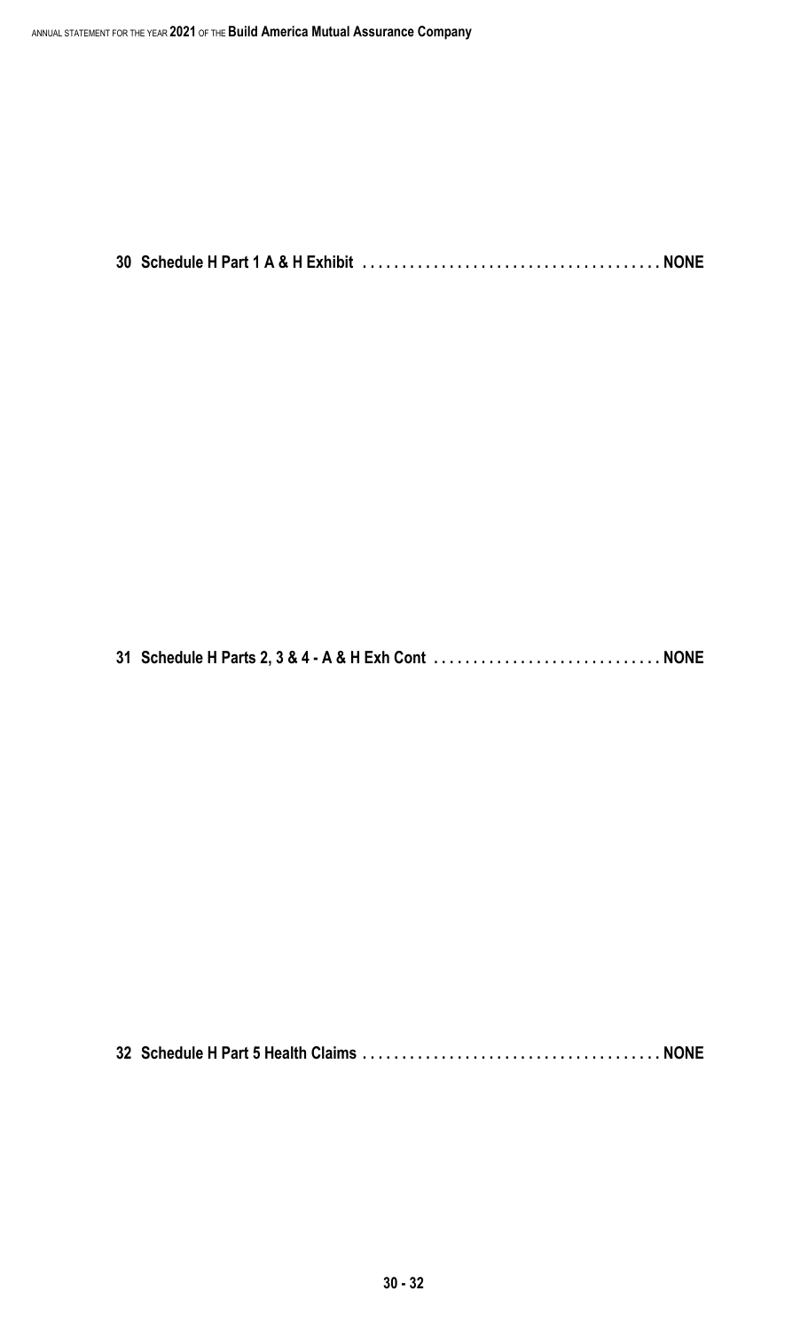**30 Schedule H Part 1 A & H Exhibit . . . . . . . . . . . . . . . . . . . . . . . . . . . . . . . . . . . . . NONE**

**31 Schedule H Parts 2, 3 & 4 - A & H Exh Cont . . . . . . . . . . . . . . . . . . . . . . . . . . . . NONE**

**32 Schedule H Part 5 Health Claims . . . . . . . . . . . . . . . . . . . . . . . . . . . . . . . . . . . . . NONE**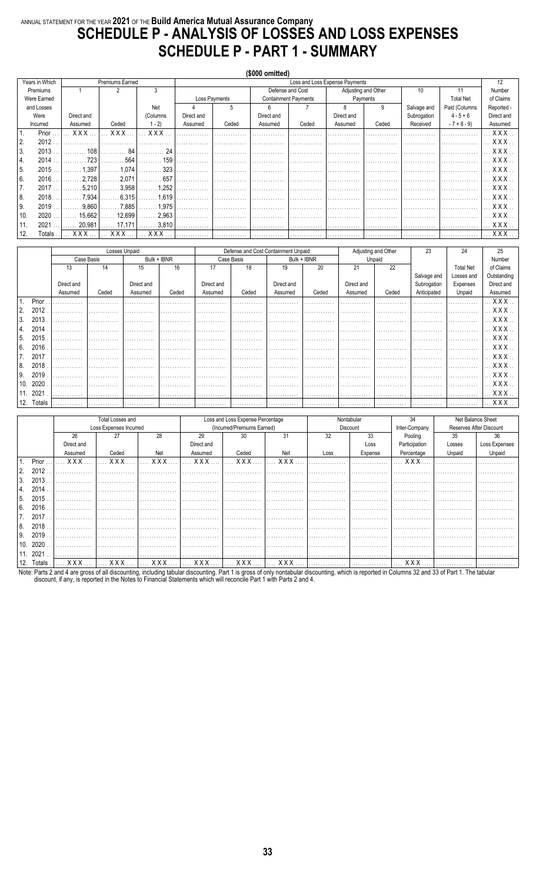ANNUAL STATEMENT FOR THE YEAR **2021** OF THE **Build America Mutual Assurance Company**

# SCHEDULE P - ANALYSIS OF LOSSES AND LOSS EXPENSES

# SCHEDULE P - PART 1 - SUMMARY

($000 omitted)

| Years in Which Premiums Were Earned and Losses Were Incurred | Premiums Earned | | | Loss and Loss Expense Payments | | | | | | | | 12 |
|---|---|---|---|---|---|---|---|---|---|---|---|---|
| | 1 | 2 | 3 | Loss Payments | | Defense and Cost Containment Payments | | Adjusting and Other Payments | | 10 | 11 | Number of Claims Reported - Direct and Assumed |
| | Direct and Assumed | Ceded | Net (Columns 1 - 2) | 4 Direct and Assumed | 5 Ceded | 6 Direct and Assumed | 7 Ceded | 8 Direct and Assumed | 9 Ceded | Salvage and Subrogation Received | Total Net Paid (Columns - 7 + 8 - 9) | |
| 1. Prior | XXX | XXX | XXX | | | | | | | | | XXX |
| 2. 2012 | | | | | | | | | | | | XXX |
| 3. 2013 | 108 | 84 | 24 | | | | | | | | | XXX |
| 4. 2014 | 723 | 564 | 159 | | | | | | | | | XXX |
| 5. 2015 | 1,397 | 1,074 | 323 | | | | | | | | | XXX |
| 6. 2016 | 2,728 | 2,071 | 657 | | | | | | | | | XXX |
| 7. 2017 | 5,210 | 3,958 | 1,252 | | | | | | | | | XXX |
| 8. 2018 | 7,934 | 6,315 | 1,619 | | | | | | | | | XXX |
| 9. 2019 | 9,860 | 7,885 | 1,975 | | | | | | | | | XXX |
| 10. 2020 | 15,662 | 12,699 | 2,963 | | | | | | | | | XXX |
| 11. 2021 | 20,981 | 17,171 | 3,810 | | | | | | | | | XXX |
| 12. Totals | XXX | XXX | XXX | | | | | | | | | XXX |

| | Losses Unpaid | | | | Defense and Cost Containment Unpaid | | | | Adjusting and Other Unpaid | | 23 | 24 | 25 |
|---|---|---|---|---|---|---|---|---|---|---|---|---|---|
| | Case Basis | | Bulk + IBNR | | Case Basis | | Bulk + IBNR | | | | | | |
| | 13 Direct and Assumed | 14 Ceded | 15 Direct and Assumed | 16 Ceded | 17 Direct and Assumed | 18 Ceded | 19 Direct and Assumed | 20 Ceded | 21 Direct and Assumed | 22 Ceded | Salvage and Subrogation Anticipated | Total Net Losses and Expenses Unpaid | Number of Claims Outstanding Direct and Assumed |
| 1. Prior | | | | | | | | | | | | | XXX |
| 2. 2012 | | | | | | | | | | | | | XXX |
| 3. 2013 | | | | | | | | | | | | | XXX |
| 4. 2014 | | | | | | | | | | | | | XXX |
| 5. 2015 | | | | | | | | | | | | | XXX |
| 6. 2016 | | | | | | | | | | | | | XXX |
| 7. 2017 | | | | | | | | | | | | | XXX |
| 8. 2018 | | | | | | | | | | | | | XXX |
| 9. 2019 | | | | | | | | | | | | | XXX |
| 10. 2020 | | | | | | | | | | | | | XXX |
| 11. 2021 | | | | | | | | | | | | | XXX |
| 12. Totals | | | | | | | | | | | | | XXX |

| | Total Losses and Loss Expenses Incurred | | | Loss and Loss Expense Percentage (Incurred/Premiums Earned) | | | Nontabular Discount | | 34 | Net Balance Sheet Reserves After Discount | |
|---|---|---|---|---|---|---|---|---|---|---|---|
| | 26 Direct and Assumed | 27 Ceded | 28 Net | 29 Direct and Assumed | 30 Ceded | 31 Net | 32 Loss | 33 Loss Expense | Inter-Company Pooling Participation Percentage | 35 Losses Unpaid | 36 Loss Expenses Unpaid |
| 1. Prior | XXX | XXX | XXX | XXX | XXX | XXX | | | XXX | | |
| 2. 2012 | | | | | | | | | | | |
| 3. 2013 | | | | | | | | | | | |
| 4. 2014 | | | | | | | | | | | |
| 5. 2015 | | | | | | | | | | | |
| 6. 2016 | | | | | | | | | | | |
| 7. 2017 | | | | | | | | | | | |
| 8. 2018 | | | | | | | | | | | |
| 9. 2019 | | | | | | | | | | | |
| 10. 2020 | | | | | | | | | | | |
| 11. 2021 | | | | | | | | | | | |
| 12. Totals | XXX | XXX | XXX | XXX | XXX | XXX | | | XXX | | |

Note: Parts 2 and 4 are gross of all discounting, including tabular discounting. Part 1 is gross of only nontabular discounting, which is reported in Columns 32 and 33 of Part 1. The tabular discount, if any, is reported in the Notes to Financial Statements which will reconcile Part 1 with Parts 2 and 4.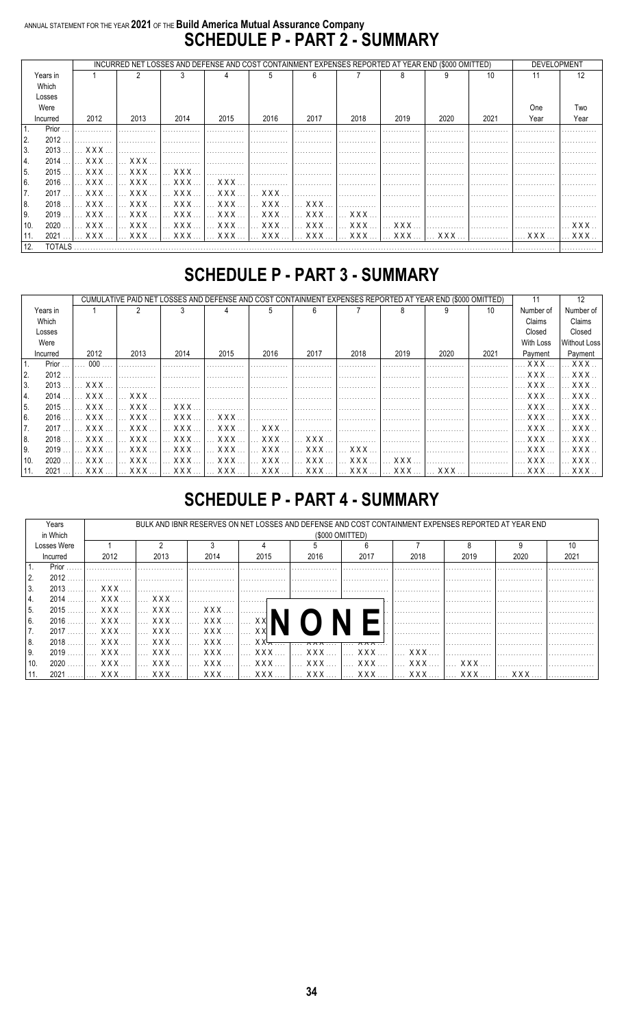ANNUAL STATEMENT FOR THE YEAR **2021** OF THE **Build America Mutual Assurance Company**

# SCHEDULE P - PART 2 - SUMMARY

| Years in Which Losses Were Incurred | INCURRED NET LOSSES AND DEFENSE AND COST CONTAINMENT EXPENSES REPORTED AT YEAR END ($000 OMITTED) | | | | | | | | | | DEVELOPMENT | |
|---|---|---|---|---|---|---|---|---|---|---|---|---|
| | 1 | 2 | 3 | 4 | 5 | 6 | 7 | 8 | 9 | 10 | 11 | 12 |
| | 2012 | 2013 | 2014 | 2015 | 2016 | 2017 | 2018 | 2019 | 2020 | 2021 | One Year | Two Year |
| 1. Prior | | | | | | | | | | | | |
| 2. 2012 | | | | | | | | | | | | |
| 3. 2013 | XXX | | | | | | | | | | | |
| 4. 2014 | XXX | XXX | | | | | | | | | | |
| 5. 2015 | XXX | XXX | XXX | | | | | | | | | |
| 6. 2016 | XXX | XXX | XXX | XXX | | | | | | | | |
| 7. 2017 | XXX | XXX | XXX | XXX | XXX | | | | | | | |
| 8. 2018 | XXX | XXX | XXX | XXX | XXX | XXX | | | | | | |
| 9. 2019 | XXX | XXX | XXX | XXX | XXX | XXX | XXX | | | | | |
| 10. 2020 | XXX | XXX | XXX | XXX | XXX | XXX | XXX | XXX | | | | XXX |
| 11. 2021 | XXX | XXX | XXX | XXX | XXX | XXX | XXX | XXX | XXX | | XXX | XXX |
| 12. TOTALS | | | | | | | | | | | | |

# SCHEDULE P - PART 3 - SUMMARY

| Years in Which Losses Were Incurred | CUMULATIVE PAID NET LOSSES AND DEFENSE AND COST CONTAINMENT EXPENSES REPORTED AT YEAR END ($000 OMITTED) | | | | | | | | | | 11 | 12 |
|---|---|---|---|---|---|---|---|---|---|---|---|---|
| | 1 | 2 | 3 | 4 | 5 | 6 | 7 | 8 | 9 | 10 | Number of Claims Closed With Loss Payment | Number of Claims Closed Without Loss Payment |
| | 2012 | 2013 | 2014 | 2015 | 2016 | 2017 | 2018 | 2019 | 2020 | 2021 | | |
| 1. Prior | 000 | | | | | | | | | | XXX | XXX |
| 2. 2012 | | | | | | | | | | | XXX | XXX |
| 3. 2013 | XXX | | | | | | | | | | XXX | XXX |
| 4. 2014 | XXX | XXX | | | | | | | | | XXX | XXX |
| 5. 2015 | XXX | XXX | XXX | | | | | | | | XXX | XXX |
| 6. 2016 | XXX | XXX | XXX | XXX | | | | | | | XXX | XXX |
| 7. 2017 | XXX | XXX | XXX | XXX | XXX | | | | | | XXX | XXX |
| 8. 2018 | XXX | XXX | XXX | XXX | XXX | XXX | | | | | XXX | XXX |
| 9. 2019 | XXX | XXX | XXX | XXX | XXX | XXX | XXX | | | | XXX | XXX |
| 10. 2020 | XXX | XXX | XXX | XXX | XXX | XXX | XXX | XXX | | | XXX | XXX |
| 11. 2021 | XXX | XXX | XXX | XXX | XXX | XXX | XXX | XXX | XXX | | XXX | XXX |

# SCHEDULE P - PART 4 - SUMMARY

| Years in Which Losses Were Incurred | BULK AND IBNR RESERVES ON NET LOSSES AND DEFENSE AND COST CONTAINMENT EXPENSES REPORTED AT YEAR END ($000 OMITTED) | | | | | | | | | |
|---|---|---|---|---|---|---|---|---|---|---|
| | 1 | 2 | 3 | 4 | 5 | 6 | 7 | 8 | 9 | 10 |
| | 2012 | 2013 | 2014 | 2015 | 2016 | 2017 | 2018 | 2019 | 2020 | 2021 |
| 1. Prior | | | | | | | | | | |
| 2. 2012 | | | | | | | | | | |
| 3. 2013 | XXX | | | | | | | | | |
| 4. 2014 | XXX | XXX | | | | | | | | |
| 5. 2015 | XXX | XXX | XXX | | | | | | | |
| 6. 2016 | XXX | XXX | XXX | XXX | | | | | | |
| 7. 2017 | XXX | XXX | XXX | XXX | XXX | | | | | |
| 8. 2018 | XXX | XXX | XXX | XXX | XXX | XXX | | | | |
| 9. 2019 | XXX | XXX | XXX | XXX | XXX | XXX | XXX | | | |
| 10. 2020 | XXX | XXX | XXX | XXX | XXX | XXX | XXX | XXX | | |
| 11. 2021 | XXX | XXX | XXX | XXX | XXX | XXX | XXX | XXX | XXX | |

NONE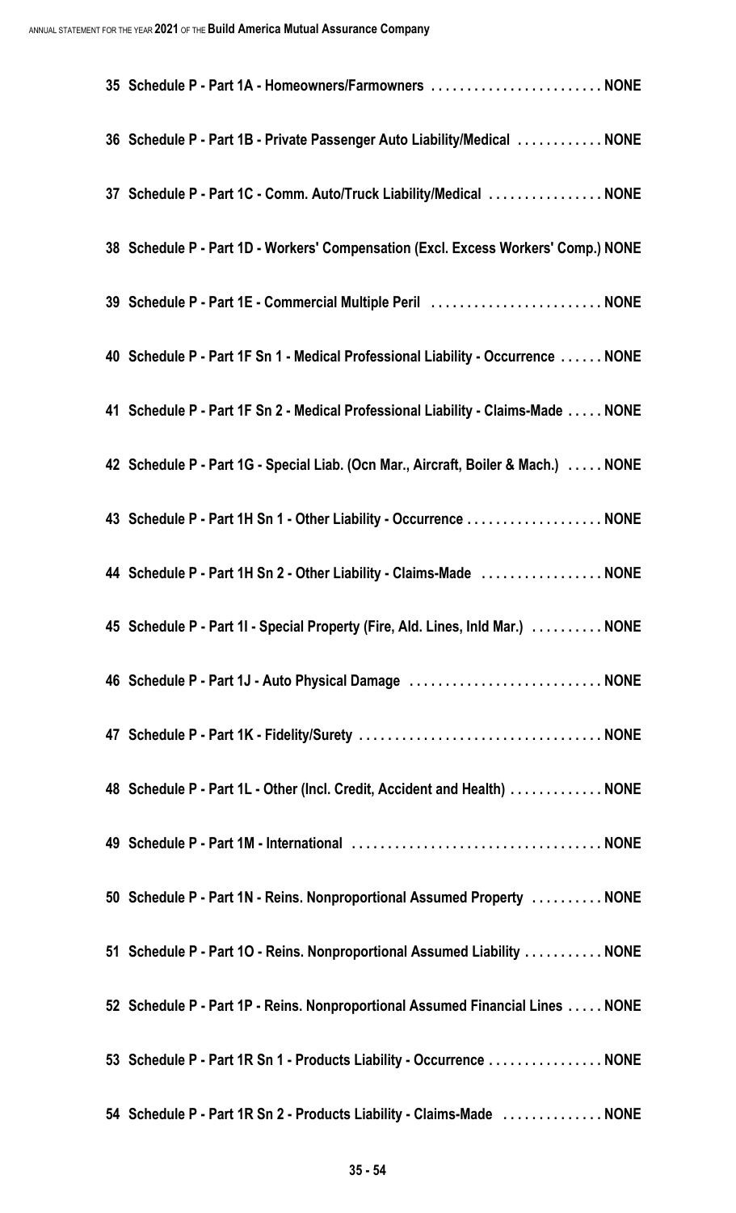35 Schedule P - Part 1A - Homeowners/Farmowners . . . . . . . . . . . . . . . . . . . . . . . . NONE

36 Schedule P - Part 1B - Private Passenger Auto Liability/Medical . . . . . . . . . . . . NONE

37 Schedule P - Part 1C - Comm. Auto/Truck Liability/Medical . . . . . . . . . . . . . . . . NONE

38 Schedule P - Part 1D - Workers' Compensation (Excl. Excess Workers' Comp.) NONE

39 Schedule P - Part 1E - Commercial Multiple Peril . . . . . . . . . . . . . . . . . . . . . . . . NONE

40 Schedule P - Part 1F Sn 1 - Medical Professional Liability - Occurrence . . . . . . NONE

41 Schedule P - Part 1F Sn 2 - Medical Professional Liability - Claims-Made . . . . . NONE

42 Schedule P - Part 1G - Special Liab. (Ocn Mar., Aircraft, Boiler & Mach.) . . . . . NONE

43 Schedule P - Part 1H Sn 1 - Other Liability - Occurrence . . . . . . . . . . . . . . . . . . . NONE

44 Schedule P - Part 1H Sn 2 - Other Liability - Claims-Made . . . . . . . . . . . . . . . . . NONE

45 Schedule P - Part 1I - Special Property (Fire, Ald. Lines, Inld Mar.) . . . . . . . . . . NONE

46 Schedule P - Part 1J - Auto Physical Damage . . . . . . . . . . . . . . . . . . . . . . . . . . . NONE

47 Schedule P - Part 1K - Fidelity/Surety . . . . . . . . . . . . . . . . . . . . . . . . . . . . . . . . . . NONE

48 Schedule P - Part 1L - Other (Incl. Credit, Accident and Health) . . . . . . . . . . . . . NONE

49 Schedule P - Part 1M - International . . . . . . . . . . . . . . . . . . . . . . . . . . . . . . . . . . . NONE

50 Schedule P - Part 1N - Reins. Nonproportional Assumed Property . . . . . . . . . . NONE

51 Schedule P - Part 1O - Reins. Nonproportional Assumed Liability . . . . . . . . . . . NONE

52 Schedule P - Part 1P - Reins. Nonproportional Assumed Financial Lines . . . . . NONE

53 Schedule P - Part 1R Sn 1 - Products Liability - Occurrence . . . . . . . . . . . . . . . . NONE

54 Schedule P - Part 1R Sn 2 - Products Liability - Claims-Made . . . . . . . . . . . . . . NONE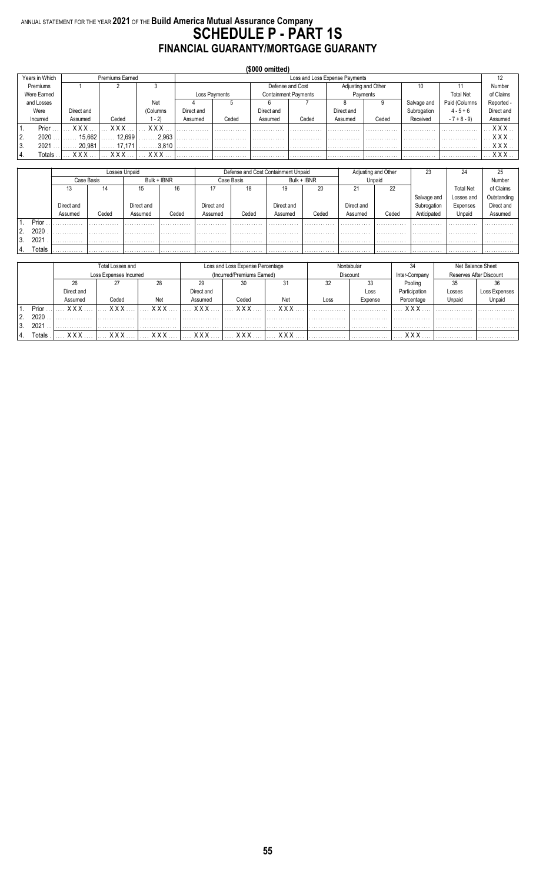ANNUAL STATEMENT FOR THE YEAR **2021** OF THE **Build America Mutual Assurance Company**

# SCHEDULE P - PART 1S
## FINANCIAL GUARANTY/MORTGAGE GUARANTY

**($000 omitted)**

| Years in Which Premiums Were Earned and Losses Were Incurred | Premiums Earned | | | Loss and Loss Expense Payments | | | | | | | | 12 |
|---|---|---|---|---|---|---|---|---|---|---|---|---|
| | 1 | 2 | 3 | Loss Payments | | Defense and Cost Containment Payments | | Adjusting and Other Payments | | 10 | 11 | Number of Claims Reported - Direct and Assumed |
| | Direct and Assumed | Ceded | Net (Columns 1 - 2) | 4 Direct and Assumed | 5 Ceded | 6 Direct and Assumed | 7 Ceded | 8 Direct and Assumed | 9 Ceded | Salvage and Subrogation Received | Total Net Paid (Columns 4 - 5 + 6 - 7 + 8 - 9) | |
| 1. Prior | XXX | XXX | XXX | | | | | | | | | XXX |
| 2. 2020 | 15,662 | 12,699 | 2,963 | | | | | | | | | XXX |
| 3. 2021 | 20,981 | 17,171 | 3,810 | | | | | | | | | XXX |
| 4. Totals | XXX | XXX | XXX | | | | | | | | | XXX |

| | Losses Unpaid | | | | Defense and Cost Containment Unpaid | | | | Adjusting and Other Unpaid | | 23 | 24 | 25 |
|---|---|---|---|---|---|---|---|---|---|---|---|---|---|
| | Case Basis | | Bulk + IBNR | | Case Basis | | Bulk + IBNR | | | | | | |
| | 13 Direct and Assumed | 14 Ceded | 15 Direct and Assumed | 16 Ceded | 17 Direct and Assumed | 18 Ceded | 19 Direct and Assumed | 20 Ceded | 21 Direct and Assumed | 22 Ceded | Salvage and Subrogation Anticipated | Total Net Losses and Expenses Unpaid | Number of Claims Outstanding Direct and Assumed |
| 1. Prior | | | | | | | | | | | | | |
| 2. 2020 | | | | | | | | | | | | | |
| 3. 2021 | | | | | | | | | | | | | |
| 4. Totals | | | | | | | | | | | | | |

| | Total Losses and Loss Expenses Incurred | | | Loss and Loss Expense Percentage (Incurred/Premiums Earned) | | | Nontabular Discount | | 34 | Net Balance Sheet Reserves After Discount | |
|---|---|---|---|---|---|---|---|---|---|---|---|
| | 26 Direct and Assumed | 27 Ceded | 28 Net | 29 Direct and Assumed | 30 Ceded | 31 Net | 32 Loss | 33 Loss Expense | Inter-Company Pooling Participation Percentage | 35 Losses Unpaid | 36 Loss Expenses Unpaid |
| 1. Prior | XXX | XXX | XXX | XXX | XXX | XXX | | | XXX | | |
| 2. 2020 | | | | | | | | | | | |
| 3. 2021 | | | | | | | | | | | |
| 4. Totals | XXX | XXX | XXX | XXX | XXX | XXX | | | XXX | | |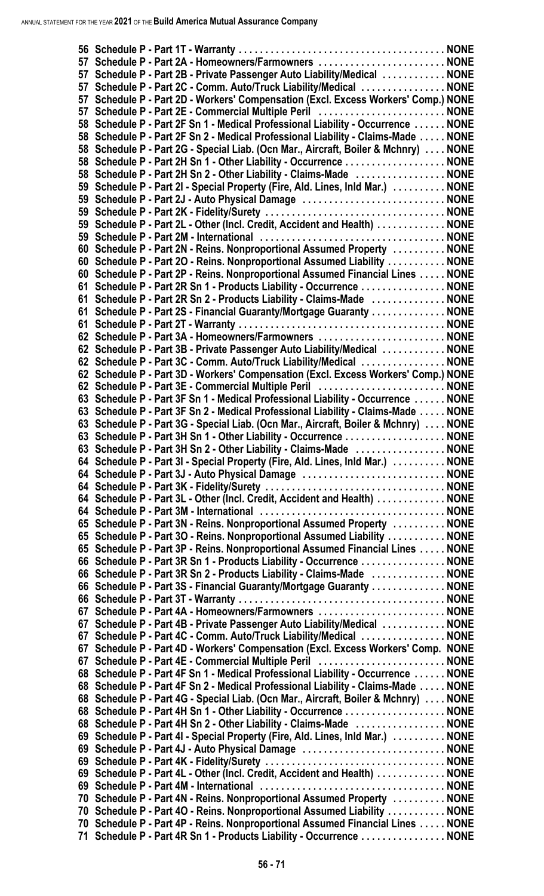| | | |
|---|---|---|
| 56 | Schedule P - Part 1T - Warranty | NONE |
| 57 | Schedule P - Part 2A - Homeowners/Farmowners | NONE |
| 57 | Schedule P - Part 2B - Private Passenger Auto Liability/Medical | NONE |
| 57 | Schedule P - Part 2C - Comm. Auto/Truck Liability/Medical | NONE |
| 57 | Schedule P - Part 2D - Workers' Compensation (Excl. Excess Workers' Comp.) | NONE |
| 57 | Schedule P - Part 2E - Commercial Multiple Peril | NONE |
| 58 | Schedule P - Part 2F Sn 1 - Medical Professional Liability - Occurrence | NONE |
| 58 | Schedule P - Part 2F Sn 2 - Medical Professional Liability - Claims-Made | NONE |
| 58 | Schedule P - Part 2G - Special Liab. (Ocn Mar., Aircraft, Boiler & Mchnry) | NONE |
| 58 | Schedule P - Part 2H Sn 1 - Other Liability - Occurrence | NONE |
| 58 | Schedule P - Part 2H Sn 2 - Other Liability - Claims-Made | NONE |
| 59 | Schedule P - Part 2I - Special Property (Fire, Ald. Lines, Inld Mar.) | NONE |
| 59 | Schedule P - Part 2J - Auto Physical Damage | NONE |
| 59 | Schedule P - Part 2K - Fidelity/Surety | NONE |
| 59 | Schedule P - Part 2L - Other (Incl. Credit, Accident and Health) | NONE |
| 59 | Schedule P - Part 2M - International | NONE |
| 60 | Schedule P - Part 2N - Reins. Nonproportional Assumed Property | NONE |
| 60 | Schedule P - Part 2O - Reins. Nonproportional Assumed Liability | NONE |
| 60 | Schedule P - Part 2P - Reins. Nonproportional Assumed Financial Lines | NONE |
| 61 | Schedule P - Part 2R Sn 1 - Products Liability - Occurrence | NONE |
| 61 | Schedule P - Part 2R Sn 2 - Products Liability - Claims-Made | NONE |
| 61 | Schedule P - Part 2S - Financial Guaranty/Mortgage Guaranty | NONE |
| 61 | Schedule P - Part 2T - Warranty | NONE |
| 62 | Schedule P - Part 3A - Homeowners/Farmowners | NONE |
| 62 | Schedule P - Part 3B - Private Passenger Auto Liability/Medical | NONE |
| 62 | Schedule P - Part 3C - Comm. Auto/Truck Liability/Medical | NONE |
| 62 | Schedule P - Part 3D - Workers' Compensation (Excl. Excess Workers' Comp.) | NONE |
| 62 | Schedule P - Part 3E - Commercial Multiple Peril | NONE |
| 63 | Schedule P - Part 3F Sn 1 - Medical Professional Liability - Occurrence | NONE |
| 63 | Schedule P - Part 3F Sn 2 - Medical Professional Liability - Claims-Made | NONE |
| 63 | Schedule P - Part 3G - Special Liab. (Ocn Mar., Aircraft, Boiler & Mchnry) | NONE |
| 63 | Schedule P - Part 3H Sn 1 - Other Liability - Occurrence | NONE |
| 63 | Schedule P - Part 3H Sn 2 - Other Liability - Claims-Made | NONE |
| 64 | Schedule P - Part 3I - Special Property (Fire, Ald. Lines, Inld Mar.) | NONE |
| 64 | Schedule P - Part 3J - Auto Physical Damage | NONE |
| 64 | Schedule P - Part 3K - Fidelity/Surety | NONE |
| 64 | Schedule P - Part 3L - Other (Incl. Credit, Accident and Health) | NONE |
| 64 | Schedule P - Part 3M - International | NONE |
| 65 | Schedule P - Part 3N - Reins. Nonproportional Assumed Property | NONE |
| 65 | Schedule P - Part 3O - Reins. Nonproportional Assumed Liability | NONE |
| 65 | Schedule P - Part 3P - Reins. Nonproportional Assumed Financial Lines | NONE |
| 66 | Schedule P - Part 3R Sn 1 - Products Liability - Occurrence | NONE |
| 66 | Schedule P - Part 3R Sn 2 - Products Liability - Claims-Made | NONE |
| 66 | Schedule P - Part 3S - Financial Guaranty/Mortgage Guaranty | NONE |
| 66 | Schedule P - Part 3T - Warranty | NONE |
| 67 | Schedule P - Part 4A - Homeowners/Farmowners | NONE |
| 67 | Schedule P - Part 4B - Private Passenger Auto Liability/Medical | NONE |
| 67 | Schedule P - Part 4C - Comm. Auto/Truck Liability/Medical | NONE |
| 67 | Schedule P - Part 4D - Workers' Compensation (Excl. Excess Workers' Comp. | NONE |
| 67 | Schedule P - Part 4E - Commercial Multiple Peril | NONE |
| 68 | Schedule P - Part 4F Sn 1 - Medical Professional Liability - Occurrence | NONE |
| 68 | Schedule P - Part 4F Sn 2 - Medical Professional Liability - Claims-Made | NONE |
| 68 | Schedule P - Part 4G - Special Liab. (Ocn Mar., Aircraft, Boiler & Mchnry) | NONE |
| 68 | Schedule P - Part 4H Sn 1 - Other Liability - Occurrence | NONE |
| 68 | Schedule P - Part 4H Sn 2 - Other Liability - Claims-Made | NONE |
| 69 | Schedule P - Part 4I - Special Property (Fire, Ald. Lines, Inld Mar.) | NONE |
| 69 | Schedule P - Part 4J - Auto Physical Damage | NONE |
| 69 | Schedule P - Part 4K - Fidelity/Surety | NONE |
| 69 | Schedule P - Part 4L - Other (Incl. Credit, Accident and Health) | NONE |
| 69 | Schedule P - Part 4M - International | NONE |
| 70 | Schedule P - Part 4N - Reins. Nonproportional Assumed Property | NONE |
| 70 | Schedule P - Part 4O - Reins. Nonproportional Assumed Liability | NONE |
| 70 | Schedule P - Part 4P - Reins. Nonproportional Assumed Financial Lines | NONE |
| 71 | Schedule P - Part 4R Sn 1 - Products Liability - Occurrence | NONE |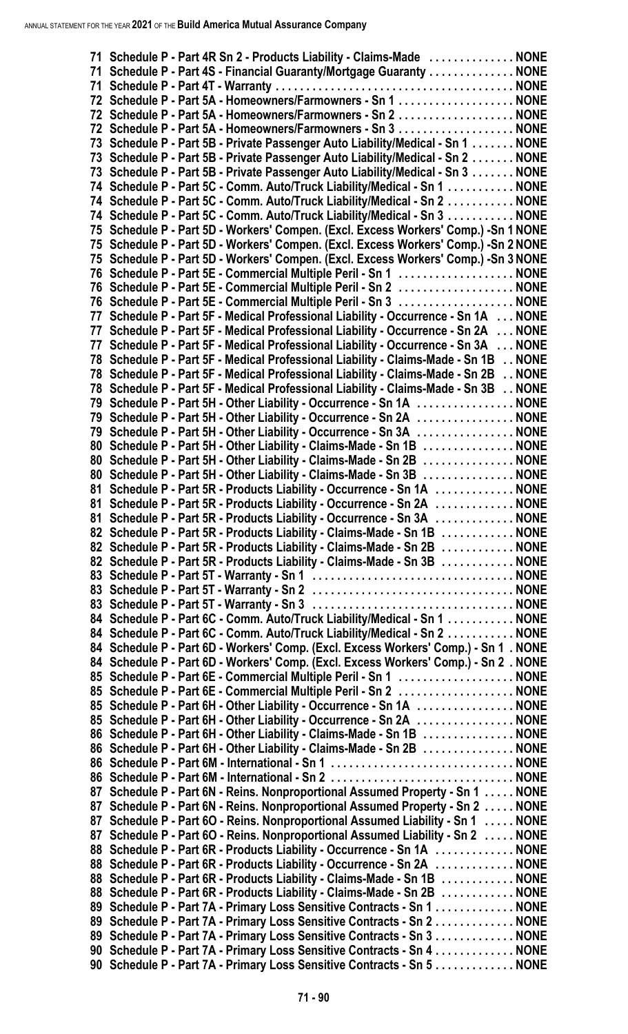71 Schedule P - Part 4R Sn 2 - Products Liability - Claims-Made . . . . . . . . . . . . . . NONE
71 Schedule P - Part 4S - Financial Guaranty/Mortgage Guaranty . . . . . . . . . . . . . . NONE
71 Schedule P - Part 4T - Warranty . . . . . . . . . . . . . . . . . . . . . . . . . . . . . . . . . . . . . . . NONE
72 Schedule P - Part 5A - Homeowners/Farmowners - Sn 1 . . . . . . . . . . . . . . . . . . . NONE
72 Schedule P - Part 5A - Homeowners/Farmowners - Sn 2 . . . . . . . . . . . . . . . . . . . NONE
72 Schedule P - Part 5A - Homeowners/Farmowners - Sn 3 . . . . . . . . . . . . . . . . . . . NONE
73 Schedule P - Part 5B - Private Passenger Auto Liability/Medical - Sn 1 . . . . . . . NONE
73 Schedule P - Part 5B - Private Passenger Auto Liability/Medical - Sn 2 . . . . . . . NONE
73 Schedule P - Part 5B - Private Passenger Auto Liability/Medical - Sn 3 . . . . . . . NONE
74 Schedule P - Part 5C - Comm. Auto/Truck Liability/Medical - Sn 1 . . . . . . . . . . . NONE
74 Schedule P - Part 5C - Comm. Auto/Truck Liability/Medical - Sn 2 . . . . . . . . . . . NONE
74 Schedule P - Part 5C - Comm. Auto/Truck Liability/Medical - Sn 3 . . . . . . . . . . . NONE
75 Schedule P - Part 5D - Workers' Compen. (Excl. Excess Workers' Comp.) -Sn 1 NONE
75 Schedule P - Part 5D - Workers' Compen. (Excl. Excess Workers' Comp.) -Sn 2 NONE
75 Schedule P - Part 5D - Workers' Compen. (Excl. Excess Workers' Comp.) -Sn 3 NONE
76 Schedule P - Part 5E - Commercial Multiple Peril - Sn 1 . . . . . . . . . . . . . . . . . . . NONE
76 Schedule P - Part 5E - Commercial Multiple Peril - Sn 2 . . . . . . . . . . . . . . . . . . . NONE
76 Schedule P - Part 5E - Commercial Multiple Peril - Sn 3 . . . . . . . . . . . . . . . . . . . NONE
77 Schedule P - Part 5F - Medical Professional Liability - Occurrence - Sn 1A . . . NONE
77 Schedule P - Part 5F - Medical Professional Liability - Occurrence - Sn 2A . . . NONE
77 Schedule P - Part 5F - Medical Professional Liability - Occurrence - Sn 3A . . . NONE
78 Schedule P - Part 5F - Medical Professional Liability - Claims-Made - Sn 1B . . NONE
78 Schedule P - Part 5F - Medical Professional Liability - Claims-Made - Sn 2B . . NONE
78 Schedule P - Part 5F - Medical Professional Liability - Claims-Made - Sn 3B . . NONE
79 Schedule P - Part 5H - Other Liability - Occurrence - Sn 1A . . . . . . . . . . . . . . . . NONE
79 Schedule P - Part 5H - Other Liability - Occurrence - Sn 2A . . . . . . . . . . . . . . . . NONE
79 Schedule P - Part 5H - Other Liability - Occurrence - Sn 3A . . . . . . . . . . . . . . . . NONE
80 Schedule P - Part 5H - Other Liability - Claims-Made - Sn 1B . . . . . . . . . . . . . . . NONE
80 Schedule P - Part 5H - Other Liability - Claims-Made - Sn 2B . . . . . . . . . . . . . . . NONE
80 Schedule P - Part 5H - Other Liability - Claims-Made - Sn 3B . . . . . . . . . . . . . . . NONE
81 Schedule P - Part 5R - Products Liability - Occurrence - Sn 1A . . . . . . . . . . . . . NONE
81 Schedule P - Part 5R - Products Liability - Occurrence - Sn 2A . . . . . . . . . . . . . NONE
81 Schedule P - Part 5R - Products Liability - Occurrence - Sn 3A . . . . . . . . . . . . . NONE
82 Schedule P - Part 5R - Products Liability - Claims-Made - Sn 1B . . . . . . . . . . . . NONE
82 Schedule P - Part 5R - Products Liability - Claims-Made - Sn 2B . . . . . . . . . . . . NONE
82 Schedule P - Part 5R - Products Liability - Claims-Made - Sn 3B . . . . . . . . . . . . NONE
83 Schedule P - Part 5T - Warranty - Sn 1 . . . . . . . . . . . . . . . . . . . . . . . . . . . . . . . . . NONE
83 Schedule P - Part 5T - Warranty - Sn 2 . . . . . . . . . . . . . . . . . . . . . . . . . . . . . . . . . NONE
83 Schedule P - Part 5T - Warranty - Sn 3 . . . . . . . . . . . . . . . . . . . . . . . . . . . . . . . . . NONE
84 Schedule P - Part 6C - Comm. Auto/Truck Liability/Medical - Sn 1 . . . . . . . . . . . NONE
84 Schedule P - Part 6C - Comm. Auto/Truck Liability/Medical - Sn 2 . . . . . . . . . . . NONE
84 Schedule P - Part 6D - Workers' Comp. (Excl. Excess Workers' Comp.) - Sn 1 . NONE
84 Schedule P - Part 6D - Workers' Comp. (Excl. Excess Workers' Comp.) - Sn 2 . NONE
85 Schedule P - Part 6E - Commercial Multiple Peril - Sn 1 . . . . . . . . . . . . . . . . . . . NONE
85 Schedule P - Part 6E - Commercial Multiple Peril - Sn 2 . . . . . . . . . . . . . . . . . . . NONE
85 Schedule P - Part 6H - Other Liability - Occurrence - Sn 1A . . . . . . . . . . . . . . . . NONE
85 Schedule P - Part 6H - Other Liability - Occurrence - Sn 2A . . . . . . . . . . . . . . . . NONE
86 Schedule P - Part 6H - Other Liability - Claims-Made - Sn 1B . . . . . . . . . . . . . . . NONE
86 Schedule P - Part 6H - Other Liability - Claims-Made - Sn 2B . . . . . . . . . . . . . . . NONE
86 Schedule P - Part 6M - International - Sn 1 . . . . . . . . . . . . . . . . . . . . . . . . . . . . . . NONE
86 Schedule P - Part 6M - International - Sn 2 . . . . . . . . . . . . . . . . . . . . . . . . . . . . . . NONE
87 Schedule P - Part 6N - Reins. Nonproportional Assumed Property - Sn 1 . . . . . NONE
87 Schedule P - Part 6N - Reins. Nonproportional Assumed Property - Sn 2 . . . . . NONE
87 Schedule P - Part 6O - Reins. Nonproportional Assumed Liability - Sn 1 . . . . . NONE
87 Schedule P - Part 6O - Reins. Nonproportional Assumed Liability - Sn 2 . . . . . NONE
88 Schedule P - Part 6R - Products Liability - Occurrence - Sn 1A . . . . . . . . . . . . . NONE
88 Schedule P - Part 6R - Products Liability - Occurrence - Sn 2A . . . . . . . . . . . . . NONE
88 Schedule P - Part 6R - Products Liability - Claims-Made - Sn 1B . . . . . . . . . . . . NONE
88 Schedule P - Part 6R - Products Liability - Claims-Made - Sn 2B . . . . . . . . . . . . NONE
89 Schedule P - Part 7A - Primary Loss Sensitive Contracts - Sn 1 . . . . . . . . . . . . . NONE
89 Schedule P - Part 7A - Primary Loss Sensitive Contracts - Sn 2 . . . . . . . . . . . . . NONE
89 Schedule P - Part 7A - Primary Loss Sensitive Contracts - Sn 3 . . . . . . . . . . . . . NONE
90 Schedule P - Part 7A - Primary Loss Sensitive Contracts - Sn 4 . . . . . . . . . . . . . NONE
90 Schedule P - Part 7A - Primary Loss Sensitive Contracts - Sn 5 . . . . . . . . . . . . . NONE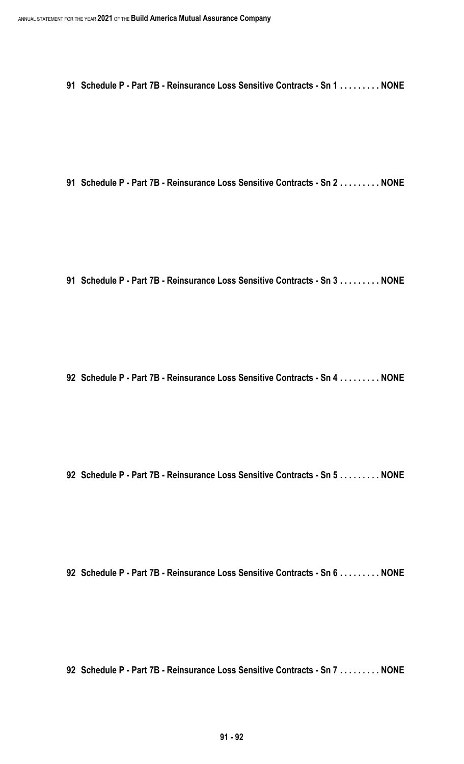91 Schedule P - Part 7B - Reinsurance Loss Sensitive Contracts - Sn 1 . . . . . . . . . NONE

91 Schedule P - Part 7B - Reinsurance Loss Sensitive Contracts - Sn 2 . . . . . . . . . NONE

91 Schedule P - Part 7B - Reinsurance Loss Sensitive Contracts - Sn 3 . . . . . . . . . NONE

92 Schedule P - Part 7B - Reinsurance Loss Sensitive Contracts - Sn 4 . . . . . . . . . NONE

92 Schedule P - Part 7B - Reinsurance Loss Sensitive Contracts - Sn 5 . . . . . . . . . NONE

92 Schedule P - Part 7B - Reinsurance Loss Sensitive Contracts - Sn 6 . . . . . . . . . NONE

92 Schedule P - Part 7B - Reinsurance Loss Sensitive Contracts - Sn 7 . . . . . . . . . NONE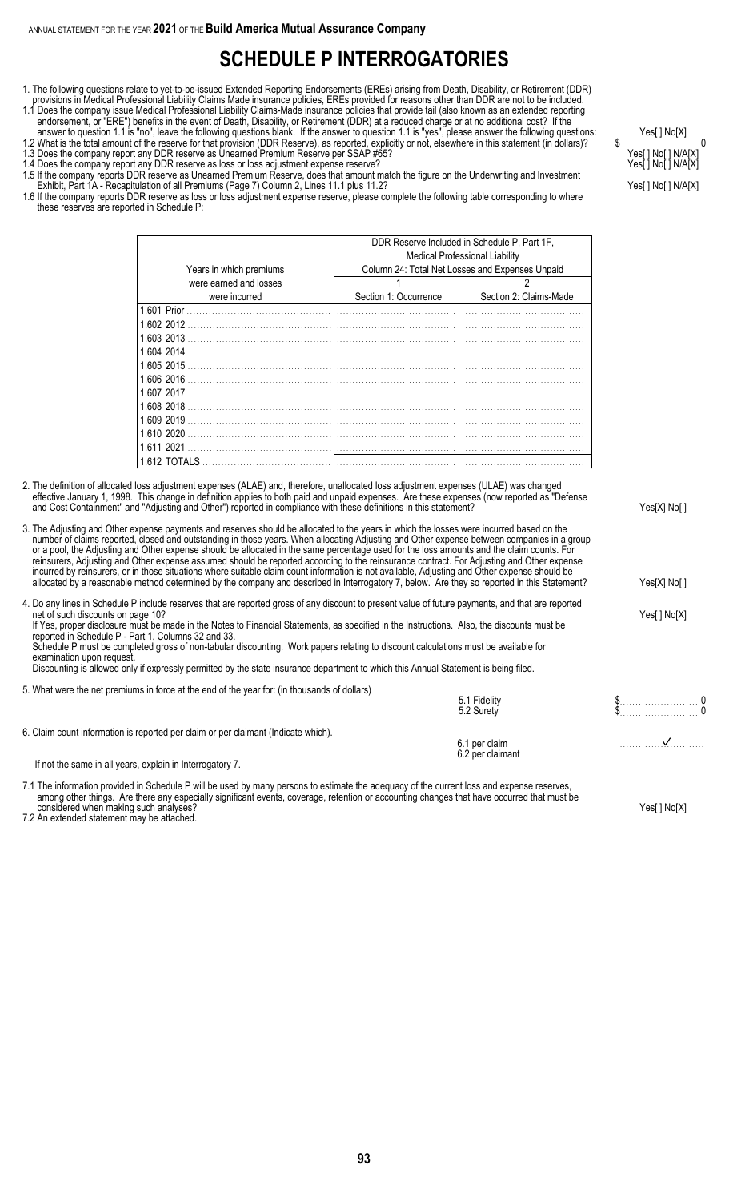# SCHEDULE P INTERROGATORIES

1. The following questions relate to yet-to-be-issued Extended Reporting Endorsements (EREs) arising from Death, Disability, or Retirement (DDR) provisions in Medical Professional Liability Claims Made insurance policies, EREs provided for reasons other than DDR are not to be included.

1.1 Does the company issue Medical Professional Liability Claims-Made insurance policies that provide tail (also known as an extended reporting endorsement, or "ERE") benefits in the event of Death, Disability, or Retirement (DDR) at a reduced charge or at no additional cost? If the answer to question 1.1 is "no", leave the following questions blank. If the answer to question 1.1 is "yes", please answer the following questions: Yes[ ] No[X]

1.2 What is the total amount of the reserve for that provision (DDR Reserve), as reported, explicitly or not, elsewhere in this statement (in dollars)? $ 0

1.3 Does the company report any DDR reserve as Unearned Premium Reserve per SSAP #65? Yes[ ] No[ ] N/A[X]

1.4 Does the company report any DDR reserve as loss or loss adjustment expense reserve? Yes[ ] No[ ] N/A[X]

1.5 If the company reports DDR reserve as Unearned Premium Reserve, does that amount match the figure on the Underwriting and Investment Exhibit, Part 1A - Recapitulation of all Premiums (Page 7) Column 2, Lines 11.1 plus 11.2? Yes[ ] No[ ] N/A[X]

1.6 If the company reports DDR reserve as loss or loss adjustment expense reserve, please complete the following table corresponding to where these reserves are reported in Schedule P:

| Years in which premiums were earned and losses were incurred | DDR Reserve Included in Schedule P, Part 1F, Medical Professional Liability Column 24: Total Net Losses and Expenses Unpaid | |
|---|---|---|
| | 1<br>Section 1: Occurrence | 2<br>Section 2: Claims-Made |
| 1.601 Prior | | |
| 1.602 2012 | | |
| 1.603 2013 | | |
| 1.604 2014 | | |
| 1.605 2015 | | |
| 1.606 2016 | | |
| 1.607 2017 | | |
| 1.608 2018 | | |
| 1.609 2019 | | |
| 1.610 2020 | | |
| 1.611 2021 | | |
| 1.612 TOTALS | | |

2. The definition of allocated loss adjustment expenses (ALAE) and, therefore, unallocated loss adjustment expenses (ULAE) was changed effective January 1, 1998. This change in definition applies to both paid and unpaid expenses. Are these expenses (now reported as "Defense and Cost Containment" and "Adjusting and Other") reported in compliance with these definitions in this statement? Yes[X] No[ ]

3. The Adjusting and Other expense payments and reserves should be allocated to the years in which the losses were incurred based on the number of claims reported, closed and outstanding in those years. When allocating Adjusting and Other expense between companies in a group or a pool, the Adjusting and Other expense should be allocated in the same percentage used for the loss amounts and the claim counts. For reinsurers, Adjusting and Other expense assumed should be reported according to the reinsurance contract. For Adjusting and Other expense incurred by reinsurers, or in those situations where suitable claim count information is not available, Adjusting and Other expense should be allocated by a reasonable method determined by the company and described in Interrogatory 7, below. Are they so reported in this Statement? Yes[X] No[ ]

4. Do any lines in Schedule P include reserves that are reported gross of any discount to present value of future payments, and that are reported net of such discounts on page 10? Yes[ ] No[X]

If Yes, proper disclosure must be made in the Notes to Financial Statements, as specified in the Instructions. Also, the discounts must be reported in Schedule P - Part 1, Columns 32 and 33.

Schedule P must be completed gross of non-tabular discounting. Work papers relating to discount calculations must be available for examination upon request.

Discounting is allowed only if expressly permitted by the state insurance department to which this Annual Statement is being filed.

5. What were the net premiums in force at the end of the year for: (in thousands of dollars)

5.1 Fidelity $ 0

5.2 Surety $ 0

6. Claim count information is reported per claim or per claimant (Indicate which).

6.1 per claim ✓

6.2 per claimant

If not the same in all years, explain in Interrogatory 7.

7.1 The information provided in Schedule P will be used by many persons to estimate the adequacy of the current loss and expense reserves, among other things. Are there any especially significant events, coverage, retention or accounting changes that have occurred that must be considered when making such analyses? Yes[ ] No[X]

7.2 An extended statement may be attached.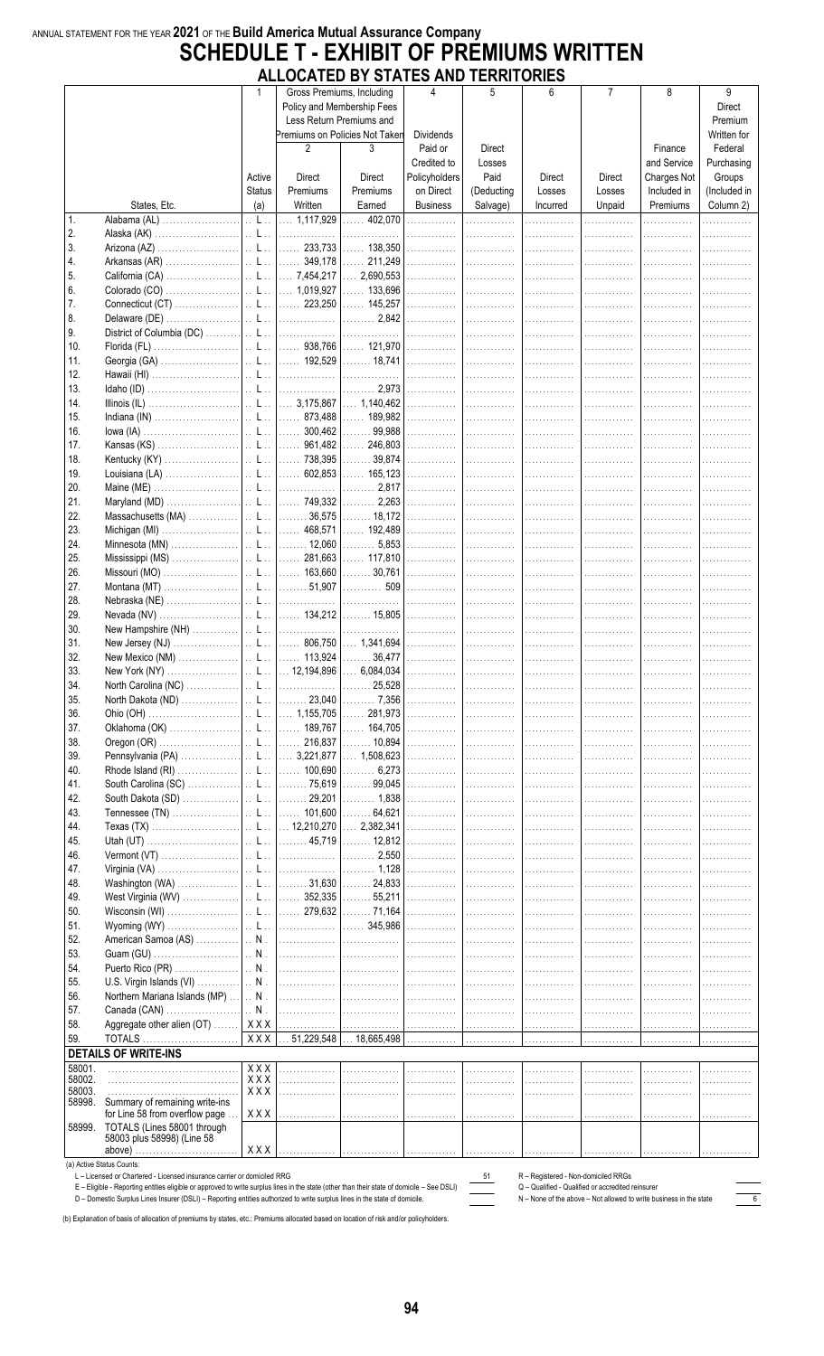ANNUAL STATEMENT FOR THE YEAR 2021 OF THE Build America Mutual Assurance Company

# SCHEDULE T - EXHIBIT OF PREMIUMS WRITTEN

## ALLOCATED BY STATES AND TERRITORIES

| | | 1 | Gross Premiums, Including Policy and Membership Fees Less Return Premiums and Premiums on Policies Not Taken | | 4 | 5 | 6 | 7 | 8 | 9 |
|---|---|---|---|---|---|---|---|---|---|---|
| | States, Etc. | Active Status (a) | 2 Direct Premiums Written | 3 Direct Premiums Earned | Dividends Paid or Credited to Policyholders on Direct Business | Direct Losses Paid (Deducting Salvage) | Direct Losses Incurred | Direct Losses Unpaid | Finance and Service Charges Not Included in Premiums | Direct Premium Written for Federal Purchasing Groups (Included in Column 2) |
| 1. | Alabama (AL) | L | 1,117,929 | 402,070 | | | | | | |
| 2. | Alaska (AK) | L | | | | | | | | |
| 3. | Arizona (AZ) | L | 233,733 | 138,350 | | | | | | |
| 4. | Arkansas (AR) | L | 349,178 | 211,249 | | | | | | |
| 5. | California (CA) | L | 7,454,217 | 2,690,553 | | | | | | |
| 6. | Colorado (CO) | L | 1,019,927 | 133,696 | | | | | | |
| 7. | Connecticut (CT) | L | 223,250 | 145,257 | | | | | | |
| 8. | Delaware (DE) | L | | 2,842 | | | | | | |
| 9. | District of Columbia (DC) | L | | | | | | | | |
| 10. | Florida (FL) | L | 938,766 | 121,970 | | | | | | |
| 11. | Georgia (GA) | L | 192,529 | 18,741 | | | | | | |
| 12. | Hawaii (HI) | L | | | | | | | | |
| 13. | Idaho (ID) | L | | 2,973 | | | | | | |
| 14. | Illinois (IL) | L | 3,175,867 | 1,140,462 | | | | | | |
| 15. | Indiana (IN) | L | 873,488 | 189,982 | | | | | | |
| 16. | Iowa (IA) | L | 300,462 | 99,988 | | | | | | |
| 17. | Kansas (KS) | L | 961,482 | 246,803 | | | | | | |
| 18. | Kentucky (KY) | L | 738,395 | 39,874 | | | | | | |
| 19. | Louisiana (LA) | L | 602,853 | 165,123 | | | | | | |
| 20. | Maine (ME) | L | | 2,817 | | | | | | |
| 21. | Maryland (MD) | L | 749,332 | 2,263 | | | | | | |
| 22. | Massachusetts (MA) | L | 36,575 | 18,172 | | | | | | |
| 23. | Michigan (MI) | L | 468,571 | 192,489 | | | | | | |
| 24. | Minnesota (MN) | L | 12,060 | 5,853 | | | | | | |
| 25. | Mississippi (MS) | L | 281,663 | 117,810 | | | | | | |
| 26. | Missouri (MO) | L | 163,660 | 30,761 | | | | | | |
| 27. | Montana (MT) | L | 51,907 | 509 | | | | | | |
| 28. | Nebraska (NE) | L | | | | | | | | |
| 29. | Nevada (NV) | L | 134,212 | 15,805 | | | | | | |
| 30. | New Hampshire (NH) | L | | | | | | | | |
| 31. | New Jersey (NJ) | L | 806,750 | 1,341,694 | | | | | | |
| 32. | New Mexico (NM) | L | 113,924 | 36,477 | | | | | | |
| 33. | New York (NY) | L | 12,194,896 | 6,084,034 | | | | | | |
| 34. | North Carolina (NC) | L | | 25,528 | | | | | | |
| 35. | North Dakota (ND) | L | 23,040 | 7,356 | | | | | | |
| 36. | Ohio (OH) | L | 1,155,705 | 281,973 | | | | | | |
| 37. | Oklahoma (OK) | L | 189,767 | 164,705 | | | | | | |
| 38. | Oregon (OR) | L | 216,837 | 10,894 | | | | | | |
| 39. | Pennsylvania (PA) | L | 3,221,877 | 1,508,623 | | | | | | |
| 40. | Rhode Island (RI) | L | 100,690 | 6,273 | | | | | | |
| 41. | South Carolina (SC) | L | 75,619 | 99,045 | | | | | | |
| 42. | South Dakota (SD) | L | 29,201 | 1,838 | | | | | | |
| 43. | Tennessee (TN) | L | 101,600 | 64,621 | | | | | | |
| 44. | Texas (TX) | L | 12,210,270 | 2,382,341 | | | | | | |
| 45. | Utah (UT) | L | 45,719 | 12,812 | | | | | | |
| 46. | Vermont (VT) | L | | 2,550 | | | | | | |
| 47. | Virginia (VA) | L | | 1,128 | | | | | | |
| 48. | Washington (WA) | L | 31,630 | 24,833 | | | | | | |
| 49. | West Virginia (WV) | L | 352,335 | 55,211 | | | | | | |
| 50. | Wisconsin (WI) | L | 279,632 | 71,164 | | | | | | |
| 51. | Wyoming (WY) | L | | 345,986 | | | | | | |
| 52. | American Samoa (AS) | N | | | | | | | | |
| 53. | Guam (GU) | N | | | | | | | | |
| 54. | Puerto Rico (PR) | N | | | | | | | | |
| 55. | U.S. Virgin Islands (VI) | N | | | | | | | | |
| 56. | Northern Mariana Islands (MP) | N | | | | | | | | |
| 57. | Canada (CAN) | N | | | | | | | | |
| 58. | Aggregate other alien (OT) | XXX | | | | | | | | |
| 59. | TOTALS | XXX | 51,229,548 | 18,665,498 | | | | | | |
| | **DETAILS OF WRITE-INS** | | | | | | | | | |
| 58001. | | XXX | | | | | | | | |
| 58002. | | XXX | | | | | | | | |
| 58003. | | XXX | | | | | | | | |
| 58998. | Summary of remaining write-ins for Line 58 from overflow page | XXX | | | | | | | | |
| 58999. | TOTALS (Lines 58001 through 58003 plus 58998) (Line 58 above) | XXX | | | | | | | | |

(a) Active Status Counts:

| | | | |
|---|---|---|---|
| L – Licensed or Chartered - Licensed insurance carrier or domiciled RRG | 51 | R – Registered - Non-domiciled RRGs | |
| E – Eligible - Reporting entities eligible or approved to write surplus lines in the state (other than their state of domicile – See DSLI) | | Q – Qualified - Qualified or accredited reinsurer | |
| D – Domestic Surplus Lines Insurer (DSLI) – Reporting entities authorized to write surplus lines in the state of domicile. | | N – None of the above – Not allowed to write business in the state | 6 |

(b) Explanation of basis of allocation of premiums by states, etc.: Premiums allocated based on location of risk and/or policyholders.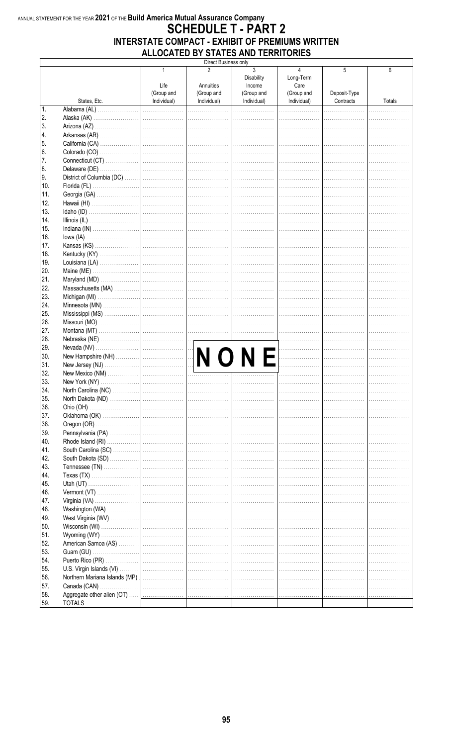ANNUAL STATEMENT FOR THE YEAR **2021** OF THE **Build America Mutual Assurance Company**

# SCHEDULE T - PART 2

## INTERSTATE COMPACT - EXHIBIT OF PREMIUMS WRITTEN ALLOCATED BY STATES AND TERRITORIES

| | | Direct Business only | | | | | |
|---|---|---|---|---|---|---|---|
| | States, Etc. | 1<br>Life<br>(Group and Individual) | 2<br>Annuities<br>(Group and Individual) | 3<br>Disability Income<br>(Group and Individual) | 4<br>Long-Term Care<br>(Group and Individual) | 5<br>Deposit-Type Contracts | 6<br>Totals |
| 1. | Alabama (AL) | | | | | | |
| 2. | Alaska (AK) | | | | | | |
| 3. | Arizona (AZ) | | | | | | |
| 4. | Arkansas (AR) | | | | | | |
| 5. | California (CA) | | | | | | |
| 6. | Colorado (CO) | | | | | | |
| 7. | Connecticut (CT) | | | | | | |
| 8. | Delaware (DE) | | | | | | |
| 9. | District of Columbia (DC) | | | | | | |
| 10. | Florida (FL) | | | | | | |
| 11. | Georgia (GA) | | | | | | |
| 12. | Hawaii (HI) | | | | | | |
| 13. | Idaho (ID) | | | | | | |
| 14. | Illinois (IL) | | | | | | |
| 15. | Indiana (IN) | | | | | | |
| 16. | Iowa (IA) | | | | | | |
| 17. | Kansas (KS) | | | | | | |
| 18. | Kentucky (KY) | | | | | | |
| 19. | Louisiana (LA) | | | | | | |
| 20. | Maine (ME) | | | | | | |
| 21. | Maryland (MD) | | | | | | |
| 22. | Massachusetts (MA) | | | | | | |
| 23. | Michigan (MI) | | | | | | |
| 24. | Minnesota (MN) | | | | | | |
| 25. | Mississippi (MS) | | | | | | |
| 26. | Missouri (MO) | | | | | | |
| 27. | Montana (MT) | | | | | | |
| 28. | Nebraska (NE) | | | | | | |
| 29. | Nevada (NV) | | | | | | |
| 30. | New Hampshire (NH) | | NONE | | | | |
| 31. | New Jersey (NJ) | | | | | | |
| 32. | New Mexico (NM) | | | | | | |
| 33. | New York (NY) | | | | | | |
| 34. | North Carolina (NC) | | | | | | |
| 35. | North Dakota (ND) | | | | | | |
| 36. | Ohio (OH) | | | | | | |
| 37. | Oklahoma (OK) | | | | | | |
| 38. | Oregon (OR) | | | | | | |
| 39. | Pennsylvania (PA) | | | | | | |
| 40. | Rhode Island (RI) | | | | | | |
| 41. | South Carolina (SC) | | | | | | |
| 42. | South Dakota (SD) | | | | | | |
| 43. | Tennessee (TN) | | | | | | |
| 44. | Texas (TX) | | | | | | |
| 45. | Utah (UT) | | | | | | |
| 46. | Vermont (VT) | | | | | | |
| 47. | Virginia (VA) | | | | | | |
| 48. | Washington (WA) | | | | | | |
| 49. | West Virginia (WV) | | | | | | |
| 50. | Wisconsin (WI) | | | | | | |
| 51. | Wyoming (WY) | | | | | | |
| 52. | American Samoa (AS) | | | | | | |
| 53. | Guam (GU) | | | | | | |
| 54. | Puerto Rico (PR) | | | | | | |
| 55. | U.S. Virgin Islands (VI) | | | | | | |
| 56. | Northern Mariana Islands (MP) | | | | | | |
| 57. | Canada (CAN) | | | | | | |
| 58. | Aggregate other alien (OT) | | | | | | |
| 59. | TOTALS | | | | | | |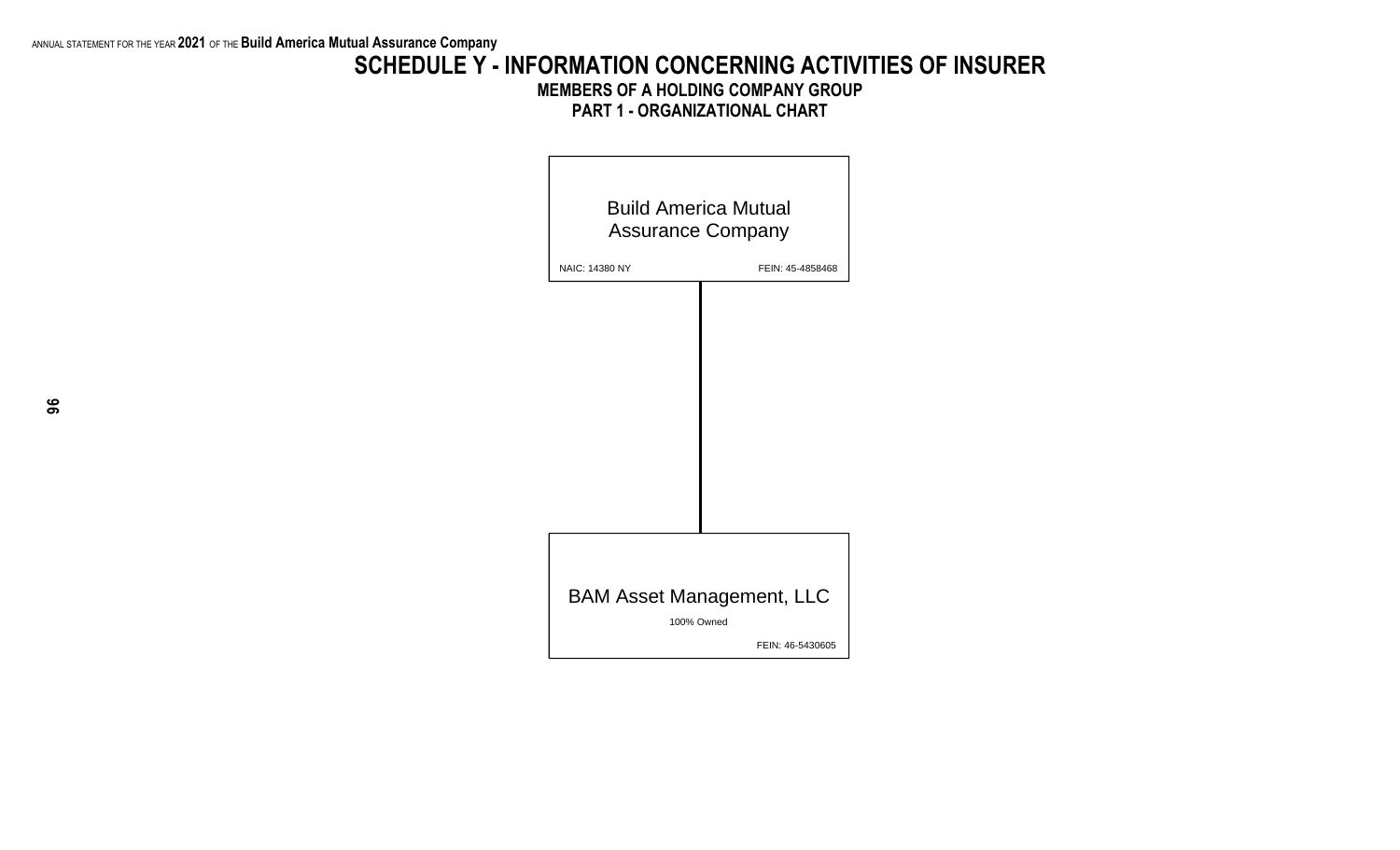# SCHEDULE Y - INFORMATION CONCERNING ACTIVITIES OF INSURER

## MEMBERS OF A HOLDING COMPANY GROUP

## PART 1 - ORGANIZATIONAL CHART

**Build America Mutual Assurance Company**

NAIC: 14380 NY

FEIN: 45-4858468

**BAM Asset Management, LLC**

100% Owned

FEIN: 46-5430605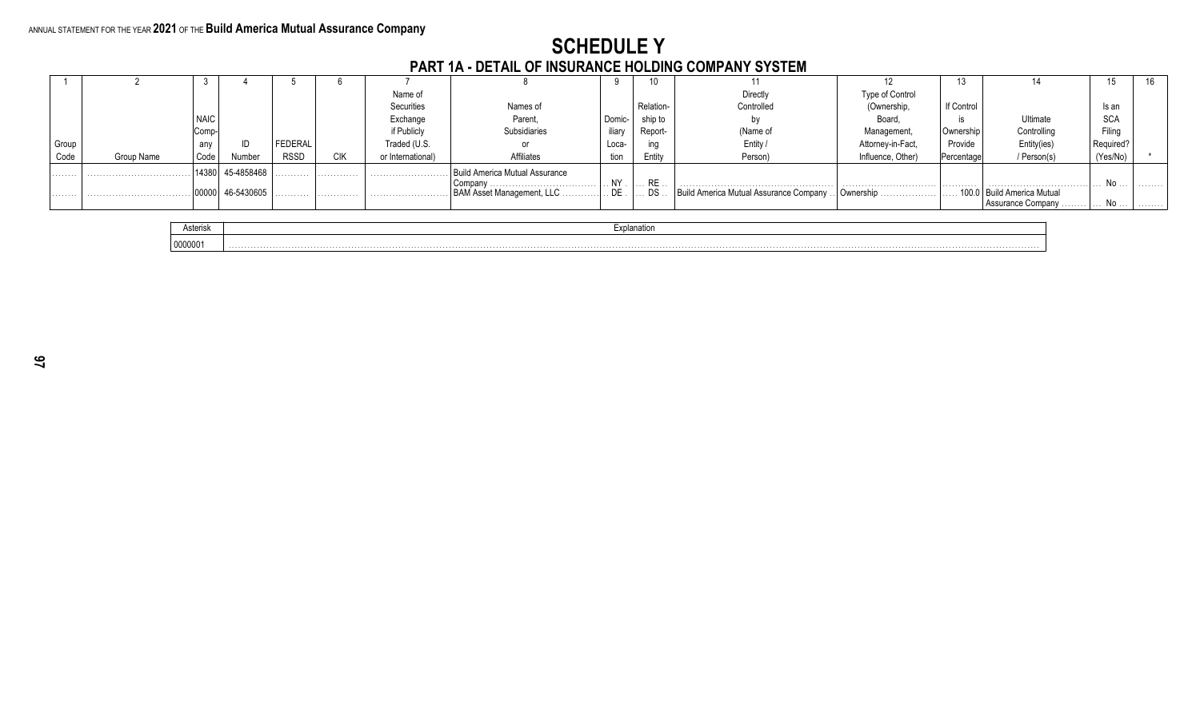ANNUAL STATEMENT FOR THE YEAR **2021** OF THE **Build America Mutual Assurance Company**

# SCHEDULE Y

## PART 1A - DETAIL OF INSURANCE HOLDING COMPANY SYSTEM

| 1 | 2 | 3 | 4 | 5 | 6 | 7 | 8 | 9 | 10 | 11 | 12 | 13 | 14 | 15 | 16 |
|---|---|---|---|---|---|---|---|---|---|---|---|---|---|---|---|
| Group Code | Group Name | NAIC Company Code | ID Number | FEDERAL RSSD | CIK | Name of Securities Exchange if Publicly Traded (U.S. or International) | Names of Parent, Subsidiaries or Affiliates | Domiciliary Location | Relationship to Reporting Entity | Directly Controlled by (Name of Entity / Person) | Type of Control (Ownership, Board, Management, Attorney-in-Fact, Influence, Other) | If Control is Ownership Provide Percentage | Ultimate Controlling Entity(ies) / Person(s) | Is an SCA Filing Required? (Yes/No) | * |
| | | 14380 | 45-4858468 | | | | Build America Mutual Assurance Company | NY | RE | | | | | No | |
| | | 00000 | 46-5430605 | | | | BAM Asset Management, LLC | DE | DS | Build America Mutual Assurance Company | Ownership | 100.0 | Build America Mutual Assurance Company | No | |

| Asterisk | Explanation |
|---|---|
| 0000001 | |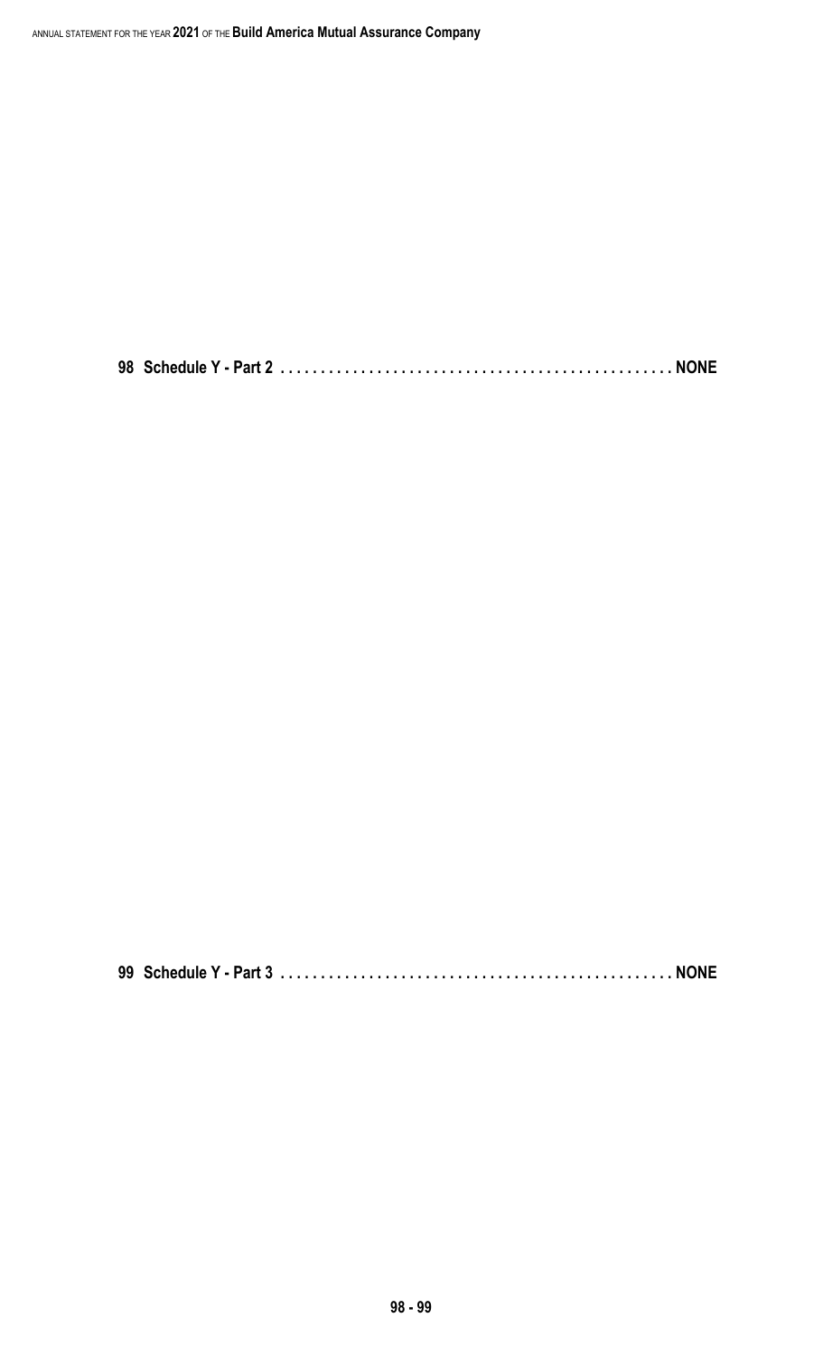**98 Schedule Y - Part 2 . . . . . . . . . . . . . . . . . . . . . . . . . . . . . . . . . . . . . . . . . . . . . . . . NONE**

**99 Schedule Y - Part 3 . . . . . . . . . . . . . . . . . . . . . . . . . . . . . . . . . . . . . . . . . . . . . . . . NONE**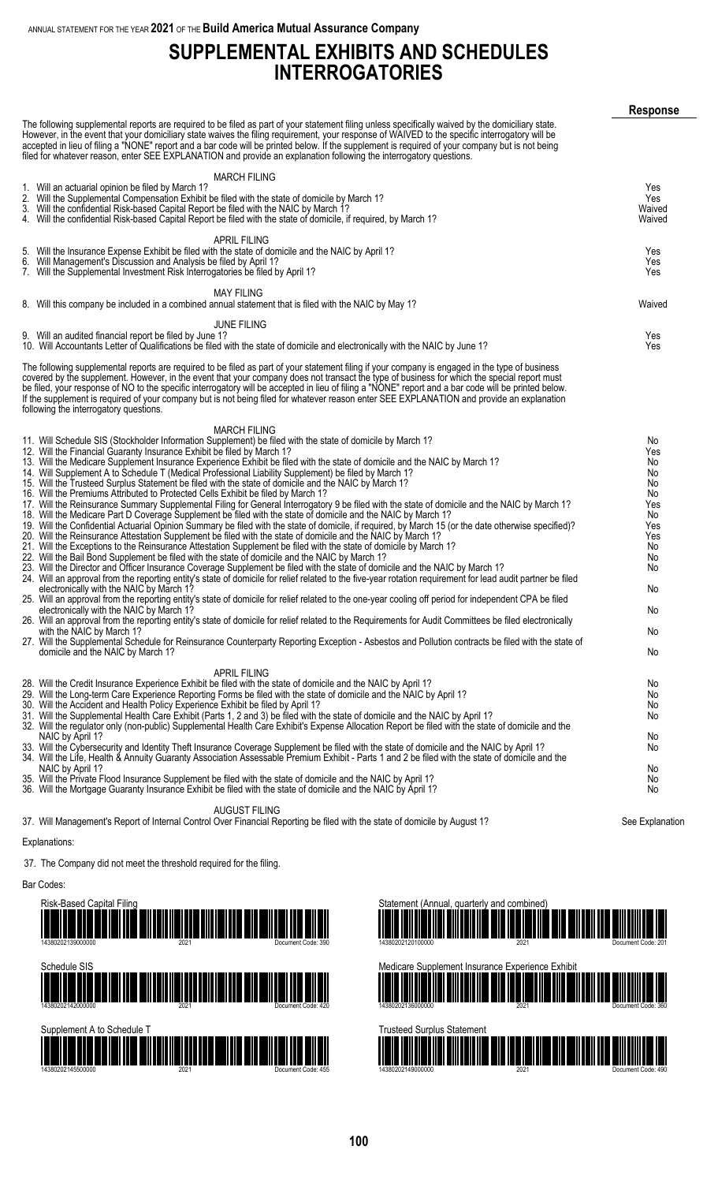# SUPPLEMENTAL EXHIBITS AND SCHEDULES INTERROGATORIES

**Response**

The following supplemental reports are required to be filed as part of your statement filing unless specifically waived by the domiciliary state. However, in the event that your domiciliary state waives the filing requirement, your response of WAIVED to the specific interrogatory will be accepted in lieu of filing a "NONE" report and a bar code will be printed below. If the supplement is required of your company but is not being filed for whatever reason, enter SEE EXPLANATION and provide an explanation following the interrogatory questions.

| | Response |
|---|---|
| **MARCH FILING** | |
| 1. Will an actuarial opinion be filed by March 1? | Yes |
| 2. Will the Supplemental Compensation Exhibit be filed with the state of domicile by March 1? | Yes |
| 3. Will the confidential Risk-based Capital Report be filed with the NAIC by March 1? | Waived |
| 4. Will the confidential Risk-based Capital Report be filed with the state of domicile, if required, by March 1? | Waived |
| **APRIL FILING** | |
| 5. Will the Insurance Expense Exhibit be filed with the state of domicile and the NAIC by April 1? | Yes |
| 6. Will Management's Discussion and Analysis be filed by April 1? | Yes |
| 7. Will the Supplemental Investment Risk Interrogatories be filed by April 1? | Yes |
| **MAY FILING** | |
| 8. Will this company be included in a combined annual statement that is filed with the NAIC by May 1? | Waived |
| **JUNE FILING** | |
| 9. Will an audited financial report be filed by June 1? | Yes |
| 10. Will Accountants Letter of Qualifications be filed with the state of domicile and electronically with the NAIC by June 1? | Yes |

The following supplemental reports are required to be filed as part of your statement filing if your company is engaged in the type of business covered by the supplement. However, in the event that your company does not transact the type of business for which the special report must be filed, your response of NO to the specific interrogatory will be accepted in lieu of filing a "NONE" report and a bar code will be printed below. If the supplement is required of your company but is not being filed for whatever reason enter SEE EXPLANATION and provide an explanation following the interrogatory questions.

| | Response |
|---|---|
| **MARCH FILING** | |
| 11. Will Schedule SIS (Stockholder Information Supplement) be filed with the state of domicile by March 1? | No |
| 12. Will the Financial Guaranty Insurance Exhibit be filed by March 1? | Yes |
| 13. Will the Medicare Supplement Insurance Experience Exhibit be filed with the state of domicile and the NAIC by March 1? | No |
| 14. Will Supplement A to Schedule T (Medical Professional Liability Supplement) be filed by March 1? | No |
| 15. Will the Trusteed Surplus Statement be filed with the state of domicile and the NAIC by March 1? | No |
| 16. Will the Premiums Attributed to Protected Cells Exhibit be filed by March 1? | No |
| 17. Will the Reinsurance Summary Supplemental Filing for General Interrogatory 9 be filed with the state of domicile and the NAIC by March 1? | Yes |
| 18. Will the Medicare Part D Coverage Supplement be filed with the state of domicile and the NAIC by March 1? | No |
| 19. Will the Confidential Actuarial Opinion Summary be filed with the state of domicile, if required, by March 15 (or the date otherwise specified)? | Yes |
| 20. Will the Reinsurance Attestation Supplement be filed with the state of domicile and the NAIC by March 1? | Yes |
| 21. Will the Exceptions to the Reinsurance Attestation Supplement be filed with the state of domicile by March 1? | No |
| 22. Will the Bail Bond Supplement be filed with the state of domicile and the NAIC by March 1? | No |
| 23. Will the Director and Officer Insurance Coverage Supplement be filed with the state of domicile and the NAIC by March 1? | No |
| 24. Will an approval from the reporting entity's state of domicile for relief related to the five-year rotation requirement for lead audit partner be filed electronically with the NAIC by March 1? | No |
| 25. Will an approval from the reporting entity's state of domicile for relief related to the one-year cooling off period for independent CPA be filed electronically with the NAIC by March 1? | No |
| 26. Will an approval from the reporting entity's state of domicile for relief related to the Requirements for Audit Committees be filed electronically with the NAIC by March 1? | No |
| 27. Will the Supplemental Schedule for Reinsurance Counterparty Reporting Exception - Asbestos and Pollution contracts be filed with the state of domicile and the NAIC by March 1? | No |
| **APRIL FILING** | |
| 28. Will the Credit Insurance Experience Exhibit be filed with the state of domicile and the NAIC by April 1? | No |
| 29. Will the Long-term Care Experience Reporting Forms be filed with the state of domicile and the NAIC by April 1? | No |
| 30. Will the Accident and Health Policy Experience Exhibit be filed by April 1? | No |
| 31. Will the Supplemental Health Care Exhibit (Parts 1, 2 and 3) be filed with the state of domicile and the NAIC by April 1? | No |
| 32. Will the regulator only (non-public) Supplemental Health Care Exhibit's Expense Allocation Report be filed with the state of domicile and the NAIC by April 1? | No |
| 33. Will the Cybersecurity and Identity Theft Insurance Coverage Supplement be filed with the state of domicile and the NAIC by April 1? | No |
| 34. Will the Life, Health & Annuity Guaranty Association Assessable Premium Exhibit - Parts 1 and 2 be filed with the state of domicile and the NAIC by April 1? | No |
| 35. Will the Private Flood Insurance Supplement be filed with the state of domicile and the NAIC by April 1? | No |
| 36. Will the Mortgage Guaranty Insurance Exhibit be filed with the state of domicile and the NAIC by April 1? | No |
| **AUGUST FILING** | |
| 37. Will Management's Report of Internal Control Over Financial Reporting be filed with the state of domicile by August 1? | See Explanation |

Explanations:

37. The Company did not meet the threshold required for the filing.

Bar Codes:

Risk-Based Capital Filing
14380202139000000 2021 Document Code: 390

Statement (Annual, quarterly and combined)
14380202120100000 2021 Document Code: 201

Schedule SIS
14380202142000000 2021 Document Code: 420

Medicare Supplement Insurance Experience Exhibit
14380202136000000 2021 Document Code: 360

Supplement A to Schedule T
14380202145500000 2021 Document Code: 455

Trusteed Surplus Statement
14380202149000000 2021 Document Code: 490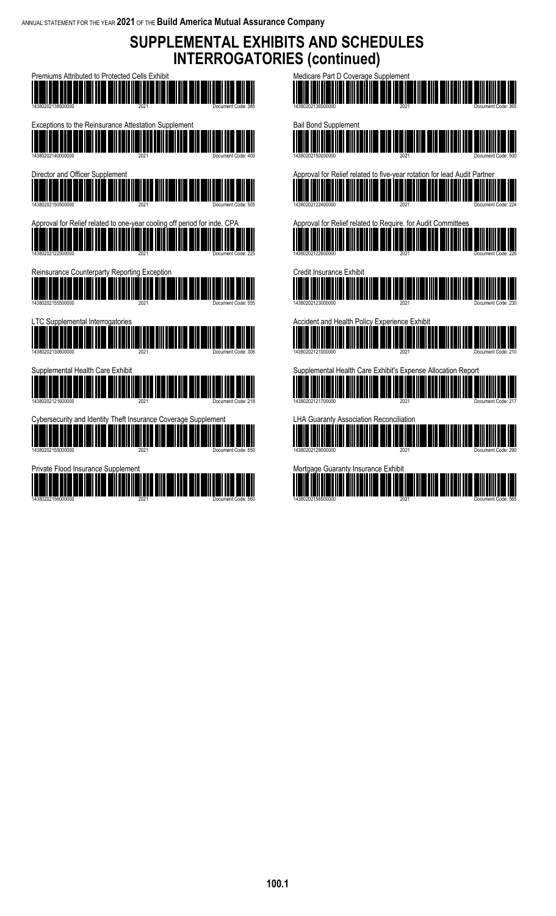# SUPPLEMENTAL EXHIBITS AND SCHEDULES INTERROGATORIES (continued)

Premiums Attributed to Protected Cells Exhibit

14380202138500000 2021 Document Code: 385

Exceptions to the Reinsurance Attestation Supplement

14380202140000000 2021 Document Code: 400

Director and Officer Supplement

14380202150500000 2021 Document Code: 505

Approval for Relief related to one-year cooling off period for inde. CPA

14380202122500000 2021 Document Code: 225

Reinsurance Counterparty Reporting Exception

14380202155500000 2021 Document Code: 555

LTC Supplemental Interrogatories

14380202130600000 2021 Document Code: 306

Supplemental Health Care Exhibit

14380202121600000 2021 Document Code: 216

Cybersecurity and Identity Theft Insurance Coverage Supplement

14380202155000000 2021 Document Code: 550

Private Flood Insurance Supplement

14380202156000000 2021 Document Code: 560

Medicare Part D Coverage Supplement

14380202136500000 2021 Document Code: 365

Bail Bond Supplement

14380202150000000 2021 Document Code: 500

Approval for Relief related to five-year rotation for lead Audit Partner

14380202122400000 2021 Document Code: 224

Approval for Relief related to Require. for Audit Committees

14380202122600000 2021 Document Code: 226

Credit Insurance Exhibit

14380202123000000 2021 Document Code: 230

Accident and Health Policy Experience Exhibit

14380202121000000 2021 Document Code: 210

Supplemental Health Care Exhibit's Expense Allocation Report

14380202121700000 2021 Document Code: 217

LHA Guaranty Association Reconciliation

14380202129000000 2021 Document Code: 290

Mortgage Guaranty Insurance Exhibit

14380202156500000 2021 Document Code: 565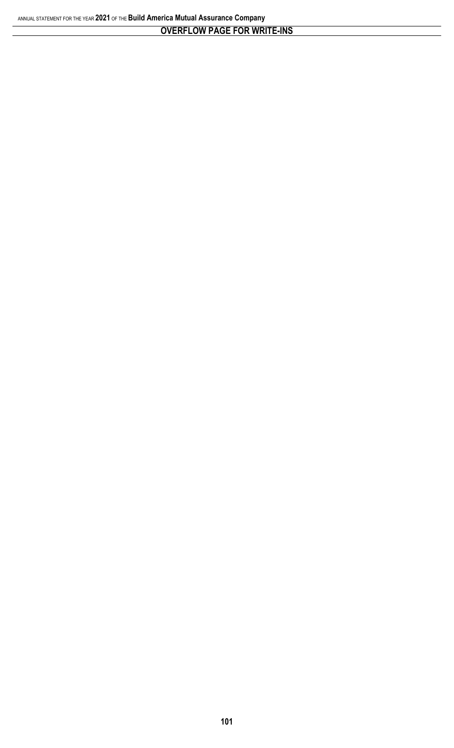# OVERFLOW PAGE FOR WRITE-INS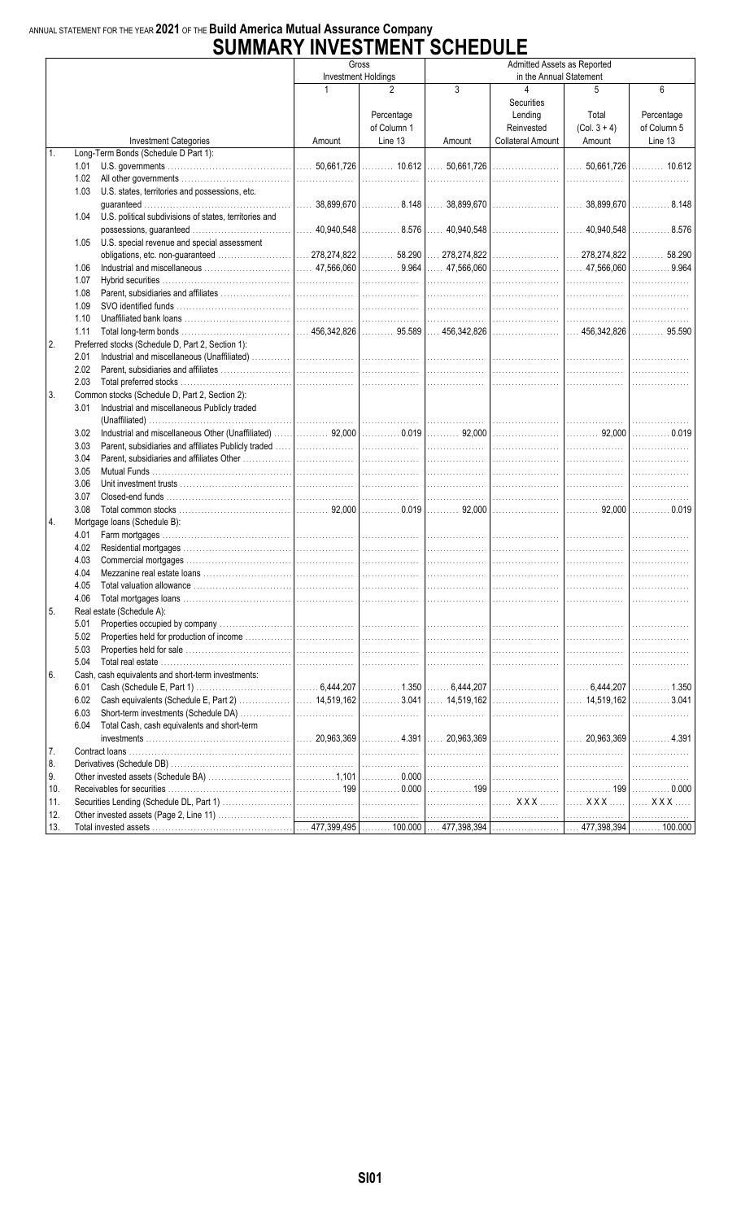ANNUAL STATEMENT FOR THE YEAR **2021** OF THE **Build America Mutual Assurance Company**

# SUMMARY INVESTMENT SCHEDULE

| | Investment Categories | Gross Investment Holdings | | Admitted Assets as Reported in the Annual Statement | | | |
|---|---|---|---|---|---|---|---|
| | | 1 | 2 | 3 | 4 | 5 | 6 |
| | | Amount | Percentage of Column 1 Line 13 | Amount | Securities Lending Reinvested Collateral Amount | Total (Col. 3 + 4) Amount | Percentage of Column 5 Line 13 |
| 1. | Long-Term Bonds (Schedule D Part 1): | | | | | | |
| | 1.01 U.S. governments | 50,661,726 | 10.612 | 50,661,726 | | 50,661,726 | 10.612 |
| | 1.02 All other governments | | | | | | |
| | 1.03 U.S. states, territories and possessions, etc. guaranteed | 38,899,670 | 8.148 | 38,899,670 | | 38,899,670 | 8.148 |
| | 1.04 U.S. political subdivisions of states, territories and possessions, guaranteed | 40,940,548 | 8.576 | 40,940,548 | | 40,940,548 | 8.576 |
| | 1.05 U.S. special revenue and special assessment obligations, etc. non-guaranteed | 278,274,822 | 58.290 | 278,274,822 | | 278,274,822 | 58.290 |
| | 1.06 Industrial and miscellaneous | 47,566,060 | 9.964 | 47,566,060 | | 47,566,060 | 9.964 |
| | 1.07 Hybrid securities | | | | | | |
| | 1.08 Parent, subsidiaries and affiliates | | | | | | |
| | 1.09 SVO identified funds | | | | | | |
| | 1.10 Unaffiliated bank loans | | | | | | |
| | 1.11 Total long-term bonds | 456,342,826 | 95.589 | 456,342,826 | | 456,342,826 | 95.590 |
| 2. | Preferred stocks (Schedule D, Part 2, Section 1): | | | | | | |
| | 2.01 Industrial and miscellaneous (Unaffiliated) | | | | | | |
| | 2.02 Parent, subsidiaries and affiliates | | | | | | |
| | 2.03 Total preferred stocks | | | | | | |
| 3. | Common stocks (Schedule D, Part 2, Section 2): | | | | | | |
| | 3.01 Industrial and miscellaneous Publicly traded (Unaffiliated) | | | | | | |
| | 3.02 Industrial and miscellaneous Other (Unaffiliated) | 92,000 | 0.019 | 92,000 | | 92,000 | 0.019 |
| | 3.03 Parent, subsidiaries and affiliates Publicly traded | | | | | | |
| | 3.04 Parent, subsidiaries and affiliates Other | | | | | | |
| | 3.05 Mutual Funds | | | | | | |
| | 3.06 Unit investment trusts | | | | | | |
| | 3.07 Closed-end funds | | | | | | |
| | 3.08 Total common stocks | 92,000 | 0.019 | 92,000 | | 92,000 | 0.019 |
| 4. | Mortgage loans (Schedule B): | | | | | | |
| | 4.01 Farm mortgages | | | | | | |
| | 4.02 Residential mortgages | | | | | | |
| | 4.03 Commercial mortgages | | | | | | |
| | 4.04 Mezzanine real estate loans | | | | | | |
| | 4.05 Total valuation allowance | | | | | | |
| | 4.06 Total mortgages loans | | | | | | |
| 5. | Real estate (Schedule A): | | | | | | |
| | 5.01 Properties occupied by company | | | | | | |
| | 5.02 Properties held for production of income | | | | | | |
| | 5.03 Properties held for sale | | | | | | |
| | 5.04 Total real estate | | | | | | |
| 6. | Cash, cash equivalents and short-term investments: | | | | | | |
| | 6.01 Cash (Schedule E, Part 1) | 6,444,207 | 1.350 | 6,444,207 | | 6,444,207 | 1.350 |
| | 6.02 Cash equivalents (Schedule E, Part 2) | 14,519,162 | 3.041 | 14,519,162 | | 14,519,162 | 3.041 |
| | 6.03 Short-term investments (Schedule DA) | | | | | | |
| | 6.04 Total Cash, cash equivalents and short-term investments | 20,963,369 | 4.391 | 20,963,369 | | 20,963,369 | 4.391 |
| 7. | Contract loans | | | | | | |
| 8. | Derivatives (Schedule DB) | | | | | | |
| 9. | Other invested assets (Schedule BA) | 1,101 | 0.000 | | | | |
| 10. | Receivables for securities | 199 | 0.000 | 199 | | 199 | 0.000 |
| 11. | Securities Lending (Schedule DL, Part 1) | | | | XXX | XXX | XXX |
| 12. | Other invested assets (Page 2, Line 11) | | | | | | |
| 13. | Total invested assets | 477,399,495 | 100.000 | 477,398,394 | | 477,398,394 | 100.000 |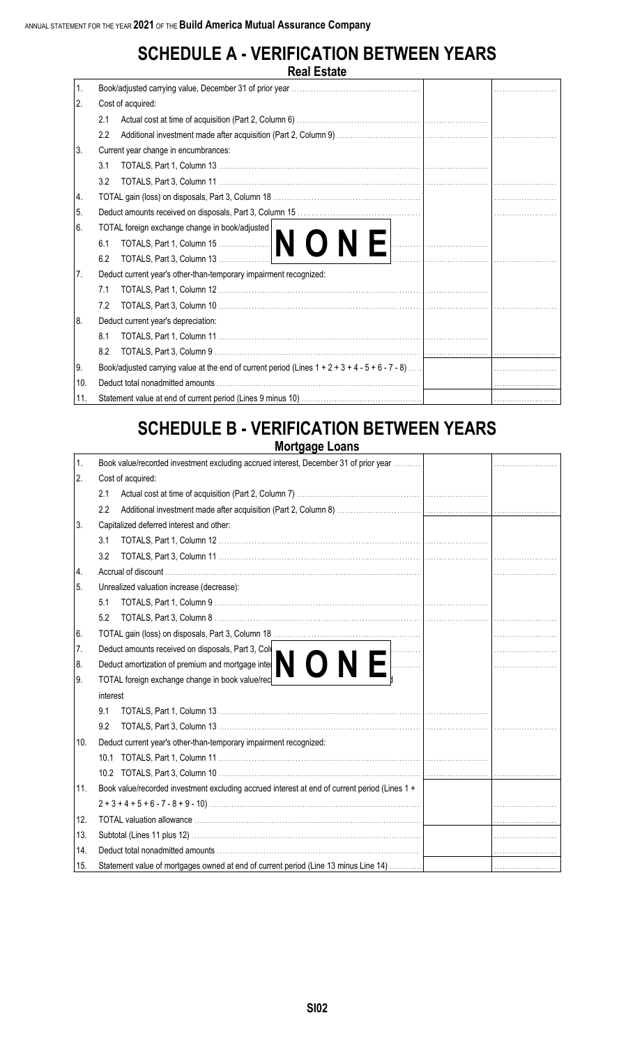ANNUAL STATEMENT FOR THE YEAR **2021** OF THE **Build America Mutual Assurance Company**

# SCHEDULE A - VERIFICATION BETWEEN YEARS

## Real Estate

| | | | |
|---|---|---|---|
| 1. | Book/adjusted carrying value, December 31 of prior year | | |
| 2. | Cost of acquired: | | |
| | 2.1 Actual cost at time of acquisition (Part 2, Column 6) | | |
| | 2.2 Additional investment made after acquisition (Part 2, Column 9) | | |
| 3. | Current year change in encumbrances: | | |
| | 3.1 TOTALS, Part 1, Column 13 | | |
| | 3.2 TOTALS, Part 3, Column 11 | | |
| 4. | TOTAL gain (loss) on disposals, Part 3, Column 18 | | |
| 5. | Deduct amounts received on disposals, Part 3, Column 15 | | |
| 6. | TOTAL foreign exchange change in book/adjusted | | |
| | 6.1 TOTALS, Part 1, Column 15 | | |
| | 6.2 TOTALS, Part 3, Column 13 | | |
| 7. | Deduct current year's other-than-temporary impairment recognized: | | |
| | 7.1 TOTALS, Part 1, Column 12 | | |
| | 7.2 TOTALS, Part 3, Column 10 | | |
| 8. | Deduct current year's depreciation: | | |
| | 8.1 TOTALS, Part 1, Column 11 | | |
| | 8.2 TOTALS, Part 3, Column 9 | | |
| 9. | Book/adjusted carrying value at the end of current period (Lines 1 + 2 + 3 + 4 - 5 + 6 - 7 - 8) | | |
| 10. | Deduct total nonadmitted amounts | | |
| 11. | Statement value at end of current period (Lines 9 minus 10) | | |

**NONE**

# SCHEDULE B - VERIFICATION BETWEEN YEARS

## Mortgage Loans

| | | | |
|---|---|---|---|
| 1. | Book value/recorded investment excluding accrued interest, December 31 of prior year | | |
| 2. | Cost of acquired: | | |
| | 2.1 Actual cost at time of acquisition (Part 2, Column 7) | | |
| | 2.2 Additional investment made after acquisition (Part 2, Column 8) | | |
| 3. | Capitalized deferred interest and other: | | |
| | 3.1 TOTALS, Part 1, Column 12 | | |
| | 3.2 TOTALS, Part 3, Column 11 | | |
| 4. | Accrual of discount | | |
| 5. | Unrealized valuation increase (decrease): | | |
| | 5.1 TOTALS, Part 1, Column 9 | | |
| | 5.2 TOTALS, Part 3, Column 8 | | |
| 6. | TOTAL gain (loss) on disposals, Part 3, Column 18 | | |
| 7. | Deduct amounts received on disposals, Part 3, Col | | |
| 8. | Deduct amortization of premium and mortgage inte | | |
| 9. | TOTAL foreign exchange change in book value/rec interest | | |
| | 9.1 TOTALS, Part 1, Column 13 | | |
| | 9.2 TOTALS, Part 3, Column 13 | | |
| 10. | Deduct current year's other-than-temporary impairment recognized: | | |
| | 10.1 TOTALS, Part 1, Column 11 | | |
| | 10.2 TOTALS, Part 3, Column 10 | | |
| 11. | Book value/recorded investment excluding accrued interest at end of current period (Lines 1 + 2 + 3 + 4 + 5 + 6 - 7 - 8 + 9 - 10) | | |
| 12. | TOTAL valuation allowance | | |
| 13. | Subtotal (Lines 11 plus 12) | | |
| 14. | Deduct total nonadmitted amounts | | |
| 15. | Statement value of mortgages owned at end of current period (Line 13 minus Line 14) | | |

**NONE**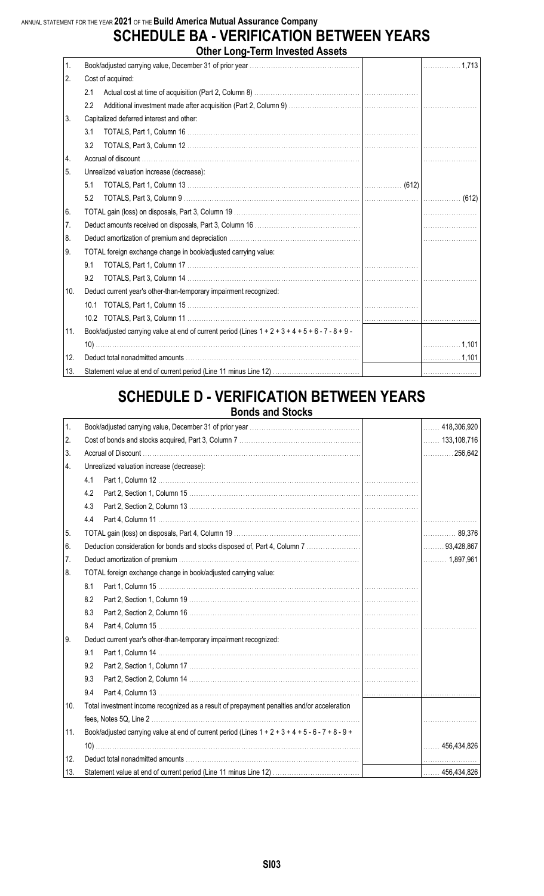ANNUAL STATEMENT FOR THE YEAR 2021 OF THE Build America Mutual Assurance Company

# SCHEDULE BA - VERIFICATION BETWEEN YEARS

## Other Long-Term Invested Assets

| | | | |
|---|---|---|---|
| 1. | Book/adjusted carrying value, December 31 of prior year | | 1,713 |
| 2. | Cost of acquired: | | |
| | 2.1 Actual cost at time of acquisition (Part 2, Column 8) | | |
| | 2.2 Additional investment made after acquisition (Part 2, Column 9) | | |
| 3. | Capitalized deferred interest and other: | | |
| | 3.1 TOTALS, Part 1, Column 16 | | |
| | 3.2 TOTALS, Part 3, Column 12 | | |
| 4. | Accrual of discount | | |
| 5. | Unrealized valuation increase (decrease): | | |
| | 5.1 TOTALS, Part 1, Column 13 | (612) | |
| | 5.2 TOTALS, Part 3, Column 9 | | (612) |
| 6. | TOTAL gain (loss) on disposals, Part 3, Column 19 | | |
| 7. | Deduct amounts received on disposals, Part 3, Column 16 | | |
| 8. | Deduct amortization of premium and depreciation | | |
| 9. | TOTAL foreign exchange change in book/adjusted carrying value: | | |
| | 9.1 TOTALS, Part 1, Column 17 | | |
| | 9.2 TOTALS, Part 3, Column 14 | | |
| 10. | Deduct current year's other-than-temporary impairment recognized: | | |
| | 10.1 TOTALS, Part 1, Column 15 | | |
| | 10.2 TOTALS, Part 3, Column 11 | | |
| 11. | Book/adjusted carrying value at end of current period (Lines 1 + 2 + 3 + 4 + 5 + 6 - 7 - 8 + 9 - 10) | | 1,101 |
| 12. | Deduct total nonadmitted amounts | | 1,101 |
| 13. | Statement value at end of current period (Line 11 minus Line 12) | | |

# SCHEDULE D - VERIFICATION BETWEEN YEARS

## Bonds and Stocks

| | | | |
|---|---|---|---|
| 1. | Book/adjusted carrying value, December 31 of prior year | | 418,306,920 |
| 2. | Cost of bonds and stocks acquired, Part 3, Column 7 | | 133,108,716 |
| 3. | Accrual of Discount | | 256,642 |
| 4. | Unrealized valuation increase (decrease): | | |
| | 4.1 Part 1, Column 12 | | |
| | 4.2 Part 2, Section 1, Column 15 | | |
| | 4.3 Part 2, Section 2, Column 13 | | |
| | 4.4 Part 4, Column 11 | | |
| 5. | TOTAL gain (loss) on disposals, Part 4, Column 19 | | 89,376 |
| 6. | Deduction consideration for bonds and stocks disposed of, Part 4, Column 7 | | 93,428,867 |
| 7. | Deduct amortization of premium | | 1,897,961 |
| 8. | TOTAL foreign exchange change in book/adjusted carrying value: | | |
| | 8.1 Part 1, Column 15 | | |
| | 8.2 Part 2, Section 1, Column 19 | | |
| | 8.3 Part 2, Section 2, Column 16 | | |
| | 8.4 Part 4, Column 15 | | |
| 9. | Deduct current year's other-than-temporary impairment recognized: | | |
| | 9.1 Part 1, Column 14 | | |
| | 9.2 Part 2, Section 1, Column 17 | | |
| | 9.3 Part 2, Section 2, Column 14 | | |
| | 9.4 Part 4, Column 13 | | |
| 10. | Total investment income recognized as a result of prepayment penalties and/or acceleration fees, Notes 5Q, Line 2 | | |
| 11. | Book/adjusted carrying value at end of current period (Lines 1 + 2 + 3 + 4 + 5 - 6 - 7 + 8 - 9 + 10) | | 456,434,826 |
| 12. | Deduct total nonadmitted amounts | | |
| 13. | Statement value at end of current period (Line 11 minus Line 12) | | 456,434,826 |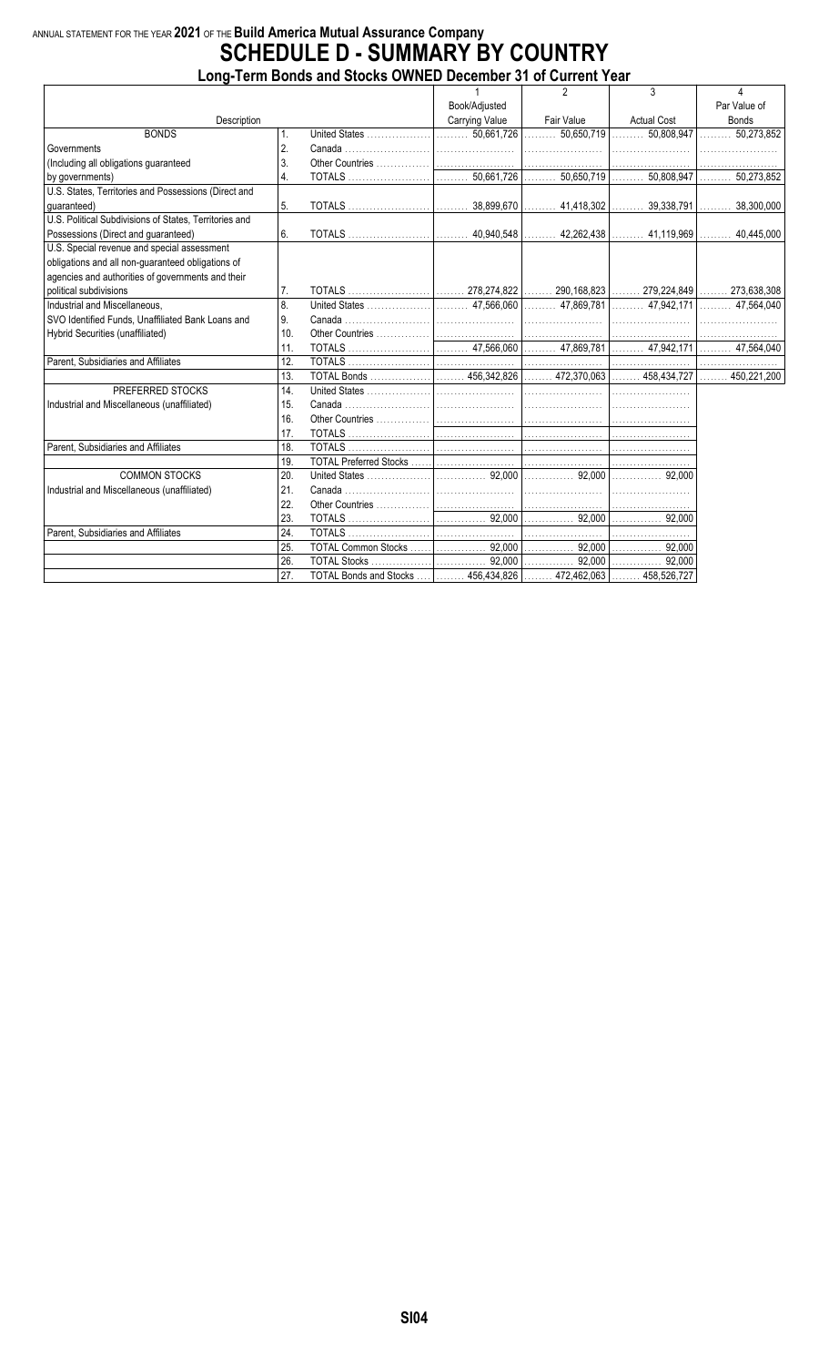ANNUAL STATEMENT FOR THE YEAR **2021** OF THE **Build America Mutual Assurance Company**

# SCHEDULE D - SUMMARY BY COUNTRY

## Long-Term Bonds and Stocks OWNED December 31 of Current Year

| Description | | | 1<br>Book/Adjusted Carrying Value | 2<br>Fair Value | 3<br>Actual Cost | 4<br>Par Value of Bonds |
|---|---|---|---|---|---|---|
| BONDS | 1. | United States | 50,661,726 | 50,650,719 | 50,808,947 | 50,273,852 |
| Governments | 2. | Canada | | | | |
| (Including all obligations guaranteed | 3. | Other Countries | | | | |
| by governments) | 4. | TOTALS | 50,661,726 | 50,650,719 | 50,808,947 | 50,273,852 |
| U.S. States, Territories and Possessions (Direct and guaranteed) | 5. | TOTALS | 38,899,670 | 41,418,302 | 39,338,791 | 38,300,000 |
| U.S. Political Subdivisions of States, Territories and Possessions (Direct and guaranteed) | 6. | TOTALS | 40,940,548 | 42,262,438 | 41,119,969 | 40,445,000 |
| U.S. Special revenue and special assessment obligations and all non-guaranteed obligations of agencies and authorities of governments and their political subdivisions | 7. | TOTALS | 278,274,822 | 290,168,823 | 279,224,849 | 273,638,308 |
| Industrial and Miscellaneous, | 8. | United States | 47,566,060 | 47,869,781 | 47,942,171 | 47,564,040 |
| SVO Identified Funds, Unaffiliated Bank Loans and | 9. | Canada | | | | |
| Hybrid Securities (unaffiliated) | 10. | Other Countries | | | | |
| | 11. | TOTALS | 47,566,060 | 47,869,781 | 47,942,171 | 47,564,040 |
| Parent, Subsidiaries and Affiliates | 12. | TOTALS | | | | |
| | 13. | TOTAL Bonds | 456,342,826 | 472,370,063 | 458,434,727 | 450,221,200 |
| PREFERRED STOCKS | 14. | United States | | | | |
| Industrial and Miscellaneous (unaffiliated) | 15. | Canada | | | | |
| | 16. | Other Countries | | | | |
| | 17. | TOTALS | | | | |
| Parent, Subsidiaries and Affiliates | 18. | TOTALS | | | | |
| | 19. | TOTAL Preferred Stocks | | | | |
| COMMON STOCKS | 20. | United States | 92,000 | 92,000 | 92,000 | |
| Industrial and Miscellaneous (unaffiliated) | 21. | Canada | | | | |
| | 22. | Other Countries | | | | |
| | 23. | TOTALS | 92,000 | 92,000 | 92,000 | |
| Parent, Subsidiaries and Affiliates | 24. | TOTALS | | | | |
| | 25. | TOTAL Common Stocks | 92,000 | 92,000 | 92,000 | |
| | 26. | TOTAL Stocks | 92,000 | 92,000 | 92,000 | |
| | 27. | TOTAL Bonds and Stocks | 456,434,826 | 472,462,063 | 458,526,727 | |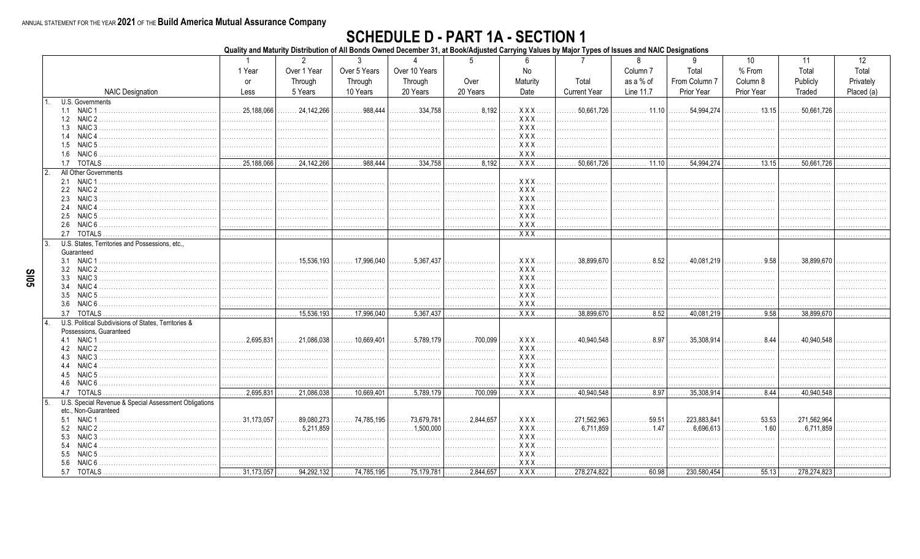ANNUAL STATEMENT FOR THE YEAR **2021** OF THE **Build America Mutual Assurance Company**

# SCHEDULE D - PART 1A - SECTION 1

**Quality and Maturity Distribution of All Bonds Owned December 31, at Book/Adjusted Carrying Values by Major Types of Issues and NAIC Designations**

| NAIC Designation | 1<br>1 Year or Less | 2<br>Over 1 Year Through 5 Years | 3<br>Over 5 Years Through 10 Years | 4<br>Over 10 Years Through 20 Years | 5<br>Over 20 Years | 6<br>No Maturity Date | 7<br>Total Current Year | 8<br>Column 7 as a % of Line 11.7 | 9<br>Total From Column 7 Prior Year | 10<br>% From Column 8 Prior Year | 11<br>Total Publicly Traded | 12<br>Total Privately Placed (a) |
|---|---|---|---|---|---|---|---|---|---|---|---|---|
| 1. U.S. Governments | | | | | | | | | | | | |
| 1.1 NAIC 1 | 25,188,066 | 24,142,266 | 988,444 | 334,758 | 8,192 | XXX | 50,661,726 | 11.10 | 54,994,274 | 13.15 | 50,661,726 | |
| 1.2 NAIC 2 | | | | | | XXX | | | | | | |
| 1.3 NAIC 3 | | | | | | XXX | | | | | | |
| 1.4 NAIC 4 | | | | | | XXX | | | | | | |
| 1.5 NAIC 5 | | | | | | XXX | | | | | | |
| 1.6 NAIC 6 | | | | | | XXX | | | | | | |
| 1.7 TOTALS | 25,188,066 | 24,142,266 | 988,444 | 334,758 | 8,192 | XXX | 50,661,726 | 11.10 | 54,994,274 | 13.15 | 50,661,726 | |
| 2. All Other Governments | | | | | | | | | | | | |
| 2.1 NAIC 1 | | | | | | XXX | | | | | | |
| 2.2 NAIC 2 | | | | | | XXX | | | | | | |
| 2.3 NAIC 3 | | | | | | XXX | | | | | | |
| 2.4 NAIC 4 | | | | | | XXX | | | | | | |
| 2.5 NAIC 5 | | | | | | XXX | | | | | | |
| 2.6 NAIC 6 | | | | | | XXX | | | | | | |
| 2.7 TOTALS | | | | | | XXX | | | | | | |
| 3. U.S. States, Territories and Possessions, etc., Guaranteed | | | | | | | | | | | | |
| 3.1 NAIC 1 | | 15,536,193 | 17,996,040 | 5,367,437 | | XXX | 38,899,670 | 8.52 | 40,081,219 | 9.58 | 38,899,670 | |
| 3.2 NAIC 2 | | | | | | XXX | | | | | | |
| 3.3 NAIC 3 | | | | | | XXX | | | | | | |
| 3.4 NAIC 4 | | | | | | XXX | | | | | | |
| 3.5 NAIC 5 | | | | | | XXX | | | | | | |
| 3.6 NAIC 6 | | | | | | XXX | | | | | | |
| 3.7 TOTALS | | 15,536,193 | 17,996,040 | 5,367,437 | | XXX | 38,899,670 | 8.52 | 40,081,219 | 9.58 | 38,899,670 | |
| 4. U.S. Political Subdivisions of States, Territories & Possessions, Guaranteed | | | | | | | | | | | | |
| 4.1 NAIC 1 | 2,695,831 | 21,086,038 | 10,669,401 | 5,789,179 | 700,099 | XXX | 40,940,548 | 8.97 | 35,308,914 | 8.44 | 40,940,548 | |
| 4.2 NAIC 2 | | | | | | XXX | | | | | | |
| 4.3 NAIC 3 | | | | | | XXX | | | | | | |
| 4.4 NAIC 4 | | | | | | XXX | | | | | | |
| 4.5 NAIC 5 | | | | | | XXX | | | | | | |
| 4.6 NAIC 6 | | | | | | XXX | | | | | | |
| 4.7 TOTALS | 2,695,831 | 21,086,038 | 10,669,401 | 5,789,179 | 700,099 | XXX | 40,940,548 | 8.97 | 35,308,914 | 8.44 | 40,940,548 | |
| 5. U.S. Special Revenue & Special Assessment Obligations etc., Non-Guaranteed | | | | | | | | | | | | |
| 5.1 NAIC 1 | 31,173,057 | 89,080,273 | 74,785,195 | 73,679,781 | 2,844,657 | XXX | 271,562,963 | 59.51 | 223,883,841 | 53.53 | 271,562,964 | |
| 5.2 NAIC 2 | | 5,211,859 | | 1,500,000 | | XXX | 6,711,859 | 1.47 | 6,696,613 | 1.60 | 6,711,859 | |
| 5.3 NAIC 3 | | | | | | XXX | | | | | | |
| 5.4 NAIC 4 | | | | | | XXX | | | | | | |
| 5.5 NAIC 5 | | | | | | XXX | | | | | | |
| 5.6 NAIC 6 | | | | | | XXX | | | | | | |
| 5.7 TOTALS | 31,173,057 | 94,292,132 | 74,785,195 | 75,179,781 | 2,844,657 | XXX | 278,274,822 | 60.98 | 230,580,454 | 55.13 | 278,274,823 | |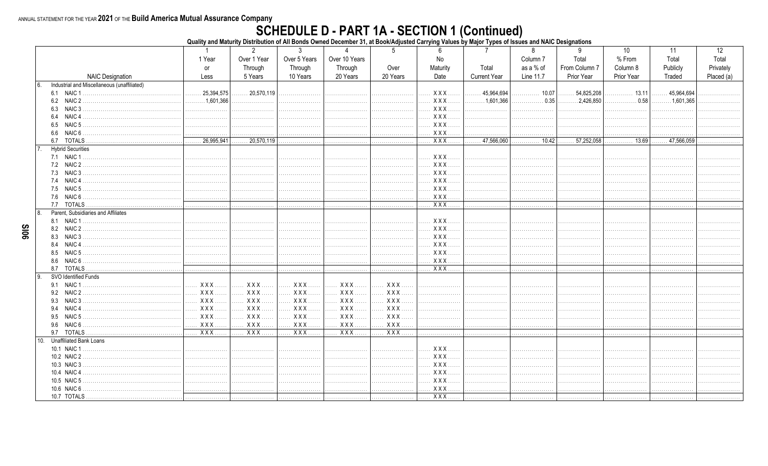ANNUAL STATEMENT FOR THE YEAR **2021** OF THE **Build America Mutual Assurance Company**

# SCHEDULE D - PART 1A - SECTION 1 (Continued)

**Quality and Maturity Distribution of All Bonds Owned December 31, at Book/Adjusted Carrying Values by Major Types of Issues and NAIC Designations**

| NAIC Designation | 1<br>1 Year or Less | 2<br>Over 1 Year Through 5 Years | 3<br>Over 5 Years Through 10 Years | 4<br>Over 10 Years Through 20 Years | 5<br>Over 20 Years | 6<br>No Maturity Date | 7<br>Total Current Year | 8<br>Column 7 as a % of Line 11.7 | 9<br>Total From Column 7 Prior Year | 10<br>% From Column 8 Prior Year | 11<br>Total Publicly Traded | 12<br>Total Privately Placed (a) |
|---|---|---|---|---|---|---|---|---|---|---|---|---|
| 6. Industrial and Miscellaneous (unaffiliated) | | | | | | | | | | | | |
| 6.1 NAIC 1 | 25,394,575 | 20,570,119 | | | | XXX | 45,964,694 | 10.07 | 54,825,208 | 13.11 | 45,964,694 | |
| 6.2 NAIC 2 | 1,601,366 | | | | | XXX | 1,601,366 | 0.35 | 2,426,850 | 0.58 | 1,601,365 | |
| 6.3 NAIC 3 | | | | | | XXX | | | | | | |
| 6.4 NAIC 4 | | | | | | XXX | | | | | | |
| 6.5 NAIC 5 | | | | | | XXX | | | | | | |
| 6.6 NAIC 6 | | | | | | XXX | | | | | | |
| 6.7 TOTALS | 26,995,941 | 20,570,119 | | | | XXX | 47,566,060 | 10.42 | 57,252,058 | 13.69 | 47,566,059 | |
| 7. Hybrid Securities | | | | | | | | | | | | |
| 7.1 NAIC 1 | | | | | | XXX | | | | | | |
| 7.2 NAIC 2 | | | | | | XXX | | | | | | |
| 7.3 NAIC 3 | | | | | | XXX | | | | | | |
| 7.4 NAIC 4 | | | | | | XXX | | | | | | |
| 7.5 NAIC 5 | | | | | | XXX | | | | | | |
| 7.6 NAIC 6 | | | | | | XXX | | | | | | |
| 7.7 TOTALS | | | | | | XXX | | | | | | |
| 8. Parent, Subsidiaries and Affiliates | | | | | | | | | | | | |
| 8.1 NAIC 1 | | | | | | XXX | | | | | | |
| 8.2 NAIC 2 | | | | | | XXX | | | | | | |
| 8.3 NAIC 3 | | | | | | XXX | | | | | | |
| 8.4 NAIC 4 | | | | | | XXX | | | | | | |
| 8.5 NAIC 5 | | | | | | XXX | | | | | | |
| 8.6 NAIC 6 | | | | | | XXX | | | | | | |
| 8.7 TOTALS | | | | | | XXX | | | | | | |
| 9. SVO Identified Funds | | | | | | | | | | | | |
| 9.1 NAIC 1 | XXX | XXX | XXX | XXX | XXX | | | | | | | |
| 9.2 NAIC 2 | XXX | XXX | XXX | XXX | XXX | | | | | | | |
| 9.3 NAIC 3 | XXX | XXX | XXX | XXX | XXX | | | | | | | |
| 9.4 NAIC 4 | XXX | XXX | XXX | XXX | XXX | | | | | | | |
| 9.5 NAIC 5 | XXX | XXX | XXX | XXX | XXX | | | | | | | |
| 9.6 NAIC 6 | XXX | XXX | XXX | XXX | XXX | | | | | | | |
| 9.7 TOTALS | XXX | XXX | XXX | XXX | XXX | | | | | | | |
| 10. Unaffiliated Bank Loans | | | | | | | | | | | | |
| 10.1 NAIC 1 | | | | | | XXX | | | | | | |
| 10.2 NAIC 2 | | | | | | XXX | | | | | | |
| 10.3 NAIC 3 | | | | | | XXX | | | | | | |
| 10.4 NAIC 4 | | | | | | XXX | | | | | | |
| 10.5 NAIC 5 | | | | | | XXX | | | | | | |
| 10.6 NAIC 6 | | | | | | XXX | | | | | | |
| 10.7 TOTALS | | | | | | XXX | | | | | | |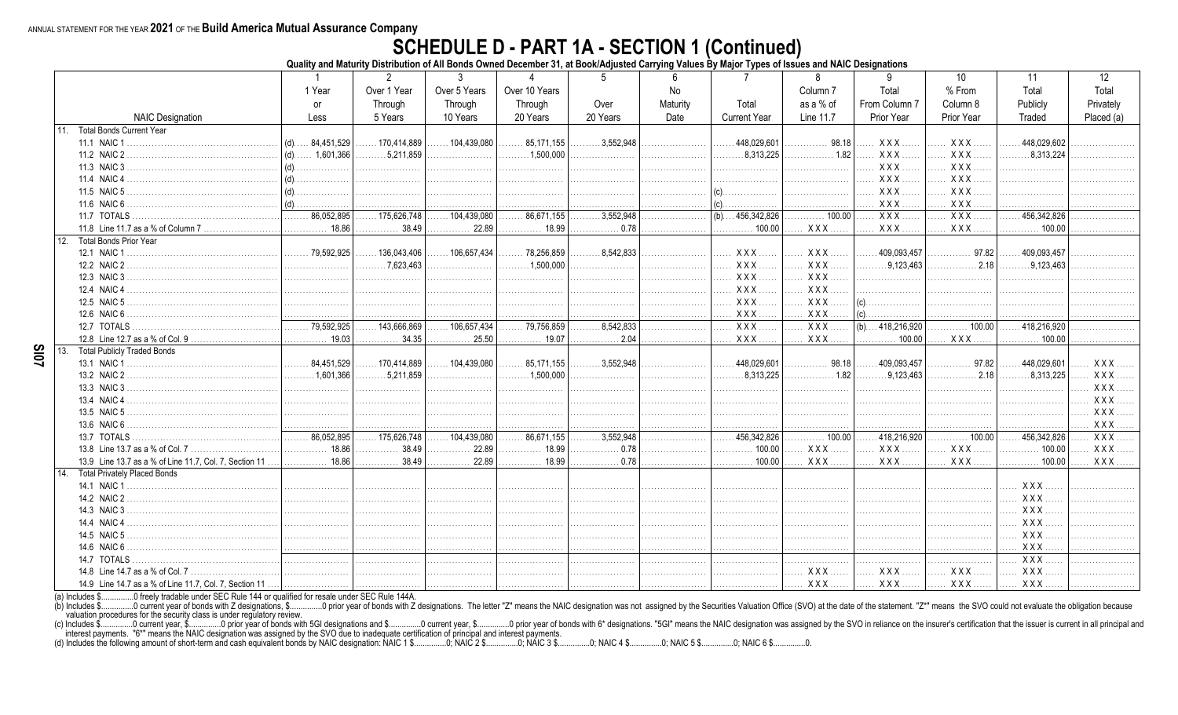ANNUAL STATEMENT FOR THE YEAR **2021** OF THE **Build America Mutual Assurance Company**

# SCHEDULE D - PART 1A - SECTION 1 (Continued)

**Quality and Maturity Distribution of All Bonds Owned December 31, at Book/Adjusted Carrying Values By Major Types of Issues and NAIC Designations**

| NAIC Designation | 1<br>1 Year or Less | 2<br>Over 1 Year Through 5 Years | 3<br>Over 5 Years Through 10 Years | 4<br>Over 10 Years Through 20 Years | 5<br>Over 20 Years | 6<br>No Maturity Date | 7<br>Total Current Year | 8<br>Column 7 as a % of Line 11.7 | 9<br>Total From Column 7 Prior Year | 10<br>% From Column 8 Prior Year | 11<br>Total Publicly Traded | 12<br>Total Privately Placed (a) |
|---|---|---|---|---|---|---|---|---|---|---|---|---|
| **11. Total Bonds Current Year** | | | | | | | | | | | | |
| 11.1 NAIC 1 | (d)......84,451,529 | 170,414,889 | 104,439,080 | 85,171,155 | 3,552,948 | | 448,029,601 | 98.18 | XXX | XXX | 448,029,602 | |
| 11.2 NAIC 2 | (d)......1,601,366 | 5,211,859 | | 1,500,000 | | | 8,313,225 | 1.82 | XXX | XXX | 8,313,224 | |
| 11.3 NAIC 3 | (d) | | | | | | | | XXX | XXX | | |
| 11.4 NAIC 4 | (d) | | | | | | | | XXX | XXX | | |
| 11.5 NAIC 5 | (d) | | | | | | (c) | | XXX | XXX | | |
| 11.6 NAIC 6 | (d) | | | | | | (c) | | XXX | XXX | | |
| 11.7 TOTALS | 86,052,895 | 175,626,748 | 104,439,080 | 86,671,155 | 3,552,948 | | (b)......456,342,826 | 100.00 | XXX | XXX | 456,342,826 | |
| 11.8 Line 11.7 as a % of Column 7 | 18.86 | 38.49 | 22.89 | 18.99 | 0.78 | | 100.00 | XXX | XXX | XXX | 100.00 | |
| **12. Total Bonds Prior Year** | | | | | | | | | | | | |
| 12.1 NAIC 1 | 79,592,925 | 136,043,406 | 106,657,434 | 78,256,859 | 8,542,833 | | XXX | XXX | 409,093,457 | 97.82 | 409,093,457 | |
| 12.2 NAIC 2 | | 7,623,463 | | 1,500,000 | | | XXX | XXX | 9,123,463 | 2.18 | 9,123,463 | |
| 12.3 NAIC 3 | | | | | | | XXX | XXX | | | | |
| 12.4 NAIC 4 | | | | | | | XXX | XXX | | | | |
| 12.5 NAIC 5 | | | | | | | XXX | XXX | (c) | | | |
| 12.6 NAIC 6 | | | | | | | XXX | XXX | (c) | | | |
| 12.7 TOTALS | 79,592,925 | 143,666,869 | 106,657,434 | 79,756,859 | 8,542,833 | | XXX | XXX | (b)......418,216,920 | 100.00 | 418,216,920 | |
| 12.8 Line 12.7 as a % of Col. 9 | 19.03 | 34.35 | 25.50 | 19.07 | 2.04 | | XXX | XXX | 100.00 | XXX | 100.00 | |
| **13. Total Publicly Traded Bonds** | | | | | | | | | | | | |
| 13.1 NAIC 1 | 84,451,529 | 170,414,889 | 104,439,080 | 85,171,155 | 3,552,948 | | 448,029,601 | 98.18 | 409,093,457 | 97.82 | 448,029,601 | XXX |
| 13.2 NAIC 2 | 1,601,366 | 5,211,859 | | 1,500,000 | | | 8,313,225 | 1.82 | 9,123,463 | 2.18 | 8,313,225 | XXX |
| 13.3 NAIC 3 | | | | | | | | | | | | XXX |
| 13.4 NAIC 4 | | | | | | | | | | | | XXX |
| 13.5 NAIC 5 | | | | | | | | | | | | XXX |
| 13.6 NAIC 6 | | | | | | | | | | | | XXX |
| 13.7 TOTALS | 86,052,895 | 175,626,748 | 104,439,080 | 86,671,155 | 3,552,948 | | 456,342,826 | 100.00 | 418,216,920 | 100.00 | 456,342,826 | XXX |
| 13.8 Line 13.7 as a % of Col. 7 | 18.86 | 38.49 | 22.89 | 18.99 | 0.78 | | 100.00 | XXX | XXX | XXX | 100.00 | XXX |
| 13.9 Line 13.7 as a % of Line 11.7, Col. 7, Section 11 | 18.86 | 38.49 | 22.89 | 18.99 | 0.78 | | 100.00 | XXX | XXX | XXX | 100.00 | XXX |
| **14. Total Privately Placed Bonds** | | | | | | | | | | | | |
| 14.1 NAIC 1 | | | | | | | | | | | XXX | |
| 14.2 NAIC 2 | | | | | | | | | | | XXX | |
| 14.3 NAIC 3 | | | | | | | | | | | XXX | |
| 14.4 NAIC 4 | | | | | | | | | | | XXX | |
| 14.5 NAIC 5 | | | | | | | | | | | XXX | |
| 14.6 NAIC 6 | | | | | | | | | | | XXX | |
| 14.7 TOTALS | | | | | | | | | | | XXX | |
| 14.8 Line 14.7 as a % of Col. 7 | | | | | | | | XXX | XXX | XXX | XXX | |
| 14.9 Line 14.7 as a % of Line 11.7, Col. 7, Section 11 | | | | | | | | XXX | XXX | XXX | XXX | |

(a) Includes $..............0 freely tradable under SEC Rule 144 or qualified for resale under SEC Rule 144A.

(b) Includes $..............0 current year of bonds with Z designations, $..............0 prior year of bonds with Z designations. The letter "Z" means the NAIC designation was not assigned by the Securities Valuation Office (SVO) at the date of the statement. "Z*" means the SVO could not evaluate the obligation because valuation procedures for the security class is under regulatory review.

(c) Includes $..............0 current year, $..............0 prior year of bonds with 5GI designations and $..............0 current year, $..............0 prior year of bonds with 6* designations. "5GI" means the NAIC designation was assigned by the SVO in reliance on the insurer's certification that the issuer is current in all principal and interest payments. "6*" means the NAIC designation was assigned by the SVO due to inadequate certification of principal and interest payments.

(d) Includes the following amount of short-term and cash equivalent bonds by NAIC designation: NAIC 1 $..............0; NAIC 2 $..............0; NAIC 3 $..............0; NAIC 4 $..............0; NAIC 5 $..............0; NAIC 6 $..............0.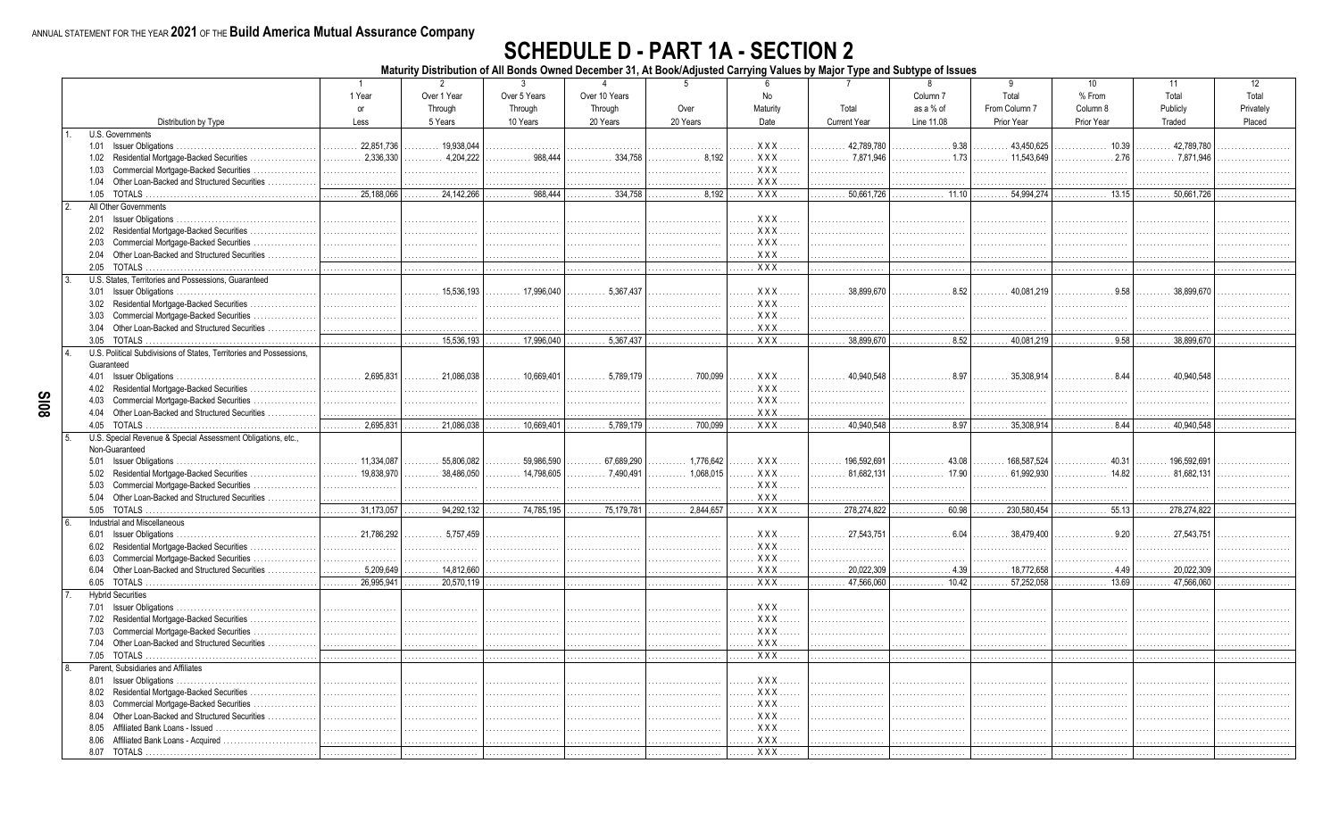ANNUAL STATEMENT FOR THE YEAR **2021** OF THE **Build America Mutual Assurance Company**

# SCHEDULE D - PART 1A - SECTION 2

**Maturity Distribution of All Bonds Owned December 31, At Book/Adjusted Carrying Values by Major Type and Subtype of Issues**

| Distribution by Type | 1<br>1 Year or Less | 2<br>Over 1 Year Through 5 Years | 3<br>Over 5 Years Through 10 Years | 4<br>Over 10 Years Through 20 Years | 5<br>Over 20 Years | 6<br>No Maturity Date | 7<br>Total Current Year | 8<br>Column 7 as a % of Line 11.08 | 9<br>Total From Column 7 Prior Year | 10<br>% From Column 8 Prior Year | 11<br>Total Publicly Traded | 12<br>Total Privately Placed |
|---|---|---|---|---|---|---|---|---|---|---|---|---|
| 1. U.S. Governments | | | | | | | | | | | | |
| 1.01 Issuer Obligations | 22,851,736 | 19,938,044 | | | | XXX | 42,789,780 | 9.38 | 43,450,625 | 10.39 | 42,789,780 | |
| 1.02 Residential Mortgage-Backed Securities | 2,336,330 | 4,204,222 | 988,444 | 334,758 | 8,192 | XXX | 7,871,946 | 1.73 | 11,543,649 | 2.76 | 7,871,946 | |
| 1.03 Commercial Mortgage-Backed Securities | | | | | | XXX | | | | | | |
| 1.04 Other Loan-Backed and Structured Securities | | | | | | XXX | | | | | | |
| 1.05 TOTALS | 25,188,066 | 24,142,266 | 988,444 | 334,758 | 8,192 | XXX | 50,661,726 | 11.10 | 54,994,274 | 13.15 | 50,661,726 | |
| 2. All Other Governments | | | | | | | | | | | | |
| 2.01 Issuer Obligations | | | | | | XXX | | | | | | |
| 2.02 Residential Mortgage-Backed Securities | | | | | | XXX | | | | | | |
| 2.03 Commercial Mortgage-Backed Securities | | | | | | XXX | | | | | | |
| 2.04 Other Loan-Backed and Structured Securities | | | | | | XXX | | | | | | |
| 2.05 TOTALS | | | | | | XXX | | | | | | |
| 3. U.S. States, Territories and Possessions, Guaranteed | | | | | | | | | | | | |
| 3.01 Issuer Obligations | | 15,536,193 | 17,996,040 | 5,367,437 | | XXX | 38,899,670 | 8.52 | 40,081,219 | 9.58 | 38,899,670 | |
| 3.02 Residential Mortgage-Backed Securities | | | | | | XXX | | | | | | |
| 3.03 Commercial Mortgage-Backed Securities | | | | | | XXX | | | | | | |
| 3.04 Other Loan-Backed and Structured Securities | | | | | | XXX | | | | | | |
| 3.05 TOTALS | | 15,536,193 | 17,996,040 | 5,367,437 | | XXX | 38,899,670 | 8.52 | 40,081,219 | 9.58 | 38,899,670 | |
| 4. U.S. Political Subdivisions of States, Territories and Possessions, Guaranteed | | | | | | | | | | | | |
| 4.01 Issuer Obligations | 2,695,831 | 21,086,038 | 10,669,401 | 5,789,179 | 700,099 | XXX | 40,940,548 | 8.97 | 35,308,914 | 8.44 | 40,940,548 | |
| 4.02 Residential Mortgage-Backed Securities | | | | | | XXX | | | | | | |
| 4.03 Commercial Mortgage-Backed Securities | | | | | | XXX | | | | | | |
| 4.04 Other Loan-Backed and Structured Securities | | | | | | XXX | | | | | | |
| 4.05 TOTALS | 2,695,831 | 21,086,038 | 10,669,401 | 5,789,179 | 700,099 | XXX | 40,940,548 | 8.97 | 35,308,914 | 8.44 | 40,940,548 | |
| 5. U.S. Special Revenue & Special Assessment Obligations, etc., Non-Guaranteed | | | | | | | | | | | | |
| 5.01 Issuer Obligations | 11,334,087 | 55,806,082 | 59,986,590 | 67,689,290 | 1,776,642 | XXX | 196,592,691 | 43.08 | 168,587,524 | 40.31 | 196,592,691 | |
| 5.02 Residential Mortgage-Backed Securities | 19,838,970 | 38,486,050 | 14,798,605 | 7,490,491 | 1,068,015 | XXX | 81,682,131 | 17.90 | 61,992,930 | 14.82 | 81,682,131 | |
| 5.03 Commercial Mortgage-Backed Securities | | | | | | XXX | | | | | | |
| 5.04 Other Loan-Backed and Structured Securities | | | | | | XXX | | | | | | |
| 5.05 TOTALS | 31,173,057 | 94,292,132 | 74,785,195 | 75,179,781 | 2,844,657 | XXX | 278,274,822 | 60.98 | 230,580,454 | 55.13 | 278,274,822 | |
| 6. Industrial and Miscellaneous | | | | | | | | | | | | |
| 6.01 Issuer Obligations | 21,786,292 | 5,757,459 | | | | XXX | 27,543,751 | 6.04 | 38,479,400 | 9.20 | 27,543,751 | |
| 6.02 Residential Mortgage-Backed Securities | | | | | | XXX | | | | | | |
| 6.03 Commercial Mortgage-Backed Securities | | | | | | XXX | | | | | | |
| 6.04 Other Loan-Backed and Structured Securities | 5,209,649 | 14,812,660 | | | | XXX | 20,022,309 | 4.39 | 18,772,658 | 4.49 | 20,022,309 | |
| 6.05 TOTALS | 26,995,941 | 20,570,119 | | | | XXX | 47,566,060 | 10.42 | 57,252,058 | 13.69 | 47,566,060 | |
| 7. Hybrid Securities | | | | | | | | | | | | |
| 7.01 Issuer Obligations | | | | | | XXX | | | | | | |
| 7.02 Residential Mortgage-Backed Securities | | | | | | XXX | | | | | | |
| 7.03 Commercial Mortgage-Backed Securities | | | | | | XXX | | | | | | |
| 7.04 Other Loan-Backed and Structured Securities | | | | | | XXX | | | | | | |
| 7.05 TOTALS | | | | | | XXX | | | | | | |
| 8. Parent, Subsidiaries and Affiliates | | | | | | | | | | | | |
| 8.01 Issuer Obligations | | | | | | XXX | | | | | | |
| 8.02 Residential Mortgage-Backed Securities | | | | | | XXX | | | | | | |
| 8.03 Commercial Mortgage-Backed Securities | | | | | | XXX | | | | | | |
| 8.04 Other Loan-Backed and Structured Securities | | | | | | XXX | | | | | | |
| 8.05 Affiliated Bank Loans - Issued | | | | | | XXX | | | | | | |
| 8.06 Affiliated Bank Loans - Acquired | | | | | | XXX | | | | | | |
| 8.07 TOTALS | | | | | | XXX | | | | | | |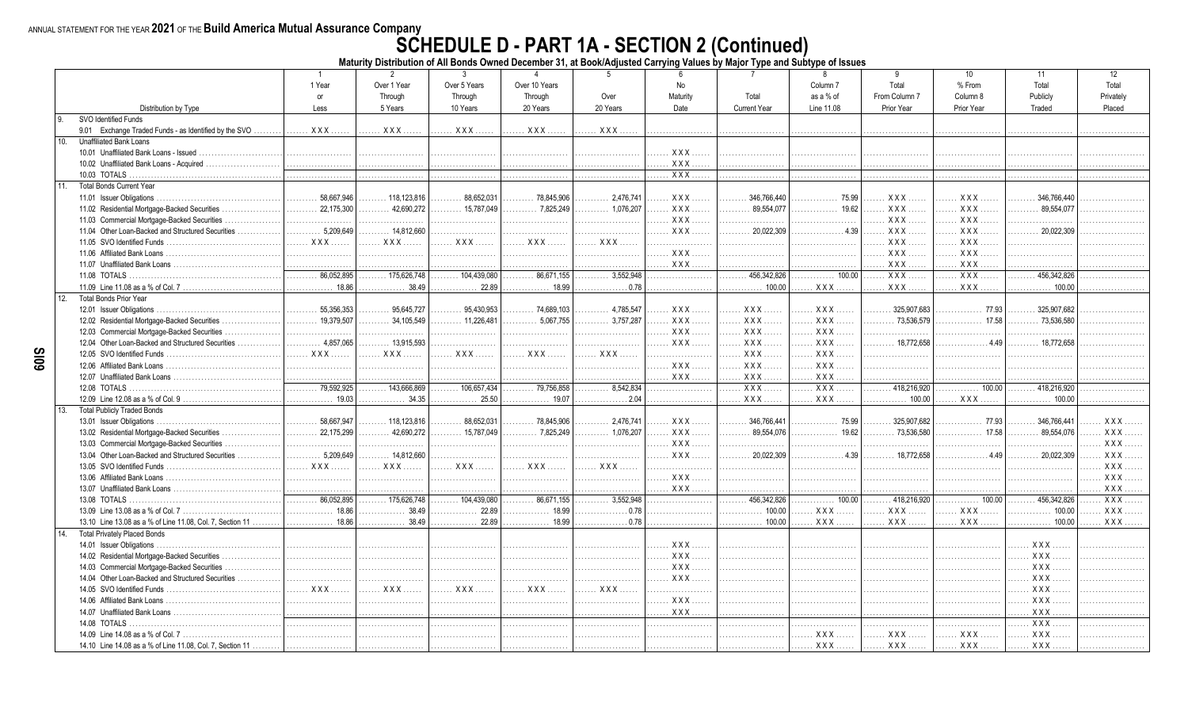ANNUAL STATEMENT FOR THE YEAR **2021** OF THE **Build America Mutual Assurance Company**

# SCHEDULE D - PART 1A - SECTION 2 (Continued)

**Maturity Distribution of All Bonds Owned December 31, at Book/Adjusted Carrying Values by Major Type and Subtype of Issues**

| Distribution by Type | 1<br>1 Year or Less | 2<br>Over 1 Year Through 5 Years | 3<br>Over 5 Years Through 10 Years | 4<br>Over 10 Years Through 20 Years | 5<br>Over 20 Years | 6<br>No Maturity Date | 7<br>Total Current Year | 8<br>Column 7 as a % of Line 11.08 | 9<br>Total From Column 7 Prior Year | 10<br>% From Column 8 Prior Year | 11<br>Total Publicly Traded | 12<br>Total Privately Placed |
|---|---|---|---|---|---|---|---|---|---|---|---|---|
| 9. SVO Identified Funds | | | | | | | | | | | | |
| 9.01 Exchange Traded Funds - as Identified by the SVO | XXX | XXX | XXX | XXX | XXX | | | | | | | |
| 10. Unaffiliated Bank Loans | | | | | | | | | | | | |
| 10.01 Unaffiliated Bank Loans - Issued | | | | | | XXX | | | | | | |
| 10.02 Unaffiliated Bank Loans - Acquired | | | | | | XXX | | | | | | |
| 10.03 TOTALS | | | | | | XXX | | | | | | |
| 11. Total Bonds Current Year | | | | | | | | | | | | |
| 11.01 Issuer Obligations | 58,667,946 | 118,123,816 | 88,652,031 | 78,845,906 | 2,476,741 | XXX | 346,766,440 | 75.99 | XXX | XXX | 346,766,440 | |
| 11.02 Residential Mortgage-Backed Securities | 22,175,300 | 42,690,272 | 15,787,049 | 7,825,249 | 1,076,207 | XXX | 89,554,077 | 19.62 | XXX | XXX | 89,554,077 | |
| 11.03 Commercial Mortgage-Backed Securities | | | | | | XXX | | | XXX | XXX | | |
| 11.04 Other Loan-Backed and Structured Securities | 5,209,649 | 14,812,660 | | | | XXX | 20,022,309 | 4.39 | XXX | XXX | 20,022,309 | |
| 11.05 SVO Identified Funds | XXX | XXX | XXX | XXX | XXX | | | | XXX | XXX | | |
| 11.06 Affiliated Bank Loans | | | | | | XXX | | | XXX | XXX | | |
| 11.07 Unaffiliated Bank Loans | | | | | | XXX | | | XXX | XXX | | |
| 11.08 TOTALS | 86,052,895 | 175,626,748 | 104,439,080 | 86,671,155 | 3,552,948 | | 456,342,826 | 100.00 | XXX | XXX | 456,342,826 | |
| 11.09 Line 11.08 as a % of Col. 7 | 18.86 | 38.49 | 22.89 | 18.99 | 0.78 | | 100.00 | XXX | XXX | XXX | 100.00 | |
| 12. Total Bonds Prior Year | | | | | | | | | | | | |
| 12.01 Issuer Obligations | 55,356,353 | 95,645,727 | 95,430,953 | 74,689,103 | 4,785,547 | XXX | XXX | XXX | 325,907,683 | 77.93 | 325,907,682 | |
| 12.02 Residential Mortgage-Backed Securities | 19,379,507 | 34,105,549 | 11,226,481 | 5,067,755 | 3,757,287 | XXX | XXX | XXX | 73,536,579 | 17.58 | 73,536,580 | |
| 12.03 Commercial Mortgage-Backed Securities | | | | | | XXX | XXX | XXX | | | | |
| 12.04 Other Loan-Backed and Structured Securities | 4,857,065 | 13,915,593 | | | | XXX | XXX | XXX | 18,772,658 | 4.49 | 18,772,658 | |
| 12.05 SVO Identified Funds | XXX | XXX | XXX | XXX | XXX | | XXX | XXX | | | | |
| 12.06 Affiliated Bank Loans | | | | | | XXX | XXX | XXX | | | | |
| 12.07 Unaffiliated Bank Loans | | | | | | XXX | XXX | XXX | | | | |
| 12.08 TOTALS | 79,592,925 | 143,666,869 | 106,657,434 | 79,756,858 | 8,542,834 | | XXX | XXX | 418,216,920 | 100.00 | 418,216,920 | |
| 12.09 Line 12.08 as a % of Col. 9 | 19.03 | 34.35 | 25.50 | 19.07 | 2.04 | | XXX | XXX | 100.00 | XXX | 100.00 | |
| 13. Total Publicly Traded Bonds | | | | | | | | | | | | |
| 13.01 Issuer Obligations | 58,667,947 | 118,123,816 | 88,652,031 | 78,845,906 | 2,476,741 | XXX | 346,766,441 | 75.99 | 325,907,682 | 77.93 | 346,766,441 | XXX |
| 13.02 Residential Mortgage-Backed Securities | 22,175,299 | 42,690,272 | 15,787,049 | 7,825,249 | 1,076,207 | XXX | 89,554,076 | 19.62 | 73,536,580 | 17.58 | 89,554,076 | XXX |
| 13.03 Commercial Mortgage-Backed Securities | | | | | | XXX | | | | | | XXX |
| 13.04 Other Loan-Backed and Structured Securities | 5,209,649 | 14,812,660 | | | | XXX | 20,022,309 | 4.39 | 18,772,658 | 4.49 | 20,022,309 | XXX |
| 13.05 SVO Identified Funds | XXX | XXX | XXX | XXX | XXX | | | | | | | XXX |
| 13.06 Affiliated Bank Loans | | | | | | XXX | | | | | | XXX |
| 13.07 Unaffiliated Bank Loans | | | | | | XXX | | | | | | XXX |
| 13.08 TOTALS | 86,052,895 | 175,626,748 | 104,439,080 | 86,671,155 | 3,552,948 | | 456,342,826 | 100.00 | 418,216,920 | 100.00 | 456,342,826 | XXX |
| 13.09 Line 13.08 as a % of Col. 7 | 18.86 | 38.49 | 22.89 | 18.99 | 0.78 | | 100.00 | XXX | XXX | XXX | 100.00 | XXX |
| 13.10 Line 13.08 as a % of Line 11.08, Col. 7, Section 11 | 18.86 | 38.49 | 22.89 | 18.99 | 0.78 | | 100.00 | XXX | XXX | XXX | 100.00 | XXX |
| 14. Total Privately Placed Bonds | | | | | | | | | | | | |
| 14.01 Issuer Obligations | | | | | | XXX | | | | | XXX | |
| 14.02 Residential Mortgage-Backed Securities | | | | | | XXX | | | | | XXX | |
| 14.03 Commercial Mortgage-Backed Securities | | | | | | XXX | | | | | XXX | |
| 14.04 Other Loan-Backed and Structured Securities | | | | | | XXX | | | | | XXX | |
| 14.05 SVO Identified Funds | XXX | XXX | XXX | XXX | XXX | | | | | | XXX | |
| 14.06 Affiliated Bank Loans | | | | | | XXX | | | | | XXX | |
| 14.07 Unaffiliated Bank Loans | | | | | | XXX | | | | | XXX | |
| 14.08 TOTALS | | | | | | | | | | | XXX | |
| 14.09 Line 14.08 as a % of Col. 7 | | | | | | | | XXX | XXX | XXX | XXX | |
| 14.10 Line 14.08 as a % of Line 11.08, Col. 7, Section 11 | | | | | | | | XXX | XXX | XXX | XXX | |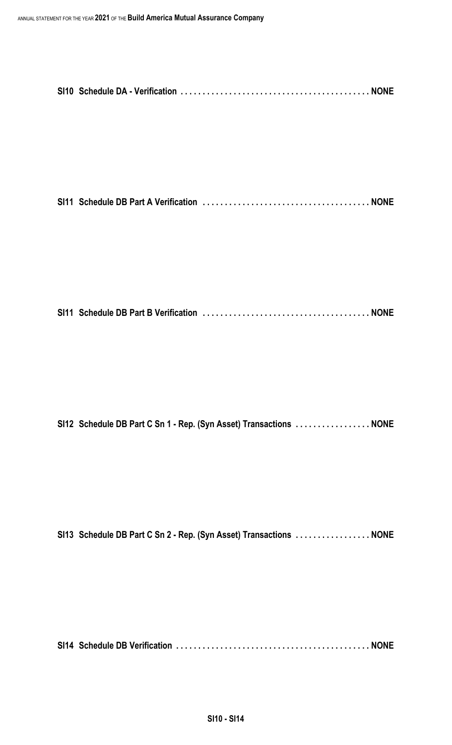**SI10 Schedule DA - Verification . . . . . . . . . . . . . . . . . . . . . . . . . . . . . . . . . . . . . . . . . . NONE**

**SI11 Schedule DB Part A Verification . . . . . . . . . . . . . . . . . . . . . . . . . . . . . . . . . . . . . NONE**

**SI11 Schedule DB Part B Verification . . . . . . . . . . . . . . . . . . . . . . . . . . . . . . . . . . . . . NONE**

**SI12 Schedule DB Part C Sn 1 - Rep. (Syn Asset) Transactions . . . . . . . . . . . . . . . . . NONE**

**SI13 Schedule DB Part C Sn 2 - Rep. (Syn Asset) Transactions . . . . . . . . . . . . . . . . . NONE**

**SI14 Schedule DB Verification . . . . . . . . . . . . . . . . . . . . . . . . . . . . . . . . . . . . . . . . . . . NONE**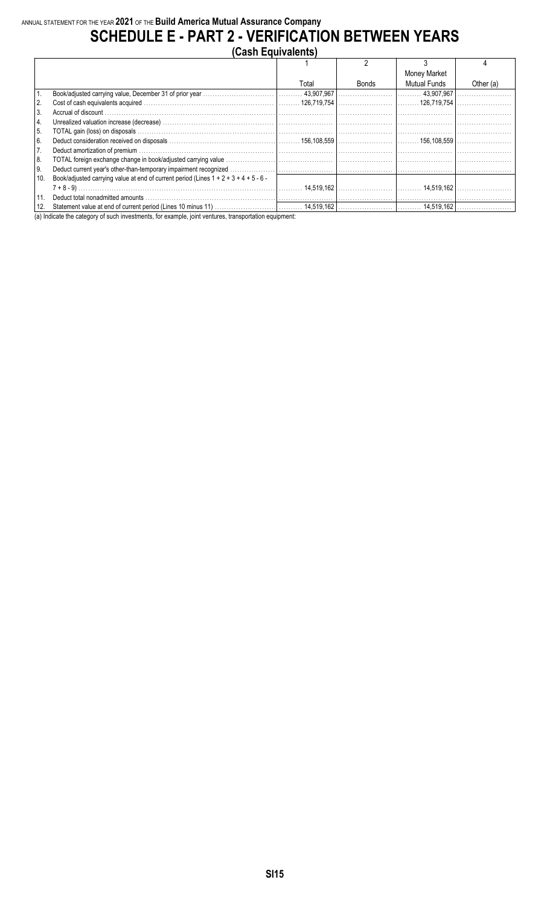ANNUAL STATEMENT FOR THE YEAR **2021** OF THE **Build America Mutual Assurance Company**

# SCHEDULE E - PART 2 - VERIFICATION BETWEEN YEARS

## (Cash Equivalents)

| | | 1 | 2 | 3 | 4 |
|---|---|---|---|---|---|
| | | Total | Bonds | Money Market Mutual Funds | Other (a) |
| 1. | Book/adjusted carrying value, December 31 of prior year | 43,907,967 | | 43,907,967 | |
| 2. | Cost of cash equivalents acquired | 126,719,754 | | 126,719,754 | |
| 3. | Accrual of discount | | | | |
| 4. | Unrealized valuation increase (decrease) | | | | |
| 5. | TOTAL gain (loss) on disposals | | | | |
| 6. | Deduct consideration received on disposals | 156,108,559 | | 156,108,559 | |
| 7. | Deduct amortization of premium | | | | |
| 8. | TOTAL foreign exchange change in book/adjusted carrying value | | | | |
| 9. | Deduct current year's other-than-temporary impairment recognized | | | | |
| 10. | Book/adjusted carrying value at end of current period (Lines 1 + 2 + 3 + 4 + 5 - 6 - 7 + 8 - 9) | 14,519,162 | | 14,519,162 | |
| 11. | Deduct total nonadmitted amounts | | | | |
| 12. | Statement value at end of current period (Lines 10 minus 11) | 14,519,162 | | 14,519,162 | |

(a) Indicate the category of such investments, for example, joint ventures, transportation equipment: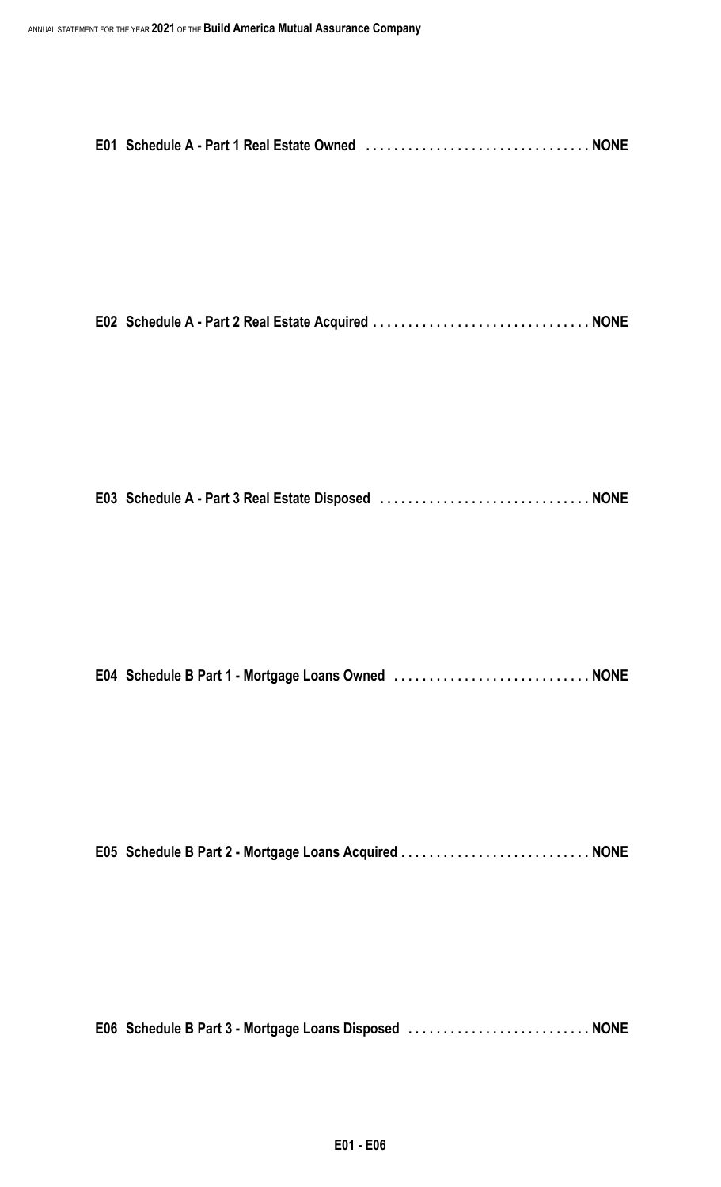**E01 Schedule A - Part 1 Real Estate Owned . . . . . . . . . . . . . . . . . . . . . . . . . . . . . . . . NONE**

**E02 Schedule A - Part 2 Real Estate Acquired . . . . . . . . . . . . . . . . . . . . . . . . . . . . . . . NONE**

**E03 Schedule A - Part 3 Real Estate Disposed . . . . . . . . . . . . . . . . . . . . . . . . . . . . . . NONE**

**E04 Schedule B Part 1 - Mortgage Loans Owned . . . . . . . . . . . . . . . . . . . . . . . . . . . . NONE**

**E05 Schedule B Part 2 - Mortgage Loans Acquired . . . . . . . . . . . . . . . . . . . . . . . . . . . NONE**

**E06 Schedule B Part 3 - Mortgage Loans Disposed . . . . . . . . . . . . . . . . . . . . . . . . . . NONE**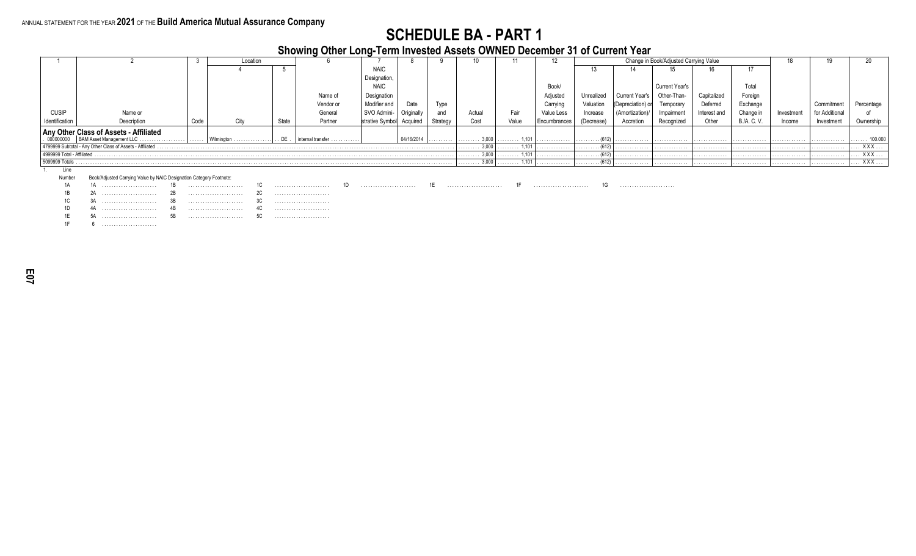ANNUAL STATEMENT FOR THE YEAR **2021** OF THE **Build America Mutual Assurance Company**

# SCHEDULE BA - PART 1

## Showing Other Long-Term Invested Assets OWNED December 31 of Current Year

| 1 | 2 | 3 | Location | | 6 | 7 | 8 | 9 | 10 | 11 | 12 | Change in Book/Adjusted Carrying Value | | | | | 18 | 19 | 20 |
|---|---|---|---|---|---|---|---|---|---|---|---|---|---|---|---|---|---|---|---|
| | | | 4 | 5 | | | | | | | | 13 | 14 | 15 | 16 | 17 | | | |
| CUSIP Identification | Name or Description | Code | City | State | Name of Vendor or General Partner | NAIC Designation, NAIC Designation Modifier and SVO Administrative Symbol | Date Originally Acquired | Type and Strategy | Actual Cost | Fair Value | Book/ Adjusted Carrying Value Less Encumbrances | Unrealized Valuation Increase (Decrease) | Current Year's (Depreciation) or (Amortization)/ Accretion | Current Year's Other-Than-Temporary Impairment Recognized | Capitalized Deferred Interest and Other | Total Foreign Exchange Change in B./A. C. V. | Investment Income | Commitment for Additional Investment | Percentage of Ownership |
| **Any Other Class of Assets - Affiliated** | | | | | | | | | | | | | | | | | | | |
| 000000000 | BAM Asset Management LLC | | Wilmington | DE | internal transfer | | 04/16/2014 | | 3,000 | 1,101 | | (612) | | | | | | | 100.000 |
| 4799999 Subtotal - Any Other Class of Assets - Affiliated | | | | | | | | | 3,000 | 1,101 | | (612) | | | | | | | XXX |
| 4999999 Total - Affiliated | | | | | | | | | 3,000 | 1,101 | | (612) | | | | | | | XXX |
| 5099999 Totals | | | | | | | | | 3,000 | 1,101 | | (612) | | | | | | | XXX |

1. Line Number — Book/Adjusted Carrying Value by NAIC Designation Category Footnote:

| Line Number | | | | | | | | | | | | | |
|---|---|---|---|---|---|---|---|---|---|---|---|---|---|
| 1A | 1A ........ | 1B | ........ | 1C | ........ | 1D | ........ | 1E | ........ | 1F | ........ | 1G | ........ |
| 1B | 2A ........ | 2B | ........ | 2C | ........ | | | | | | | | |
| 1C | 3A ........ | 3B | ........ | 3C | ........ | | | | | | | | |
| 1D | 4A ........ | 4B | ........ | 4C | ........ | | | | | | | | |
| 1E | 5A ........ | 5B | ........ | 5C | ........ | | | | | | | | |
| 1F | 6 ........ | | | | | | | | | | | | |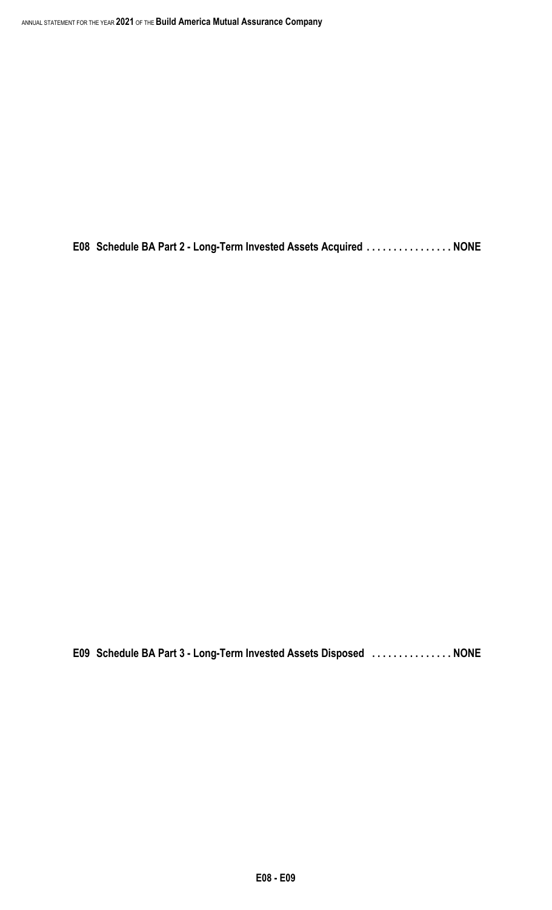E08 Schedule BA Part 2 - Long-Term Invested Assets Acquired . . . . . . . . . . . . . . . . NONE

E09 Schedule BA Part 3 - Long-Term Invested Assets Disposed . . . . . . . . . . . . . . . NONE

E08 - E09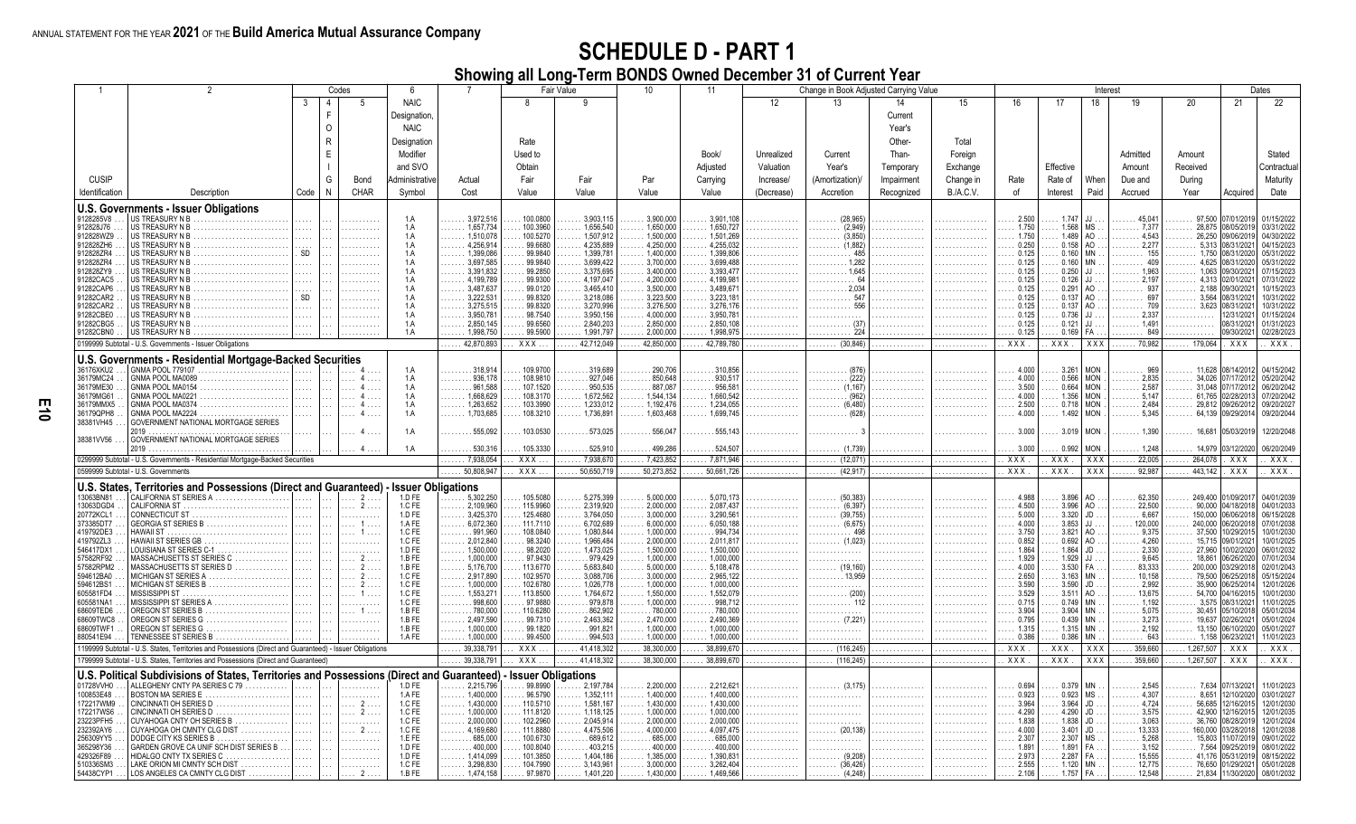ANNUAL STATEMENT FOR THE YEAR 2021 OF THE Build America Mutual Assurance Company

# SCHEDULE D - PART 1

## Showing all Long-Term BONDS Owned December 31 of Current Year

| 1 | 2 | Codes | | | 6 | 7 | Fair Value | | 10 | 11 | Change in Book Adjusted Carrying Value | | | | Interest | | | | | Dates | |
|---|---|---|---|---|---|---|---|---|---|---|---|---|---|---|---|---|---|---|---|---|---|
| | | 3 | 4 | 5 | | | 8 | 9 | | | 12 | 13 | 14 | 15 | 16 | 17 | 18 | 19 | 20 | 21 | 22 |
| CUSIP Identification | Description | Code | F o r e i g n | Bond CHAR | NAIC Designation, NAIC Designation Modifier and SVO Administrative Symbol | Actual Cost | Rate Used to Obtain Fair Value | Fair Value | Par Value | Book/ Adjusted Carrying Value | Unrealized Valuation Increase/ (Decrease) | Current Year's (Amortization)/ Accretion | Current Year's Other-Than-Temporary Impairment Recognized | Total Foreign Exchange Change in B./A.C.V. | Rate of | Effective Rate of Interest | When Paid | Admitted Amount Due and Accrued | Amount Received During Year | Acquired | Stated Contractual Maturity Date |
| **U.S. Governments - Issuer Obligations** | | | | | | | | | | | | | | | | | | | | | |
| 9128285V8 | US TREASURY N B | | | | 1.A | 3,972,516 | 100.0800 | 3,903,115 | 3,900,000 | 3,901,108 | | (28,965) | | | 2.500 | 1.747 | JJ | 45,041 | 97,500 | 07/01/2019 | 01/15/2022 |
| 912828J76 | US TREASURY N B | | | | 1.A | 1,657,734 | 100.3960 | 1,656,540 | 1,650,000 | 1,650,727 | | (2,949) | | | 1.750 | 1.568 | MS | 7,377 | 28,875 | 08/05/2019 | 03/31/2022 |
| 912828WZ9 | US TREASURY N B | | | | 1.A | 1,510,078 | 100.5270 | 1,507,912 | 1,500,000 | 1,501,269 | | (3,850) | | | 1.750 | 1.489 | AO | 4,543 | 26,250 | 09/06/2019 | 04/30/2022 |
| 912828ZH6 | US TREASURY N B | | | | 1.A | 4,256,914 | 99.6680 | 4,235,889 | 4,250,000 | 4,255,032 | | (1,882) | | | 0.250 | 0.158 | AO | 2,277 | 5,313 | 08/31/2021 | 04/15/2023 |
| 912828ZR4 | US TREASURY N B | SD | | | 1.A | 1,399,086 | 99.9840 | 1,399,781 | 1,400,000 | 1,399,806 | | 485 | | | 0.125 | 0.160 | MN | 155 | 1,750 | 08/31/2020 | 05/31/2022 |
| 912828ZR4 | US TREASURY N B | | | | 1.A | 3,697,585 | 99.9840 | 3,699,422 | 3,700,000 | 3,699,488 | | 1,282 | | | 0.125 | 0.160 | MN | 409 | 4,625 | 08/31/2020 | 05/31/2022 |
| 912828ZY9 | US TREASURY N B | | | | 1.A | 3,391,832 | 99.2850 | 3,375,695 | 3,400,000 | 3,393,477 | | 1,645 | | | 0.125 | 0.250 | JJ | 1,963 | 1,063 | 09/30/2021 | 07/15/2023 |
| 91282CAC5 | US TREASURY N B | | | | 1.A | 4,199,789 | 99.9300 | 4,197,047 | 4,200,000 | 4,199,981 | | 64 | | | 0.125 | 0.126 | JJ | 2,197 | 4,313 | 02/01/2021 | 07/31/2022 |
| 91282CAP6 | US TREASURY N B | | | | 1.A | 3,487,637 | 99.0120 | 3,465,410 | 3,500,000 | 3,489,671 | | 2,034 | | | 0.125 | 0.291 | AO | 937 | 2,188 | 09/30/2021 | 10/15/2023 |
| 91282CAR2 | US TREASURY N B | SD | | | 1.A | 3,222,531 | 99.8320 | 3,218,086 | 3,223,500 | 3,223,181 | | 547 | | | 0.125 | 0.137 | AO | 697 | 3,564 | 08/31/2021 | 10/31/2022 |
| 91282CAR2 | US TREASURY N B | | | | 1.A | 3,275,515 | 99.8320 | 3,270,996 | 3,276,500 | 3,276,176 | | 556 | | | 0.125 | 0.137 | AO | 709 | 3,623 | 08/31/2021 | 10/31/2022 |
| 91282CBE0 | US TREASURY N B | | | | 1.A | 3,950,781 | 98.7540 | 3,950,156 | 4,000,000 | 3,950,781 | | | | | 0.125 | 0.736 | JJ | 2,337 | | 12/31/2021 | 01/15/2024 |
| 91282CBG5 | US TREASURY N B | | | | 1.A | 2,850,145 | 99.6560 | 2,840,203 | 2,850,000 | 2,850,108 | | (37) | | | 0.125 | 0.121 | JJ | 1,491 | | 08/31/2021 | 01/31/2023 |
| 91282CBN0 | US TREASURY N B | | | | 1.A | 1,998,750 | 99.5900 | 1,991,797 | 2,000,000 | 1,998,975 | | 224 | | | 0.125 | 0.169 | FA | 849 | | 09/30/2021 | 02/28/2023 |
| 0199999 Subtotal - U.S. Governments - Issuer Obligations | | | | | | 42,870,893 | XXX | 42,712,049 | 42,850,000 | 42,789,780 | | (30,846) | | | XXX | XXX | XXX | 70,982 | 179,064 | XXX | XXX |
| **U.S. Governments - Residential Mortgage-Backed Securities** | | | | | | | | | | | | | | | | | | | | | |
| 36176XKU2 | GNMA POOL 779107 | | | 4 | 1.A | 318,914 | 109.9700 | 319,689 | 290,706 | 310,856 | | (876) | | | 4.000 | 3.261 | MON | 969 | 11,628 | 08/14/2012 | 04/15/2042 |
| 36179MC24 | GNMA POOL MA0089 | | | 4 | 1.A | 936,178 | 108.9810 | 927,046 | 850,648 | 930,517 | | (222) | | | 4.000 | 0.566 | MON | 2,835 | 34,026 | 07/17/2012 | 05/20/2042 |
| 36179ME30 | GNMA POOL MA0154 | | | 4 | 1.A | 961,588 | 107.1520 | 950,535 | 887,087 | 956,581 | | (1,167) | | | 3.500 | 0.664 | MON | 2,587 | 31,048 | 07/17/2012 | 06/20/2042 |
| 36179MG61 | GNMA POOL MA0221 | | | 4 | 1.A | 1,668,629 | 108.3170 | 1,672,562 | 1,544,134 | 1,660,542 | | (962) | | | 4.000 | 1.356 | MON | 5,147 | 61,765 | 02/28/2013 | 07/20/2042 |
| 36179MMX5 | GNMA POOL MA0374 | | | 4 | 1.A | 1,263,652 | 103.3990 | 1,233,012 | 1,192,476 | 1,234,055 | | (6,480) | | | 2.500 | 0.718 | MON | 2,484 | 29,812 | 09/26/2012 | 09/20/2027 |
| 36179QPH8 | GNMA POOL MA2224 | | | 4 | 1.A | 1,703,685 | 108.3210 | 1,736,891 | 1,603,468 | 1,699,745 | | (628) | | | 4.000 | 1.492 | MON | 5,345 | 64,139 | 09/29/2014 | 09/20/2044 |
| 38381VH45 | GOVERNMENT NATIONAL MORTGAGE SERIES 2019 | | | 4 | 1.A | 555,092 | 103.0530 | 573,025 | 556,047 | 555,143 | | 3 | | | 3.000 | 3.019 | MON | 1,390 | 16,681 | 05/03/2019 | 12/20/2048 |
| 38381VV56 | GOVERNMENT NATIONAL MORTGAGE SERIES 2019 | | | 4 | 1.A | 530,316 | 105.3330 | 525,910 | 499,286 | 524,507 | | (1,739) | | | 3.000 | 0.992 | MON | 1,248 | 14,979 | 03/12/2020 | 06/20/2049 |
| 0299999 Subtotal - U.S. Governments - Residential Mortgage-Backed Securities | | | | | | 7,938,054 | XXX | 7,938,670 | 7,423,852 | 7,871,946 | | (12,071) | | | XXX | XXX | XXX | 22,005 | 264,078 | XXX | XXX |
| 0599999 Subtotal - U.S. Governments | | | | | | 50,808,947 | XXX | 50,650,719 | 50,273,852 | 50,661,726 | | (42,917) | | | XXX | XXX | XXX | 92,987 | 443,142 | XXX | XXX |
| **U.S. States, Territories and Possessions (Direct and Guaranteed) - Issuer Obligations** | | | | | | | | | | | | | | | | | | | | | |
| 13063BN81 | CALIFORNIA ST SERIES A | | | 2 | 1.D FE | 5,302,250 | 105.5080 | 5,275,399 | 5,000,000 | 5,070,173 | | (50,383) | | | 4.988 | 3.896 | AO | 62,350 | 249,400 | 01/09/2017 | 04/01/2039 |
| 13063DGD4 | CALIFORNIA ST | | | 2 | 1.C FE | 2,109,960 | 115.9960 | 2,319,920 | 2,000,000 | 2,087,437 | | (6,397) | | | 4.500 | 3.996 | AO | 22,500 | 90,000 | 04/18/2018 | 04/01/2033 |
| 20772KCL1 | CONNECTICUT ST | | | | 1.D FE | 3,425,370 | 125.4680 | 3,764,050 | 3,000,000 | 3,290,561 | | (39,755) | | | 5.000 | 3.320 | JD | 6,667 | 150,000 | 06/06/2018 | 06/15/2028 |
| 373385DT7 | GEORGIA ST SERIES B | | | 1 | 1.A FE | 6,072,360 | 111.7110 | 6,702,689 | 6,000,000 | 6,050,188 | | (6,675) | | | 4.000 | 3.853 | JJ | 120,000 | 240,000 | 06/20/2018 | 07/01/2038 |
| 419792DE3 | HAWAII ST | | | 1 | 1.C FE | 991,960 | 108.0840 | 1,080,844 | 1,000,000 | 994,734 | | 498 | | | 3.750 | 3.821 | AO | 9,375 | 37,500 | 10/29/2015 | 10/01/2030 |
| 419792ZL3 | HAWAII ST SERIES GB | | | | 1.C FE | 2,012,840 | 98.3240 | 1,966,484 | 2,000,000 | 2,011,817 | | (1,023) | | | 0.852 | 0.692 | AO | 4,260 | 15,715 | 09/01/2021 | 10/01/2025 |
| 546417DX1 | LOUISIANA ST SERIES C-1 | | | | 1.D FE | 1,500,000 | 98.2020 | 1,473,025 | 1,500,000 | 1,500,000 | | | | | 1.864 | 1.864 | JD | 2,330 | 27,960 | 10/02/2020 | 06/01/2032 |
| 57582RF92 | MASSACHUSETTS ST SERIES C | | | 2 | 1.B FE | 1,000,000 | 97.9430 | 979,429 | 1,000,000 | 1,000,000 | | | | | 1.929 | 1.929 | JJ | 9,645 | 18,861 | 06/26/2020 | 07/01/2034 |
| 57582RPM2 | MASSACHUSETTS ST SERIES D | | | 2 | 1.B FE | 5,176,700 | 113.6770 | 5,683,840 | 5,000,000 | 5,108,478 | | (19,160) | | | 4.000 | 3.530 | FA | 83,333 | 200,000 | 03/29/2018 | 02/01/2043 |
| 594612BA0 | MICHIGAN ST SERIES A | | | 2 | 1.C FE | 2,917,890 | 102.9570 | 3,088,706 | 3,000,000 | 2,965,122 | | 13,959 | | | 2.650 | 3.163 | MN | 10,158 | 79,500 | 06/25/2018 | 05/15/2024 |
| 594612BS1 | MICHIGAN ST SERIES B | | | 2 | 1.C FE | 1,000,000 | 102.6780 | 1,026,778 | 1,000,000 | 1,000,000 | | | | | 3.590 | 3.590 | JD | 2,992 | 35,900 | 06/25/2014 | 12/01/2026 |
| 605581FD4 | MISSISSIPPI ST | | | 1 | 1.C FE | 1,553,271 | 113.8500 | 1,764,672 | 1,550,000 | 1,552,079 | | (200) | | | 3.529 | 3.511 | AO | 13,675 | 54,700 | 04/16/2015 | 10/01/2030 |
| 605581NA1 | MISSISSIPPI ST SERIES A | | | | 1.C FE | 998,600 | 97.9880 | 979,878 | 1,000,000 | 998,712 | | 112 | | | 0.715 | 0.749 | MN | 1,192 | 3,575 | 08/31/2021 | 11/01/2025 |
| 68609TED6 | OREGON ST SERIES B | | | 1 | 1.B FE | 780,000 | 110.6280 | 862,902 | 780,000 | 780,000 | | | | | 3.904 | 3.904 | MN | 5,075 | 30,451 | 05/10/2018 | 05/01/2034 |
| 68609TWC8 | OREGON ST SERIES G | | | | 1.B FE | 2,497,590 | 99.7310 | 2,463,362 | 2,470,000 | 2,490,369 | | (7,221) | | | 0.795 | 0.439 | MN | 3,273 | 19,637 | 02/26/2021 | 05/01/2024 |
| 68609TWF1 | OREGON ST SERIES G | | | | 1.B FE | 1,000,000 | 99.1820 | 991,821 | 1,000,000 | 1,000,000 | | | | | 1.315 | 1.315 | MN | 2,192 | 13,150 | 06/10/2020 | 05/01/2027 |
| 880541E94 | TENNESSEE ST SERIES B | | | | 1.A FE | 1,000,000 | 99.4500 | 994,503 | 1,000,000 | 1,000,000 | | | | | 0.386 | 0.386 | MN | 643 | 1,158 | 06/23/2021 | 11/01/2023 |
| 1199999 Subtotal - U.S. States, Territories and Possessions (Direct and Guaranteed) - Issuer Obligations | | | | | | 39,338,791 | XXX | 41,418,302 | 38,300,000 | 38,899,670 | | (116,245) | | | XXX | XXX | XXX | 359,660 | 1,267,507 | XXX | XXX |
| 1799999 Subtotal - U.S. States, Territories and Possessions (Direct and Guaranteed) | | | | | | 39,338,791 | XXX | 41,418,302 | 38,300,000 | 38,899,670 | | (116,245) | | | XXX | XXX | XXX | 359,660 | 1,267,507 | XXX | XXX |
| **U.S. Political Subdivisions of States, Territories and Possessions (Direct and Guaranteed) - Issuer Obligations** | | | | | | | | | | | | | | | | | | | | | |
| 01728VVH0 | ALLEGHENY CNTY PA SERIES C 79 | | | | 1.D FE | 2,215,796 | 99.8990 | 2,197,784 | 2,200,000 | 2,212,621 | | (3,175) | | | 0.694 | 0.379 | MN | 2,545 | 7,634 | 07/13/2021 | 11/01/2023 |
| 100853E48 | BOSTON MA SERIES E | | | | 1.A FE | 1,400,000 | 96.5790 | 1,352,111 | 1,400,000 | 1,400,000 | | | | | 0.923 | 0.923 | MS | 4,307 | 8,651 | 12/10/2020 | 03/01/2027 |
| 172217WM9 | CINCINNATI OH SERIES D | | | 2 | 1.C FE | 1,430,000 | 110.5710 | 1,581,167 | 1,430,000 | 1,430,000 | | | | | 3.964 | 3.964 | JD | 4,724 | 56,685 | 12/16/2015 | 12/01/2030 |
| 172217WS6 | CINCINNATI OH SERIES D | | | 2 | 1.C FE | 1,000,000 | 111.8120 | 1,118,125 | 1,000,000 | 1,000,000 | | | | | 4.290 | 4.290 | JD | 3,575 | 42,900 | 12/16/2015 | 12/01/2035 |
| 23223PFH5 | CUYAHOGA CNTY OH SERIES B | | | | 1.C FE | 2,000,000 | 102.2960 | 2,045,914 | 2,000,000 | 2,000,000 | | | | | 1.838 | 1.838 | JD | 3,063 | 36,760 | 10/28/2019 | 12/01/2024 |
| 232392AY6 | CUYAHOGA OH CMNTY CLG DIST | | | 2 | 1.C FE | 4,169,680 | 111.8880 | 4,475,506 | 4,000,000 | 4,097,475 | | (20,138) | | | 4.000 | 3.401 | JD | 13,333 | 160,000 | 03/28/2018 | 12/01/2038 |
| 256309YY5 | DODGE CITY KS SERIES B | | | | 1.E FE | 685,000 | 100.6730 | 689,612 | 685,000 | 685,000 | | | | | 2.307 | 2.307 | MS | 5,268 | 15,803 | 11/07/2019 | 09/01/2022 |
| 365298Y36 | GARDEN GROVE CA UNIF SCH DIST SERIES B | | | | 1.C FE | 400,000 | 100.8040 | 403,215 | 400,000 | 400,000 | | | | | 1.891 | 1.891 | FA | 3,152 | 7,564 | 09/25/2019 | 08/01/2022 |
| 429326F89 | HIDALGO CNTY TX SERIES C | | | | 1.D FE | 1,414,099 | 101.3850 | 1,404,186 | 1,385,000 | 1,390,831 | | (9,208) | | | 2.973 | 2.287 | FA | 15,555 | 41,176 | 05/31/2019 | 08/15/2022 |
| 510336SM3 | LAKE ORION MI CMNTY SCH DIST | | | | 1.C FE | 3,298,830 | 104.7990 | 3,143,961 | 3,000,000 | 3,262,404 | | (36,426) | | | 2.555 | 1.120 | MN | 12,775 | 76,650 | 01/29/2021 | 05/01/2028 |
| 54438CYP1 | LOS ANGELES CA CMNTY CLG DIST | | | 2 | 1.B FE | 1,474,158 | 97.9870 | 1,401,220 | 1,430,000 | 1,469,566 | | (4,248) | | | 2.106 | 1.757 | FA | 12,548 | 21,834 | 11/30/2020 | 08/01/2032 |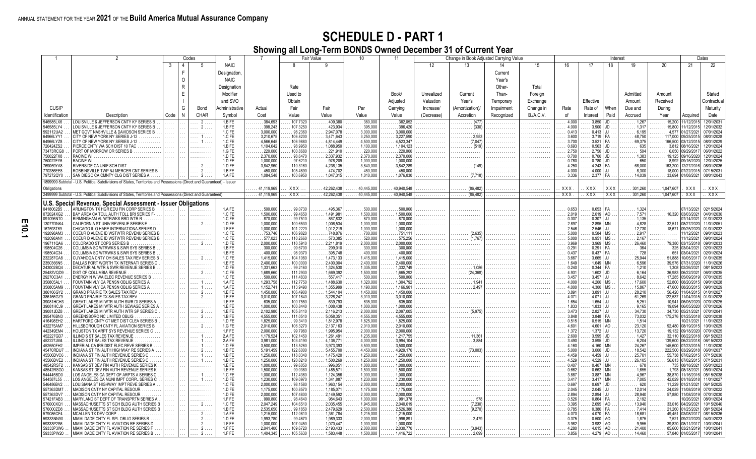ANNUAL STATEMENT FOR THE YEAR 2021 OF THE **Build America Mutual Assurance Company**

# SCHEDULE D - PART 1

## Showing all Long-Term BONDS Owned December 31 of Current Year

| 1 | 2 | Codes 3 | 4 | 5 | 6 | 7 | Fair Value 8 | 9 | 10 | 11 | Change in Book Adjusted Carrying Value 12 | 13 | 14 | 15 | Interest 16 | 17 | 18 | 19 | 20 | Dates 21 | 22 |
|---|---|---|---|---|---|---|---|---|---|---|---|---|---|---|---|---|---|---|---|---|---|
| CUSIP Identification | Description | Code | F o r e i g n | Bond CHAR | NAIC Designation, NAIC Designation Modifier and SVO Administrative Symbol | Actual Cost | Rate Used to Obtain Fair Value | Fair Value | Par Value | Book/ Adjusted Carrying Value | Unrealized Valuation Increase/ (Decrease) | Current Year's (Amortization)/ Accretion | Current Year's Other-Than-Temporary Impairment Recognized | Total Foreign Exchange Change in B./A.C.V. | Rate of | Effective Rate of Interest | When Paid | Admitted Amount Due and Accrued | Amount Received During Year | Acquired | Stated Contractual Maturity Date |
| 546585LX6 | LOUISVILLE & JEFFERSON CNTY KY SERIES B | | | 2 | 1.B FE | 384,693 | 107.7320 | 409,380 | 380,000 | 382,052 | | (477) | | | 4.000 | 3.850 | JD | 1,267 | 15,200 | 11/12/2015 | 12/01/2031 |
| 546585LY4 | LOUISVILLE & JEFFERSON CNTY KY SERIES B | | | 2 | 1.B FE | 398,243 | 107.3250 | 423,934 | 395,000 | 396,420 | | (330) | | | 4.000 | 3.900 | JD | 1,317 | 15,800 | 11/12/2015 | 12/01/2032 |
| 592112UA2 | MET GOVT NASHVILLE & DAVIDSON SERIES B | | | | 1.C FE | 3,000,000 | 98.2360 | 2,947,078 | 3,000,000 | 3,000,000 | | | | | 0.413 | 0.413 | JJ | 6,195 | 4,577 | 01/07/2021 | 07/01/2024 |
| 64966LYY1 | CITY OF NEW YORK NY SERIES J-12 | | | 1 | 1.C FE | 3,210,675 | 106.8200 | 3,471,643 | 3,250,000 | 3,227,590 | | 2,953 | | | 3.600 | 3.719 | FA | 48,750 | 117,000 | 09/25/2015 | 08/01/2028 |
| 64966LYZ8 | CITY OF NEW YORK NY SERIES J-12 | | | 1 | 1.C FE | 4,566,645 | 106.9880 | 4,814,449 | 4,500,000 | 4,523,347 | | (7,047) | | | 3.700 | 3.521 | FA | 69,375 | 166,500 | 03/12/2015 | 08/01/2029 |
| 720424ZS2 | PIERCE CNTY WA SCH DIST 10 TAC | | | | 1.B FE | 1,104,642 | 98.9950 | 1,088,950 | 1,100,000 | 1,104,123 | | (519) | | | 0.693 | 0.563 | JD | 635 | 3,812 | 08/16/2021 | 12/01/2024 |
| 73473RCG8 | PORT OF MORROW OR SERIES B | | | | 1.G FE | 220,000 | 100.8680 | 221,910 | 220,000 | 220,000 | | | | | 2.750 | 2.750 | JD | 504 | 6,050 | 09/29/2017 | 06/01/2022 |
| 750022FX8 | RACINE WI | | | | 1.D FE | 2,370,000 | 98.6470 | 2,337,932 | 2,370,000 | 2,370,000 | | | | | 0.700 | 0.700 | JD | 1,383 | 19,125 | 09/16/2020 | 12/01/2024 |
| 750022FY6 | RACINE WI | | | | 1.D FE | 1,000,000 | 97.6210 | 976,209 | 1,000,000 | 1,000,000 | | | | | 0.780 | 0.780 | JD | 650 | 8,992 | 09/16/2020 | 12/01/2025 |
| 769059YA8 | RIVERSIDE CA UNIF SCH DIST | | | 2 | 1.D FE | 3,842,960 | 110.3160 | 4,236,135 | 3,840,000 | 3,842,289 | | (149) | | | 4.250 | 4.243 | FA | 68,000 | 163,200 | 12/27/2016 | 08/01/2036 |
| 770286EE8 | ROBBINSVILLE TWP NJ MERCER CNT SERIES B | | | 2 | 1.B FE | 450,000 | 105.4890 | 474,702 | 450,000 | 450,000 | | | | | 4.000 | 4.000 | JJ | 8,300 | 18,000 | 07/22/2015 | 07/15/2031 |
| 797272QY0 | SAN DIEGO CA CMNTY CLG DIST SERIES A | | | 2 | 1.A FE | 1,084,548 | 103.6950 | 1,047,315 | 1,010,000 | 1,076,830 | | (7,718) | | | 3.336 | 2.377 | FA | 14,039 | 33,694 | 01/08/2021 | 08/01/2043 |
| 1899999 Subtotal - U.S. Political Subdivisions of States, Territories and Possessions (Direct and Guaranteed) - Issuer Obligations | | | | | | 41,119,969 | XXX | 42,262,438 | 40,445,000 | 40,940,548 | | (86,482) | | | XXX | XXX | XXX | 301,260 | 1,047,607 | XXX | XXX |
| 2499999 Subtotal - U.S. Political Subdivisions of States, Territories and Possessions (Direct and Guaranteed) | | | | | | 41,119,969 | XXX | 42,262,438 | 40,445,000 | 40,940,548 | | (86,482) | | | XXX | XXX | XXX | 301,260 | 1,047,607 | XXX | XXX |
| **U.S. Special Revenue, Special Assessment - Issuer Obligations** | | | | | | | | | | | | | | | | | | | | | |
| 0418062B5 | ARLINGTON TX HGR EDU FIN CORP SERIES B | | | | 1.A FE | 500,000 | 99.0730 | 495,367 | 500,000 | 500,000 | | | | | 0.653 | 0.653 | FA | 1,324 | | 07/13/2021 | 02/15/2024 |
| 072024XG2 | BAY AREA CA TOLL AUTH TOLL BRI SERIES F- | | | | 1.C FE | 1,500,000 | 99.4650 | 1,491,981 | 1,500,000 | 1,500,000 | | | | | 2.019 | 2.019 | AO | 7,571 | 16,320 | 03/03/2021 | 04/01/2030 |
| 091096NT0 | BIRMINGHAM AL WTRWKS BRD WTR R | | | | 1.C FE | 870,000 | 99.7510 | 867,832 | 870,000 | 870,000 | | | | | 0.307 | 0.307 | JJ | 1,135 | | 07/14/2021 | 01/01/2023 |
| 13077DNK4 | CALIFORNIA ST UNIV REVENUE SERIES E | | | 2 | 1.D FE | 1,000,000 | 100.6530 | 1,006,534 | 1,000,000 | 1,000,000 | | | | | 2.897 | 2.895 | MN | 4,828 | 32,511 | 08/27/2020 | 11/01/2051 |
| 167593T69 | CHICAGO IL O HARE INTERNATIONA SERIES D | | | | 1.F FE | 1,000,000 | 101.2220 | 1,012,219 | 1,000,000 | 1,000,000 | | | | | 2.546 | 2.546 | JJ | 12,730 | 18,671 | 09/25/2020 | 01/01/2032 |
| 192098AM3 | COEUR D ALENE ID WSTWTR REVENU SERIES B | | | | 1.C FE | 753,746 | 106.9820 | 748,876 | 700,000 | 751,111 | | (2,635) | | | 5.000 | 0.584 | MS | 2,917 | | 11/12/2021 | 09/01/2023 |
| 192098AN1 | COEUR D ALENE ID WSTWTR REVENU SERIES B | | | | 1.C FE | 577,023 | 110.2660 | 573,385 | 520,000 | 575,256 | | (1,767) | | | 5.000 | 0.951 | MS | 2,167 | | 11/12/2021 | 09/01/2024 |
| 196711QA6 | COLORADO ST COPS SERIES B | | | 2 | 1.D FE | 2,000,000 | 110.5910 | 2,211,819 | 2,000,000 | 2,000,000 | | | | | 3.969 | 3.969 | MS | 26,460 | 79,380 | 03/15/2018 | 09/01/2033 |
| 198504C26 | COLUMBIA SC WTRWKS & SWR SYS SERIES B | | | | 1.B FE | 300,000 | 99.6700 | 299,010 | 300,000 | 300,000 | | | | | 0.291 | 0.291 | FA | 364 | 325 | 03/04/2021 | 02/01/2023 |
| 198504C34 | COLUMBIA SC WTRWKS & SWR SYS SERIES B | | | | 1.B FE | 400,000 | 98.9370 | 395,748 | 400,000 | 400,000 | | | | | 0.437 | 0.437 | FA | 728 | 651 | 03/04/2021 | 02/01/2024 |
| 232287CA8 | CUYAHOGA CNTY OH SALES TAX REV SERIES B | | | 2 | 1.C FE | 1,415,000 | 104.1080 | 1,473,133 | 1,415,000 | 1,415,000 | | | | | 3.667 | 3.665 | JJ | 25,944 | 51,888 | 10/05/2017 | 01/01/2035 |
| 2350366N5 | DALLAS FORT WORTH TX INTERNATI SERIES C | | | | 1.E FE | 2,400,000 | 100.0000 | 2,400,004 | 2,400,000 | 2,400,000 | | | | | 1.649 | 1.649 | MN | 6,596 | 39,576 | 07/31/2020 | 11/01/2026 |
| 243002BQ4 | DECATUR AL WTR & SWR REVENUE SERIES B | | | | 1.D FE | 1,331,663 | 99.2160 | 1,324,530 | 1,335,000 | 1,332,749 | | 1,086 | | | 0.240 | 0.344 | FA | 1,210 | 1,308 | 02/26/2021 | 08/15/2023 |
| 25483VQD9 | DIST OF COLUMBIA REVENUE | | | 2 | 1.C FE | 1,689,660 | 111.2930 | 1,669,392 | 1,500,000 | 1,665,292 | | (24,368) | | | 4.931 | 1.602 | JD | 6,164 | 36,983 | 06/22/2021 | 06/01/2035 |
| 29270C3A1 | ENERGY N W WA ELEC REVENUE SERIES B | | | | 1.C FE | 500,000 | 111.4830 | 557,417 | 500,000 | 500,000 | | | | | 3.457 | 3.457 | JJ | 8,642 | 17,285 | 05/09/2019 | 07/01/2035 |
| 350805AL1 | FOUNTAIN VLY CA PENSN OBLIG SERIES A | | | 1 | 1.A FE | 1,293,758 | 112.7750 | 1,488,630 | 1,320,000 | 1,304,792 | | 1,941 | | | 4.000 | 4.200 | MS | 17,600 | 52,800 | 08/20/2015 | 09/01/2028 |
| 350805AM9 | FOUNTAIN VLY CA PENSN OBLIG SERIES A | | | 1 | 1.A FE | 1,152,741 | 113.9490 | 1,355,999 | 1,190,000 | 1,166,901 | | 2,497 | | | 4.000 | 4.300 | MS | 15,867 | 47,600 | 08/20/2015 | 09/01/2029 |
| 386166GY2 | GRAND PRAIRIE TX SALES TAX REV | | | 2 | 1.E FE | 1,450,000 | 106.4900 | 1,544,104 | 1,450,000 | 1,450,000 | | | | | 3.891 | 3.891 | JJ | 28,210 | 56,420 | 11/04/2015 | 01/01/2027 |
| 386166GZ9 | GRAND PRAIRIE TX SALES TAX REV | | | 2 | 1.E FE | 3,010,000 | 107.1840 | 3,226,247 | 3,010,000 | 3,010,000 | | | | | 4.071 | 4.071 | JJ | 61,269 | 122,537 | 11/04/2015 | 01/01/2028 |
| 39081HCH3 | GREAT LAKES MI WTR AUTH SWR SY SERIES A | | | | 1.E FE | 635,000 | 100.7550 | 639,793 | 635,000 | 635,000 | | | | | 1.654 | 1.654 | JJ | 5,251 | 10,941 | 06/05/2020 | 07/01/2025 |
| 39081HCJ9 | GREAT LAKES MI WTR AUTH SEWAGE SERIES A | | | | 1.E FE | 1,000,000 | 100.8440 | 1,008,438 | 1,000,000 | 1,000,000 | | | | | 1.833 | 1.833 | JJ | 9,165 | 19,094 | 06/05/2020 | 07/01/2026 |
| 39081JDZ8 | GREAT LAKES MI WTR AUTH WTR SP SERIES C | | | 2 | 1.E FE | 2,102,980 | 105.8110 | 2,116,213 | 2,000,000 | 2,097,005 | | (5,975) | | | 3.473 | 2.827 | JJ | 34,730 | 34,730 | 05/21/2021 | 07/01/2041 |
| 395476BN3 | GREENSBORO NC LIMITED OBLIG | | | 2 | 1.B FE | 4,555,000 | 111.0510 | 5,058,351 | 4,555,000 | 4,555,000 | | | | | 3.848 | 3.848 | FA | 73,032 | 175,276 | 01/25/2018 | 02/01/2038 |
| 416498EH2 | HARTFORD CNTY CT MET DIST CLEA SERIES B | | | | 1.D FE | 1,825,000 | 99.3410 | 1,812,978 | 1,825,000 | 1,825,000 | | | | | 0.515 | 0.515 | MN | 1,514 | | 10/21/2021 | 11/01/2023 |
| 432275AM7 | HILLSBOROUGH CNTY FL AVIATION SERIES B | | | 2 | 1.G FE | 2,010,000 | 106.3270 | 2,137,163 | 2,010,000 | 2,010,000 | | | | | 4.601 | 4.601 | AO | 23,120 | 92,480 | 08/19/2015 | 10/01/2029 |
| 442349EM4 | HOUSTON TX ARPT SYS REVENUE SERIES C | | | | 1.F FE | 2,000,000 | 99.7980 | 1,995,954 | 2,000,000 | 2,000,000 | | | | | 1.372 | 1.372 | JJ | 13,720 | 19,132 | 09/18/2020 | 07/01/2025 |
| 452227GD7 | ILLINOIS ST SALES TAX REVENUE | | | 1 | 2.A FE | 1,179,524 | 102.1450 | 1,261,491 | 1,235,000 | 1,217,755 | | 11,361 | | | 2.600 | 3.595 | JD | 1,427 | 32,110 | 06/22/2018 | 06/15/2023 |
| 452227JM4 | ILLINOIS ST SALES TAX REVENUE | | | 1 | 2.A FE | 3,981,000 | 103.4190 | 4,136,771 | 4,000,000 | 3,994,104 | | 3,884 | | | 3.490 | 3.595 | JD | 6,204 | 139,600 | 06/22/2018 | 06/15/2023 |
| 452650FH2 | IMPERIAL CA IRR DIST ELEC REVE SERIES B | | | 1 | 1.D FE | 3,500,000 | 113.5260 | 3,973,393 | 3,500,000 | 3,500,000 | | | | | 4.160 | 4.160 | MN | 24,267 | 145,600 | 03/11/2016 | 11/01/2030 |
| 45470RDU7 | INDIANA ST FIN AUTH HIGHWAY RE SERIES A | | | 2 | 1.B FE | 5,191,459 | 122.6000 | 5,455,700 | 4,450,000 | 4,929,170 | | (73,003) | | | 5.000 | 3.000 | JD | 18,542 | 222,500 | 03/29/2018 | 06/01/2037 |
| 45506DVC6 | INDIANA ST FIN AUTH REVENUE SERIES C | | | 1 | 1.B FE | 1,250,000 | 118.0340 | 1,475,420 | 1,250,000 | 1,250,000 | | | | | 4.459 | 4.459 | JJ | 25,701 | 55,738 | 07/02/2015 | 07/15/2030 |
| 45506DVE2 | INDIANA ST FIN AUTH REVENUE SERIES C | | | 1 | 1.B FE | 1,250,000 | 120.0210 | 1,500,269 | 1,250,000 | 1,250,000 | | | | | 4.529 | 4.529 | JJ | 26,105 | 56,613 | 07/02/2015 | 07/15/2031 |
| 48542RSF2 | KANSAS ST DEV FIN AUTH REVENUE SERIES K | | | | 1.E FE | 1,000,000 | 99.6050 | 996,051 | 1,000,000 | 1,000,000 | | | | | 0.407 | 0.407 | MN | 678 | 735 | 08/18/2021 | 05/01/2023 |
| 48542RSG0 | KANSAS ST DEV FIN AUTH REVENUE SERIES K | | | | 1.E FE | 1,500,000 | 99.0380 | 1,485,571 | 1,500,000 | 1,500,000 | | | | | 0.662 | 0.662 | MN | 1,655 | 1,793 | 08/18/2021 | 05/01/2024 |
| 544445BD0 | LOS ANGELES CA DEPT OF ARPTS A SERIES C | | | 1 | 1.C FE | 1,000,000 | 112.4360 | 1,124,356 | 1,000,000 | 1,000,000 | | | | | 3.887 | 3.887 | MN | 4,967 | 38,870 | 11/16/2016 | 05/15/2038 |
| 544587L55 | LOS ANGELES CA MUNI IMPT CORPL SERIES C | | | 1 | 1.E FE | 1,230,000 | 109.0970 | 1,341,887 | 1,230,000 | 1,230,000 | | | | | 3.417 | 3.417 | MN | 7,005 | 42,029 | 01/18/2018 | 11/01/2027 |
| 546486BV2 | LOUISIANA ST HIGHWAY IMPT REVE SERIES A | | | | 1.C FE | 2,000,000 | 98.1580 | 1,963,154 | 2,000,000 | 2,000,000 | | | | | 0.697 | 0.697 | JD | 620 | 11,229 | 01/21/2021 | 06/15/2025 |
| 557363DM7 | MADISON CNTY NY CAPITAL RESOUR | | | | 1.D FE | 1,175,000 | 100.8570 | 1,185,071 | 1,175,000 | 1,175,000 | | | | | 2.045 | 2.045 | JJ | 12,014 | 24,029 | 11/08/2019 | 07/01/2029 |
| 557363DV7 | MADISON CNTY NY CAPITAL RESOUR | | | | 1.D FE | 2,000,000 | 107.4800 | 2,149,592 | 2,000,000 | 2,000,000 | | | | | 2.894 | 2.894 | JJ | 28,940 | 57,880 | 11/08/2019 | 07/01/2039 |
| 57421FAB3 | MARYLAND ST DEPT OF TRANSPRTN SERIES A | | | | 1.F FE | 990,800 | 98.4640 | 984,643 | 1,000,000 | 991,378 | | 578 | | | 0.526 | 0.864 | FA | 2,192 | | 10/26/2021 | 08/01/2024 |
| 576000XQ1 | MASSACHUSETTS ST SCH BLDG AUTH SERIES B | | | 2 | 1.C FE | 2,047,249 | 104.6510 | 2,035,455 | 1,945,000 | 2,040,019 | | (7,230) | | | 3.395 | 2.695 | AO | 13,940 | 33,016 | 04/29/2021 | 10/15/2040 |
| 576000ZD8 | MASSACHUSETTS ST SCH BLDG AUTH SERIES B | | | | 1.B FE | 2,535,650 | 99.1850 | 2,479,629 | 2,500,000 | 2,526,380 | | (9,270) | | | 0.785 | 0.380 | FA | 7,414 | 21,260 | 01/25/2021 | 08/15/2024 |
| 579086CF4 | MCALLEN TX DEV CORP | | | 2 | 1.A FE | 1,215,000 | 112.0810 | 1,361,784 | 1,215,000 | 1,215,000 | | | | | 4.070 | 4.070 | FA | 18,681 | 49,451 | 03/08/2017 | 08/15/2036 |
| 59333NN90 | MIAMI DADE CNTY FL SPL OBLIG SERIES B | | | 2 | 1.D FE | 1,993,780 | 99.4670 | 1,989,333 | 2,000,000 | 1,996,891 | | 2,479 | | | 0.375 | 0.500 | AO | 1,875 | 7,521 | 09/22/2020 | 04/01/2023 |
| 59333P2S6 | MIAMI DADE CNTY FL AVIATION REV SERIES D | | | 2 | 1.F FE | 1,000,000 | 107.0450 | 1,070,447 | 1,000,000 | 1,000,000 | | | | | 3.982 | 3.982 | AO | 9,955 | 39,820 | 08/11/2017 | 10/01/2041 |
| 59333P3W6 | MIAMI DADE CNTY FL AVIATION RE SERIES F | | | 2 | 1.F FE | 2,041,400 | 109.6720 | 2,193,433 | 2,000,000 | 2,030,770 | | (3,943) | | | 4.280 | 4.015 | AO | 21,400 | 85,600 | 03/21/2019 | 10/01/2041 |
| 59333PW20 | MIAMI DADE CNTY FL AVIATION RE SERIES B | | | 2 | 1.F FE | 1,404,345 | 105.5630 | 1,583,448 | 1,500,000 | 1,416,722 | | 2,699 | | | 3.856 | 4.279 | AO | 14,460 | 57,840 | 01/05/2017 | 10/01/2041 |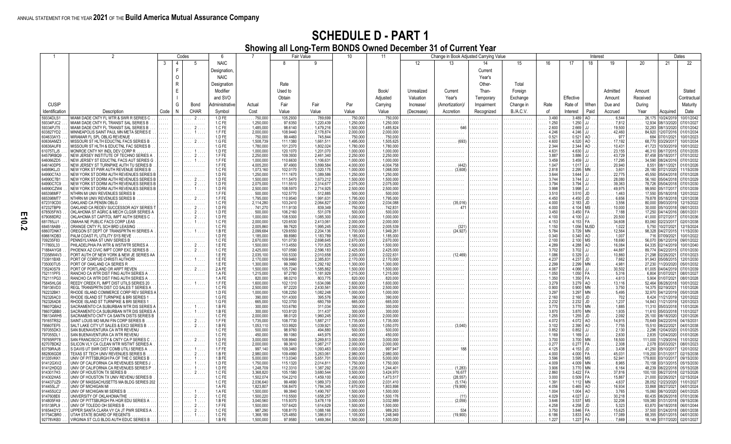ANNUAL STATEMENT FOR THE YEAR 2021 OF THE **Build America Mutual Assurance Company**

# SCHEDULE D - PART 1

## Showing all Long-Term BONDS Owned December 31 of Current Year

| 1 | 2 | Codes 3 | 4 | 5 | 6 | 7 | Fair Value 8 | 9 | 10 | 11 | Change in Book Adjusted Carrying Value 12 | 13 | 14 | 15 | Interest 16 | 17 | 18 | 19 | 20 | Dates 21 | 22 |
|---|---|---|---|---|---|---|---|---|---|---|---|---|---|---|---|---|---|---|---|---|---|
| CUSIP Identification | Description | Code | F o r e i g n | Bond CHAR | NAIC Designation, NAIC Designation Modifier and SVO Administrative Symbol | Actual Cost | Rate Used to Obtain Fair Value | Fair Value | Par Value | Book/ Adjusted Carrying Value | Unrealized Valuation Increase/ (Decrease) | Current Year's (Amortization)/ Accretion | Current Year's Other-Than-Temporary Impairment Recognized | Total Foreign Exchange Change in B./A.C.V. | Rate of | Effective Rate of Interest | When Paid | Admitted Amount Due and Accrued | Amount Received During Year | Acquired | Stated Contractual Maturity Date |
| 59334DLS1 | MIAMI DADE CNTY FL WTR & SWR R SERIES C | | | 2 | 1.D FE | 750,000 | 105.2930 | 789,699 | 750,000 | 750,000 | | | | | 3.490 | 3.489 | AO | 6,544 | 26,175 | 10/24/2019 | 10/01/2042 |
| 59334PJC2 | MIAMI DADE CNTY FL TRANSIT SAL SERIES B | | | | 1.C FE | 1,250,000 | 97.6350 | 1,220,439 | 1,250,000 | 1,250,000 | | | | | 1.250 | 1.250 | JJ | 7,812 | 12,934 | 08/13/2020 | 07/01/2027 |
| 59334PJT5 | MIAMI DADE CNTY FL TRANSIT SAL SERIES B | | | 2 | 1.C FE | 1,485,000 | 98.6140 | 1,479,216 | 1,500,000 | 1,485,824 | | 646 | | | 2.600 | 2.669 | JJ | 19,500 | 32,283 | 08/13/2020 | 07/01/2042 |
| 603827YD2 | MINNEAPOLIS SAINT PAUL MN META SERIES E | | | 1 | 1.F FE | 2,000,000 | 108.9440 | 2,178,874 | 2,000,000 | 2,000,000 | | | | | 4.246 | 4.246 | JJ | 42,460 | 84,920 | 12/07/2016 | 01/01/2034 |
| 604633AY3 | MIRAMAR FL SPL OBLIG REVENUE | | | | 1.D FE | 750,000 | 99.4460 | 745,844 | 750,000 | 750,000 | | | | | 0.521 | 0.521 | AO | 977 | 684 | 07/01/2021 | 10/01/2023 |
| 60636AMZ3 | MISSOURI ST HLTH EDUCTNL FACS SERIES B | | | 2 | 1.G FE | 1,508,739 | 111.1380 | 1,661,511 | 1,495,000 | 1,505,625 | | (693) | | | 4.600 | 4.520 | AO | 17,192 | 68,770 | 03/29/2017 | 10/01/2034 |
| 60636AUF8 | MISSOURI ST HLTH & EDUCTNL FAC SERIES B | | | | 1.G FE | 1,780,000 | 101.2370 | 1,802,024 | 1,780,000 | 1,780,000 | | | | | 2.344 | 2.344 | AO | 10,431 | 41,723 | 10/30/2019 | 10/01/2022 |
| 61075TLJ5 | MONROE CNTY NY INDL DEV CORP R | | | 1 | 1.D FE | 1,000,000 | 120.1070 | 1,201,070 | 1,000,000 | 1,000,000 | | | | | 4.631 | 4.630 | JJ | 23,155 | 46,310 | 06/17/2015 | 07/01/2035 |
| 64579RBQ9 | NEW JERSEY INSTITUTE OF TECHNO SERIES A | | | 2 | 1.F FE | 2,250,000 | 109.3930 | 2,461,340 | 2,250,000 | 2,250,000 | | | | | 3.887 | 3.886 | JJ | 43,729 | 87,458 | 05/18/2017 | 07/01/2032 |
| 646066ZD5 | NEW JERSEY ST EDUCTNL FACS AUT SERIES G | | | 1 | 1.F FE | 1,000,000 | 110.6630 | 1,106,631 | 1,000,000 | 1,000,000 | | | | | 3.459 | 3.459 | JJ | 17,295 | 34,590 | 08/24/2016 | 07/01/2032 |
| 646140DP5 | NEW JERSEY ST TURNPIKE AUTH TU SERIES B | | | | 1.F FE | 4,005,200 | 97.4900 | 3,899,584 | 4,000,000 | 4,004,758 | | (442) | | | 1.047 | 1.017 | JJ | 20,940 | 8,551 | 08/11/2021 | 01/01/2026 |
| 64989KLJ3 | NEW YORK ST PWR AUTH REVENUE SERIES B | | | | 1.C FE | 1,073,160 | 102.0170 | 1,020,175 | 1,000,000 | 1,068,000 | | (3,608) | | | 2.818 | 2.295 | MN | 3,601 | 28,180 | 07/21/2020 | 11/15/2039 |
| 64990C7A3 | NEW YORK ST DORM AUTH REVENUES SERIES B | | | | 1.D FE | 1,250,000 | 111.1670 | 1,389,586 | 1,250,000 | 1,250,000 | | | | | 3.644 | 3.644 | JJ | 22,775 | 45,550 | 05/04/2018 | 07/01/2028 |
| 64990C7B1 | NEW YORK ST DORM AUTH REVENUES SERIES B | | | 2 | 1.D FE | 1,500,000 | 111.5470 | 1,673,212 | 1,500,000 | 1,500,000 | | | | | 3.744 | 3.744 | JJ | 28,080 | 56,160 | 05/04/2018 | 07/01/2029 |
| 64990C7C9 | NEW YORK ST DORM AUTH REVENUES SERIES B | | | 2 | 1.D FE | 2,075,000 | 111.5510 | 2,314,677 | 2,075,000 | 2,075,000 | | | | | 3.794 | 3.794 | JJ | 39,363 | 78,726 | 05/04/2018 | 07/01/2030 |
| 64990CZW4 | NEW YORK ST DORM AUTH REVENUES SERIES B | | | 1 | 1.D FE | 2,500,000 | 108.5970 | 2,714,925 | 2,500,000 | 2,500,000 | | | | | 3.998 | 3.998 | JJ | 49,975 | 99,950 | 05/17/2017 | 07/01/2039 |
| 665398MF7 | NTHRN MI UNIV REVENUES SERIES B | | | | 1.F FE | 500,000 | 102.5770 | 512,885 | 500,000 | 500,000 | | | | | 3.510 | 3.510 | JD | 1,463 | 17,550 | 05/18/2018 | 12/01/2022 |
| 665398MT7 | NTHRN MI UNIV REVENUES SERIES B | | | 2 | 1.F FE | 1,795,000 | 110.9540 | 1,991,631 | 1,795,000 | 1,795,000 | | | | | 4.450 | 4.450 | JD | 6,656 | 79,878 | 05/18/2018 | 12/01/2038 |
| 672319CD0 | OAKLAND CA PENSN OBLG | | | | 1.C FE | 2,114,280 | 103.2410 | 2,064,827 | 2,000,000 | 2,034,088 | | (35,016) | | | 4.000 | 2.183 | JD | 3,556 | 80,000 | 09/03/2019 | 12/15/2022 |
| 67232TBP9 | OAKLAND CA REDEV SUCCESSOR AGY SERIES T | | | 2 | 1.D FE | 741,270 | 111.9130 | 839,349 | 750,000 | 742,831 | | 471 | | | 4.000 | 4.104 | MS | 10,000 | 30,000 | 05/10/2018 | 09/01/2033 |
| 678505FW3 | OKLAHOMA ST AGRIC & MECH CLGSR SERIES A | | | 2 | 1.D FE | 500,000 | 106.2160 | 531,078 | 500,000 | 500,000 | | | | | 3.450 | 3.450 | FA | 7,188 | 17,250 | 04/14/2016 | 08/01/2031 |
| 679088DR2 | OKLAHOMA ST CAPITOL IMPT AUTH SERIES C | | | 2 | 1.D FE | 1,000,000 | 108.5300 | 1,085,300 | 1,000,000 | 1,000,000 | | | | | 4.100 | 4.100 | JJ | 20,500 | 41,000 | 07/27/2017 | 07/01/2036 |
| 681785JJ1 | OMAHA NE PUBLIC FACS CORP LEAS | | | 1 | 1.C FE | 2,000,000 | 120.6530 | 2,413,061 | 2,000,000 | 2,000,000 | | | | | 4.153 | 4.153 | FA | 34,608 | 83,060 | 02/23/2017 | 02/01/2038 |
| 684518AB9 | ORANGE CNTY FL SCH BRD LEASING | | | | 1.C FE | 2,005,860 | 99.7620 | 1,995,245 | 2,000,000 | 2,005,539 | | (321) | | | 1.150 | 1.056 | MJSD | 1,022 | 5,750 | 10/27/2021 | 12/15/2024 |
| 68607DNK7 | OREGON ST DEPT OF TRANSPRTN HI SERIES A | | | 1 | 1.B FE | 2,099,684 | 129.6550 | 2,204,136 | 1,700,000 | 1,949,461 | | (24,927) | | | 5.784 | 3.729 | MN | 12,564 | 98,328 | 04/27/2015 | 11/15/2030 |
| 69661KDB3 | PALM COAST FL UTILITY SYS REVE | | | | 1.D FE | 1,185,000 | 99.8980 | 1,183,789 | 1,185,000 | 1,185,000 | | | | | 0.340 | 0.340 | AO | 1,007 | 716 | 07/09/2021 | 10/01/2022 |
| 709235F83 | PENNSYLVANIA ST UNIV SERIES B | | | | 1.C FE | 2,670,000 | 101.0730 | 2,698,645 | 2,670,000 | 2,670,000 | | | | | 2.100 | 2.100 | MS | 18,690 | 56,070 | 08/12/2019 | 09/01/2022 |
| 717893L33 | PHILADELPHIA PA WTR & WSTWTR SERIES A | | | 2 | 1.E FE | 1,500,000 | 113.4550 | 1,701,825 | 1,500,000 | 1,500,000 | | | | | 4.289 | 4.288 | AO | 16,084 | 64,335 | 02/14/2019 | 10/01/2040 |
| 71884AYG8 | PHOENIX AZ CIVIC IMPT CORP EXC SERIES B | | | 2 | 1.C FE | 2,425,000 | 107.0590 | 2,596,183 | 2,425,000 | 2,425,000 | | | | | 3.702 | 3.702 | JJ | 44,887 | 89,774 | 04/22/2015 | 07/01/2030 |
| 73358W4V3 | PORT AUTH OF NEW YORK & NEW JE SERIES AA | | | | 1.E FE | 2,035,100 | 100.5330 | 2,010,658 | 2,000,000 | 2,022,631 | | (12,469) | | | 1.086 | 0.329 | JJ | 10,860 | 21,298 | 02/26/2021 | 07/01/2023 |
| 733911BX8 | PORT OF CORPUS CHRISTI AUTHORI | | | 1 | 1.E FE | 2,170,000 | 109.9460 | 2,385,831 | 2,170,000 | 2,170,000 | | | | | 4.237 | 4.237 | JD | 7,662 | 91,943 | 05/08/2015 | 12/01/2030 |
| 735000TU5 | PORT OF OAKLAND CA SERIES R | | | | 1.F FE | 1,300,000 | 99.3990 | 1,292,192 | 1,300,000 | 1,300,000 | | | | | 2.299 | 2.299 | MN | 4,981 | 27,230 | 11/20/2020 | 05/01/2032 |
| 735240S79 | PORT OF PORTLAND OR ARPT REVEN | | | 2 | 2.A FE | 1,500,000 | 105.7240 | 1,585,862 | 1,500,000 | 1,500,000 | | | | | 4.067 | 4.066 | JJ | 30,502 | 61,005 | 04/04/2019 | 07/01/2039 |
| 752111PF5 | RANCHO CA WTR DIST FING AUTH SERIES A | | | | 1.A FE | 1,215,000 | 97.2780 | 1,181,929 | 1,215,000 | 1,215,000 | | | | | 1.050 | 1.050 | FA | 5,316 | 6,804 | 01/07/2021 | 08/01/2027 |
| 752111PG3 | RANCHO CA WTR DIST FING AUTH SERIES A | | | | 1.A FE | 820,000 | 98.0210 | 803,775 | 820,000 | 820,000 | | | | | 1.350 | 1.350 | FA | 4,613 | 5,904 | 01/07/2021 | 08/01/2028 |
| 75845HLG6 | REEDY CREEK FL IMPT DIST UTILS SERIES 20 | | | 1 | 1.F FE | 1,600,000 | 102.1310 | 1,634,096 | 1,600,000 | 1,600,000 | | | | | 3.279 | 3.279 | AO | 13,116 | 52,464 | 06/28/2018 | 10/01/2022 |
| 759136VD3 | REGL TRANSPRTN DIST CO SALES T SERIES A | | | | 1.C FE | 2,500,000 | 97.2220 | 2,430,561 | 2,500,000 | 2,500,000 | | | | | 0.900 | 0.900 | MN | 3,750 | 14,375 | 02/19/2021 | 11/01/2026 |
| 762232BK1 | RHODE ISLAND COMMERCE CORP REV SERIES A | | | | 1.D FE | 1,000,000 | 108.2250 | 1,082,248 | 1,000,000 | 1,000,000 | | | | | 3.297 | 3.297 | MN | 5,495 | 32,970 | 04/12/2019 | 05/01/2028 |
| 762326AC0 | RHODE ISLAND ST TURNPIKE & BRI SERIES 1 | | | | 1.G FE | 390,000 | 101.4300 | 395,576 | 390,000 | 390,000 | | | | | 2.160 | 2.160 | JD | 702 | 8,424 | 11/21/2019 | 12/01/2022 |
| 762326AD8 | RHODE ISLAND ST TURNPIKE & BRI SERIES 1 | | | | 1.G FE | 665,000 | 102.3700 | 680,759 | 665,000 | 665,000 | | | | | 2.232 | 2.232 | JD | 1,237 | 14,843 | 11/21/2019 | 12/01/2023 |
| 78607QBA2 | SACRAMENTO CA SUBURBAN WTR DIS SERIES A | | | 1 | 1.B FE | 300,000 | 103.6780 | 311,034 | 300,000 | 300,000 | | | | | 3.770 | 3.770 | MN | 1,885 | 11,310 | 05/03/2018 | 11/01/2026 |
| 78607QBB0 | SACRAMENTO CA SUBURBAN WTR DIS SERIES A | | | 1 | 1.B FE | 300,000 | 103.8120 | 311,437 | 300,000 | 300,000 | | | | | 3.870 | 3.870 | MN | 1,935 | 11,610 | 05/03/2018 | 11/01/2027 |
| 786134WH5 | SACRAMENTO CNTY CA SANTN DISTS SERIES B | | | | 1.C FE | 2,000,000 | 98.0120 | 1,960,245 | 2,000,000 | 2,000,000 | | | | | 1.255 | 1.255 | JD | 2,092 | 25,100 | 06/18/2020 | 12/01/2026 |
| 79165TRS2 | SAINT LOUIS MO MUNI FIN CORP SERIES B | | | 2 | 1.F FE | 1,735,000 | 108.7730 | 1,887,217 | 1,735,000 | 1,735,000 | | | | | 4.072 | 4.072 | AO | 14,915 | 70,649 | 04/22/2016 | 04/15/2031 |
| 79560TEF5 | SALT LAKE CITY UT SALES & EXCI SERIES B | | | 2 | 1.B FE | 1,053,110 | 103.9920 | 1,039,921 | 1,000,000 | 1,050,070 | | (3,040) | | | 3.102 | 2.390 | AO | 7,755 | 15,510 | 06/22/2021 | 04/01/2038 |
| 797055DK3 | SAN BUENAVENTURA CA WTR REVENU | | | | 1.C FE | 500,000 | 98.9760 | 494,880 | 500,000 | 500,000 | | | | | 0.852 | 0.852 | JJ | 2,130 | 2,296 | 12/04/2020 | 01/01/2025 |
| 797055DL1 | SAN BUENAVENTURA CA WTR REVENU | | | | 1.C FE | 450,000 | 99.1060 | 445,975 | 450,000 | 450,000 | | | | | 1.169 | 1.169 | JJ | 2,630 | 2,835 | 12/04/2020 | 01/01/2026 |
| 79765RP78 | SAN FRANCISCO CITY & CNTY CA P SERIES C | | | 2 | 1.D FE | 3,000,000 | 108.9940 | 3,269,813 | 3,000,000 | 3,000,000 | | | | | 3.700 | 3.700 | MN | 18,500 | 111,000 | 11/29/2016 | 11/01/2032 |
| 82707BDK2 | SILICON VLY CA CLEAN WTR WSTWT SERIES A | | | | 1.C FE | 2,000,000 | 99.3610 | 1,987,217 | 2,000,000 | 2,000,000 | | | | | 0.277 | 0.277 | FA | 2,308 | 2,078 | 03/03/2021 | 08/01/2023 |
| 83759RAJ8 | S DAVIS UT SWR DIST COMB UTILI SERIES A | | | 1 | 1.F FE | 997,140 | 109.3460 | 1,093,463 | 1,000,000 | 997,947 | | 188 | | | 4.125 | 4.153 | JD | 3,438 | 41,250 | 05/10/2017 | 12/01/2032 |
| 882806GD8 | TEXAS ST TECH UNIV REVENUES SERIES B | | | 2 | 1.B FE | 2,980,000 | 109.4990 | 3,263,061 | 2,980,000 | 2,980,000 | | | | | 4.000 | 4.000 | FA | 45,031 | 119,200 | 01/31/2017 | 02/15/2038 |
| 91335VKK1 | UNIV OF PITTSBURGH PA OF THE C SERIES B | | | 1 | 1.B FE | 5,000,000 | 113.0340 | 5,651,701 | 5,000,000 | 5,000,000 | | | | | 3.596 | 3.595 | MS | 52,941 | 179,800 | 03/10/2017 | 09/15/2030 |
| 91412GXV2 | UNIV OF CALIFORNIA CA REVENUES SERIES J | | | 1 | 1.D FE | 1,750,000 | 115.1320 | 2,014,811 | 1,750,000 | 1,750,000 | | | | | 4.009 | 4.009 | MN | 8,965 | 70,158 | 03/13/2015 | 05/15/2030 |
| 91412HDQ3 | UNIV OF CALIFORNIA CA REVENUES SERIES P | | | 1 | 1.C FE | 1,248,709 | 112.3310 | 1,387,292 | 1,235,000 | 1,244,401 | | (1,283) | | | 3.906 | 3.770 | MN | 6,164 | 48,239 | 06/22/2016 | 05/15/2028 |
| 9143017H3 | UNIV OF HOUSTON TX SERIES B | | | 2 | 1.C FE | 3,368,820 | 105.1580 | 3,680,544 | 3,500,000 | 3,424,970 | | 16,677 | | | 2.860 | 3.422 | FA | 37,816 | 100,100 | 06/27/2018 | 02/15/2026 |
| 914302HA5 | UNIV OF HOUSTON TX UNIV REVENU SERIES B | | | | 1.C FE | 1,502,074 | 104.2210 | 1,459,100 | 1,400,000 | 1,473,517 | | (28,557) | | | 3.000 | 0.509 | FA | 15,867 | 21,000 | 02/26/2021 | 02/15/2024 |
| 914437UZ9 | UNIV OF MASSACHUSETTS MA BLDG SERIES 202 | | | | 1.C FE | 2,036,640 | 99.4690 | 1,989,373 | 2,000,000 | 2,031,410 | | (5,174) | | | 1.391 | 1.112 | MN | 4,637 | 28,052 | 12/23/2020 | 11/01/2027 |
| 914455LJ7 | UNIV OF MICHIGAN MI | | | | 1.A FE | 1,823,807 | 106.8470 | 1,784,345 | 1,670,000 | 1,803,898 | | (19,909) | | | 4.056 | 0.465 | AO | 16,934 | 33,868 | 08/27/2021 | 04/01/2024 |
| 914455UC2 | UNIV OF MICHIGAN MI SERIES B | | | 1 | 1.A FE | 1,500,000 | 99.3840 | 1,490,767 | 1,500,000 | 1,500,000 | | | | | 1.004 | 1.004 | AO | 3,765 | 15,060 | 06/10/2020 | 04/01/2025 |
| 914760EE6 | UNIVERSITY OF OKLAHOMA/THE | | | 2 | 1.C FE | 1,500,220 | 110.5500 | 1,658,257 | 1,500,000 | 1,500,176 | | (11) | | | 4.029 | 4.027 | JJ | 30,218 | 60,435 | 06/26/2018 | 07/01/2036 |
| 914805FA9 | UNIV OF PITTSBURGH PA HGR EDU SERIES A | | | 1 | 1.B FE | 3,040,560 | 115.9370 | 3,478,119 | 3,000,000 | 3,032,889 | | (2,058) | | | 3.646 | 3.537 | MS | 32,206 | 109,380 | 01/31/2018 | 09/15/2036 |
| 915138PL9 | UNIV OF TOLEDO OH SERIES B | | | 2 | 1.F FE | 1,500,000 | 107.6420 | 1,614,629 | 1,500,000 | 1,500,000 | | | | | 4.258 | 4.258 | JD | 5,323 | 63,870 | 04/18/2018 | 06/01/2044 |
| 916544DY2 | UPPER SANTA CLARA VY CA JT PWR SERIES A | | | 2 | 1.C FE | 987,290 | 108.8170 | 1,088,166 | 1,000,000 | 989,263 | | 534 | | | 3.750 | 3.846 | FA | 15,625 | 37,500 | 01/24/2018 | 08/01/2038 |
| 91754CBR0 | UTAH STATE BOARD OF REGENTS | | | | 1.C FE | 1,368,189 | 125.4850 | 1,380,613 | 1,105,000 | 1,248,949 | | (19,900) | | | 6.186 | 3.833 | AO | 17,089 | 68,355 | 05/01/2015 | 04/01/2030 |
| 92778VKB3 | VIRGINIA ST CLG BLDG AUTH EDUC SERIES B | | | | 1.B FE | 1,500,000 | 97.9580 | 1,469,364 | 1,500,000 | 1,500,000 | | | | | 1.227 | 1.227 | FA | 7,669 | 18,149 | 07/17/2020 | 02/01/2027 |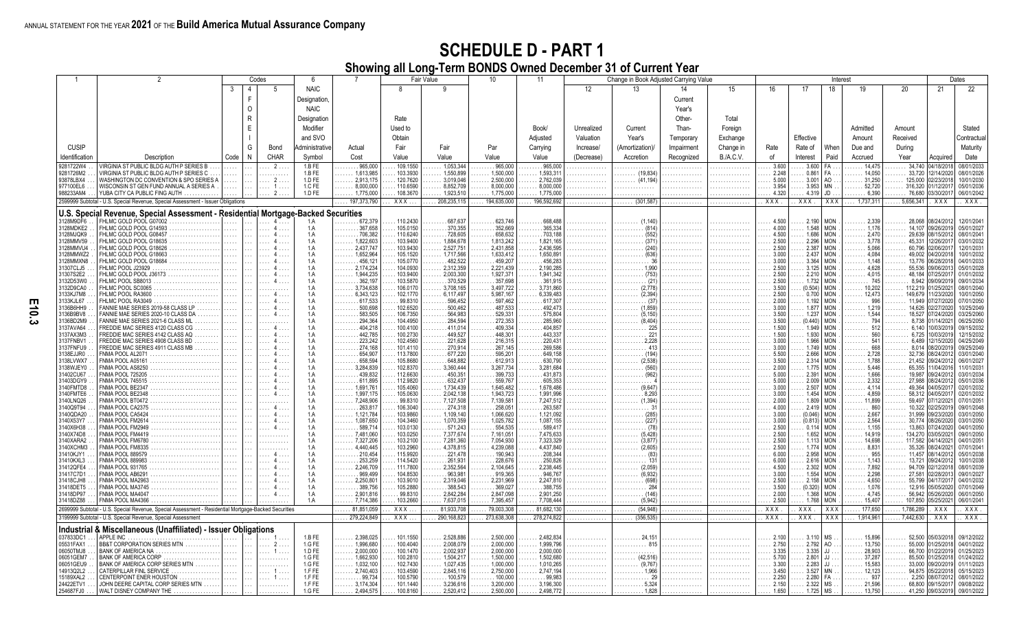ANNUAL STATEMENT FOR THE YEAR 2021 OF THE Build America Mutual Assurance Company

# SCHEDULE D - PART 1

## Showing all Long-Term BONDS Owned December 31 of Current Year

| 1 | 2 | Codes | | | 6 | 7 | Fair Value | | 10 | 11 | Change in Book Adjusted Carrying Value | | | | Interest | | | | | | Dates | |
|---|---|---|---|---|---|---|---|---|---|---|---|---|---|---|---|---|---|---|---|---|---|---|
| | | 3 | 4 | 5 | | | 8 | 9 | | | 12 | 13 | 14 | 15 | 16 | 17 | 18 | 19 | 20 | 21 | 22 |
| CUSIP Identification | Description | Code | F o r e i g n | Bond CHAR | NAIC Designation, NAIC Designation Modifier and SVO Administrative Symbol | Actual Cost | Rate Used to Obtain Fair Value | Fair Value | Par Value | Book/ Adjusted Carrying Value | Unrealized Valuation Increase/ (Decrease) | Current Year's (Amortization)/ Accretion | Current Year's Other-Than-Temporary Impairment Recognized | Total Foreign Exchange Change in B./A.C.V. | Rate of | Effective Rate of Interest | When Paid | Admitted Amount Due and Accrued | Amount Received During Year | Acquired | Stated Contractual Maturity Date |
| 9281722W4 | VIRGINIA ST PUBLIC BLDG AUTH P SERIES B | | | 2 | 1.B FE | 965,000 | 109.1550 | 1,053,344 | 965,000 | 965,000 | | | | | 3.600 | 3.600 | FA | 14,475 | 34,740 | 04/18/2018 | 08/01/2033 |
| 9281726M2 | VIRGINIA ST PUBLIC BLDG AUTH P SERIES C | | | | 1.B FE | 1,613,985 | 103.3930 | 1,550,895 | 1,500,000 | 1,593,311 | | (19,834) | | | 2.248 | 0.861 | FA | 14,050 | 33,720 | 12/14/2020 | 08/01/2026 |
| 93878LBX4 | WASHINGTON DC CONVENTION & SPO SERIES A | | | 2 | 1.D FE | 2,913,175 | 120.7620 | 3,019,046 | 2,500,000 | 2,762,039 | | (41,194) | | | 5.000 | 3.001 | AO | 31,250 | 125,000 | 02/23/2018 | 10/01/2030 |
| 977100EL6 | WISCONSIN ST GEN FUND ANNUAL A SERIES A | | | 1 | 1.C FE | 8,000,000 | 110.6590 | 8,852,709 | 8,000,000 | 8,000,000 | | | | | 3.954 | 3.953 | MN | 52,720 | 316,320 | 01/12/2017 | 05/01/2036 |
| 988233AM4 | YUBA CITY CA PUBLIC FING AUTH | | | 2 | 1.D FE | 1,775,000 | 108.3670 | 1,923,510 | 1,775,000 | 1,775,000 | | | | | 4.320 | 4.319 | JD | 6,390 | 76,680 | 03/30/2017 | 06/01/2042 |
| 2599999 Subtotal - U.S. Special Revenue, Special Assessment - Issuer Obligations | | | | | | 197,373,790 | XXX | 208,235,115 | 194,635,000 | 196,592,692 | | (301,587) | | | XXX | XXX | XXX | 1,737,311 | 5,656,341 | XXX | XXX |
| **U.S. Special Revenue, Special Assessment - Residential Mortgage-Backed Securities** | | | | | | | | | | | | | | | | | | | | | |
| 3128M9DF6 | FHLMC GOLD POOL G07002 | | | 4 | 1.A | 672,379 | 110.2430 | 687,637 | 623,746 | 668,488 | | (1,140) | | | 4.500 | 2.190 | MON | 2,339 | 28,068 | 08/24/2012 | 12/01/2041 |
| 3128MDKE2 | FHLMC GOLD POOL G14593 | | | 4 | 1.A | 367,658 | 105.0150 | 370,355 | 352,669 | 365,334 | | (814) | | | 4.000 | 1.548 | MON | 1,176 | 14,107 | 09/26/2019 | 05/01/2027 |
| 3128MJQK9 | FHLMC GOLD POOL G08457 | | | 4 | 1.A | 706,382 | 110.6240 | 728,605 | 658,632 | 703,188 | | (552) | | | 4.500 | 1.686 | MON | 2,470 | 29,639 | 08/15/2012 | 08/01/2041 |
| 3128MMV59 | FHLMC GOLD POOL G18635 | | | 4 | 1.A | 1,822,603 | 103.9400 | 1,884,678 | 1,813,242 | 1,821,165 | | (371) | | | 2.500 | 2.296 | MON | 3,778 | 45,331 | 12/26/2017 | 03/01/2032 |
| 3128MMVU4 | FHLMC GOLD POOL G18626 | | | 4 | 1.A | 2,437,747 | 103.9430 | 2,527,751 | 2,431,858 | 2,436,595 | | (240) | | | 2.500 | 2.387 | MON | 5,066 | 60,796 | 02/06/2017 | 12/01/2031 |
| 3128MMWZ2 | FHLMC GOLD POOL G18663 | | | 4 | 1.A | 1,652,964 | 105.1520 | 1,717,566 | 1,633,412 | 1,650,891 | | (636) | | | 3.000 | 2.437 | MON | 4,084 | 49,002 | 04/20/2018 | 10/01/2032 |
| 3128MMXN8 | FHLMC GOLD POOL G18684 | | | 4 | 1.A | 456,121 | 105.0770 | 482,522 | 459,207 | 456,283 | | 36 | | | 3.000 | 3.364 | MON | 1,148 | 13,776 | 06/28/2018 | 04/01/2033 |
| 31307CLJ5 | FHLMC GOLD POOL J23929 | | | 4 | 1.A | 2,174,234 | 104.0930 | 2,312,359 | 2,221,439 | 2,190,285 | | 1,990 | | | 2.500 | 3.125 | MON | 4,628 | 55,536 | 09/06/2013 | 05/01/2028 |
| 31307S2E2 | FHLMC GOLD POOL J36173 | | | 4 | 1.A | 1,944,235 | 103.9400 | 2,003,300 | 1,927,371 | 1,941,342 | | (753) | | | 2.500 | 2.210 | MON | 4,015 | 48,184 | 07/25/2017 | 01/01/2032 |
| 3132D53W0 | FHLMC POOL SB8013 | | | 4 | 1.A | 362,197 | 103.5870 | 370,529 | 357,698 | 361,915 | | (21) | | | 2.500 | 1.732 | MON | 745 | 8,942 | 09/09/2019 | 09/01/2034 |
| 3132D9CA0 | FHLMC POOL SC0065 | | | | 1.A | 3,734,638 | 106.0170 | 3,708,165 | 3,497,722 | 3,731,860 | | (2,778) | | | 3.500 | (0.504) | MON | 10,202 | 112,219 | 01/25/2021 | 08/01/2040 |
| 3133KJ7M8 | FHLMC POOL RA3600 | | | 4 | 1.A | 6,343,123 | 102.1770 | 6,117,497 | 5,987,167 | 6,339,483 | | (2,394) | | | 2.500 | 0.700 | MON | 12,473 | 149,679 | 11/23/2020 | 10/01/2050 |
| 3133KJL67 | FHLMC POOL RA3049 | | | 4 | 1.A | 617,533 | 99.8310 | 596,452 | 597,462 | 617,307 | | (37) | | | 2.000 | 1.192 | MON | 996 | 11,949 | 07/27/2020 | 07/01/2050 |
| 3136B6HH9 | FANNIE MAE SERIES 2019-58 CLASS LP | | | 4 | 1.A | 500,698 | 102.6520 | 500,462 | 487,533 | 492,473 | | (1,859) | | | 3.000 | 1.877 | MON | 1,219 | 14,626 | 02/27/2020 | 10/25/2049 |
| 3136B9BV8 | FANNIE MAE SERIES 2020-10 CLASS DA | | | 4 | 1.A | 583,505 | 106.7350 | 564,983 | 529,331 | 575,804 | | (5,150) | | | 3.500 | 1.237 | MON | 1,544 | 18,527 | 07/24/2020 | 03/25/2060 |
| 3136BD2M9 | FANNIE MAE SERIES 2021-6 CLASS ML | | | 4 | 1.A | 294,364 | 104.4950 | 284,594 | 272,353 | 285,960 | | (8,404) | | | 3.500 | (0.440) | MON | 794 | 8,738 | 01/14/2021 | 06/25/2050 |
| 3137AVA64 | FREDDIE MAC SERIES 4120 CLASS CG | | | 4 | 1.A | 404,218 | 100.4100 | 411,014 | 409,334 | 404,857 | | 225 | | | 1.500 | 1.949 | MON | 512 | 6,140 | 10/03/2019 | 09/15/2032 |
| 3137AX3M3 | FREDDIE MAC SERIES 4142 CLASS AQ | | | 4 | 1.A | 442,785 | 100.2730 | 449,527 | 448,301 | 443,337 | | 221 | | | 1.500 | 1.930 | MON | 560 | 6,725 | 10/03/2019 | 12/15/2032 |
| 3137FNBV1 | FREDDIE MAC SERIES 4908 CLASS BD | | | 4 | 1.A | 223,242 | 102.4560 | 221,628 | 216,315 | 220,431 | | 2,228 | | | 3.000 | 1.966 | MON | 541 | 6,489 | 12/15/2020 | 04/25/2049 |
| 3137FNFU9 | FREDDIE MAC SERIES 4911 CLASS MB | | | 4 | 1.A | 274,168 | 101.4110 | 270,914 | 267,145 | 269,586 | | 413 | | | 3.000 | 1.749 | MON | 668 | 8,014 | 08/20/2019 | 09/25/2049 |
| 3138EJJR0 | FNMA POOL AL2071 | | | 4 | 1.A | 654,907 | 113.7800 | 677,220 | 595,201 | 649,158 | | (194) | | | 5.500 | 2.666 | MON | 2,728 | 32,736 | 08/24/2012 | 03/01/2040 |
| 3138LVWX7 | FNMA POOL A05161 | | | 4 | 1.A | 658,594 | 105.8680 | 648,882 | 612,913 | 630,790 | | (2,538) | | | 3.500 | 2.314 | MON | 1,788 | 21,452 | 09/24/2012 | 06/01/2027 |
| 3138WJEY0 | FNMA POOL AS8250 | | | 4 | 1.A | 3,284,839 | 102.8370 | 3,360,444 | 3,267,734 | 3,281,684 | | (560) | | | 2.000 | 1.775 | MON | 5,446 | 65,355 | 11/04/2016 | 11/01/2031 |
| 31402CU67 | FNMA POOL 725205 | | | 4 | 1.A | 439,832 | 112.6630 | 450,351 | 399,733 | 431,873 | | (962) | | | 5.000 | 2.391 | MON | 1,666 | 19,987 | 09/24/2012 | 03/01/2034 |
| 31403DGY9 | FNMA POOL 745515 | | | 4 | 1.A | 611,895 | 112.9820 | 632,437 | 559,767 | 605,353 | | 4 | | | 5.000 | 2.009 | MON | 2,332 | 27,988 | 08/24/2012 | 05/01/2036 |
| 3140FMTD8 | FNMA POOL BE2347 | | | 4 | 1.A | 1,691,761 | 105.4060 | 1,734,439 | 1,645,482 | 1,678,486 | | (9,647) | | | 3.000 | 2.507 | MON | 4,114 | 49,364 | 04/05/2017 | 02/01/2032 |
| 3140FMTE6 | FNMA POOL BE2348 | | | 4 | 1.A | 1,997,175 | 105.0630 | 2,042,138 | 1,943,723 | 1,991,996 | | 8,293 | | | 3.000 | 1.454 | MON | 4,859 | 58,312 | 04/05/2017 | 02/01/2032 |
| 3140LNQ26 | FNMA POOL BT0472 | | | | 1.A | 7,248,906 | 99.8310 | 7,127,508 | 7,139,581 | 7,247,512 | | (1,394) | | | 2.000 | 1.809 | MON | 11,899 | 59,497 | 07/12/2021 | 07/01/2051 |
| 3140Q9T94 | FNMA POOL CA2375 | | | 4 | 1.A | 263,817 | 106.3040 | 274,318 | 258,051 | 263,587 | | 31 | | | 4.000 | 2.419 | MON | 860 | 10,322 | 02/25/2019 | 09/01/2048 |
| 3140QDA20 | FNMA POOL CA5424 | | | 4 | 1.A | 1,121,784 | 103.9860 | 1,109,140 | 1,066,620 | 1,121,092 | | (285) | | | 3.000 | (0.046) | MON | 2,667 | 31,999 | 09/23/2020 | 03/01/2050 |
| 3140X53Y7 | FNMA POOL FM2614 | | | 4 | 1.A | 1,087,650 | 104.3460 | 1,070,359 | 1,025,782 | 1,087,155 | | (227) | | | 3.000 | (0.813) | MON | 2,564 | 30,774 | 08/26/2020 | 03/01/2050 |
| 3140X6H38 | FNMA POOL FM2949 | | | 4 | 1.A | 589,714 | 103.0130 | 571,243 | 554,535 | 589,417 | | (78) | | | 2.500 | 0.114 | MON | 1,155 | 13,863 | 07/24/2020 | 04/01/2050 |
| 3140X74D8 | FNMA POOL FM4419 | | | | 1.A | 7,481,060 | 103.0250 | 7,377,674 | 7,161,051 | 7,475,633 | | (5,428) | | | 2.500 | 1.652 | MON | 14,919 | 134,270 | 03/05/2021 | 09/01/2050 |
| 3140XARA2 | FNMA POOL FM6780 | | | | 1.A | 7,327,206 | 103.2100 | 7,281,360 | 7,054,930 | 7,323,329 | | (3,877) | | | 2.500 | 1.113 | MON | 14,698 | 117,582 | 04/14/2021 | 04/01/2051 |
| 3140XCHM3 | FNMA POOL FM8335 | | | | 1.A | 4,440,445 | 103.2960 | 4,378,815 | 4,239,088 | 4,437,840 | | (2,605) | | | 2.500 | 1.774 | MON | 8,831 | 35,326 | 08/24/2021 | 07/01/2041 |
| 31410KJY1 | FNMA POOL 889579 | | | 4 | 1.A | 210,454 | 115.9920 | 221,478 | 190,943 | 208,344 | | (83) | | | 6.000 | 2.958 | MON | 955 | 11,457 | 08/14/2012 | 05/01/2038 |
| 31410KXL3 | FNMA POOL 889983 | | | 4 | 1.A | 253,259 | 114.5420 | 261,931 | 228,676 | 250,826 | | 131 | | | 6.000 | 2.616 | MON | 1,143 | 13,721 | 09/24/2012 | 10/01/2038 |
| 31412QFE4 | FNMA POOL 931765 | | | 4 | 1.A | 2,246,709 | 111.7800 | 2,352,564 | 2,104,645 | 2,238,445 | | (2,059) | | | 4.500 | 2.302 | MON | 7,892 | 94,709 | 02/12/2018 | 08/01/2039 |
| 31417C7D1 | FNMA POOL AB6291 | | | 4 | 1.A | 969,499 | 104.8530 | 963,981 | 919,365 | 946,767 | | (6,932) | | | 3.000 | 1.554 | MON | 2,298 | 27,581 | 02/28/2013 | 09/01/2027 |
| 31418CJH8 | FNMA POOL MA2963 | | | 4 | 1.A | 2,250,801 | 103.9010 | 2,319,046 | 2,231,969 | 2,247,810 | | (698) | | | 2.500 | 2.158 | MON | 4,650 | 55,799 | 04/17/2017 | 04/01/2032 |
| 31418DET5 | FNMA POOL MA3745 | | | 4 | 1.A | 389,756 | 105.2880 | 388,543 | 369,027 | 388,755 | | 284 | | | 3.500 | (0.320) | MON | 1,076 | 12,916 | 05/05/2020 | 07/01/2049 |
| 31418DP97 | FNMA POOL MA4047 | | | 4 | 1.A | 2,901,816 | 99.8310 | 2,842,284 | 2,847,098 | 2,901,250 | | (146) | | | 2.000 | 1.368 | MON | 4,745 | 56,942 | 05/26/2020 | 06/01/2050 |
| 31418DZ88 | FNMA POOL MA4366 | | | | 1.A | 7,714,386 | 103.2660 | 7,637,015 | 7,395,457 | 7,708,444 | | (5,942) | | | 2.500 | 1.768 | MON | 15,407 | 107,850 | 05/25/2021 | 06/01/2041 |
| 2699999 Subtotal - U.S. Special Revenue, Special Assessment - Residential Mortgage-Backed Securities | | | | | | 81,851,059 | XXX | 81,933,708 | 79,003,308 | 81,682,130 | | (54,948) | | | XXX | XXX | XXX | 177,650 | 1,786,289 | XXX | XXX |
| 3199999 Subtotal - U.S. Special Revenue, Special Assessment | | | | | | 279,224,849 | XXX | 290,168,823 | 273,638,308 | 278,274,822 | | (356,535) | | | XXX | XXX | XXX | 1,914,961 | 7,442,630 | XXX | XXX |
| **Industrial & Miscellaneous (Unaffiliated) - Issuer Obligations** | | | | | | | | | | | | | | | | | | | | | |
| 037833DC1 | APPLE INC | | | 1 | 1.B FE | 2,398,025 | 101.1550 | 2,528,886 | 2,500,000 | 2,482,834 | | 24,151 | | | 2.100 | 3.110 | MS | 15,896 | 52,500 | 05/03/2018 | 09/12/2022 |
| 05531FAX1 | BB&T CORPORATION SERIES MTN | | | 2 | 1.G FE | 1,996,680 | 100.4040 | 2,008,079 | 2,000,000 | 1,999,796 | | 815 | | | 2.750 | 2.792 | AO | 13,750 | 55,000 | 01/25/2018 | 04/01/2022 |
| 06050TMJ8 | BANK OF AMERICA NA | | | 1 | 1.D FE | 2,000,000 | 100.1470 | 2,002,937 | 2,000,000 | 2,000,000 | | | | | 3.335 | 3.335 | JJ | 28,903 | 66,700 | 01/22/2019 | 01/25/2023 |
| 06051GEM7 | BANK OF AMERICA CORP | | | | 1.G FE | 1,662,930 | 100.2810 | 1,504,217 | 1,500,000 | 1,502,680 | | (42,516) | | | 5.700 | 2.801 | JJ | 37,287 | 85,500 | 01/25/2018 | 01/24/2022 |
| 06051GEU9 | BANK OF AMERICA CORP SERIES MTN | | | | 1.G FE | 1,032,100 | 102.7430 | 1,027,435 | 1,000,000 | 1,010,265 | | (9,767) | | | 3.300 | 2.283 | JJ | 15,583 | 33,000 | 09/20/2019 | 01/11/2023 |
| 14913Q2L2 | CATERPILLAR FINL SERVICE | | | 1 | 1.F FE | 2,740,403 | 103.4590 | 2,845,116 | 2,750,000 | 2,747,194 | | 1,966 | | | 3.450 | 3.527 | MN | 12,123 | 94,875 | 05/22/2018 | 05/15/2023 |
| 15189XAL2 | CENTERPOINT ENER HOUSTON | | | 1 | 1.F FE | 99,734 | 100.5790 | 100,579 | 100,000 | 99,983 | | 29 | | | 2.250 | 2.280 | FA | 937 | 2,250 | 08/07/2012 | 08/01/2022 |
| 24422ETV1 | JOHN DEERE CAPITAL CORP SERIES MTN | | | | 1.F FE | 3,174,304 | 101.1440 | 3,236,616 | 3,200,000 | 3,196,300 | | 5,324 | | | 2.150 | 2.322 | MS | 21,596 | 68,800 | 09/15/2017 | 09/08/2022 |
| 254687FJ0 | WALT DISNEY COMPANY THE | | | | 1.G FE | 2,494,575 | 100.8160 | 2,520,412 | 2,500,000 | 2,498,772 | | 1,828 | | | 1.650 | 1.725 | MS | 13,750 | 41,250 | 09/03/2019 | 09/01/2022 |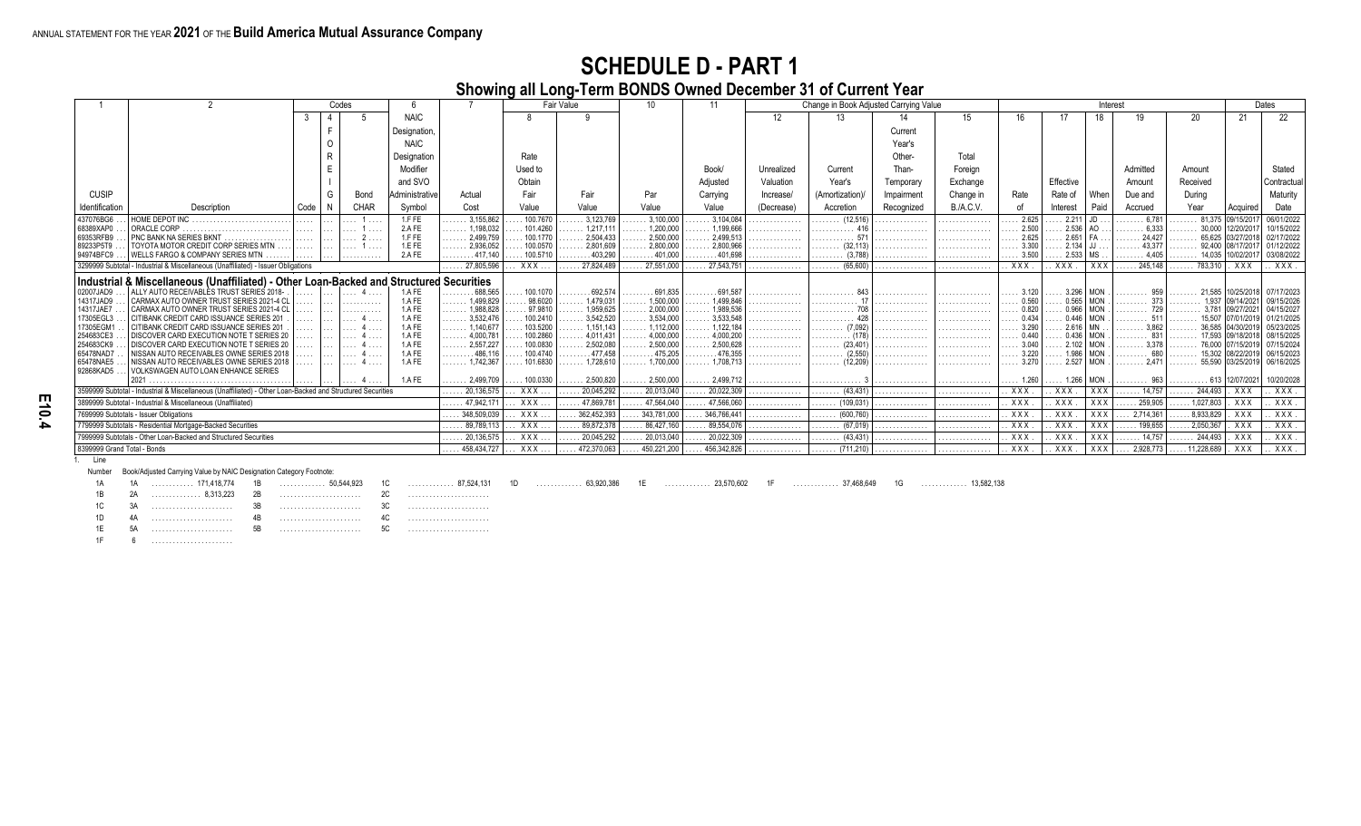ANNUAL STATEMENT FOR THE YEAR **2021** OF THE **Build America Mutual Assurance Company**

# SCHEDULE D - PART 1

## Showing all Long-Term BONDS Owned December 31 of Current Year

| 1 | 2 | Codes 3 | 4 | 5 | 6 | 7 | Fair Value 8 | 9 | 10 | 11 | Change in Book Adjusted Carrying Value 12 | 13 | 14 | 15 | Interest 16 | 17 | 18 | 19 | 20 | Dates 21 | 22 |
|---|---|---|---|---|---|---|---|---|---|---|---|---|---|---|---|---|---|---|---|---|---|
| CUSIP Identification | Description | Code | F O R E I G N | Bond CHAR | NAIC Designation, NAIC Designation Modifier and SVO Administrative Symbol | Actual Cost | Rate Used to Obtain Fair Value | Fair Value | Par Value | Book/ Adjusted Carrying Value | Unrealized Valuation Increase/ (Decrease) | Current Year's (Amortization)/ Accretion | Current Year's Other-Than-Temporary Impairment Recognized | Total Foreign Exchange Change in B./A.C.V. | Rate of | Effective Rate of Interest | When Paid | Admitted Due and Accrued | Amount Received During Year | Acquired | Stated Contractual Maturity Date |
| 437076BG6 | HOME DEPOT INC | | | 1 | 1.F FE | 3,155,862 | 100.7670 | 3,123,769 | 3,100,000 | 3,104,084 | | (12,516) | | | 2.625 | 2.211 | JD | 6,781 | 81,375 | 09/15/2017 | 06/01/2022 |
| 68389XAP0 | ORACLE CORP | | | 1 | 2.A FE | 1,198,032 | 101.4260 | 1,217,111 | 1,200,000 | 1,199,666 | | 416 | | | 2.500 | 2.536 | AO | 6,333 | 30,000 | 12/20/2017 | 10/15/2022 |
| 69353RFB9 | PNC BANK NA SERIES BKNT | | | 2 | 1.F FE | 2,499,759 | 100.1770 | 2,504,433 | 2,500,000 | 2,499,513 | | 571 | | | 2.625 | 2.651 | FA | 24,427 | 65,625 | 03/27/2018 | 02/17/2022 |
| 89233P5T9 | TOYOTA MOTOR CREDIT CORP SERIES MTN | | | 1 | 1.E FE | 2,936,052 | 100.0570 | 2,801,609 | 2,800,000 | 2,800,966 | | (32,113) | | | 3.300 | 2.134 | JJ | 43,377 | 92,400 | 08/17/2017 | 01/12/2022 |
| 94974BFC9 | WELLS FARGO & COMPANY SERIES MTN | | | | 2.A FE | 417,140 | 100.5710 | 403,290 | 401,000 | 401,698 | | (3,788) | | | 3.500 | 2.533 | MS | 4,405 | 14,035 | 10/02/2017 | 03/08/2022 |
| 3299999 Subtotal - Industrial & Miscellaneous (Unaffiliated) - Issuer Obligations | | | | | | 27,805,596 | XXX | 27,824,489 | 27,551,000 | 27,543,751 | | (65,600) | | | XXX | XXX | XXX | 245,148 | 783,310 | XXX | XXX |
| **Industrial & Miscellaneous (Unaffiliated) - Other Loan-Backed and Structured Securities** | | | | | | | | | | | | | | | | | | | | | |
| 02007JAD9 | ALLY AUTO RECEIVABLES TRUST SERIES 2018- | | | 4 | 1.A FE | 688,565 | 100.1070 | 692,574 | 691,835 | 691,587 | | 843 | | | 3.120 | 3.296 | MON | 959 | 21,585 | 10/25/2018 | 07/17/2023 |
| 14317JAD9 | CARMAX AUTO OWNER TRUST SERIES 2021-4 CL | | | | 1.A FE | 1,499,829 | 98.6020 | 1,479,031 | 1,500,000 | 1,499,846 | | 17 | | | 0.560 | 0.565 | MON | 373 | 1,937 | 09/14/2021 | 09/15/2026 |
| 14317JAE7 | CARMAX AUTO OWNER TRUST SERIES 2021-4 CL | | | | 1.A FE | 1,988,828 | 97.9810 | 1,959,625 | 2,000,000 | 1,989,536 | | 708 | | | 0.820 | 0.966 | MON | 729 | 3,781 | 09/27/2021 | 04/15/2027 |
| 17305EGL3 | CITIBANK CREDIT CARD ISSUANCE SERIES 201 | | | 4 | 1.A FE | 3,532,476 | 100.2410 | 3,542,520 | 3,534,000 | 3,533,548 | | 428 | | | 0.434 | 0.446 | MON | 511 | 15,507 | 07/01/2019 | 01/21/2025 |
| 17305EGM1 | CITIBANK CREDIT CARD ISSUANCE SERIES 201 | | | 4 | 1.A FE | 1,140,677 | 103.5200 | 1,151,143 | 1,112,000 | 1,122,184 | | (7,092) | | | 3.290 | 2.616 | MN | 3,862 | 36,585 | 04/30/2019 | 05/23/2025 |
| 254683CE3 | DISCOVER CARD EXECUTION NOTE T SERIES 20 | | | 4 | 1.A FE | 4,000,781 | 100.2860 | 4,011,431 | 4,000,000 | 4,000,200 | | (178) | | | 0.440 | 0.436 | MON | 831 | 17,593 | 09/18/2018 | 08/15/2025 |
| 254683CK9 | DISCOVER CARD EXECUTION NOTE T SERIES 20 | | | 4 | 1.A FE | 2,557,227 | 100.0830 | 2,502,080 | 2,500,000 | 2,500,628 | | (23,401) | | | 3.040 | 2.102 | MON | 3,378 | 76,000 | 07/15/2019 | 07/15/2024 |
| 65478NAD7 | NISSAN AUTO RECEIVABLES OWNE SERIES 2018 | | | 4 | 1.A FE | 486,116 | 100.4740 | 477,458 | 475,205 | 476,355 | | (2,550) | | | 3.220 | 1.986 | MON | 680 | 15,302 | 08/22/2019 | 06/15/2023 |
| 65478NAE5 | NISSAN AUTO RECEIVABLES OWNE SERIES 2018 | | | 4 | 1.A FE | 1,742,367 | 101.6830 | 1,728,610 | 1,700,000 | 1,708,713 | | (12,209) | | | 3.270 | 2.527 | MON | 2,471 | 55,590 | 03/25/2019 | 06/16/2025 |
| 92868KAD5 | VOLKSWAGEN AUTO LOAN ENHANCE SERIES 2021 | | | 4 | 1.A FE | 2,499,709 | 100.0330 | 2,500,820 | 2,500,000 | 2,499,712 | | 3 | | | 1.260 | 1.266 | MON | 963 | 613 | 12/07/2021 | 10/20/2028 |
| 3599999 Subtotal - Industrial & Miscellaneous (Unaffiliated) - Other Loan-Backed and Structured Securities | | | | | | 20,136,575 | XXX | 20,045,292 | 20,013,040 | 20,022,309 | | (43,431) | | | XXX | XXX | XXX | 14,757 | 244,493 | XXX | XXX |
| 3899999 Subtotal - Industrial & Miscellaneous (Unaffiliated) | | | | | | 47,942,171 | XXX | 47,869,781 | 47,564,040 | 47,566,060 | | (109,031) | | | XXX | XXX | XXX | 259,905 | 1,027,803 | XXX | XXX |
| 7699999 Subtotals - Issuer Obligations | | | | | | 348,509,039 | XXX | 362,452,393 | 343,781,000 | 346,766,441 | | (600,760) | | | XXX | XXX | XXX | 2,714,361 | 8,933,829 | XXX | XXX |
| 7799999 Subtotals - Residential Mortgage-Backed Securities | | | | | | 89,789,113 | XXX | 89,872,378 | 86,427,160 | 89,554,076 | | (67,019) | | | XXX | XXX | XXX | 199,655 | 2,050,367 | XXX | XXX |
| 7999999 Subtotals - Other Loan-Backed and Structured Securities | | | | | | 20,136,575 | XXX | 20,045,292 | 20,013,040 | 20,022,309 | | (43,431) | | | XXX | XXX | XXX | 14,757 | 244,493 | XXX | XXX |
| 8399999 Grand Total - Bonds | | | | | | 458,434,727 | XXX | 472,370,063 | 450,221,200 | 456,342,826 | | (711,210) | | | XXX | XXX | XXX | 2,928,773 | 11,228,689 | XXX | XXX |

1. Line Number — Book/Adjusted Carrying Value by NAIC Designation Category Footnote:

| | | | | | | | | | | | | | |
|---|---|---|---|---|---|---|---|---|---|---|---|---|---|
| 1A | 1A ... 171,418,774 | 1B | ... 50,544,923 | 1C | ... 87,524,131 | 1D | ... 63,920,386 | 1E | ... 23,570,602 | 1F | ... 37,468,649 | 1G | ... 13,582,138 |
| 1B | 2A ... 8,313,223 | 2B | | 2C | | | | | | | | | |
| 1C | 3A | 3B | | 3C | | | | | | | | | |
| 1D | 4A | 4B | | 4C | | | | | | | | | |
| 1E | 5A | 5B | | 5C | | | | | | | | | |
| 1F | 6 | | | | | | | | | | | | |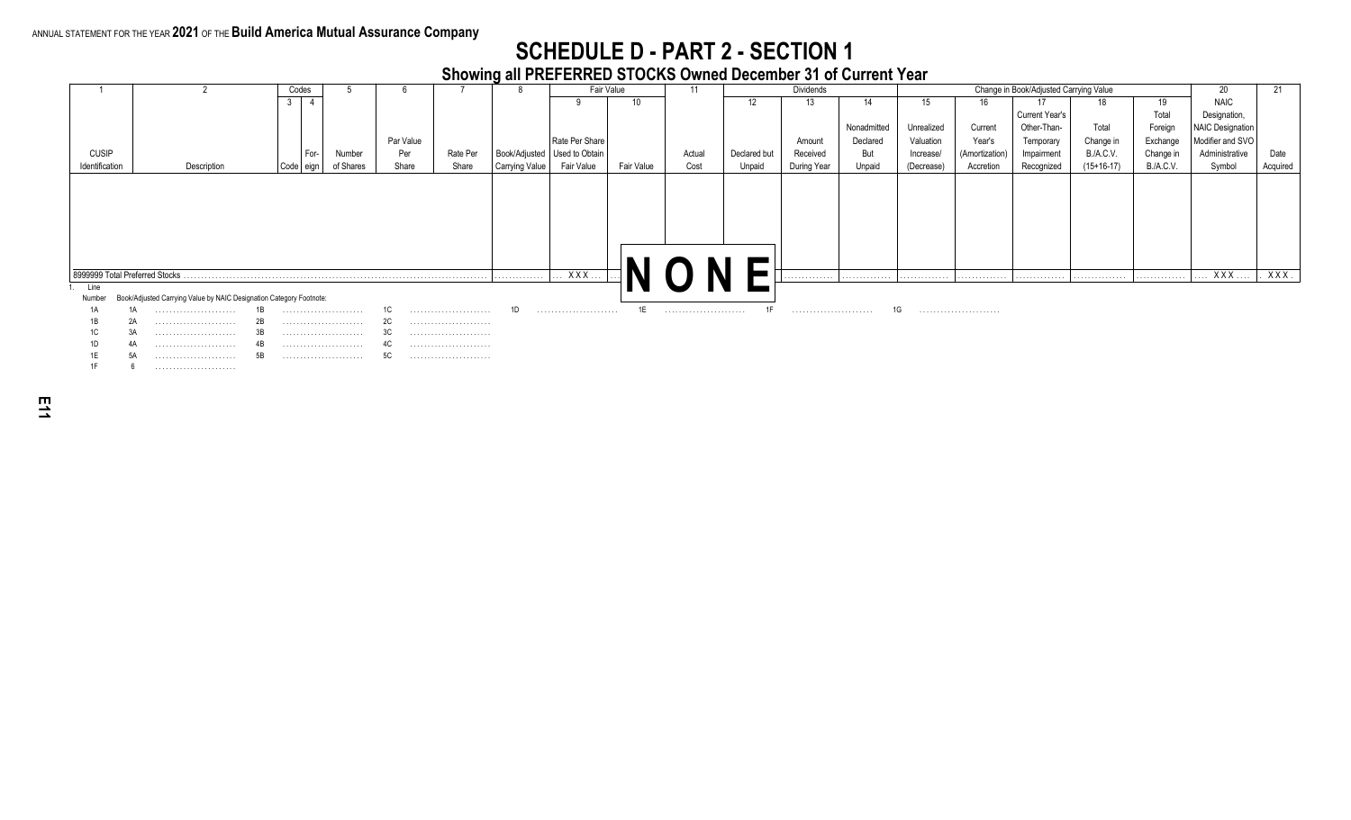ANNUAL STATEMENT FOR THE YEAR **2021** OF THE **Build America Mutual Assurance Company**

# SCHEDULE D - PART 2 - SECTION 1

## Showing all PREFERRED STOCKS Owned December 31 of Current Year

| 1 | 2 | Codes | | 5 | 6 | 7 | 8 | Fair Value | | 11 | Dividends | | | Change in Book/Adjusted Carrying Value | | | | | 20 | 21 |
|---|---|---|---|---|---|---|---|---|---|---|---|---|---|---|---|---|---|---|---|---|
| | | 3 | 4 | | | | | 9 | 10 | | 12 | 13 | 14 | 15 | 16 | 17 | 18 | 19 | | |
| CUSIP Identification | Description | Code | For-eign | Number of Shares | Par Value Per Share | Rate Per Share | Book/Adjusted Carrying Value | Rate Per Share Used to Obtain Fair Value | Fair Value | Actual Cost | Declared but Unpaid | Amount Received During Year | Nonadmitted Declared But Unpaid | Unrealized Valuation Increase/ (Decrease) | Current Year's (Amortization) Accretion | Current Year's Other-Than-Temporary Impairment Recognized | Total Change in B./A.C.V. (15+16-17) | Total Foreign Exchange Change in B./A.C.V. | NAIC Designation, NAIC Designation Modifier and SVO Administrative Symbol | Date Acquired |
| 8999999 Total Preferred Stocks | | | | | | | | XXX | | | | | | | | | | | XXX | XXX |

**NONE**

1. Line Number — Book/Adjusted Carrying Value by NAIC Designation Category Footnote:

| | | | | | | | | | | | | | |
|---|---|---|---|---|---|---|---|---|---|---|---|---|---|
| 1A | 1A ........ | 1B ........ | 1C ........ | 1D ........ | 1E ........ | 1F ........ | 1G ........ |
| 1B | 2A ........ | 2B ........ | 2C ........ | | | | |
| 1C | 3A ........ | 3B ........ | 3C ........ | | | | |
| 1D | 4A ........ | 4B ........ | 4C ........ | | | | |
| 1E | 5A ........ | 5B ........ | 5C ........ | | | | |
| 1F | 6 ........ | | | | | | |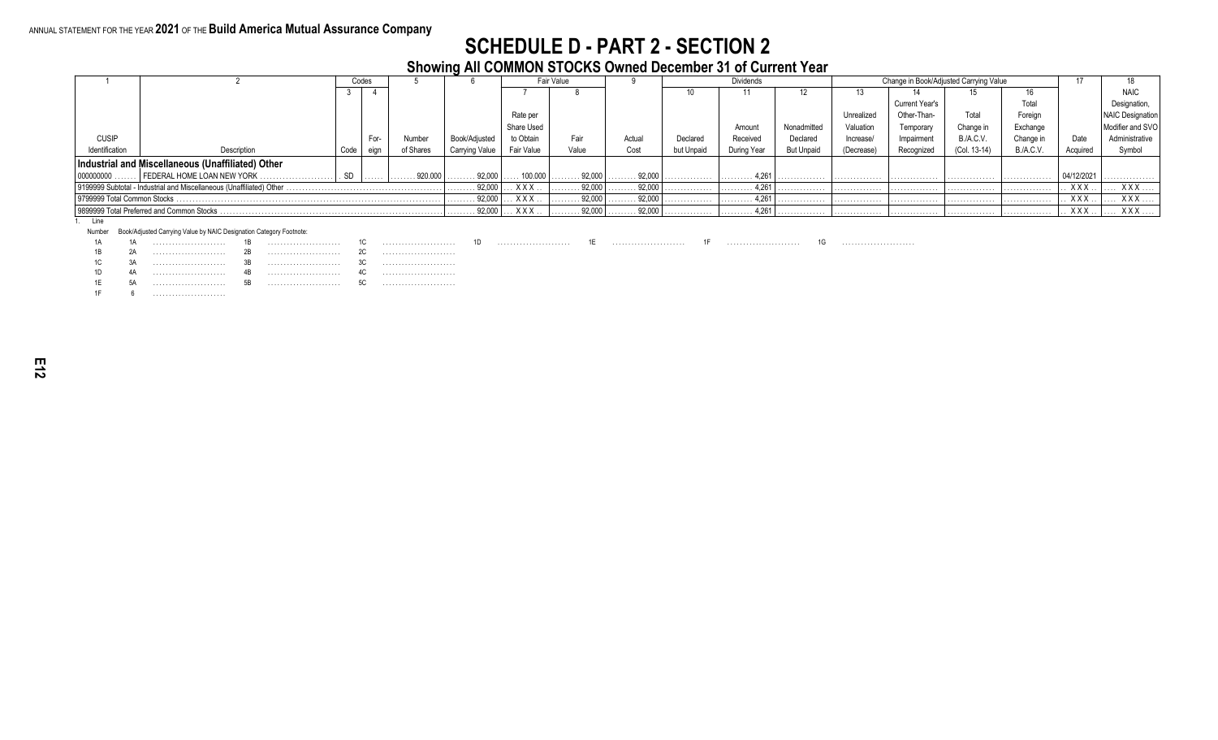ANNUAL STATEMENT FOR THE YEAR **2021** OF THE **Build America Mutual Assurance Company**

# SCHEDULE D - PART 2 - SECTION 2

## Showing All COMMON STOCKS Owned December 31 of Current Year

| 1 | 2 | Codes | | 5 | 6 | Fair Value | | 9 | Dividends | | | Change in Book/Adjusted Carrying Value | | | | 17 | 18 |
|---|---|---|---|---|---|---|---|---|---|---|---|---|---|---|---|---|---|
| | | 3 | 4 | | | 7 | 8 | | 10 | 11 | 12 | 13 | 14 | 15 | 16 | | |
| CUSIP Identification | Description | Code | Foreign | Number of Shares | Book/Adjusted Carrying Value | Rate per Share Used to Obtain Fair Value | Fair Value | Actual Cost | Declared but Unpaid | Amount Received During Year | Nonadmitted Declared But Unpaid | Unrealized Valuation Increase/ (Decrease) | Current Year's Other-Than-Temporary Impairment Recognized | Total Change in B./A.C.V. (Col. 13-14) | Total Foreign Exchange Change in B./A.C.V. | Date Acquired | NAIC Designation, NAIC Designation Modifier and SVO Administrative Symbol |
| **Industrial and Miscellaneous (Unaffiliated) Other** | | | | | | | | | | | | | | | | | |
| 000000000 | FEDERAL HOME LOAN NEW YORK | SD | | 920.000 | 92,000 | 100.000 | 92,000 | 92,000 | | 4,261 | | | | | | 04/12/2021 | |
| 9199999 Subtotal - Industrial and Miscellaneous (Unaffiliated) Other | | | | | 92,000 | XXX | 92,000 | 92,000 | | 4,261 | | | | | | XXX | XXX |
| 9799999 Total Common Stocks | | | | | 92,000 | XXX | 92,000 | 92,000 | | 4,261 | | | | | | XXX | XXX |
| 9899999 Total Preferred and Common Stocks | | | | | 92,000 | XXX | 92,000 | 92,000 | | 4,261 | | | | | | XXX | XXX |

1. Line Number — Book/Adjusted Carrying Value by NAIC Designation Category Footnote:

| | | | | | | | | | | | | | | |
|---|---|---|---|---|---|---|---|---|---|---|---|---|---|---|
| 1A | 1A | | 1B | | 1C | | 1D | | 1E | | 1F | | 1G | |
| 1B | 2A | | 2B | | 2C | | | | | | | | | |
| 1C | 3A | | 3B | | 3C | | | | | | | | | |
| 1D | 4A | | 4B | | 4C | | | | | | | | | |
| 1E | 5A | | 5B | | 5C | | | | | | | | | |
| 1F | 6 | | | | | | | | | | | | | |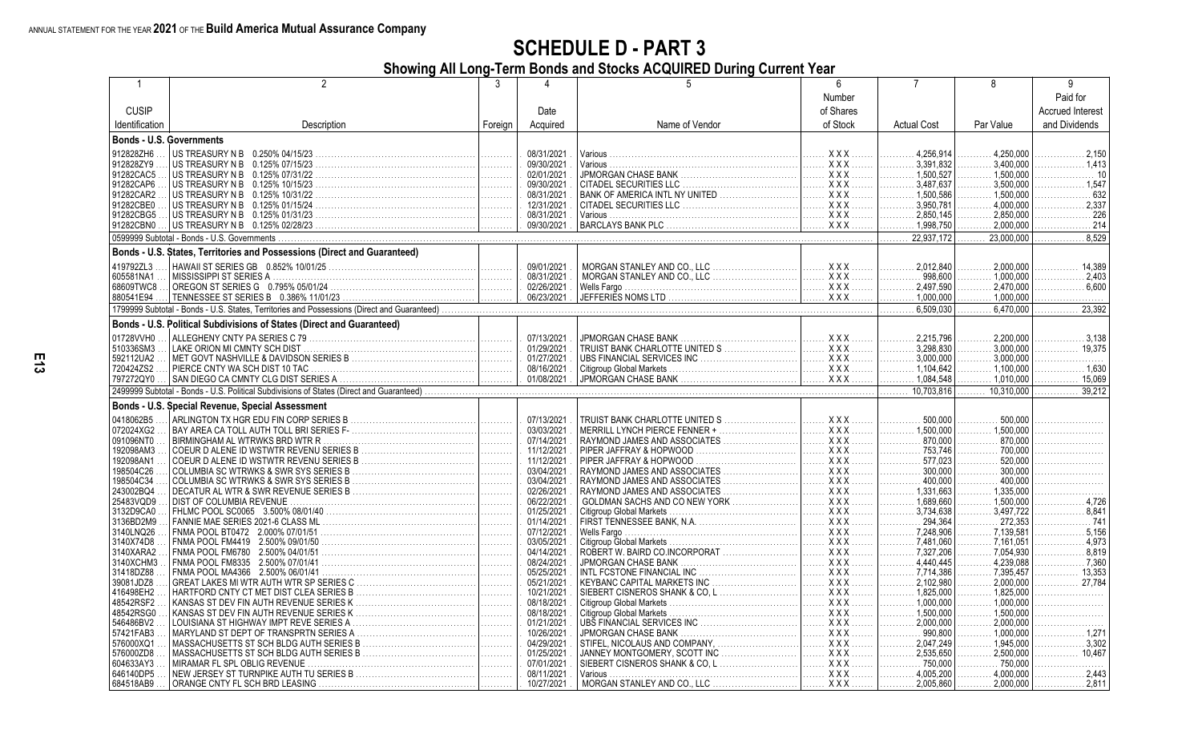ANNUAL STATEMENT FOR THE YEAR 2021 OF THE **Build America Mutual Assurance Company**

# SCHEDULE D - PART 3

## Showing All Long-Term Bonds and Stocks ACQUIRED During Current Year

| 1<br>CUSIP<br>Identification | 2<br>Description | 3<br>Foreign | 4<br>Date<br>Acquired | 5<br>Name of Vendor | 6<br>Number<br>of Shares<br>of Stock | 7<br>Actual Cost | 8<br>Par Value | 9<br>Paid for<br>Accrued Interest<br>and Dividends |
|---|---|---|---|---|---|---|---|---|
| **Bonds - U.S. Governments** | | | | | | | | |
| 912828ZH6 | US TREASURY N B 0.250% 04/15/23 | | 08/31/2021 | Various | XXX | 4,256,914 | 4,250,000 | 2,150 |
| 912828ZY9 | US TREASURY N B 0.125% 07/15/23 | | 09/30/2021 | Various | XXX | 3,391,832 | 3,400,000 | 1,413 |
| 91282CAC5 | US TREASURY N B 0.125% 07/31/22 | | 02/01/2021 | JPMORGAN CHASE BANK | XXX | 1,500,527 | 1,500,000 | 10 |
| 91282CAP6 | US TREASURY N B 0.125% 10/15/23 | | 09/30/2021 | CITADEL SECURITIES LLC | XXX | 3,487,637 | 3,500,000 | 1,547 |
| 91282CAR2 | US TREASURY N B 0.125% 10/31/22 | | 08/31/2021 | BANK OF AMERICA INTL NY UNITED | XXX | 1,500,586 | 1,500,000 | 632 |
| 91282CBE0 | US TREASURY N B 0.125% 01/15/24 | | 12/31/2021 | CITADEL SECURITIES LLC | XXX | 3,950,781 | 4,000,000 | 2,337 |
| 91282CBG5 | US TREASURY N B 0.125% 01/31/23 | | 08/31/2021 | Various | XXX | 2,850,145 | 2,850,000 | 226 |
| 91282CBN0 | US TREASURY N B 0.125% 02/28/23 | | 09/30/2021 | BARCLAYS BANK PLC | XXX | 1,998,750 | 2,000,000 | 214 |
| 0599999 Subtotal - Bonds - U.S. Governments | | | | | | 22,937,172 | 23,000,000 | 8,529 |
| **Bonds - U.S. States, Territories and Possessions (Direct and Guaranteed)** | | | | | | | | |
| 419792ZL3 | HAWAII ST SERIES GB 0.852% 10/01/25 | | 09/01/2021 | MORGAN STANLEY AND CO., LLC | XXX | 2,012,840 | 2,000,000 | 14,389 |
| 605581NA1 | MISSISSIPPI ST SERIES A | | 08/31/2021 | MORGAN STANLEY AND CO., LLC | XXX | 998,600 | 1,000,000 | 2,403 |
| 68609TWC8 | OREGON ST SERIES G 0.795% 05/01/24 | | 02/26/2021 | Wells Fargo | XXX | 2,497,590 | 2,470,000 | 6,600 |
| 880541E94 | TENNESSEE ST SERIES B 0.386% 11/01/23 | | 06/23/2021 | JEFFERIES NOMS LTD | XXX | 1,000,000 | 1,000,000 | |
| 1799999 Subtotal - Bonds - U.S. States, Territories and Possessions (Direct and Guaranteed) | | | | | | 6,509,030 | 6,470,000 | 23,392 |
| **Bonds - U.S. Political Subdivisions of States (Direct and Guaranteed)** | | | | | | | | |
| 01728VVH0 | ALLEGHENY CNTY PA SERIES C 79 | | 07/13/2021 | JPMORGAN CHASE BANK | XXX | 2,215,796 | 2,200,000 | 3,138 |
| 510336SM3 | LAKE ORION MI CMNTY SCH DIST | | 01/29/2021 | TRUIST BANK CHARLOTTE UNITED S | XXX | 3,298,830 | 3,000,000 | 19,375 |
| 592112UA2 | MET GOVT NASHVILLE & DAVIDSON SERIES B | | 01/27/2021 | UBS FINANCIAL SERVICES INC | XXX | 3,000,000 | 3,000,000 | |
| 720424ZS2 | PIERCE CNTY WA SCH DIST 10 TAC | | 08/16/2021 | Citigroup Global Markets | XXX | 1,104,642 | 1,100,000 | 1,630 |
| 797272QY0 | SAN DIEGO CA CMNTY CLG DIST SERIES A | | 01/08/2021 | JPMORGAN CHASE BANK | XXX | 1,084,548 | 1,010,000 | 15,069 |
| 2499999 Subtotal - Bonds - U.S. Political Subdivisions of States (Direct and Guaranteed) | | | | | | 10,703,816 | 10,310,000 | 39,212 |
| **Bonds - U.S. Special Revenue, Special Assessment** | | | | | | | | |
| 0418062B5 | ARLINGTON TX HGR EDU FIN CORP SERIES B | | 07/13/2021 | TRUIST BANK CHARLOTTE UNITED S | XXX | 500,000 | 500,000 | |
| 072024XG2 | BAY AREA CA TOLL AUTH TOLL BRI SERIES F- | | 03/03/2021 | MERRILL LYNCH PIERCE FENNER + | XXX | 1,500,000 | 1,500,000 | |
| 091096NT0 | BIRMINGHAM AL WTRWKS BRD WTR R | | 07/14/2021 | RAYMOND JAMES AND ASSOCIATES | XXX | 870,000 | 870,000 | |
| 192098AM3 | COEUR D ALENE ID WSTWTR REVENU SERIES B | | 11/12/2021 | PIPER JAFFRAY & HOPWOOD | XXX | 753,746 | 700,000 | |
| 192098AN1 | COEUR D ALENE ID WSTWTR REVENU SERIES B | | 11/12/2021 | PIPER JAFFRAY & HOPWOOD | XXX | 577,023 | 520,000 | |
| 198504C26 | COLUMBIA SC WTRWKS & SWR SYS SERIES B | | 03/04/2021 | RAYMOND JAMES AND ASSOCIATES | XXX | 300,000 | 300,000 | |
| 198504C34 | COLUMBIA SC WTRWKS & SWR SYS SERIES B | | 03/04/2021 | RAYMOND JAMES AND ASSOCIATES | XXX | 400,000 | 400,000 | |
| 243002BQ4 | DECATUR AL WTR & SWR REVENUE SERIES B | | 02/26/2021 | RAYMOND JAMES AND ASSOCIATES | XXX | 1,331,663 | 1,335,000 | |
| 25483VQD9 | DIST OF COLUMBIA REVENUE | | 06/22/2021 | GOLDMAN SACHS AND CO NEW YORK | XXX | 1,689,660 | 1,500,000 | 4,726 |
| 3132D9CA0 | FHLMC POOL SC0065 3.500% 08/01/40 | | 01/25/2021 | Citigroup Global Markets | XXX | 3,734,638 | 3,497,722 | 8,841 |
| 3136BD2M9 | FANNIE MAE SERIES 2021-6 CLASS ML | | 01/14/2021 | FIRST TENNESSEE BANK, N.A. | XXX | 294,364 | 272,353 | 741 |
| 3140LNQ26 | FNMA POOL BT0472 2.000% 07/01/51 | | 07/12/2021 | Wells Fargo | XXX | 7,248,906 | 7,139,581 | 5,156 |
| 3140X74D8 | FNMA POOL FM4419 2.500% 09/01/50 | | 03/05/2021 | Citigroup Global Markets | XXX | 7,481,060 | 7,161,051 | 4,973 |
| 3140XARA2 | FNMA POOL FM6780 2.500% 04/01/51 | | 04/14/2021 | ROBERT W. BAIRD CO.INCORPORAT | XXX | 7,327,206 | 7,054,930 | 8,819 |
| 3140XCHM3 | FNMA POOL FM8335 2.500% 07/01/41 | | 08/24/2021 | JPMORGAN CHASE BANK | XXX | 4,440,445 | 4,239,088 | 7,360 |
| 31418DZ88 | FNMA POOL MA4366 2.500% 06/01/41 | | 05/25/2021 | INTL FCSTONE FINANCIAL INC | XXX | 7,714,386 | 7,395,457 | 13,353 |
| 39081JDZ8 | GREAT LAKES MI WTR AUTH WTR SP SERIES C | | 05/21/2021 | KEYBANC CAPITAL MARKETS INC | XXX | 2,102,980 | 2,000,000 | 27,784 |
| 416498EH2 | HARTFORD CNTY CT MET DIST CLEA SERIES B | | 10/21/2021 | SIEBERT CISNEROS SHANK & CO, L | XXX | 1,825,000 | 1,825,000 | |
| 48542RSF2 | KANSAS ST DEV FIN AUTH REVENUE SERIES K | | 08/18/2021 | Citigroup Global Markets | XXX | 1,000,000 | 1,000,000 | |
| 48542RSG0 | KANSAS ST DEV FIN AUTH REVENUE SERIES K | | 08/18/2021 | Citigroup Global Markets | XXX | 1,500,000 | 1,500,000 | |
| 546486BV2 | LOUISIANA ST HIGHWAY IMPT REVE SERIES A | | 01/21/2021 | UBS FINANCIAL SERVICES INC | XXX | 2,000,000 | 2,000,000 | |
| 57421FAB3 | MARYLAND ST DEPT OF TRANSPRTN SERIES A | | 10/26/2021 | JPMORGAN CHASE BANK | XXX | 990,800 | 1,000,000 | 1,271 |
| 576000XQ1 | MASSACHUSETTS ST SCH BLDG AUTH SERIES B | | 04/29/2021 | STIFEL, NICOLAUS AND COMPANY, | XXX | 2,047,249 | 1,945,000 | 3,302 |
| 576000ZD8 | MASSACHUSETTS ST SCH BLDG AUTH SERIES B | | 01/25/2021 | JANNEY MONTGOMERY, SCOTT INC | XXX | 2,535,650 | 2,500,000 | 10,467 |
| 604633AY3 | MIRAMAR FL SPL OBLIG REVENUE | | 07/01/2021 | SIEBERT CISNEROS SHANK & CO, L | XXX | 750,000 | 750,000 | |
| 646140DP5 | NEW JERSEY ST TURNPIKE AUTH TU SERIES B | | 08/11/2021 | Various | XXX | 4,005,200 | 4,000,000 | 2,443 |
| 684518AB9 | ORANGE CNTY FL SCH BRD LEASING | | 10/27/2021 | MORGAN STANLEY AND CO., LLC | XXX | 2,005,860 | 2,000,000 | 2,811 |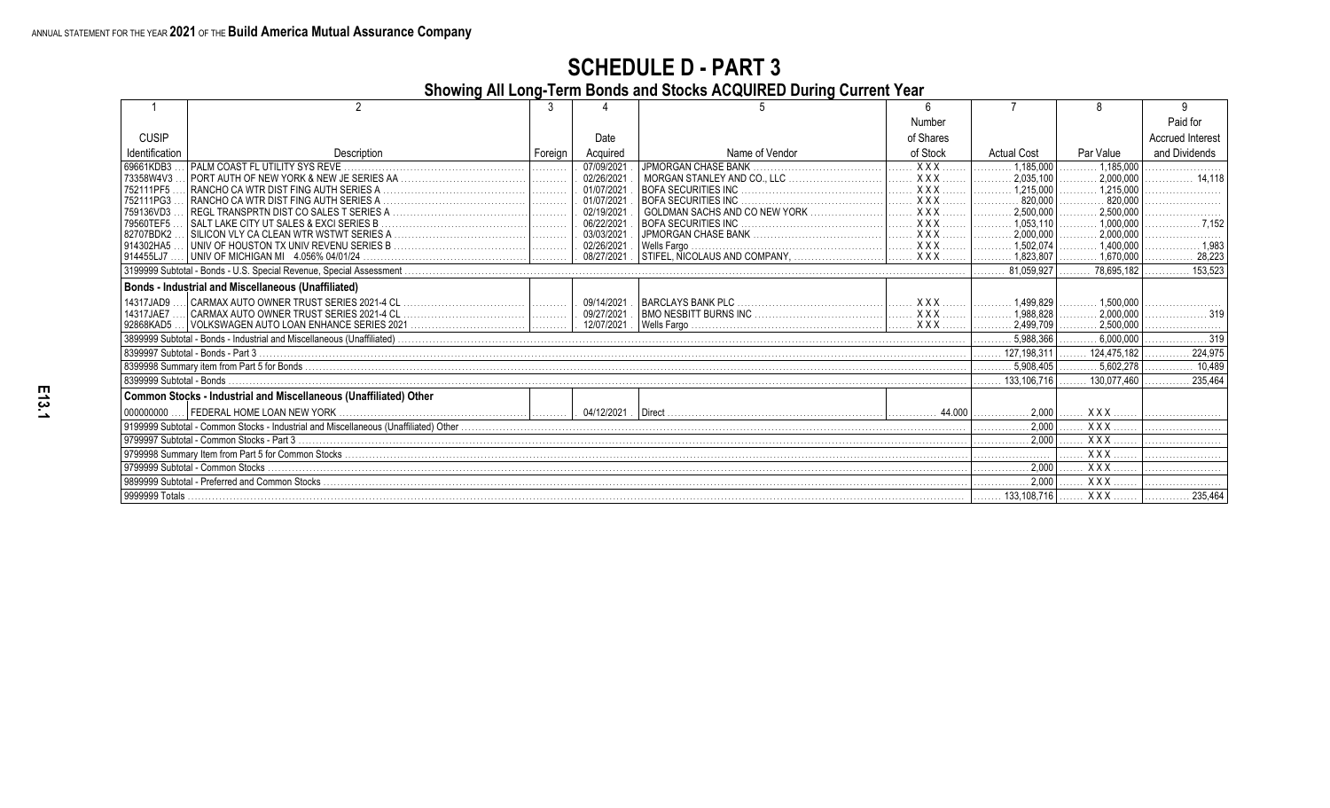ANNUAL STATEMENT FOR THE YEAR **2021** OF THE **Build America Mutual Assurance Company**

# SCHEDULE D - PART 3

## Showing All Long-Term Bonds and Stocks ACQUIRED During Current Year

| 1 | 2 | 3 | 4 | 5 | 6 | 7 | 8 | 9 |
|---|---|---|---|---|---|---|---|---|
| CUSIP Identification | Description | Foreign | Date Acquired | Name of Vendor | Number of Shares of Stock | Actual Cost | Par Value | Paid for Accrued Interest and Dividends |
| 69661KDB3 | PALM COAST FL UTILITY SYS REVE | | 07/09/2021 | JPMORGAN CHASE BANK | XXX | 1,185,000 | 1,185,000 | |
| 73358W4V3 | PORT AUTH OF NEW YORK & NEW JE SERIES AA | | 02/26/2021 | MORGAN STANLEY AND CO., LLC | XXX | 2,035,100 | 2,000,000 | 14,118 |
| 752111PF5 | RANCHO CA WTR DIST FING AUTH SERIES A | | 01/07/2021 | BOFA SECURITIES INC | XXX | 1,215,000 | 1,215,000 | |
| 752111PG3 | RANCHO CA WTR DIST FING AUTH SERIES A | | 01/07/2021 | BOFA SECURITIES INC | XXX | 820,000 | 820,000 | |
| 759136VD3 | REGL TRANSPRTN DIST CO SALES T SERIES A | | 02/19/2021 | GOLDMAN SACHS AND CO NEW YORK | XXX | 2,500,000 | 2,500,000 | |
| 79560TEF5 | SALT LAKE CITY UT SALES & EXCI SERIES B | | 06/22/2021 | BOFA SECURITIES INC | XXX | 1,053,110 | 1,000,000 | 7,152 |
| 82707BDK2 | SILICON VLY CA CLEAN WTR WSTWT SERIES A | | 03/03/2021 | JPMORGAN CHASE BANK | XXX | 2,000,000 | 2,000,000 | |
| 914302HA5 | UNIV OF HOUSTON TX UNIV REVENU SERIES B | | 02/26/2021 | Wells Fargo | XXX | 1,502,074 | 1,400,000 | 1,983 |
| 914455LJ7 | UNIV OF MICHIGAN MI 4.056% 04/01/24 | | 08/27/2021 | STIFEL, NICOLAUS AND COMPANY, | XXX | 1,823,807 | 1,670,000 | 28,223 |
| 3199999 Subtotal - Bonds - U.S. Special Revenue, Special Assessment | | | | | | 81,059,927 | 78,695,182 | 153,523 |
| **Bonds - Industrial and Miscellaneous (Unaffiliated)** | | | | | | | | |
| 14317JAD9 | CARMAX AUTO OWNER TRUST SERIES 2021-4 CL | | 09/14/2021 | BARCLAYS BANK PLC | XXX | 1,499,829 | 1,500,000 | |
| 14317JAE7 | CARMAX AUTO OWNER TRUST SERIES 2021-4 CL | | 09/27/2021 | BMO NESBITT BURNS INC | XXX | 1,988,828 | 2,000,000 | 319 |
| 92868KAD5 | VOLKSWAGEN AUTO LOAN ENHANCE SERIES 2021 | | 12/07/2021 | Wells Fargo | XXX | 2,499,709 | 2,500,000 | |
| 3899999 Subtotal - Bonds - Industrial and Miscellaneous (Unaffiliated) | | | | | | 5,988,366 | 6,000,000 | 319 |
| 8399997 Subtotal - Bonds - Part 3 | | | | | | 127,198,311 | 124,475,182 | 224,975 |
| 8399998 Summary item from Part 5 for Bonds | | | | | | 5,908,405 | 5,602,278 | 10,489 |
| 8399999 Subtotal - Bonds | | | | | | 133,106,716 | 130,077,460 | 235,464 |
| **Common Stocks - Industrial and Miscellaneous (Unaffiliated) Other** | | | | | | | | |
| 000000000 | FEDERAL HOME LOAN NEW YORK | | 04/12/2021 | Direct | 44.000 | 2,000 | XXX | |
| 9199999 Subtotal - Common Stocks - Industrial and Miscellaneous (Unaffiliated) Other | | | | | | 2,000 | XXX | |
| 9799997 Subtotal - Common Stocks - Part 3 | | | | | | 2,000 | XXX | |
| 9799998 Summary Item from Part 5 for Common Stocks | | | | | | | XXX | |
| 9799999 Subtotal - Common Stocks | | | | | | 2,000 | XXX | |
| 9899999 Subtotal - Preferred and Common Stocks | | | | | | 2,000 | XXX | |
| 9999999 Totals | | | | | | 133,108,716 | XXX | 235,464 |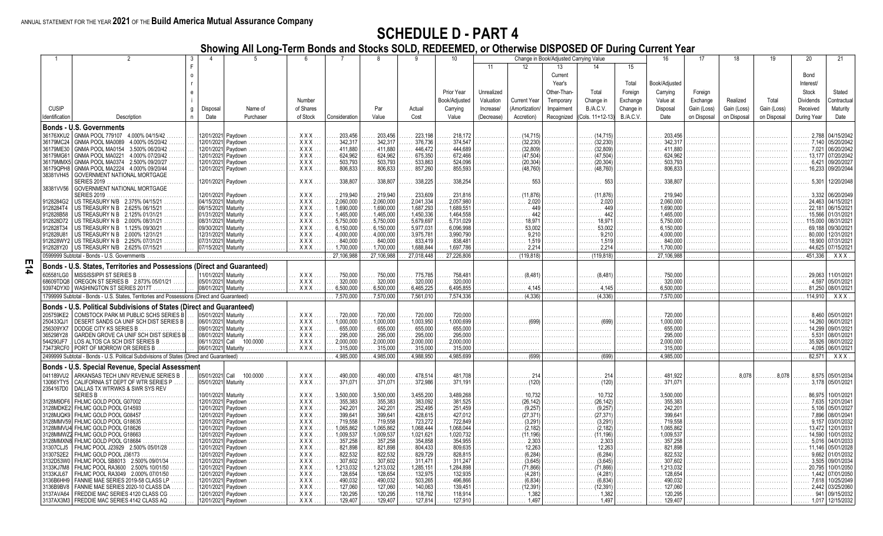ANNUAL STATEMENT FOR THE YEAR 2021 OF THE Build America Mutual Assurance Company

# SCHEDULE D - PART 4

## Showing All Long-Term Bonds and Stocks SOLD, REDEEMED, or Otherwise DISPOSED OF During Current Year

| 1 | 2 | 3 | 4 | 5 | 6 | 7 | 8 | 9 | 10 | Change in Book/Adjusted Carrying Value | | | | | 16 | 17 | 18 | 19 | 20 | 21 |
|---|---|---|---|---|---|---|---|---|---|---|---|---|---|---|---|---|---|---|---|---|
| | | | | | | | | | | 11 | 12 | 13 | 14 | 15 | | | | | | |
| CUSIP Identification | Description | Foreign | Disposal Date | Name of Purchaser | Number of Shares of Stock | Consideration | Par Value | Actual Cost | Prior Year Book/Adjusted Carrying Value | Unrealized Valuation Increase/ (Decrease) | Current Year (Amortization)/ Accretion | Current Year's Other-Than-Temporary Impairment Recognized | Total Change in B./A.C.V. (Cols. 11+12-13) | Total Foreign Exchange Change in B./A.C.V. | Book/Adjusted Carrying Value at Disposal Date | Foreign Exchange Gain (Loss) on Disposal | Realized Gain (Loss) on Disposal | Total Gain (Loss) on Disposal | Bond Interest/ Stock Dividends Received During Year | Stated Contractual Maturity Date |
| **Bonds - U.S. Governments** | | | | | | | | | | | | | | | | | | | | |
| 36176XKU2 | GNMA POOL 779107 4.000% 04/15/42 | | 12/01/2021 | Paydown | XXX | 203,456 | 203,456 | 223,198 | 218,172 | | (14,715) | | (14,715) | | 203,456 | | | | 2,788 | 04/15/2042 |
| 36179MC24 | GNMA POOL MA0089 4.000% 05/20/42 | | 12/01/2021 | Paydown | XXX | 342,317 | 342,317 | 376,736 | 374,547 | | (32,230) | | (32,230) | | 342,317 | | | | 7,140 | 05/20/2042 |
| 36179ME30 | GNMA POOL MA0154 3.500% 06/20/42 | | 12/01/2021 | Paydown | XXX | 411,880 | 411,880 | 446,472 | 444,689 | | (32,809) | | (32,809) | | 411,880 | | | | 7,021 | 06/20/2042 |
| 36179MG61 | GNMA POOL MA0221 4.000% 07/20/42 | | 12/01/2021 | Paydown | XXX | 624,962 | 624,962 | 675,350 | 672,466 | | (47,504) | | (47,504) | | 624,962 | | | | 13,177 | 07/20/2042 |
| 36179MMX5 | GNMA POOL MA0374 2.500% 09/20/27 | | 12/01/2021 | Paydown | XXX | 503,793 | 503,793 | 533,863 | 524,096 | | (20,304) | | (20,304) | | 503,793 | | | | 6,421 | 09/20/2027 |
| 36179QPH8 | GNMA POOL MA2224 4.000% 09/20/44 | | 12/01/2021 | Paydown | XXX | 806,833 | 806,833 | 857,260 | 855,593 | | (48,760) | | (48,760) | | 806,833 | | | | 16,233 | 09/20/2044 |
| 38381VH45 | GOVERNMENT NATIONAL MORTGAGE SERIES 2019 | | 12/01/2021 | Paydown | XXX | 338,807 | 338,807 | 338,225 | 338,254 | | 553 | | 553 | | 338,807 | | | | 5,301 | 12/20/2048 |
| 38381VV56 | GOVERNMENT NATIONAL MORTGAGE SERIES 2019 | | 12/01/2021 | Paydown | XXX | 219,940 | 219,940 | 233,609 | 231,816 | | (11,876) | | (11,876) | | 219,940 | | | | 3,332 | 06/20/2049 |
| 9128284G2 | US TREASURY N/B 2.375% 04/15/21 | | 04/15/2021 | Maturity | XXX | 2,060,000 | 2,060,000 | 2,041,334 | 2,057,980 | | 2,020 | | 2,020 | | 2,060,000 | | | | 24,463 | 04/15/2021 |
| 9128284T4 | US TREASURY N B 2.625% 06/15/21 | | 06/15/2021 | Maturity | XXX | 1,690,000 | 1,690,000 | 1,687,293 | 1,689,551 | | 449 | | 449 | | 1,690,000 | | | | 22,181 | 06/15/2021 |
| 912828B58 | US TREASURY N B 2.125% 01/31/21 | | 01/31/2021 | Maturity | XXX | 1,465,000 | 1,465,000 | 1,450,336 | 1,464,558 | | 442 | | 442 | | 1,465,000 | | | | 15,566 | 01/31/2021 |
| 912828D72 | US TREASURY N B 2.000% 08/31/21 | | 08/31/2021 | Maturity | XXX | 5,750,000 | 5,750,000 | 5,679,697 | 5,731,029 | | 18,971 | | 18,971 | | 5,750,000 | | | | 115,000 | 08/31/2021 |
| 912828T34 | US TREASURY N B 1.125% 09/30/21 | | 09/30/2021 | Maturity | XXX | 6,150,000 | 6,150,000 | 5,977,031 | 6,096,998 | | 53,002 | | 53,002 | | 6,150,000 | | | | 69,188 | 09/30/2021 |
| 912828U81 | US TREASURY N B 2.000% 12/31/21 | | 12/31/2021 | Maturity | XXX | 4,000,000 | 4,000,000 | 3,975,781 | 3,990,790 | | 9,210 | | 9,210 | | 4,000,000 | | | | 80,000 | 12/31/2021 |
| 912828WY2 | US TREASURY N B 2.250% 07/31/21 | | 07/31/2021 | Maturity | XXX | 840,000 | 840,000 | 833,419 | 838,481 | | 1,519 | | 1,519 | | 840,000 | | | | 18,900 | 07/31/2021 |
| 912828Y20 | US TREASURY N/B 2.625% 07/15/21 | | 07/15/2021 | Maturity | XXX | 1,700,000 | 1,700,000 | 1,688,844 | 1,697,786 | | 2,214 | | 2,214 | | 1,700,000 | | | | 44,625 | 07/15/2021 |
| 0599999 Subtotal - Bonds - U.S. Governments | | | | | | 27,106,988 | 27,106,988 | 27,018,448 | 27,226,806 | | (119,818) | | (119,818) | | 27,106,988 | | | | 451,336 | XXX |
| **Bonds - U.S. States, Territories and Possessions (Direct and Guaranteed)** | | | | | | | | | | | | | | | | | | | | |
| 605581LG0 | MISSISSIPPI ST SERIES B | | 11/01/2021 | Maturity | XXX | 750,000 | 750,000 | 775,785 | 758,481 | | (8,481) | | (8,481) | | 750,000 | | | | 29,063 | 11/01/2021 |
| 68609TDQ8 | OREGON ST SERIES B 2.873% 05/01/21 | | 05/01/2021 | Maturity | XXX | 320,000 | 320,000 | 320,000 | 320,000 | | | | | | 320,000 | | | | 4,597 | 05/01/2021 |
| 93974DYX0 | WASHINGTON ST SERIES 2017T | | 08/01/2021 | Maturity | XXX | 6,500,000 | 6,500,000 | 6,465,225 | 6,495,855 | | 4,145 | | 4,145 | | 6,500,000 | | | | 81,250 | 08/01/2021 |
| 1799999 Subtotal - Bonds - U.S. States, Territories and Possessions (Direct and Guaranteed) | | | | | | 7,570,000 | 7,570,000 | 7,561,010 | 7,574,336 | | (4,336) | | (4,336) | | 7,570,000 | | | | 114,910 | XXX |
| **Bonds - U.S. Political Subdivisions of States (Direct and Guaranteed)** | | | | | | | | | | | | | | | | | | | | |
| 205759KE2 | COMSTOCK PARK MI PUBLIC SCHS SERIES B | | 05/01/2021 | Maturity | XXX | 720,000 | 720,000 | 720,000 | 720,000 | | | | | | 720,000 | | | | 8,460 | 05/01/2021 |
| 250433QJ1 | DESERT SANDS CA UNIF SCH DIST SERIES B | | 06/01/2021 | Maturity | XXX | 1,000,000 | 1,000,000 | 1,003,950 | 1,000,699 | | (699) | | (699) | | 1,000,000 | | | | 14,260 | 06/01/2021 |
| 256309YX7 | DODGE CITY KS SERIES B | | 09/01/2021 | Maturity | XXX | 655,000 | 655,000 | 655,000 | 655,000 | | | | | | 655,000 | | | | 14,299 | 09/01/2021 |
| 365298Y28 | GARDEN GROVE CA UNIF SCH DIST SERIES B | | 08/01/2021 | Maturity | XXX | 295,000 | 295,000 | 295,000 | 295,000 | | | | | | 295,000 | | | | 5,531 | 08/01/2021 |
| 544290JF7 | LOS ALTOS CA SCH DIST SERIES B | | 06/11/2021 | Call 100.0000 | XXX | 2,000,000 | 2,000,000 | 2,000,000 | 2,000,000 | | | | | | 2,000,000 | | | | 35,926 | 08/01/2022 |
| 73473RCF0 | PORT OF MORROW OR SERIES B | | 06/01/2021 | Maturity | XXX | 315,000 | 315,000 | 315,000 | 315,000 | | | | | | 315,000 | | | | 4,095 | 06/01/2021 |
| 2499999 Subtotal - Bonds - U.S. Political Subdivisions of States (Direct and Guaranteed) | | | | | | 4,985,000 | 4,985,000 | 4,988,950 | 4,985,699 | | (699) | | (699) | | 4,985,000 | | | | 82,571 | XXX |
| **Bonds - U.S. Special Revenue, Special Assessment** | | | | | | | | | | | | | | | | | | | | |
| 041189VU2 | ARKANSAS TECH UNIV REVENUE SERIES B | | 05/01/2021 | Call 100.0000 | XXX | 490,000 | 490,000 | 478,514 | 481,708 | | 214 | | 214 | | 481,922 | | 8,078 | 8,078 | 8,575 | 05/01/2034 |
| 13066YTY5 | CALIFORNIA ST DEPT OF WTR SERIES P | | 05/01/2021 | Maturity | XXX | 371,071 | 371,071 | 372,986 | 371,191 | | (120) | | (120) | | 371,071 | | | | 3,178 | 05/01/2021 |
| 2354167D0 | DALLAS TX WTRWKS & SWR SYS REV SERIES B | | 10/01/2021 | Maturity | XXX | 3,500,000 | 3,500,000 | 3,455,200 | 3,489,268 | | 10,732 | | 10,732 | | 3,500,000 | | | | 86,975 | 10/01/2021 |
| 3128M9DF6 | FHLMC GOLD POOL G07002 | | 12/01/2021 | Paydown | XXX | 355,383 | 355,383 | 383,092 | 381,525 | | (26,142) | | (26,142) | | 355,383 | | | | 7,635 | 12/01/2041 |
| 3128MDKE2 | FHLMC GOLD POOL G14593 | | 12/01/2021 | Paydown | XXX | 242,201 | 242,201 | 252,495 | 251,459 | | (9,257) | | (9,257) | | 242,201 | | | | 5,106 | 05/01/2027 |
| 3128MJQK9 | FHLMC GOLD POOL G08457 | | 12/01/2021 | Paydown | XXX | 399,641 | 399,641 | 428,615 | 427,012 | | (27,371) | | (27,371) | | 399,641 | | | | 7,896 | 08/01/2041 |
| 3128MMV59 | FHLMC GOLD POOL G18635 | | 12/01/2021 | Paydown | XXX | 719,558 | 719,558 | 723,272 | 722,849 | | (3,291) | | (3,291) | | 719,558 | | | | 9,157 | 03/01/2032 |
| 3128MMVU4 | FHLMC GOLD POOL G18626 | | 12/01/2021 | Paydown | XXX | 1,065,862 | 1,065,862 | 1,068,444 | 1,068,044 | | (2,182) | | (2,182) | | 1,065,862 | | | | 13,472 | 12/01/2031 |
| 3128MMWZ2 | FHLMC GOLD POOL G18663 | | 12/01/2021 | Paydown | XXX | 1,009,537 | 1,009,537 | 1,021,621 | 1,020,732 | | (11,196) | | (11,196) | | 1,009,537 | | | | 14,590 | 10/01/2032 |
| 3128MMXN8 | FHLMC GOLD POOL G18684 | | 12/01/2021 | Paydown | XXX | 357,258 | 357,258 | 354,858 | 354,955 | | 2,303 | | 2,303 | | 357,258 | | | | 5,016 | 04/01/2033 |
| 31307CLJ5 | FHLMC POOL J23929 2.500% 05/01/28 | | 12/01/2021 | Paydown | XXX | 821,898 | 821,898 | 804,433 | 809,635 | | 12,263 | | 12,263 | | 821,898 | | | | 11,146 | 05/01/2028 |
| 31307S2E2 | FHLMC GOLD POOL J36173 | | 12/01/2021 | Paydown | XXX | 822,532 | 822,532 | 829,729 | 828,815 | | (6,284) | | (6,284) | | 822,532 | | | | 9,862 | 01/01/2032 |
| 3132D53W0 | FHLMC POOL SB8013 2.500% 09/01/34 | | 12/01/2021 | Paydown | XXX | 307,602 | 307,602 | 311,471 | 311,247 | | (3,645) | | (3,645) | | 307,602 | | | | 3,505 | 09/01/2034 |
| 3133KJ7M8 | FHLMC POOL RA3600 2.500% 10/01/50 | | 12/01/2021 | Paydown | XXX | 1,213,032 | 1,213,032 | 1,285,151 | 1,284,898 | | (71,866) | | (71,866) | | 1,213,032 | | | | 20,795 | 10/01/2050 |
| 3133KJL67 | FHLMC POOL RA3049 2.000% 07/01/50 | | 12/01/2021 | Paydown | XXX | 128,654 | 128,654 | 132,975 | 132,935 | | (4,281) | | (4,281) | | 128,654 | | | | 1,442 | 07/01/2050 |
| 3136B6HH9 | FANNIE MAE SERIES 2019-58 CLASS LP | | 12/01/2021 | Paydown | XXX | 490,032 | 490,032 | 503,265 | 496,866 | | (6,834) | | (6,834) | | 490,032 | | | | 7,618 | 10/25/2049 |
| 3136B9BV8 | FANNIE MAE SERIES 2020-10 CLASS DA | | 12/01/2021 | Paydown | XXX | 127,060 | 127,060 | 140,063 | 139,451 | | (12,391) | | (12,391) | | 127,060 | | | | 2,442 | 03/25/2060 |
| 3137AVA64 | FREDDIE MAC SERIES 4120 CLASS CG | | 12/01/2021 | Paydown | XXX | 120,295 | 120,295 | 118,792 | 118,914 | | 1,382 | | 1,382 | | 120,295 | | | | 941 | 09/15/2032 |
| 3137AX3M3 | FREDDIE MAC SERIES 4142 CLASS AQ | | 12/01/2021 | Paydown | XXX | 129,407 | 129,407 | 127,814 | 127,910 | | 1,497 | | 1,497 | | 129,407 | | | | 1,017 | 12/15/2032 |

E14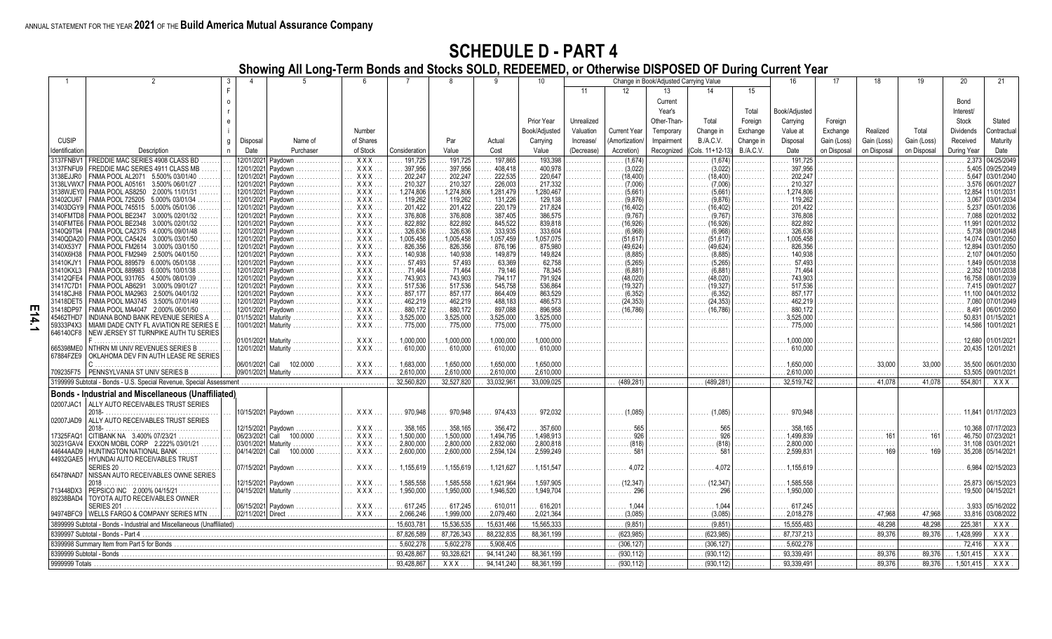ANNUAL STATEMENT FOR THE YEAR 2021 OF THE Build America Mutual Assurance Company

# SCHEDULE D - PART 4

## Showing All Long-Term Bonds and Stocks SOLD, REDEEMED, or Otherwise DISPOSED OF During Current Year

| 1 | 2 | 3 | 4 | 5 | 6 | 7 | 8 | 9 | 10 | 11 | 12 | 13 | 14 | 15 | 16 | 17 | 18 | 19 | 20 | 21 |
|---|---|---|---|---|---|---|---|---|---|---|---|---|---|---|---|---|---|---|---|---|
| | | | | | | | | | | Change in Book/Adjusted Carrying Value | | | | | | | | | | |
| CUSIP Identification | Description | Foreign | Disposal Date | Name of Purchaser | Number of Shares of Stock | Consideration | Par Value | Actual Cost | Prior Year Book/Adjusted Carrying Value | Unrealized Valuation Increase/ (Decrease) | Current Year (Amortization)/ Accretion | Current Year's Other-Than-Temporary Impairment Recognized | Total Change in B./A.C.V. (Cols. 11+12-13) | Total Foreign Exchange Change in B./A.C.V. | Book/Adjusted Carrying Value at Disposal Date | Foreign Exchange Gain (Loss) on Disposal | Realized Gain (Loss) on Disposal | Total Gain (Loss) on Disposal | Bond Interest/ Stock Dividends Received During Year | Stated Contractual Maturity Date |
| 3137FNBV1 | FREDDIE MAC SERIES 4908 CLASS BD | | 12/01/2021 | Paydown | XXX | 191,725 | 191,725 | 197,865 | 193,398 | | (1,674) | | (1,674) | | 191,725 | | | | 2,373 | 04/25/2049 |
| 3137FNFU9 | FREDDIE MAC SERIES 4911 CLASS MB | | 12/01/2021 | Paydown | XXX | 397,956 | 397,956 | 408,418 | 400,978 | | (3,022) | | (3,022) | | 397,956 | | | | 5,405 | 09/25/2049 |
| 3138EJJR0 | FNMA POOL AL2071 5.500% 03/01/40 | | 12/01/2021 | Paydown | XXX | 202,247 | 202,247 | 222,535 | 220,647 | | (18,400) | | (18,400) | | 202,247 | | | | 5,647 | 03/01/2040 |
| 3138LVWX7 | FNMA POOL A05161 3.500% 06/01/27 | | 12/01/2021 | Paydown | XXX | 210,327 | 210,327 | 226,003 | 217,332 | | (7,006) | | (7,006) | | 210,327 | | | | 3,576 | 06/01/2027 |
| 3138WJEY0 | FNMA POOL AS8250 2.000% 11/01/31 | | 12/01/2021 | Paydown | XXX | 1,274,806 | 1,274,806 | 1,281,479 | 1,280,467 | | (5,661) | | (5,661) | | 1,274,806 | | | | 12,854 | 11/01/2031 |
| 31402CU67 | FNMA POOL 725205 5.000% 03/01/34 | | 12/01/2021 | Paydown | XXX | 119,262 | 119,262 | 131,226 | 129,138 | | (9,876) | | (9,876) | | 119,262 | | | | 3,067 | 03/01/2034 |
| 31403DGY9 | FNMA POOL 745515 5.000% 05/01/36 | | 12/01/2021 | Paydown | XXX | 201,422 | 201,422 | 220,179 | 217,824 | | (16,402) | | (16,402) | | 201,422 | | | | 5,237 | 05/01/2036 |
| 3140FMTD8 | FNMA POOL BE2347 3.000% 02/01/32 | | 12/01/2021 | Paydown | XXX | 376,808 | 376,808 | 387,405 | 386,575 | | (9,767) | | (9,767) | | 376,808 | | | | 7,088 | 02/01/2032 |
| 3140FMTE6 | FNMA POOL BE2348 3.000% 02/01/32 | | 12/01/2021 | Paydown | XXX | 822,892 | 822,892 | 845,522 | 839,818 | | (16,926) | | (16,926) | | 822,892 | | | | 11,991 | 02/01/2032 |
| 3140Q9T94 | FNMA POOL CA2375 4.000% 09/01/48 | | 12/01/2021 | Paydown | XXX | 326,636 | 326,636 | 333,935 | 333,604 | | (6,968) | | (6,968) | | 326,636 | | | | 5,738 | 09/01/2048 |
| 3140QDA20 | FNMA POOL CA5424 3.000% 03/01/50 | | 12/01/2021 | Paydown | XXX | 1,005,458 | 1,005,458 | 1,057,459 | 1,057,075 | | (51,617) | | (51,617) | | 1,005,458 | | | | 14,074 | 03/01/2050 |
| 3140X53Y7 | FNMA POOL FM2614 3.000% 03/01/50 | | 12/01/2021 | Paydown | XXX | 826,356 | 826,356 | 876,196 | 875,980 | | (49,624) | | (49,624) | | 826,356 | | | | 12,894 | 03/01/2050 |
| 3140X6H38 | FNMA POOL FM2949 2.500% 04/01/50 | | 12/01/2021 | Paydown | XXX | 140,938 | 140,938 | 149,879 | 149,824 | | (8,885) | | (8,885) | | 140,938 | | | | 2,107 | 04/01/2050 |
| 31410KJY1 | FNMA POOL 889579 6.000% 05/01/38 | | 12/01/2021 | Paydown | XXX | 57,493 | 57,493 | 63,369 | 62,758 | | (5,265) | | (5,265) | | 57,493 | | | | 1,849 | 05/01/2038 |
| 31410KXL3 | FNMA POOL 889983 6.000% 10/01/38 | | 12/01/2021 | Paydown | XXX | 71,464 | 71,464 | 79,146 | 78,345 | | (6,881) | | (6,881) | | 71,464 | | | | 2,352 | 10/01/2038 |
| 31412QFE4 | FNMA POOL 931765 4.500% 08/01/39 | | 12/01/2021 | Paydown | XXX | 743,903 | 743,903 | 794,117 | 791,924 | | (48,020) | | (48,020) | | 743,903 | | | | 16,758 | 08/01/2039 |
| 31417C7D1 | FNMA POOL AB6291 3.000% 09/01/27 | | 12/01/2021 | Paydown | XXX | 517,536 | 517,536 | 545,758 | 536,864 | | (19,327) | | (19,327) | | 517,536 | | | | 7,415 | 09/01/2027 |
| 31418CJH8 | FNMA POOL MA2963 2.500% 04/01/32 | | 12/01/2021 | Paydown | XXX | 857,177 | 857,177 | 864,409 | 863,529 | | (6,352) | | (6,352) | | 857,177 | | | | 11,100 | 04/01/2032 |
| 31418DET5 | FNMA POOL MA3745 3.500% 07/01/49 | | 12/01/2021 | Paydown | XXX | 462,219 | 462,219 | 488,183 | 486,573 | | (24,353) | | (24,353) | | 462,219 | | | | 7,080 | 07/01/2049 |
| 31418DP97 | FNMA POOL MA4047 2.000% 06/01/50 | | 12/01/2021 | Paydown | XXX | 880,172 | 880,172 | 897,088 | 896,958 | | (16,786) | | (16,786) | | 880,172 | | | | 8,491 | 06/01/2050 |
| 45462THD7 | INDIANA BOND BANK REVENUE SERIES A | | 01/15/2021 | Maturity | XXX | 3,525,000 | 3,525,000 | 3,525,000 | 3,525,000 | | | | | | 3,525,000 | | | | 50,831 | 01/15/2021 |
| 59333P4X3 | MIAMI DADE CNTY FL AVIATION RE SERIES E | | 10/01/2021 | Maturity | XXX | 775,000 | 775,000 | 775,000 | 775,000 | | | | | | 775,000 | | | | 14,586 | 10/01/2021 |
| 646140CF8 | NEW JERSEY ST TURNPIKE AUTH TU SERIES F | | 01/01/2021 | Maturity | XXX | 1,000,000 | 1,000,000 | 1,000,000 | 1,000,000 | | | | | | 1,000,000 | | | | 12,680 | 01/01/2021 |
| 665398ME0 | NTHRN MI UNIV REVENUES SERIES B | | 12/01/2021 | Maturity | XXX | 610,000 | 610,000 | 610,000 | 610,000 | | | | | | 610,000 | | | | 20,435 | 12/01/2021 |
| 67884FZE9 | OKLAHOMA DEV FIN AUTH LEASE RE SERIES C | | 06/01/2021 | Call 102.0000 | XXX | 1,683,000 | 1,650,000 | 1,650,000 | 1,650,000 | | | | | | 1,650,000 | | 33,000 | 33,000 | 35,500 | 06/01/2030 |
| 709235F75 | PENNSYLVANIA ST UNIV SERIES B | | 09/01/2021 | Maturity | XXX | 2,610,000 | 2,610,000 | 2,610,000 | 2,610,000 | | | | | | 2,610,000 | | | | 53,505 | 09/01/2021 |
| 3199999 Subtotal - Bonds - U.S. Special Revenue, Special Assessment | | | | | | 32,560,820 | 32,527,820 | 33,032,961 | 33,009,025 | | (489,281) | | (489,281) | | 32,519,742 | | 41,078 | 41,078 | 554,801 | XXX |
| **Bonds - Industrial and Miscellaneous (Unaffiliated)** | | | | | | | | | | | | | | | | | | | | |
| 02007JAC1 | ALLY AUTO RECEIVABLES TRUST SERIES 2018- | | 10/15/2021 | Paydown | XXX | 970,948 | 970,948 | 974,433 | 972,032 | | (1,085) | | (1,085) | | 970,948 | | | | 11,841 | 01/17/2023 |
| 02007JAD9 | ALLY AUTO RECEIVABLES TRUST SERIES 2018- | | 12/15/2021 | Paydown | XXX | 358,165 | 358,165 | 356,472 | 357,600 | | 565 | | 565 | | 358,165 | | | | 10,368 | 07/17/2023 |
| 17325FAQ1 | CITIBANK NA 3.400% 07/23/21 | | 06/23/2021 | Call 100.0000 | XXX | 1,500,000 | 1,500,000 | 1,494,795 | 1,498,913 | | 926 | | 926 | | 1,499,839 | | 161 | 161 | 46,750 | 07/23/2021 |
| 30231GAV4 | EXXON MOBIL CORP 2.222% 03/01/21 | | 03/01/2021 | Maturity | XXX | 2,800,000 | 2,800,000 | 2,832,060 | 2,800,818 | | (818) | | (818) | | 2,800,000 | | | | 31,108 | 03/01/2021 |
| 44644AAD9 | HUNTINGTON NATIONAL BANK | | 04/14/2021 | Call 100.0000 | XXX | 2,600,000 | 2,600,000 | 2,594,124 | 2,599,249 | | 581 | | 581 | | 2,599,831 | | 169 | 169 | 35,208 | 05/14/2021 |
| 44932GAE5 | HYUNDAI AUTO RECEIVABLES TRUST SERIES 20 | | 07/15/2021 | Paydown | XXX | 1,155,619 | 1,155,619 | 1,121,627 | 1,151,547 | | 4,072 | | 4,072 | | 1,155,619 | | | | 6,984 | 02/15/2023 |
| 65478NAD7 | NISSAN AUTO RECEIVABLES OWNE SERIES 2018 | | 12/15/2021 | Paydown | XXX | 1,585,558 | 1,585,558 | 1,621,964 | 1,597,905 | | (12,347) | | (12,347) | | 1,585,558 | | | | 25,873 | 06/15/2023 |
| 713448DX3 | PEPSICO INC 2.000% 04/15/21 | | 04/15/2021 | Maturity | XXX | 1,950,000 | 1,950,000 | 1,946,520 | 1,949,704 | | 296 | | 296 | | 1,950,000 | | | | 19,500 | 04/15/2021 |
| 89238BAD4 | TOYOTA AUTO RECEIVABLES OWNER SERIES 201 | | 06/15/2021 | Paydown | XXX | 617,245 | 617,245 | 610,011 | 616,201 | | 1,044 | | 1,044 | | 617,245 | | | | 3,933 | 05/16/2022 |
| 94974BFC9 | WELLS FARGO & COMPANY SERIES MTN | | 02/11/2021 | Direct | XXX | 2,066,246 | 1,999,000 | 2,079,460 | 2,021,364 | | (3,085) | | (3,085) | | 2,018,278 | | 47,968 | 47,968 | 33,816 | 03/08/2022 |
| 3899999 Subtotal - Bonds - Industrial and Miscellaneous (Unaffiliated) | | | | | | 15,603,781 | 15,536,535 | 15,631,466 | 15,565,333 | | (9,851) | | (9,851) | | 15,555,483 | | 48,298 | 48,298 | 225,381 | XXX |
| 8399997 Subtotal - Bonds - Part 4 | | | | | | 87,826,589 | 87,726,343 | 88,232,835 | 88,361,199 | | (623,985) | | (623,985) | | 87,737,213 | | 89,376 | 89,376 | 1,428,999 | XXX |
| 8399998 Summary Item from Part 5 for Bonds | | | | | | 5,602,278 | 5,602,278 | 5,908,405 | | | (306,127) | | (306,127) | | 5,602,278 | | | | 72,416 | XXX |
| 8399999 Subtotal - Bonds | | | | | | 93,428,867 | 93,328,621 | 94,141,240 | 88,361,199 | | (930,112) | | (930,112) | | 93,339,491 | | 89,376 | 89,376 | 1,501,415 | XXX |
| 9999999 Totals | | | | | | 93,428,867 | XXX | 94,141,240 | 88,361,199 | | (930,112) | | (930,112) | | 93,339,491 | | 89,376 | 89,376 | 1,501,415 | XXX |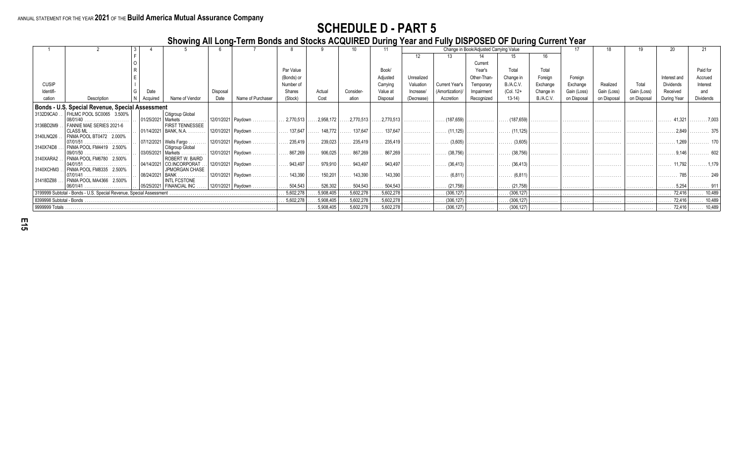ANNUAL STATEMENT FOR THE YEAR **2021** OF THE **Build America Mutual Assurance Company**

# SCHEDULE D - PART 5

## Showing All Long-Term Bonds and Stocks ACQUIRED During Year and Fully DISPOSED OF During Current Year

| 1 | 2 | 3 | 4 | 5 | 6 | 7 | 8 | 9 | 10 | 11 | Change in Book/Adjusted Carrying Value | | | | | 17 | 18 | 19 | 20 | 21 |
|---|---|---|---|---|---|---|---|---|---|---|---|---|---|---|---|---|---|---|---|---|
| | | | | | | | | | | | 12 | 13 | 14 | 15 | 16 | | | | | |
| CUSIP Identification | Description | Foreign | Date Acquired | Name of Vendor | Disposal Date | Name of Purchaser | Par Value (Bonds) or Number of Shares (Stock) | Actual Cost | Consideration | Book/ Adjusted Carrying Value at Disposal | Unrealized Valuation Increase/ (Decrease) | Current Year's (Amortization)/ Accretion | Current Year's Other-Than-Temporary Impairment Recognized | Total Change in B./A.C.V. (Col. 12+ 13-14) | Total Foreign Exchange Change in B./A.C.V. | Foreign Exchange Gain (Loss) on Disposal | Realized Gain (Loss) on Disposal | Total Gain (Loss) on Disposal | Interest and Dividends Received During Year | Paid for Accrued Interest and Dividends |
| **Bonds - U.S. Special Revenue, Special Assessment** | | | | | | | | | | | | | | | | | | | | |
| 3132D9CA0 | FHLMC POOL SC0065 3.500% 08/01/40 | | 01/25/2021 | Citigroup Global Markets | 12/01/2021 | Paydown | 2,770,513 | 2,958,172 | 2,770,513 | 2,770,513 | | (187,659) | | (187,659) | | | | | 41,321 | 7,003 |
| 3136BD2M9 | FANNIE MAE SERIES 2021-6 CLASS ML | | 01/14/2021 | FIRST TENNESSEE BANK, N.A. | 12/01/2021 | Paydown | 137,647 | 148,772 | 137,647 | 137,647 | | (11,125) | | (11,125) | | | | | 2,849 | 375 |
| 3140LNQ26 | FNMA POOL BT0472 2.000% 07/01/51 | | 07/12/2021 | Wells Fargo | 12/01/2021 | Paydown | 235,419 | 239,023 | 235,419 | 235,419 | | (3,605) | | (3,605) | | | | | 1,269 | 170 |
| 3140X74D8 | FNMA POOL FM4419 2.500% 09/01/50 | | 03/05/2021 | Citigroup Global Markets | 12/01/2021 | Paydown | 867,269 | 906,025 | 867,269 | 867,269 | | (38,756) | | (38,756) | | | | | 9,146 | 602 |
| 3140XARA2 | FNMA POOL FM6780 2.500% 04/01/51 | | 04/14/2021 | ROBERT W. BAIRD CO.INCORPORAT | 12/01/2021 | Paydown | 943,497 | 979,910 | 943,497 | 943,497 | | (36,413) | | (36,413) | | | | | 11,792 | 1,179 |
| 3140XCHM3 | FNMA POOL FM8335 2.500% 07/01/41 | | 08/24/2021 | JPMORGAN CHASE BANK | 12/01/2021 | Paydown | 143,390 | 150,201 | 143,390 | 143,390 | | (6,811) | | (6,811) | | | | | 785 | 249 |
| 31418DZ88 | FNMA POOL MA4366 2.500% 06/01/41 | | 05/25/2021 | INTL FCSTONE FINANCIAL INC | 12/01/2021 | Paydown | 504,543 | 526,302 | 504,543 | 504,543 | | (21,758) | | (21,758) | | | | | 5,254 | 911 |
| 3199999 Subtotal - Bonds - U.S. Special Revenue, Special Assessment | | | | | | | 5,602,278 | 5,908,405 | 5,602,278 | 5,602,278 | | (306,127) | | (306,127) | | | | | 72,416 | 10,489 |
| 8399998 Subtotal - Bonds | | | | | | | 5,602,278 | 5,908,405 | 5,602,278 | 5,602,278 | | (306,127) | | (306,127) | | | | | 72,416 | 10,489 |
| 9999999 Totals | | | | | | | | 5,908,405 | 5,602,278 | 5,602,278 | | (306,127) | | (306,127) | | | | | 72,416 | 10,489 |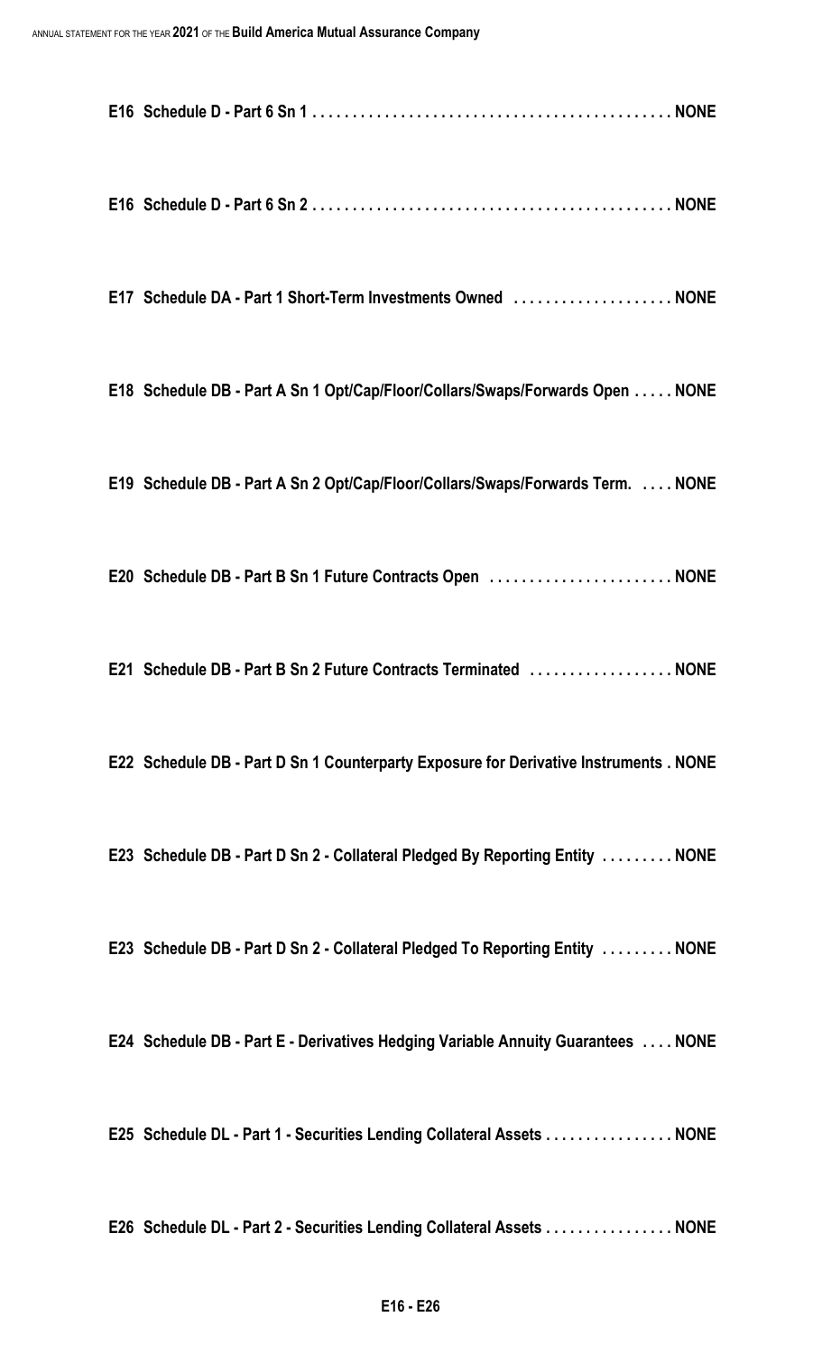**E16 Schedule D - Part 6 Sn 1 . . . . . . . . . . . . . . . . . . . . . . . . . . . . . . . . . . . . . . . . . . . . . NONE**

**E16 Schedule D - Part 6 Sn 2 . . . . . . . . . . . . . . . . . . . . . . . . . . . . . . . . . . . . . . . . . . . . . NONE**

**E17 Schedule DA - Part 1 Short-Term Investments Owned . . . . . . . . . . . . . . . . . . . . NONE**

**E18 Schedule DB - Part A Sn 1 Opt/Cap/Floor/Collars/Swaps/Forwards Open . . . . . NONE**

**E19 Schedule DB - Part A Sn 2 Opt/Cap/Floor/Collars/Swaps/Forwards Term. . . . . NONE**

**E20 Schedule DB - Part B Sn 1 Future Contracts Open . . . . . . . . . . . . . . . . . . . . . . . NONE**

**E21 Schedule DB - Part B Sn 2 Future Contracts Terminated . . . . . . . . . . . . . . . . . . NONE**

**E22 Schedule DB - Part D Sn 1 Counterparty Exposure for Derivative Instruments . NONE**

**E23 Schedule DB - Part D Sn 2 - Collateral Pledged By Reporting Entity . . . . . . . . . NONE**

**E23 Schedule DB - Part D Sn 2 - Collateral Pledged To Reporting Entity . . . . . . . . . NONE**

**E24 Schedule DB - Part E - Derivatives Hedging Variable Annuity Guarantees . . . . NONE**

**E25 Schedule DL - Part 1 - Securities Lending Collateral Assets . . . . . . . . . . . . . . . . NONE**

**E26 Schedule DL - Part 2 - Securities Lending Collateral Assets . . . . . . . . . . . . . . . . NONE**

**E16 - E26**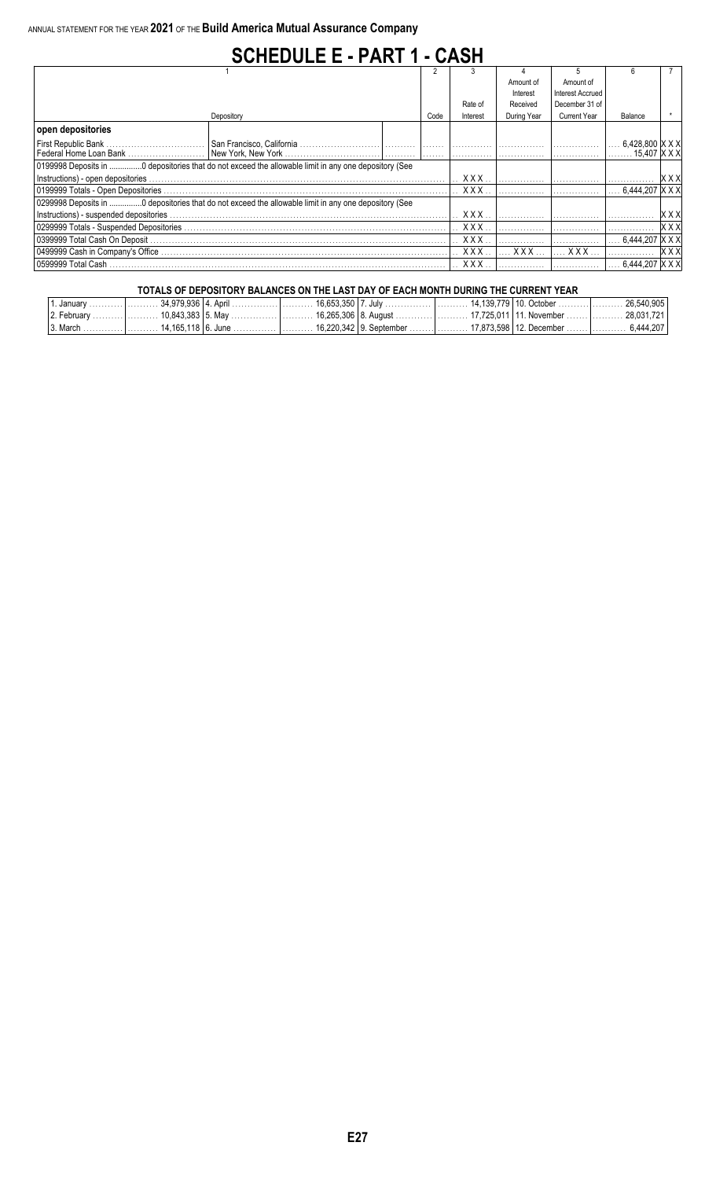ANNUAL STATEMENT FOR THE YEAR **2021** OF THE **Build America Mutual Assurance Company**

# SCHEDULE E - PART 1 - CASH

| 1 | | | 2 | 3 | 4 | 5 | 6 | 7 |
|---|---|---|---|---|---|---|---|---|
| Depository | | | Code | Rate of Interest | Amount of Interest Received During Year | Amount of Interest Accrued December 31 of Current Year | Balance | * |
| **open depositories** | | | | | | | | |
| First Republic Bank | San Francisco, California | | | | | | 6,428,800 | XXX |
| Federal Home Loan Bank | New York, New York | | | | | | 15,407 | XXX |
| 0199998 Deposits in ...............0 depositories that do not exceed the allowable limit in any one depository (See Instructions) - open depositories | | | | XXX | | | | XXX |
| 0199999 Totals - Open Depositories | | | | XXX | | | 6,444,207 | XXX |
| 0299998 Deposits in ...............0 depositories that do not exceed the allowable limit in any one depository (See Instructions) - suspended depositories | | | | XXX | | | | XXX |
| 0299999 Totals - Suspended Depositories | | | | XXX | | | | XXX |
| 0399999 Total Cash On Deposit | | | | XXX | | | 6,444,207 | XXX |
| 0499999 Cash in Company's Office | | | | XXX | XXX | XXX | | XXX |
| 0599999 Total Cash | | | | XXX | | | 6,444,207 | XXX |

**TOTALS OF DEPOSITORY BALANCES ON THE LAST DAY OF EACH MONTH DURING THE CURRENT YEAR**

| Month | Balance | Month | Balance | Month | Balance | Month | Balance |
|---|---|---|---|---|---|---|---|
| 1. January | 34,979,936 | 4. April | 16,653,350 | 7. July | 14,139,779 | 10. October | 26,540,905 |
| 2. February | 10,843,383 | 5. May | 16,265,306 | 8. August | 17,725,011 | 11. November | 28,031,721 |
| 3. March | 14,165,118 | 6. June | 16,220,342 | 9. September | 17,873,598 | 12. December | 6,444,207 |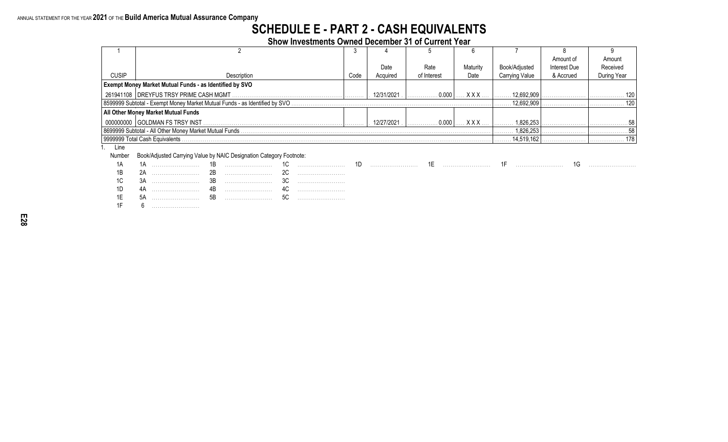ANNUAL STATEMENT FOR THE YEAR 2021 OF THE Build America Mutual Assurance Company

# SCHEDULE E - PART 2 - CASH EQUIVALENTS

## Show Investments Owned December 31 of Current Year

| 1 | 2 | 3 | 4 | 5 | 6 | 7 | 8 | 9 |
|---|---|---|---|---|---|---|---|---|
| CUSIP | Description | Code | Date Acquired | Rate of Interest | Maturity Date | Book/Adjusted Carrying Value | Amount of Interest Due & Accrued | Amount Received During Year |
| **Exempt Money Market Mutual Funds - as Identified by SVO** | | | | | | | | |
| 261941108 | DREYFUS TRSY PRIME CASH MGMT | | 12/31/2021 | 0.000 | X X X | 12,692,909 | | 120 |
| 8599999 Subtotal - Exempt Money Market Mutual Funds - as Identified by SVO | | | | | | 12,692,909 | | 120 |
| **All Other Money Market Mutual Funds** | | | | | | | | |
| 000000000 | GOLDMAN FS TRSY INST | | 12/27/2021 | 0.000 | X X X | 1,826,253 | | 58 |
| 8699999 Subtotal - All Other Money Market Mutual Funds | | | | | | 1,826,253 | | 58 |
| 9999999 Total Cash Equivalents | | | | | | 14,519,162 | | 178 |

1\. Line Number — Book/Adjusted Carrying Value by NAIC Designation Category Footnote:

| Line Number | | | | | | | | | | | | | |
|---|---|---|---|---|---|---|---|---|---|---|---|---|---|
| 1A | 1A | | 1B | | 1C | | 1D | | 1E | | 1F | | 1G |
| 1B | 2A | | 2B | | 2C | | | | | | | | |
| 1C | 3A | | 3B | | 3C | | | | | | | | |
| 1D | 4A | | 4B | | 4C | | | | | | | | |
| 1E | 5A | | 5B | | 5C | | | | | | | | |
| 1F | 6 | | | | | | | | | | | | |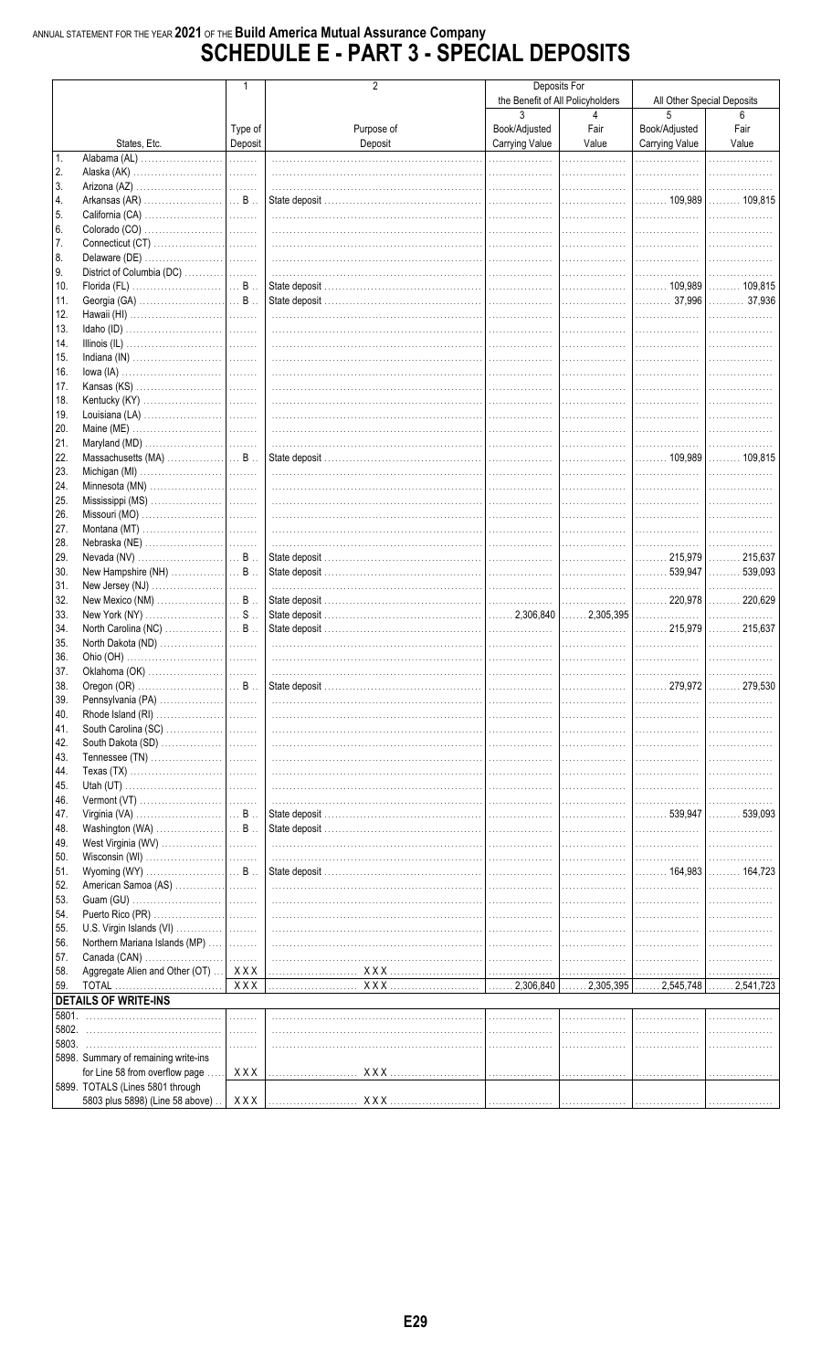ANNUAL STATEMENT FOR THE YEAR **2021** OF THE **Build America Mutual Assurance Company**

# SCHEDULE E - PART 3 - SPECIAL DEPOSITS

| | | 1 | 2 | Deposits For the Benefit of All Policyholders | | All Other Special Deposits | |
|---|---|---|---|---|---|---|---|
| | | | | 3 | 4 | 5 | 6 |
| | States, Etc. | Type of Deposit | Purpose of Deposit | Book/Adjusted Carrying Value | Fair Value | Book/Adjusted Carrying Value | Fair Value |
| 1. | Alabama (AL) | | | | | | |
| 2. | Alaska (AK) | | | | | | |
| 3. | Arizona (AZ) | | | | | | |
| 4. | Arkansas (AR) | B | State deposit | | | 109,989 | 109,815 |
| 5. | California (CA) | | | | | | |
| 6. | Colorado (CO) | | | | | | |
| 7. | Connecticut (CT) | | | | | | |
| 8. | Delaware (DE) | | | | | | |
| 9. | District of Columbia (DC) | | | | | | |
| 10. | Florida (FL) | B | State deposit | | | 109,989 | 109,815 |
| 11. | Georgia (GA) | B | State deposit | | | 37,996 | 37,936 |
| 12. | Hawaii (HI) | | | | | | |
| 13. | Idaho (ID) | | | | | | |
| 14. | Illinois (IL) | | | | | | |
| 15. | Indiana (IN) | | | | | | |
| 16. | Iowa (IA) | | | | | | |
| 17. | Kansas (KS) | | | | | | |
| 18. | Kentucky (KY) | | | | | | |
| 19. | Louisiana (LA) | | | | | | |
| 20. | Maine (ME) | | | | | | |
| 21. | Maryland (MD) | | | | | | |
| 22. | Massachusetts (MA) | B | State deposit | | | 109,989 | 109,815 |
| 23. | Michigan (MI) | | | | | | |
| 24. | Minnesota (MN) | | | | | | |
| 25. | Mississippi (MS) | | | | | | |
| 26. | Missouri (MO) | | | | | | |
| 27. | Montana (MT) | | | | | | |
| 28. | Nebraska (NE) | | | | | | |
| 29. | Nevada (NV) | B | State deposit | | | 215,979 | 215,637 |
| 30. | New Hampshire (NH) | B | State deposit | | | 539,947 | 539,093 |
| 31. | New Jersey (NJ) | | | | | | |
| 32. | New Mexico (NM) | B | State deposit | | | 220,978 | 220,629 |
| 33. | New York (NY) | S | State deposit | 2,306,840 | 2,305,395 | | |
| 34. | North Carolina (NC) | B | State deposit | | | 215,979 | 215,637 |
| 35. | North Dakota (ND) | | | | | | |
| 36. | Ohio (OH) | | | | | | |
| 37. | Oklahoma (OK) | | | | | | |
| 38. | Oregon (OR) | B | State deposit | | | 279,972 | 279,530 |
| 39. | Pennsylvania (PA) | | | | | | |
| 40. | Rhode Island (RI) | | | | | | |
| 41. | South Carolina (SC) | | | | | | |
| 42. | South Dakota (SD) | | | | | | |
| 43. | Tennessee (TN) | | | | | | |
| 44. | Texas (TX) | | | | | | |
| 45. | Utah (UT) | | | | | | |
| 46. | Vermont (VT) | | | | | | |
| 47. | Virginia (VA) | B | State deposit | | | 539,947 | 539,093 |
| 48. | Washington (WA) | B | State deposit | | | | |
| 49. | West Virginia (WV) | | | | | | |
| 50. | Wisconsin (WI) | | | | | | |
| 51. | Wyoming (WY) | B | State deposit | | | 164,983 | 164,723 |
| 52. | American Samoa (AS) | | | | | | |
| 53. | Guam (GU) | | | | | | |
| 54. | Puerto Rico (PR) | | | | | | |
| 55. | U.S. Virgin Islands (VI) | | | | | | |
| 56. | Northern Mariana Islands (MP) | | | | | | |
| 57. | Canada (CAN) | | | | | | |
| 58. | Aggregate Alien and Other (OT) | XXX | XXX | | | | |
| 59. | TOTAL | XXX | XXX | 2,306,840 | 2,305,395 | 2,545,748 | 2,541,723 |
| | **DETAILS OF WRITE-INS** | | | | | | |
| 5801. | | | | | | | |
| 5802. | | | | | | | |
| 5803. | | | | | | | |
| 5898. | Summary of remaining write-ins for Line 58 from overflow page | XXX | XXX | | | | |
| 5899. | TOTALS (Lines 5801 through 5803 plus 5898) (Line 58 above) | XXX | XXX | | | | |